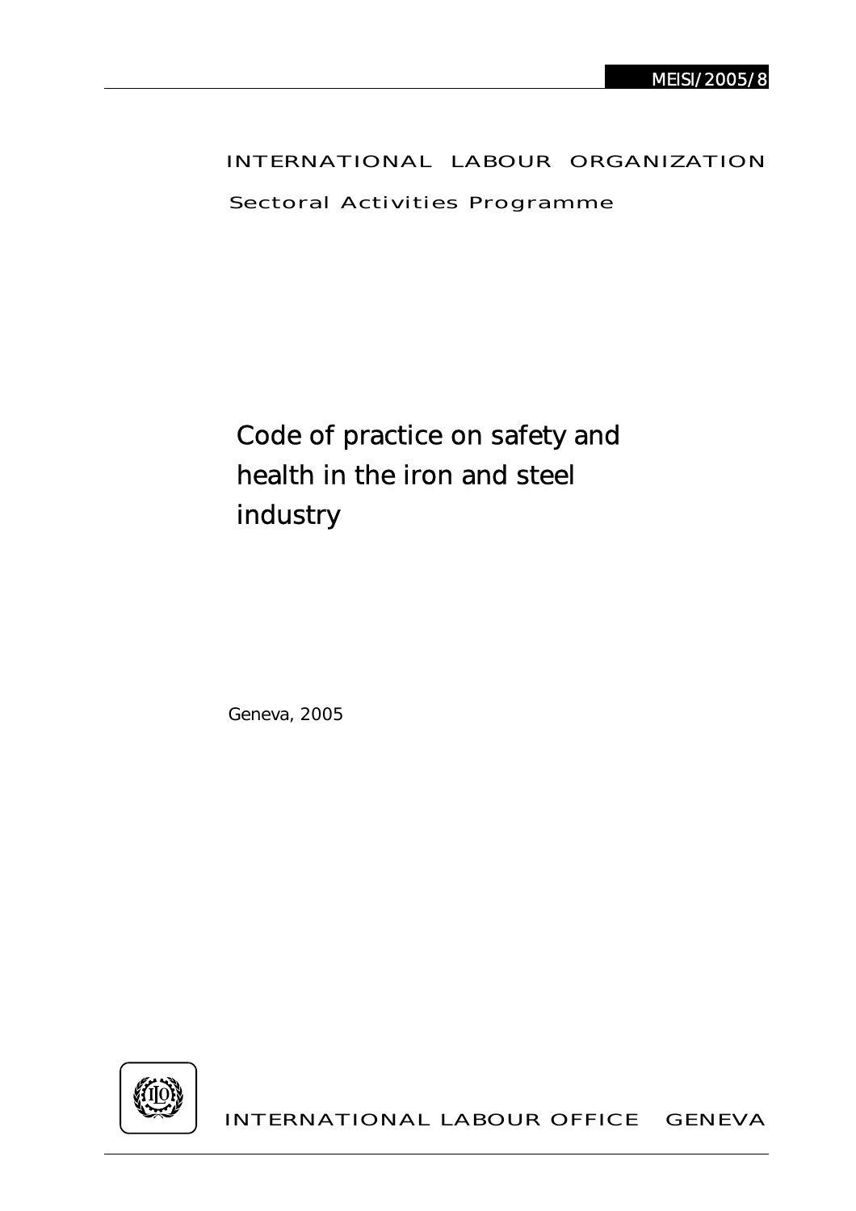MEISI/2005/8

INTERNATIONAL LABOUR ORGANIZATION

Sectoral Activities Programme

# Code of practice on safety and health in the iron and steel industry

Geneva, 2005

INTERNATIONAL LABOUR OFFICE GENEVA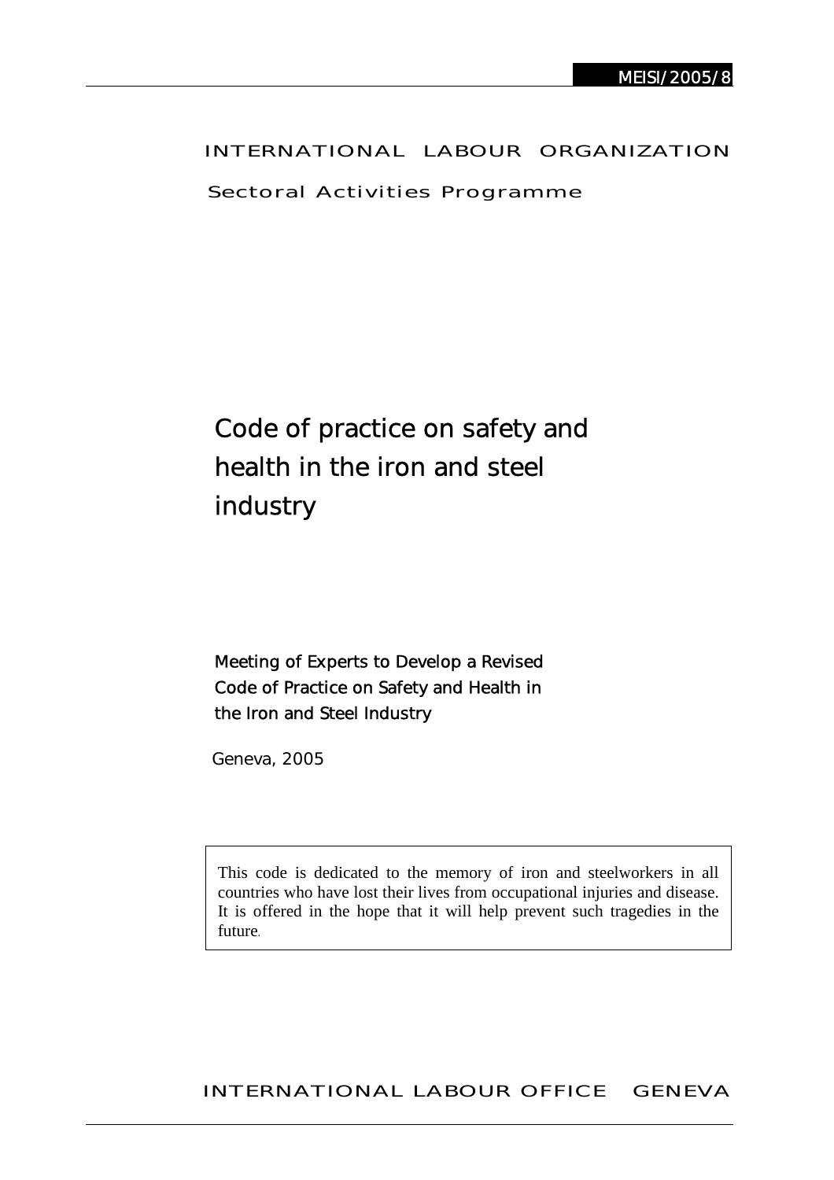MEISI/2005/8

INTERNATIONAL LABOUR ORGANIZATION

Sectoral Activities Programme

# Code of practice on safety and health in the iron and steel industry

Meeting of Experts to Develop a Revised Code of Practice on Safety and Health in the Iron and Steel Industry

Geneva, 2005

This code is dedicated to the memory of iron and steelworkers in all countries who have lost their lives from occupational injuries and disease. It is offered in the hope that it will help prevent such tragedies in the future.

INTERNATIONAL LABOUR OFFICE GENEVA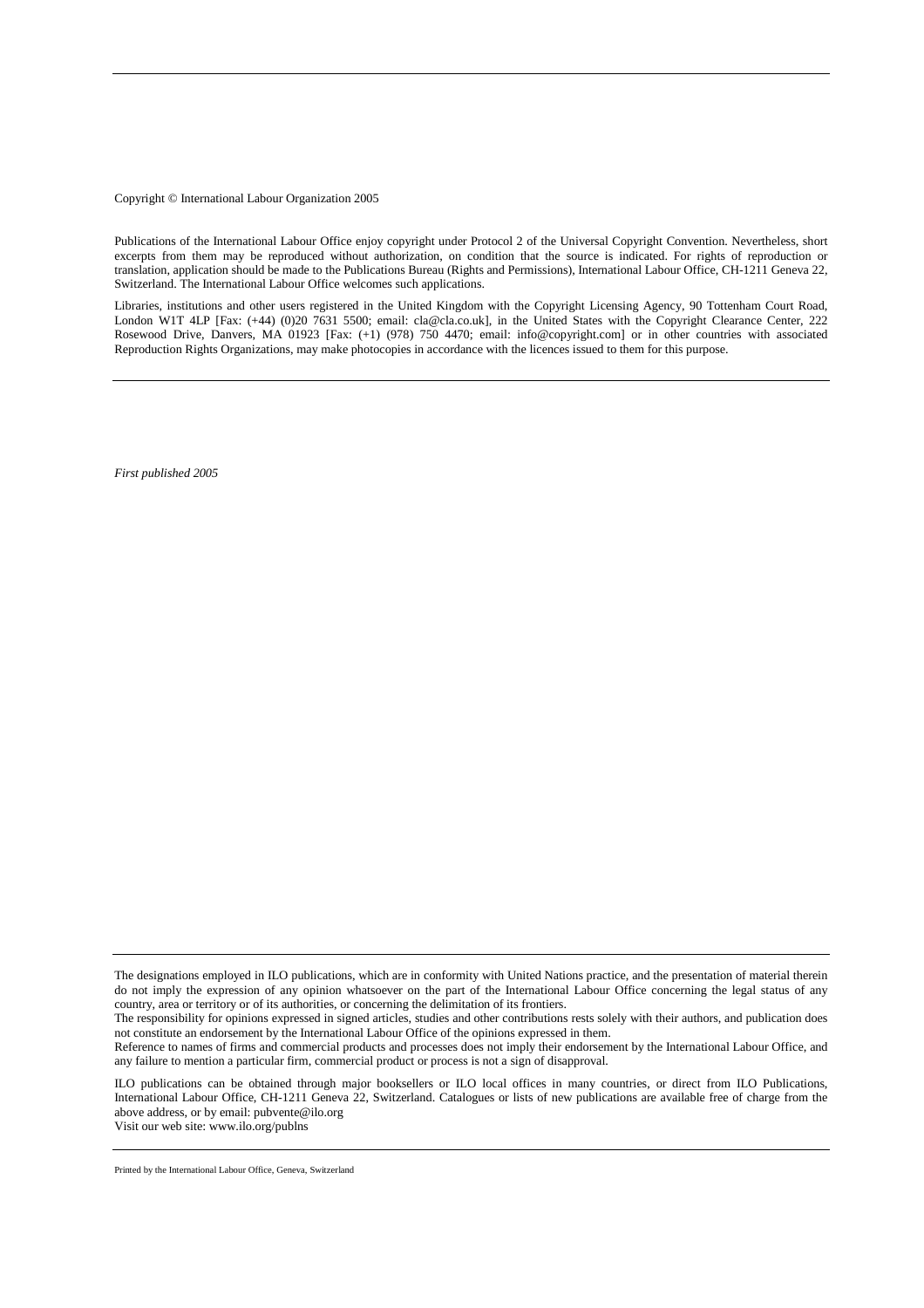Copyright © International Labour Organization 2005

Publications of the International Labour Office enjoy copyright under Protocol 2 of the Universal Copyright Convention. Nevertheless, short excerpts from them may be reproduced without authorization, on condition that the source is indicated. For rights of reproduction or translation, application should be made to the Publications Bureau (Rights and Permissions), International Labour Office, CH-1211 Geneva 22, Switzerland. The International Labour Office welcomes such applications.

Libraries, institutions and other users registered in the United Kingdom with the Copyright Licensing Agency, 90 Tottenham Court Road, London W1T 4LP [Fax: (+44) (0)20 7631 5500; email: cla@cla.co.uk], in the United States with the Copyright Clearance Center, 222 Rosewood Drive, Danvers, MA 01923 [Fax: (+1) (978) 750 4470; email: info@copyright.com] or in other countries with associated Reproduction Rights Organizations, may make photocopies in accordance with the licences issued to them for this purpose.

---

*First published 2005*

---

The designations employed in ILO publications, which are in conformity with United Nations practice, and the presentation of material therein do not imply the expression of any opinion whatsoever on the part of the International Labour Office concerning the legal status of any country, area or territory or of its authorities, or concerning the delimitation of its frontiers.

The responsibility for opinions expressed in signed articles, studies and other contributions rests solely with their authors, and publication does not constitute an endorsement by the International Labour Office of the opinions expressed in them.

Reference to names of firms and commercial products and processes does not imply their endorsement by the International Labour Office, and any failure to mention a particular firm, commercial product or process is not a sign of disapproval.

ILO publications can be obtained through major booksellers or ILO local offices in many countries, or direct from ILO Publications, International Labour Office, CH-1211 Geneva 22, Switzerland. Catalogues or lists of new publications are available free of charge from the above address, or by email: pubvente@ilo.org

Visit our web site: www.ilo.org/publns

---

Printed by the International Labour Office, Geneva, Switzerland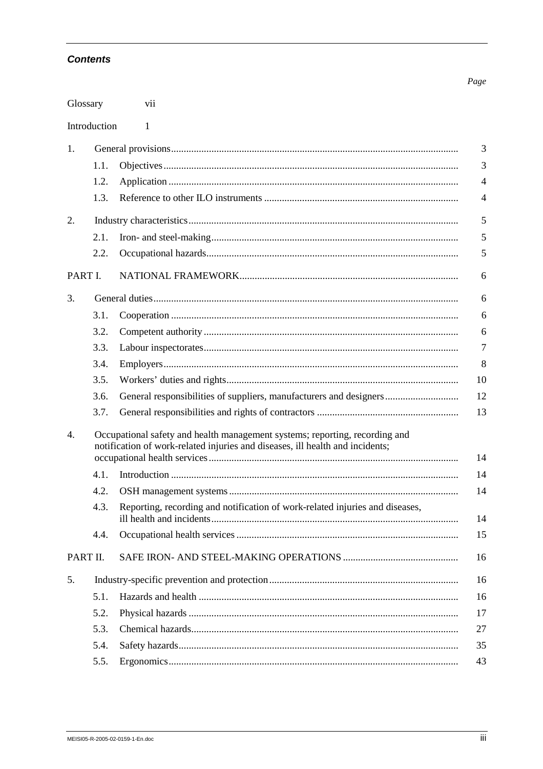## *Contents*

| | | *Page* |
|---|---|---|
| Glossary | | vii |
| Introduction | | 1 |
| 1. | General provisions | 3 |
| 1.1. | Objectives | 3 |
| 1.2. | Application | 4 |
| 1.3. | Reference to other ILO instruments | 4 |
| 2. | Industry characteristics | 5 |
| 2.1. | Iron- and steel-making | 5 |
| 2.2. | Occupational hazards | 5 |
| PART I. | NATIONAL FRAMEWORK | 6 |
| 3. | General duties | 6 |
| 3.1. | Cooperation | 6 |
| 3.2. | Competent authority | 6 |
| 3.3. | Labour inspectorates | 7 |
| 3.4. | Employers | 8 |
| 3.5. | Workers' duties and rights | 10 |
| 3.6. | General responsibilities of suppliers, manufacturers and designers | 12 |
| 3.7. | General responsibilities and rights of contractors | 13 |
| 4. | Occupational safety and health management systems; reporting, recording and notification of work-related injuries and diseases, ill health and incidents; occupational health services | 14 |
| 4.1. | Introduction | 14 |
| 4.2. | OSH management systems | 14 |
| 4.3. | Reporting, recording and notification of work-related injuries and diseases, ill health and incidents | 14 |
| 4.4. | Occupational health services | 15 |
| PART II. | SAFE IRON- AND STEEL-MAKING OPERATIONS | 16 |
| 5. | Industry-specific prevention and protection | 16 |
| 5.1. | Hazards and health | 16 |
| 5.2. | Physical hazards | 17 |
| 5.3. | Chemical hazards | 27 |
| 5.4. | Safety hazards | 35 |
| 5.5. | Ergonomics | 43 |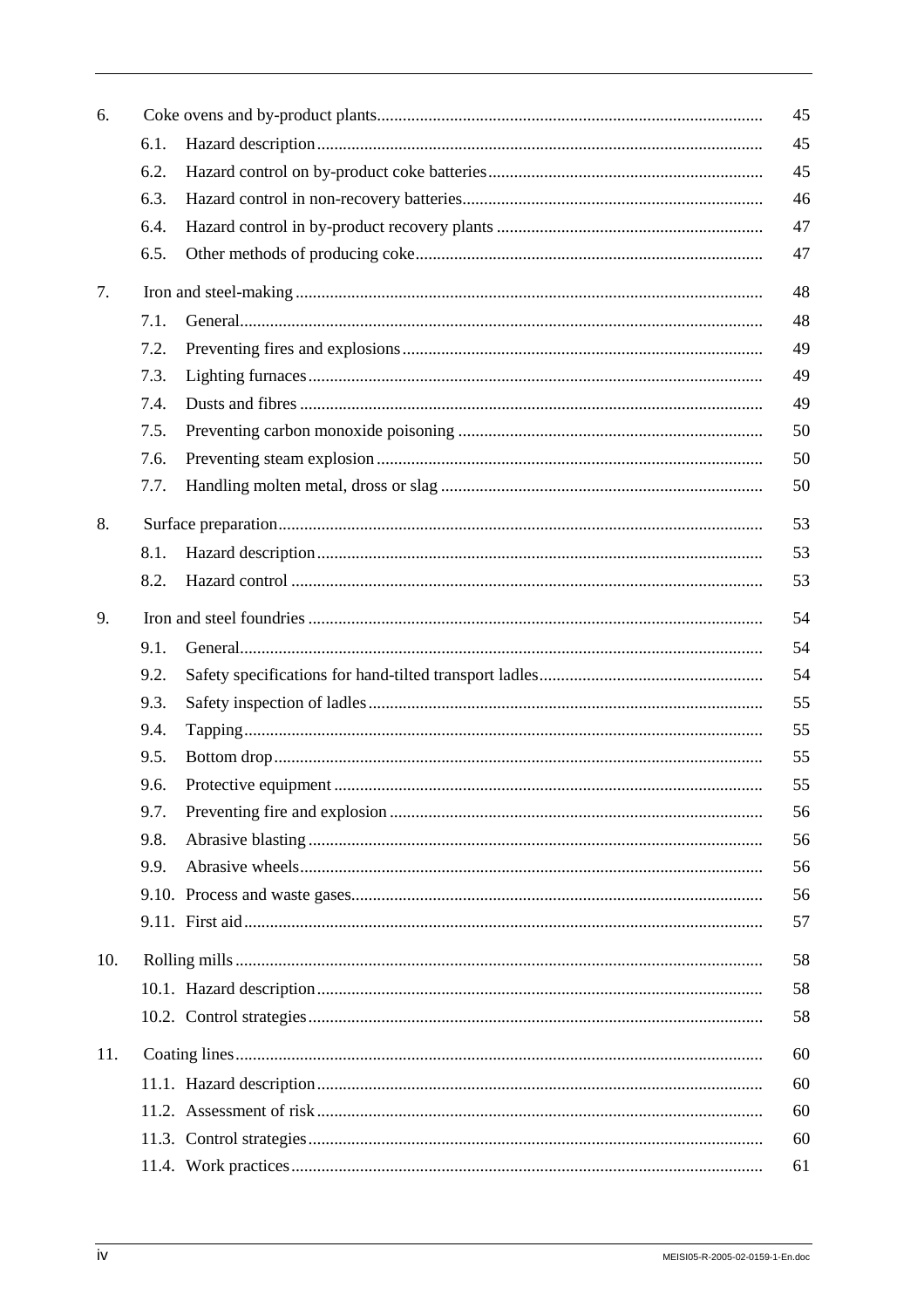| | | |
|---|---|---|
| 6. | Coke ovens and by-product plants | 45 |
| | 6.1. Hazard description | 45 |
| | 6.2. Hazard control on by-product coke batteries | 45 |
| | 6.3. Hazard control in non-recovery batteries | 46 |
| | 6.4. Hazard control in by-product recovery plants | 47 |
| | 6.5. Other methods of producing coke | 47 |
| 7. | Iron and steel-making | 48 |
| | 7.1. General | 48 |
| | 7.2. Preventing fires and explosions | 49 |
| | 7.3. Lighting furnaces | 49 |
| | 7.4. Dusts and fibres | 49 |
| | 7.5. Preventing carbon monoxide poisoning | 50 |
| | 7.6. Preventing steam explosion | 50 |
| | 7.7. Handling molten metal, dross or slag | 50 |
| 8. | Surface preparation | 53 |
| | 8.1. Hazard description | 53 |
| | 8.2. Hazard control | 53 |
| 9. | Iron and steel foundries | 54 |
| | 9.1. General | 54 |
| | 9.2. Safety specifications for hand-tilted transport ladles | 54 |
| | 9.3. Safety inspection of ladles | 55 |
| | 9.4. Tapping | 55 |
| | 9.5. Bottom drop | 55 |
| | 9.6. Protective equipment | 55 |
| | 9.7. Preventing fire and explosion | 56 |
| | 9.8. Abrasive blasting | 56 |
| | 9.9. Abrasive wheels | 56 |
| | 9.10. Process and waste gases | 56 |
| | 9.11. First aid | 57 |
| 10. | Rolling mills | 58 |
| | 10.1. Hazard description | 58 |
| | 10.2. Control strategies | 58 |
| 11. | Coating lines | 60 |
| | 11.1. Hazard description | 60 |
| | 11.2. Assessment of risk | 60 |
| | 11.3. Control strategies | 60 |
| | 11.4. Work practices | 61 |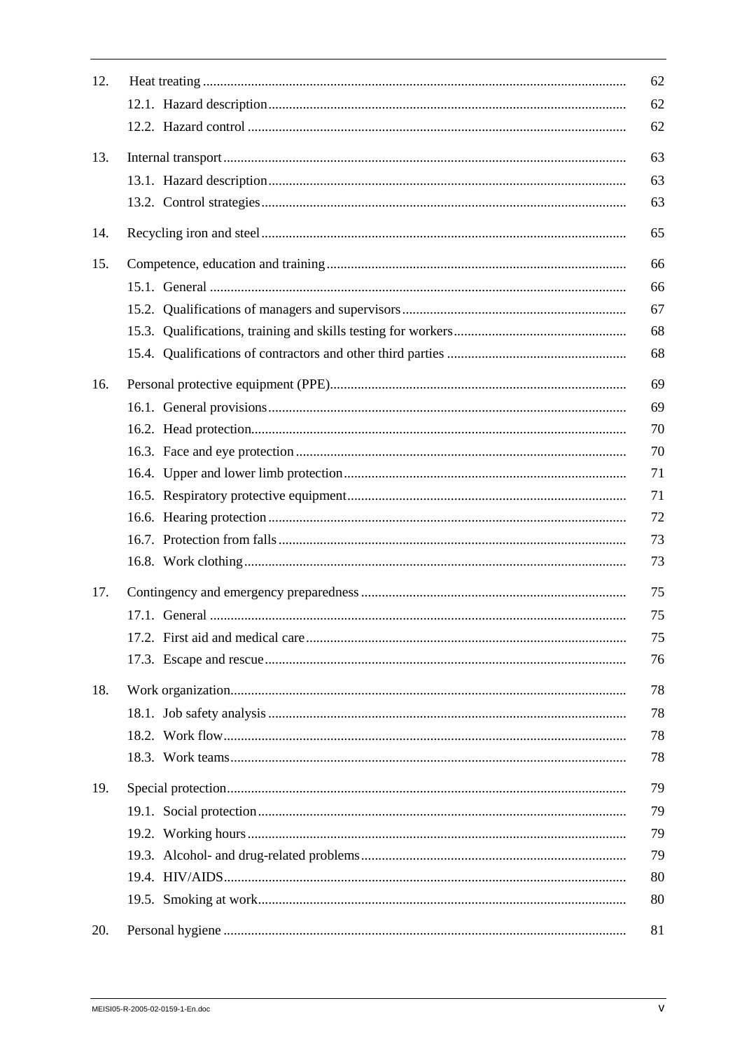| | | |
|---|---|---|
| 12. | Heat treating | 62 |
| | 12.1. Hazard description | 62 |
| | 12.2. Hazard control | 62 |
| 13. | Internal transport | 63 |
| | 13.1. Hazard description | 63 |
| | 13.2. Control strategies | 63 |
| 14. | Recycling iron and steel | 65 |
| 15. | Competence, education and training | 66 |
| | 15.1. General | 66 |
| | 15.2. Qualifications of managers and supervisors | 67 |
| | 15.3. Qualifications, training and skills testing for workers | 68 |
| | 15.4. Qualifications of contractors and other third parties | 68 |
| 16. | Personal protective equipment (PPE) | 69 |
| | 16.1. General provisions | 69 |
| | 16.2. Head protection | 70 |
| | 16.3. Face and eye protection | 70 |
| | 16.4. Upper and lower limb protection | 71 |
| | 16.5. Respiratory protective equipment | 71 |
| | 16.6. Hearing protection | 72 |
| | 16.7. Protection from falls | 73 |
| | 16.8. Work clothing | 73 |
| 17. | Contingency and emergency preparedness | 75 |
| | 17.1. General | 75 |
| | 17.2. First aid and medical care | 75 |
| | 17.3. Escape and rescue | 76 |
| 18. | Work organization | 78 |
| | 18.1. Job safety analysis | 78 |
| | 18.2. Work flow | 78 |
| | 18.3. Work teams | 78 |
| 19. | Special protection | 79 |
| | 19.1. Social protection | 79 |
| | 19.2. Working hours | 79 |
| | 19.3. Alcohol- and drug-related problems | 79 |
| | 19.4. HIV/AIDS | 80 |
| | 19.5. Smoking at work | 80 |
| 20. | Personal hygiene | 81 |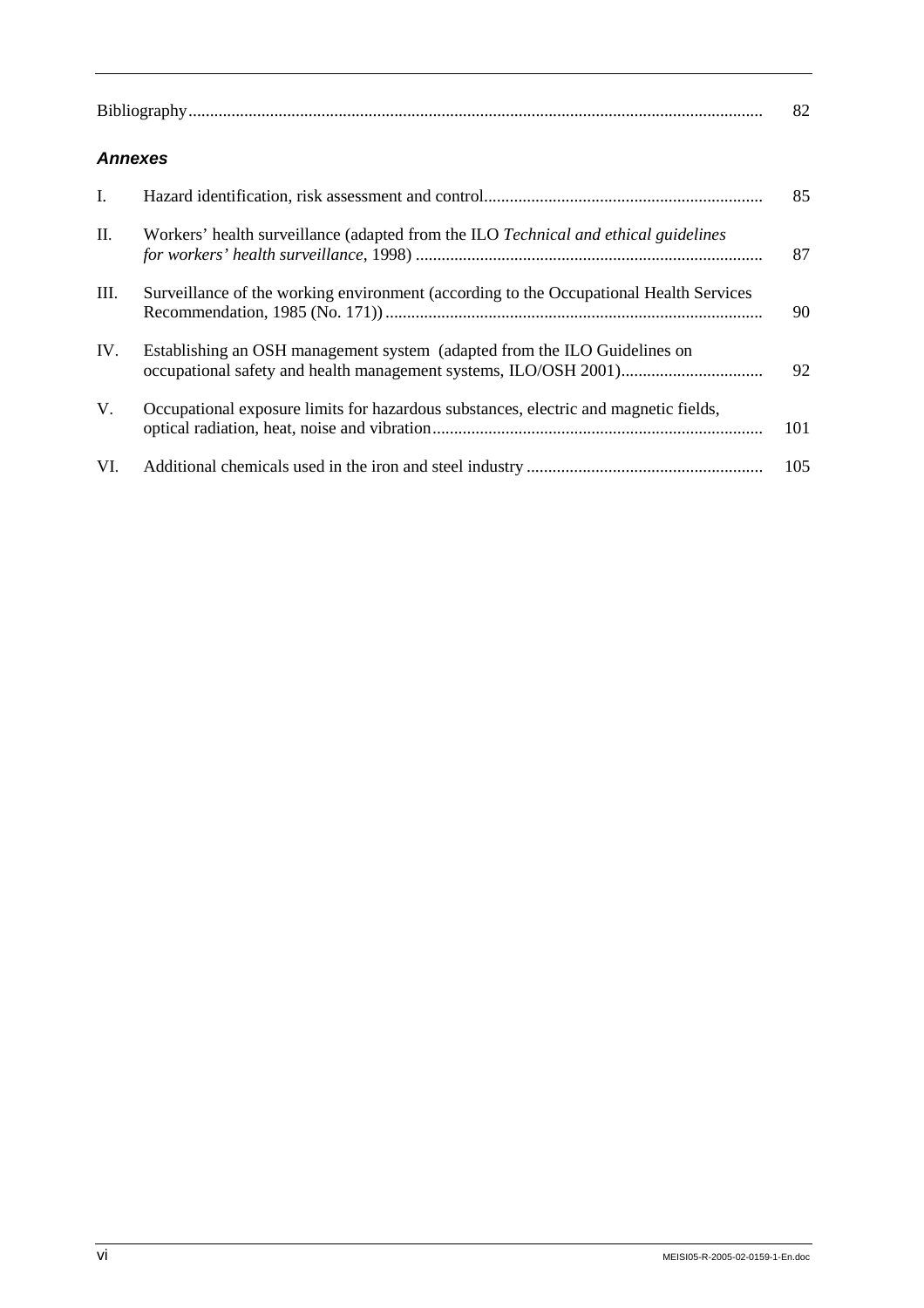| | | |
|---|---|---|
| Bibliography | | 82 |

***Annexes***

| | | |
|---|---|---|
| I. | Hazard identification, risk assessment and control | 85 |
| II. | Workers' health surveillance (adapted from the ILO *Technical and ethical guidelines for workers' health surveillance*, 1998) | 87 |
| III. | Surveillance of the working environment (according to the Occupational Health Services Recommendation, 1985 (No. 171)) | 90 |
| IV. | Establishing an OSH management system (adapted from the ILO Guidelines on occupational safety and health management systems, ILO/OSH 2001) | 92 |
| V. | Occupational exposure limits for hazardous substances, electric and magnetic fields, optical radiation, heat, noise and vibration | 101 |
| VI. | Additional chemicals used in the iron and steel industry | 105 |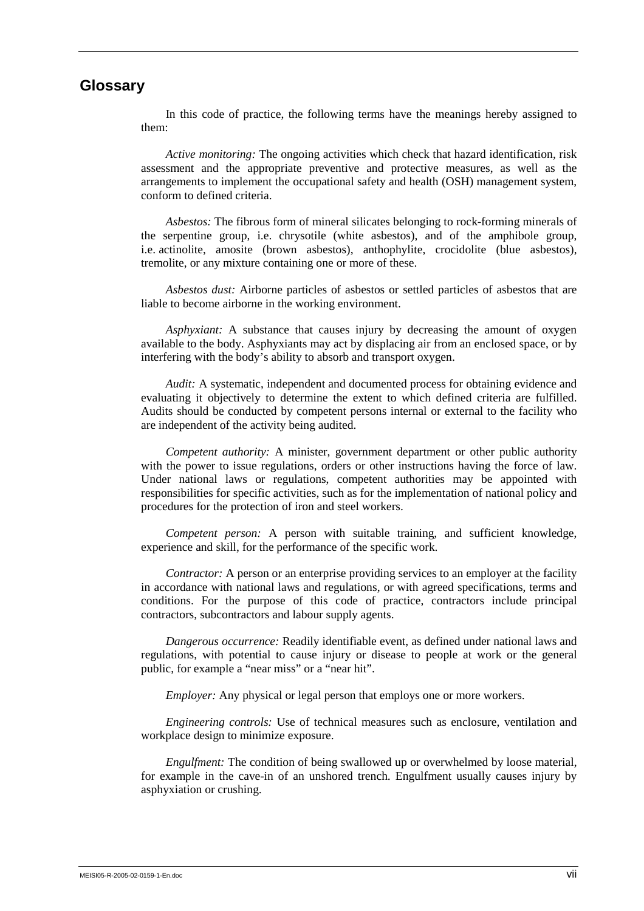## Glossary

In this code of practice, the following terms have the meanings hereby assigned to them:

*Active monitoring:* The ongoing activities which check that hazard identification, risk assessment and the appropriate preventive and protective measures, as well as the arrangements to implement the occupational safety and health (OSH) management system, conform to defined criteria.

*Asbestos:* The fibrous form of mineral silicates belonging to rock-forming minerals of the serpentine group, i.e. chrysotile (white asbestos), and of the amphibole group, i.e. actinolite, amosite (brown asbestos), anthophylite, crocidolite (blue asbestos), tremolite, or any mixture containing one or more of these.

*Asbestos dust:* Airborne particles of asbestos or settled particles of asbestos that are liable to become airborne in the working environment.

*Asphyxiant:* A substance that causes injury by decreasing the amount of oxygen available to the body. Asphyxiants may act by displacing air from an enclosed space, or by interfering with the body's ability to absorb and transport oxygen.

*Audit:* A systematic, independent and documented process for obtaining evidence and evaluating it objectively to determine the extent to which defined criteria are fulfilled. Audits should be conducted by competent persons internal or external to the facility who are independent of the activity being audited.

*Competent authority:* A minister, government department or other public authority with the power to issue regulations, orders or other instructions having the force of law. Under national laws or regulations, competent authorities may be appointed with responsibilities for specific activities, such as for the implementation of national policy and procedures for the protection of iron and steel workers.

*Competent person:* A person with suitable training, and sufficient knowledge, experience and skill, for the performance of the specific work.

*Contractor:* A person or an enterprise providing services to an employer at the facility in accordance with national laws and regulations, or with agreed specifications, terms and conditions. For the purpose of this code of practice, contractors include principal contractors, subcontractors and labour supply agents.

*Dangerous occurrence:* Readily identifiable event, as defined under national laws and regulations, with potential to cause injury or disease to people at work or the general public, for example a "near miss" or a "near hit".

*Employer:* Any physical or legal person that employs one or more workers.

*Engineering controls:* Use of technical measures such as enclosure, ventilation and workplace design to minimize exposure.

*Engulfment:* The condition of being swallowed up or overwhelmed by loose material, for example in the cave-in of an unshored trench. Engulfment usually causes injury by asphyxiation or crushing.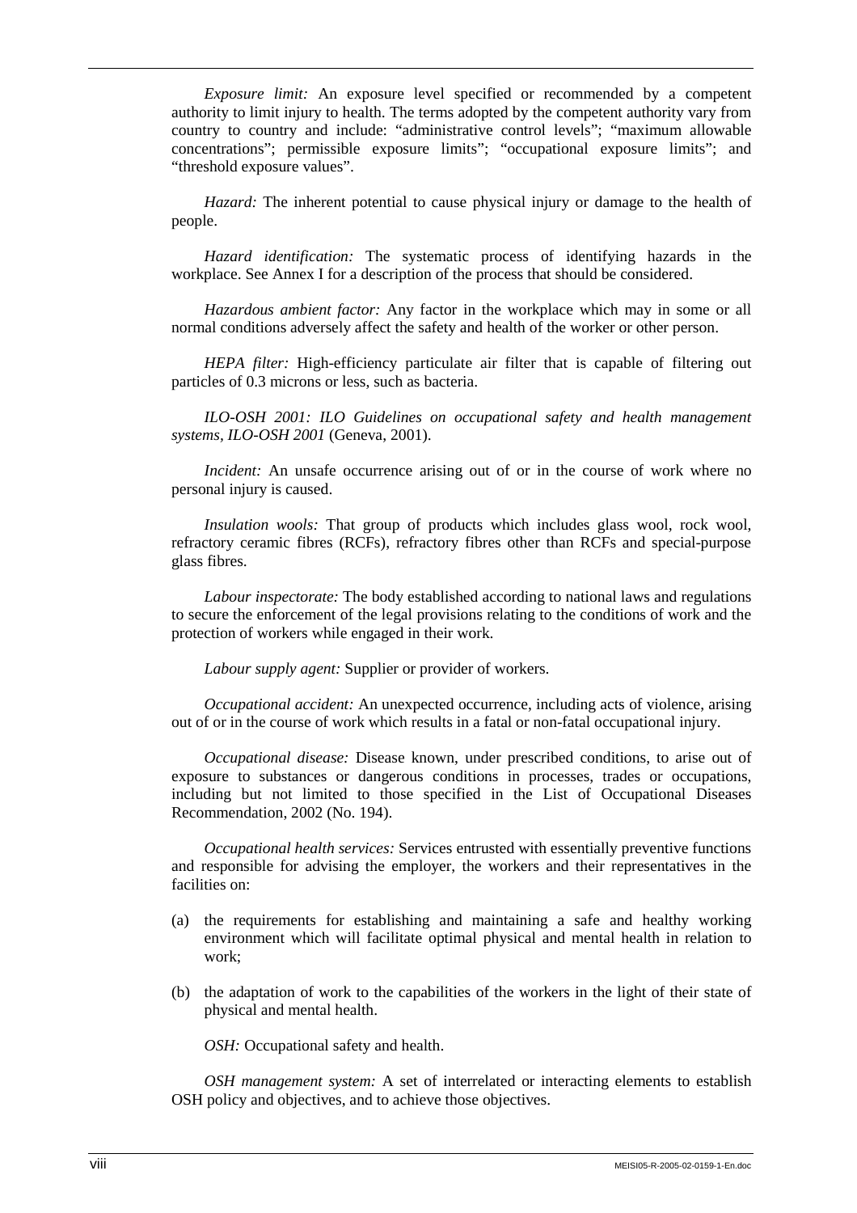*Exposure limit:* An exposure level specified or recommended by a competent authority to limit injury to health. The terms adopted by the competent authority vary from country to country and include: "administrative control levels"; "maximum allowable concentrations"; permissible exposure limits"; "occupational exposure limits"; and "threshold exposure values".

*Hazard:* The inherent potential to cause physical injury or damage to the health of people.

*Hazard identification:* The systematic process of identifying hazards in the workplace. See Annex I for a description of the process that should be considered.

*Hazardous ambient factor:* Any factor in the workplace which may in some or all normal conditions adversely affect the safety and health of the worker or other person.

*HEPA filter:* High-efficiency particulate air filter that is capable of filtering out particles of 0.3 microns or less, such as bacteria.

*ILO-OSH 2001: ILO Guidelines on occupational safety and health management systems, ILO-OSH 2001* (Geneva, 2001).

*Incident:* An unsafe occurrence arising out of or in the course of work where no personal injury is caused.

*Insulation wools:* That group of products which includes glass wool, rock wool, refractory ceramic fibres (RCFs), refractory fibres other than RCFs and special-purpose glass fibres.

*Labour inspectorate:* The body established according to national laws and regulations to secure the enforcement of the legal provisions relating to the conditions of work and the protection of workers while engaged in their work.

*Labour supply agent:* Supplier or provider of workers.

*Occupational accident:* An unexpected occurrence, including acts of violence, arising out of or in the course of work which results in a fatal or non-fatal occupational injury.

*Occupational disease:* Disease known, under prescribed conditions, to arise out of exposure to substances or dangerous conditions in processes, trades or occupations, including but not limited to those specified in the List of Occupational Diseases Recommendation, 2002 (No. 194).

*Occupational health services:* Services entrusted with essentially preventive functions and responsible for advising the employer, the workers and their representatives in the facilities on:

(a) the requirements for establishing and maintaining a safe and healthy working environment which will facilitate optimal physical and mental health in relation to work;

(b) the adaptation of work to the capabilities of the workers in the light of their state of physical and mental health.

*OSH:* Occupational safety and health.

*OSH management system:* A set of interrelated or interacting elements to establish OSH policy and objectives, and to achieve those objectives.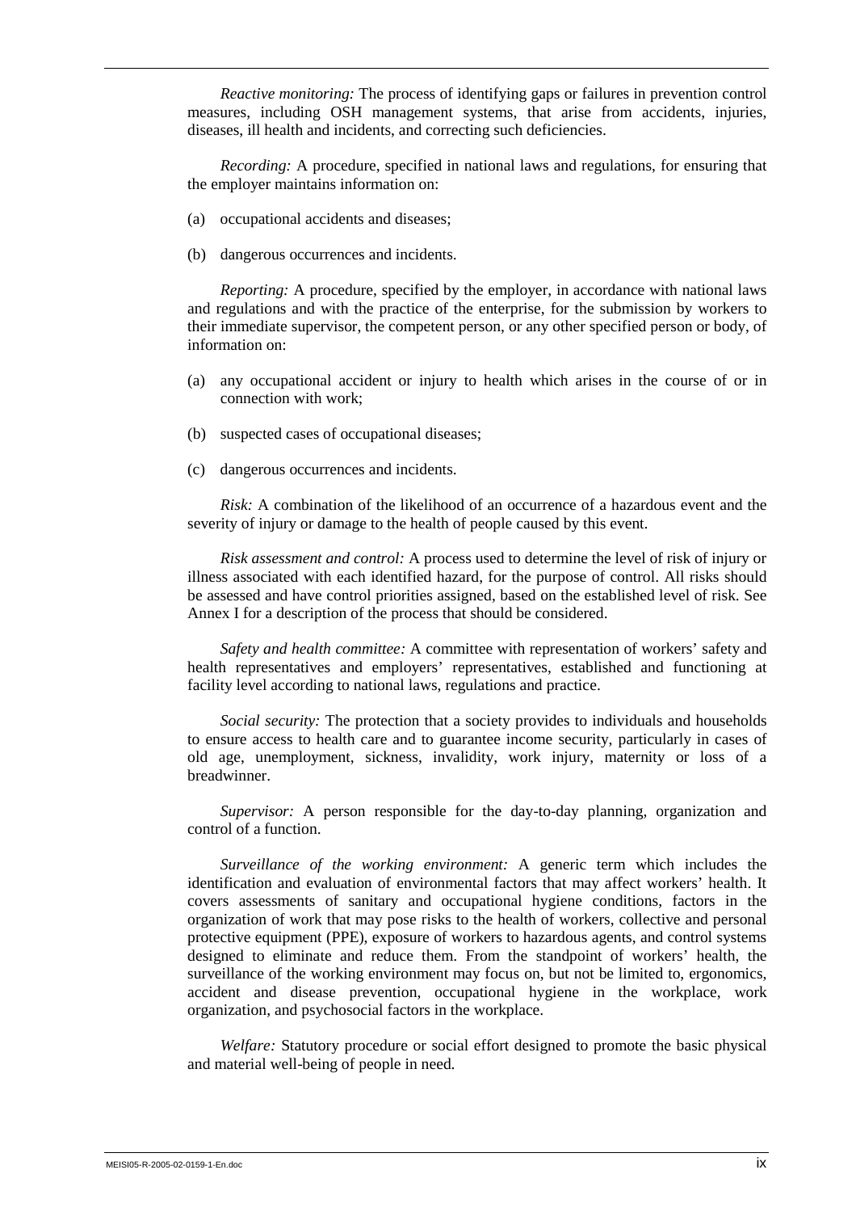*Reactive monitoring:* The process of identifying gaps or failures in prevention control measures, including OSH management systems, that arise from accidents, injuries, diseases, ill health and incidents, and correcting such deficiencies.

*Recording:* A procedure, specified in national laws and regulations, for ensuring that the employer maintains information on:

(a) occupational accidents and diseases;

(b) dangerous occurrences and incidents.

*Reporting:* A procedure, specified by the employer, in accordance with national laws and regulations and with the practice of the enterprise, for the submission by workers to their immediate supervisor, the competent person, or any other specified person or body, of information on:

(a) any occupational accident or injury to health which arises in the course of or in connection with work;

(b) suspected cases of occupational diseases;

(c) dangerous occurrences and incidents.

*Risk:* A combination of the likelihood of an occurrence of a hazardous event and the severity of injury or damage to the health of people caused by this event.

*Risk assessment and control:* A process used to determine the level of risk of injury or illness associated with each identified hazard, for the purpose of control. All risks should be assessed and have control priorities assigned, based on the established level of risk. See Annex I for a description of the process that should be considered.

*Safety and health committee:* A committee with representation of workers' safety and health representatives and employers' representatives, established and functioning at facility level according to national laws, regulations and practice.

*Social security:* The protection that a society provides to individuals and households to ensure access to health care and to guarantee income security, particularly in cases of old age, unemployment, sickness, invalidity, work injury, maternity or loss of a breadwinner.

*Supervisor:* A person responsible for the day-to-day planning, organization and control of a function.

*Surveillance of the working environment:* A generic term which includes the identification and evaluation of environmental factors that may affect workers' health. It covers assessments of sanitary and occupational hygiene conditions, factors in the organization of work that may pose risks to the health of workers, collective and personal protective equipment (PPE), exposure of workers to hazardous agents, and control systems designed to eliminate and reduce them. From the standpoint of workers' health, the surveillance of the working environment may focus on, but not be limited to, ergonomics, accident and disease prevention, occupational hygiene in the workplace, work organization, and psychosocial factors in the workplace.

*Welfare:* Statutory procedure or social effort designed to promote the basic physical and material well-being of people in need.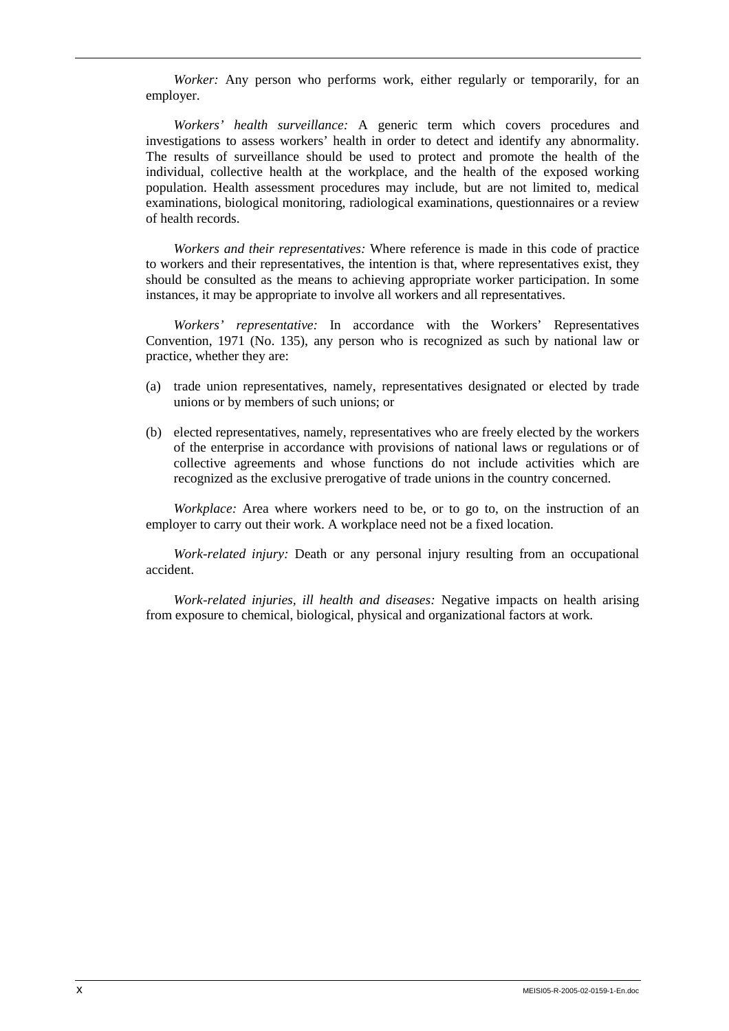*Worker:* Any person who performs work, either regularly or temporarily, for an employer.

*Workers' health surveillance:* A generic term which covers procedures and investigations to assess workers' health in order to detect and identify any abnormality. The results of surveillance should be used to protect and promote the health of the individual, collective health at the workplace, and the health of the exposed working population. Health assessment procedures may include, but are not limited to, medical examinations, biological monitoring, radiological examinations, questionnaires or a review of health records.

*Workers and their representatives:* Where reference is made in this code of practice to workers and their representatives, the intention is that, where representatives exist, they should be consulted as the means to achieving appropriate worker participation. In some instances, it may be appropriate to involve all workers and all representatives.

*Workers' representative:* In accordance with the Workers' Representatives Convention, 1971 (No. 135), any person who is recognized as such by national law or practice, whether they are:

(a) trade union representatives, namely, representatives designated or elected by trade unions or by members of such unions; or

(b) elected representatives, namely, representatives who are freely elected by the workers of the enterprise in accordance with provisions of national laws or regulations or of collective agreements and whose functions do not include activities which are recognized as the exclusive prerogative of trade unions in the country concerned.

*Workplace:* Area where workers need to be, or to go to, on the instruction of an employer to carry out their work. A workplace need not be a fixed location.

*Work-related injury:* Death or any personal injury resulting from an occupational accident.

*Work-related injuries, ill health and diseases:* Negative impacts on health arising from exposure to chemical, biological, physical and organizational factors at work.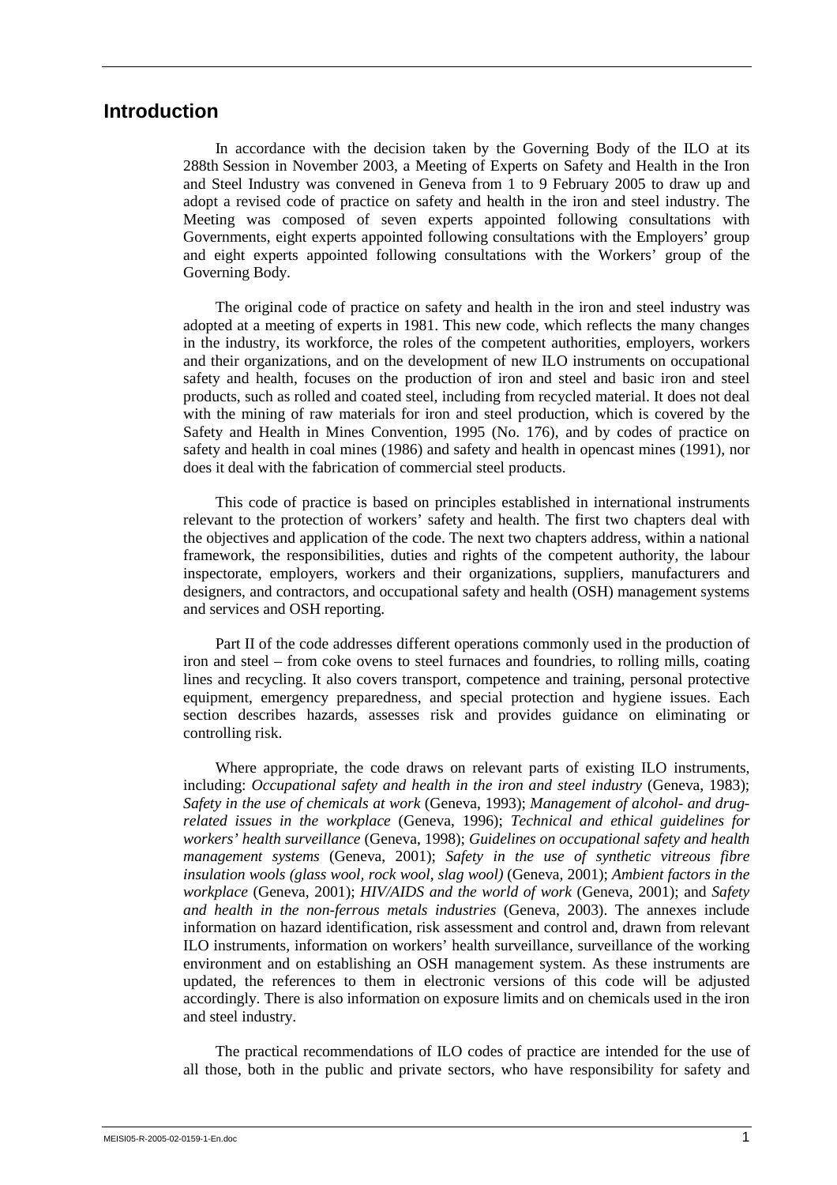# Introduction

In accordance with the decision taken by the Governing Body of the ILO at its 288th Session in November 2003, a Meeting of Experts on Safety and Health in the Iron and Steel Industry was convened in Geneva from 1 to 9 February 2005 to draw up and adopt a revised code of practice on safety and health in the iron and steel industry. The Meeting was composed of seven experts appointed following consultations with Governments, eight experts appointed following consultations with the Employers' group and eight experts appointed following consultations with the Workers' group of the Governing Body.

The original code of practice on safety and health in the iron and steel industry was adopted at a meeting of experts in 1981. This new code, which reflects the many changes in the industry, its workforce, the roles of the competent authorities, employers, workers and their organizations, and on the development of new ILO instruments on occupational safety and health, focuses on the production of iron and steel and basic iron and steel products, such as rolled and coated steel, including from recycled material. It does not deal with the mining of raw materials for iron and steel production, which is covered by the Safety and Health in Mines Convention, 1995 (No. 176), and by codes of practice on safety and health in coal mines (1986) and safety and health in opencast mines (1991), nor does it deal with the fabrication of commercial steel products.

This code of practice is based on principles established in international instruments relevant to the protection of workers' safety and health. The first two chapters deal with the objectives and application of the code. The next two chapters address, within a national framework, the responsibilities, duties and rights of the competent authority, the labour inspectorate, employers, workers and their organizations, suppliers, manufacturers and designers, and contractors, and occupational safety and health (OSH) management systems and services and OSH reporting.

Part II of the code addresses different operations commonly used in the production of iron and steel – from coke ovens to steel furnaces and foundries, to rolling mills, coating lines and recycling. It also covers transport, competence and training, personal protective equipment, emergency preparedness, and special protection and hygiene issues. Each section describes hazards, assesses risk and provides guidance on eliminating or controlling risk.

Where appropriate, the code draws on relevant parts of existing ILO instruments, including: *Occupational safety and health in the iron and steel industry* (Geneva, 1983); *Safety in the use of chemicals at work* (Geneva, 1993); *Management of alcohol- and drug-related issues in the workplace* (Geneva, 1996); *Technical and ethical guidelines for workers' health surveillance* (Geneva, 1998); *Guidelines on occupational safety and health management systems* (Geneva, 2001); *Safety in the use of synthetic vitreous fibre insulation wools (glass wool, rock wool, slag wool)* (Geneva, 2001); *Ambient factors in the workplace* (Geneva, 2001); *HIV/AIDS and the world of work* (Geneva, 2001); and *Safety and health in the non-ferrous metals industries* (Geneva, 2003). The annexes include information on hazard identification, risk assessment and control and, drawn from relevant ILO instruments, information on workers' health surveillance, surveillance of the working environment and on establishing an OSH management system. As these instruments are updated, the references to them in electronic versions of this code will be adjusted accordingly. There is also information on exposure limits and on chemicals used in the iron and steel industry.

The practical recommendations of ILO codes of practice are intended for the use of all those, both in the public and private sectors, who have responsibility for safety and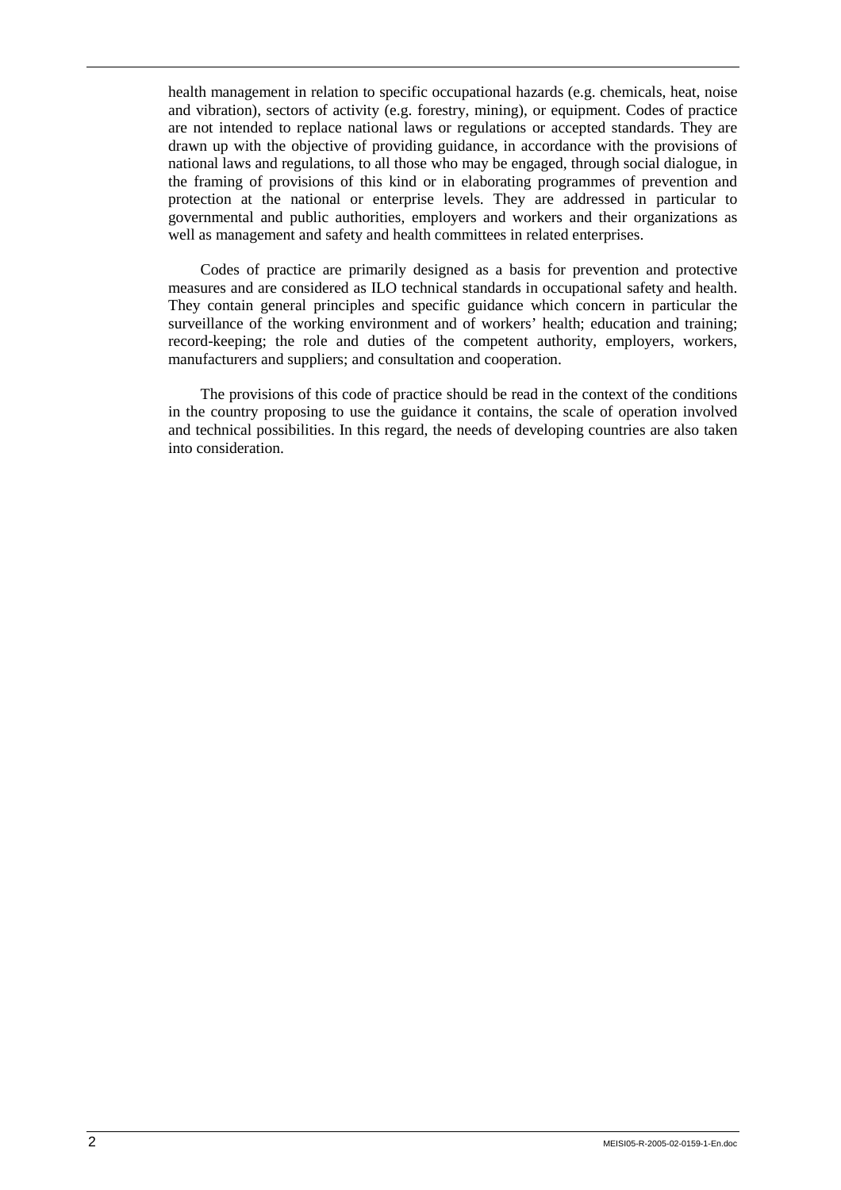health management in relation to specific occupational hazards (e.g. chemicals, heat, noise and vibration), sectors of activity (e.g. forestry, mining), or equipment. Codes of practice are not intended to replace national laws or regulations or accepted standards. They are drawn up with the objective of providing guidance, in accordance with the provisions of national laws and regulations, to all those who may be engaged, through social dialogue, in the framing of provisions of this kind or in elaborating programmes of prevention and protection at the national or enterprise levels. They are addressed in particular to governmental and public authorities, employers and workers and their organizations as well as management and safety and health committees in related enterprises.

Codes of practice are primarily designed as a basis for prevention and protective measures and are considered as ILO technical standards in occupational safety and health. They contain general principles and specific guidance which concern in particular the surveillance of the working environment and of workers' health; education and training; record-keeping; the role and duties of the competent authority, employers, workers, manufacturers and suppliers; and consultation and cooperation.

The provisions of this code of practice should be read in the context of the conditions in the country proposing to use the guidance it contains, the scale of operation involved and technical possibilities. In this regard, the needs of developing countries are also taken into consideration.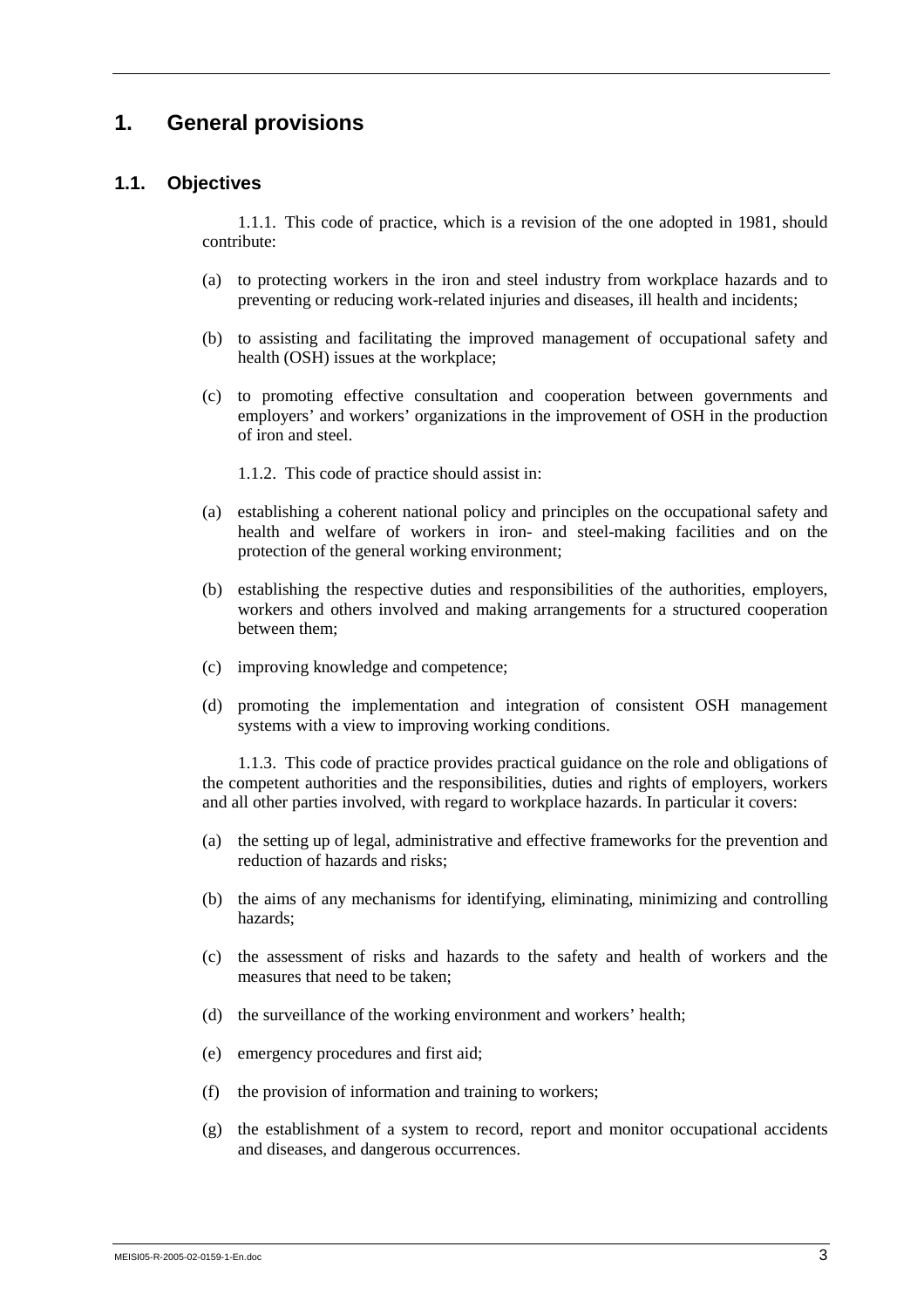# 1. General provisions

## 1.1. Objectives

1.1.1. This code of practice, which is a revision of the one adopted in 1981, should contribute:

(a) to protecting workers in the iron and steel industry from workplace hazards and to preventing or reducing work-related injuries and diseases, ill health and incidents;

(b) to assisting and facilitating the improved management of occupational safety and health (OSH) issues at the workplace;

(c) to promoting effective consultation and cooperation between governments and employers' and workers' organizations in the improvement of OSH in the production of iron and steel.

1.1.2. This code of practice should assist in:

(a) establishing a coherent national policy and principles on the occupational safety and health and welfare of workers in iron- and steel-making facilities and on the protection of the general working environment;

(b) establishing the respective duties and responsibilities of the authorities, employers, workers and others involved and making arrangements for a structured cooperation between them;

(c) improving knowledge and competence;

(d) promoting the implementation and integration of consistent OSH management systems with a view to improving working conditions.

1.1.3. This code of practice provides practical guidance on the role and obligations of the competent authorities and the responsibilities, duties and rights of employers, workers and all other parties involved, with regard to workplace hazards. In particular it covers:

(a) the setting up of legal, administrative and effective frameworks for the prevention and reduction of hazards and risks;

(b) the aims of any mechanisms for identifying, eliminating, minimizing and controlling hazards;

(c) the assessment of risks and hazards to the safety and health of workers and the measures that need to be taken;

(d) the surveillance of the working environment and workers' health;

(e) emergency procedures and first aid;

(f) the provision of information and training to workers;

(g) the establishment of a system to record, report and monitor occupational accidents and diseases, and dangerous occurrences.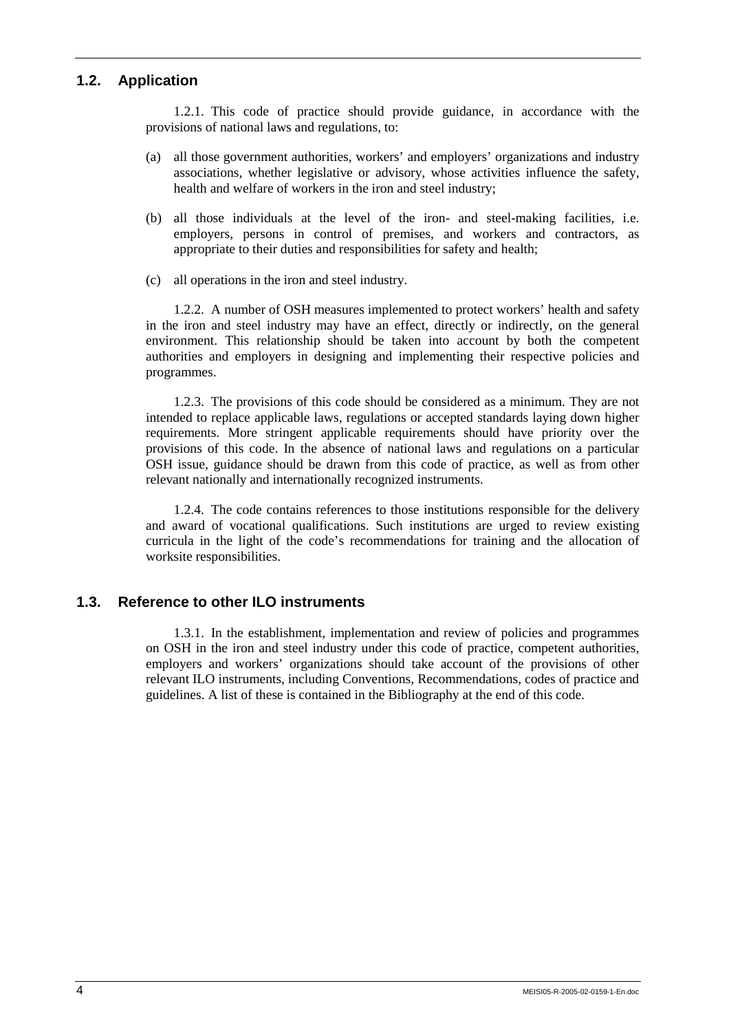## 1.2. Application

1.2.1. This code of practice should provide guidance, in accordance with the provisions of national laws and regulations, to:

(a) all those government authorities, workers' and employers' organizations and industry associations, whether legislative or advisory, whose activities influence the safety, health and welfare of workers in the iron and steel industry;

(b) all those individuals at the level of the iron- and steel-making facilities, i.e. employers, persons in control of premises, and workers and contractors, as appropriate to their duties and responsibilities for safety and health;

(c) all operations in the iron and steel industry.

1.2.2. A number of OSH measures implemented to protect workers' health and safety in the iron and steel industry may have an effect, directly or indirectly, on the general environment. This relationship should be taken into account by both the competent authorities and employers in designing and implementing their respective policies and programmes.

1.2.3. The provisions of this code should be considered as a minimum. They are not intended to replace applicable laws, regulations or accepted standards laying down higher requirements. More stringent applicable requirements should have priority over the provisions of this code. In the absence of national laws and regulations on a particular OSH issue, guidance should be drawn from this code of practice, as well as from other relevant nationally and internationally recognized instruments.

1.2.4. The code contains references to those institutions responsible for the delivery and award of vocational qualifications. Such institutions are urged to review existing curricula in the light of the code's recommendations for training and the allocation of worksite responsibilities.

## 1.3. Reference to other ILO instruments

1.3.1. In the establishment, implementation and review of policies and programmes on OSH in the iron and steel industry under this code of practice, competent authorities, employers and workers' organizations should take account of the provisions of other relevant ILO instruments, including Conventions, Recommendations, codes of practice and guidelines. A list of these is contained in the Bibliography at the end of this code.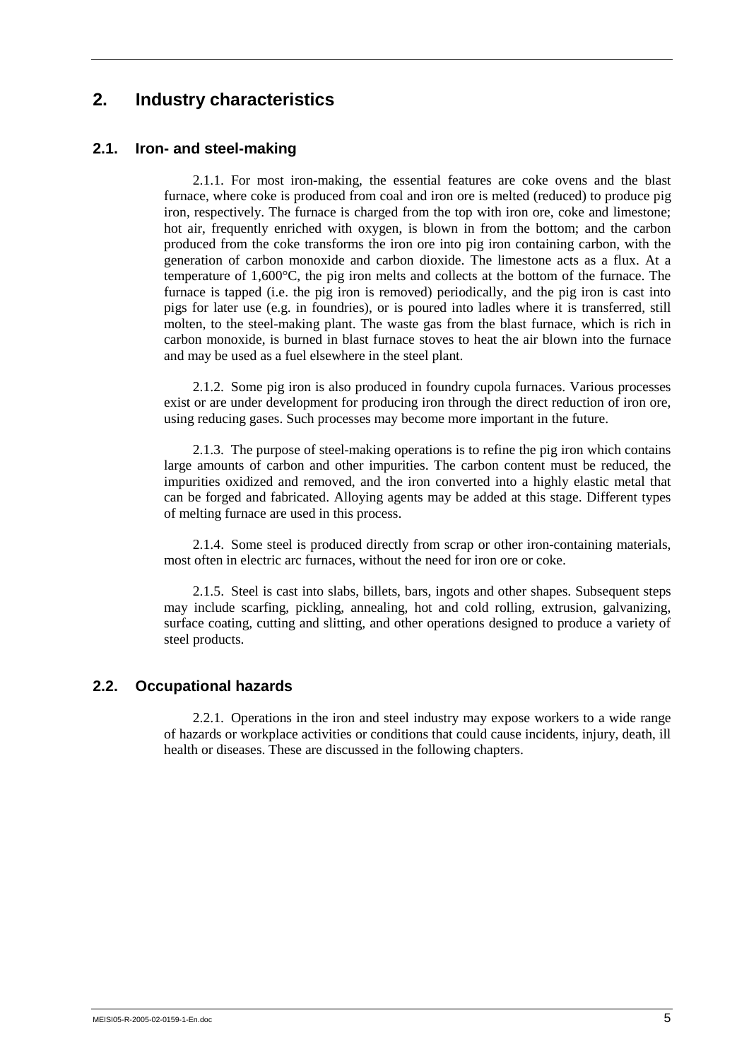# 2. Industry characteristics

## 2.1. Iron- and steel-making

2.1.1. For most iron-making, the essential features are coke ovens and the blast furnace, where coke is produced from coal and iron ore is melted (reduced) to produce pig iron, respectively. The furnace is charged from the top with iron ore, coke and limestone; hot air, frequently enriched with oxygen, is blown in from the bottom; and the carbon produced from the coke transforms the iron ore into pig iron containing carbon, with the generation of carbon monoxide and carbon dioxide. The limestone acts as a flux. At a temperature of 1,600°C, the pig iron melts and collects at the bottom of the furnace. The furnace is tapped (i.e. the pig iron is removed) periodically, and the pig iron is cast into pigs for later use (e.g. in foundries), or is poured into ladles where it is transferred, still molten, to the steel-making plant. The waste gas from the blast furnace, which is rich in carbon monoxide, is burned in blast furnace stoves to heat the air blown into the furnace and may be used as a fuel elsewhere in the steel plant.

2.1.2. Some pig iron is also produced in foundry cupola furnaces. Various processes exist or are under development for producing iron through the direct reduction of iron ore, using reducing gases. Such processes may become more important in the future.

2.1.3. The purpose of steel-making operations is to refine the pig iron which contains large amounts of carbon and other impurities. The carbon content must be reduced, the impurities oxidized and removed, and the iron converted into a highly elastic metal that can be forged and fabricated. Alloying agents may be added at this stage. Different types of melting furnace are used in this process.

2.1.4. Some steel is produced directly from scrap or other iron-containing materials, most often in electric arc furnaces, without the need for iron ore or coke.

2.1.5. Steel is cast into slabs, billets, bars, ingots and other shapes. Subsequent steps may include scarfing, pickling, annealing, hot and cold rolling, extrusion, galvanizing, surface coating, cutting and slitting, and other operations designed to produce a variety of steel products.

## 2.2. Occupational hazards

2.2.1. Operations in the iron and steel industry may expose workers to a wide range of hazards or workplace activities or conditions that could cause incidents, injury, death, ill health or diseases. These are discussed in the following chapters.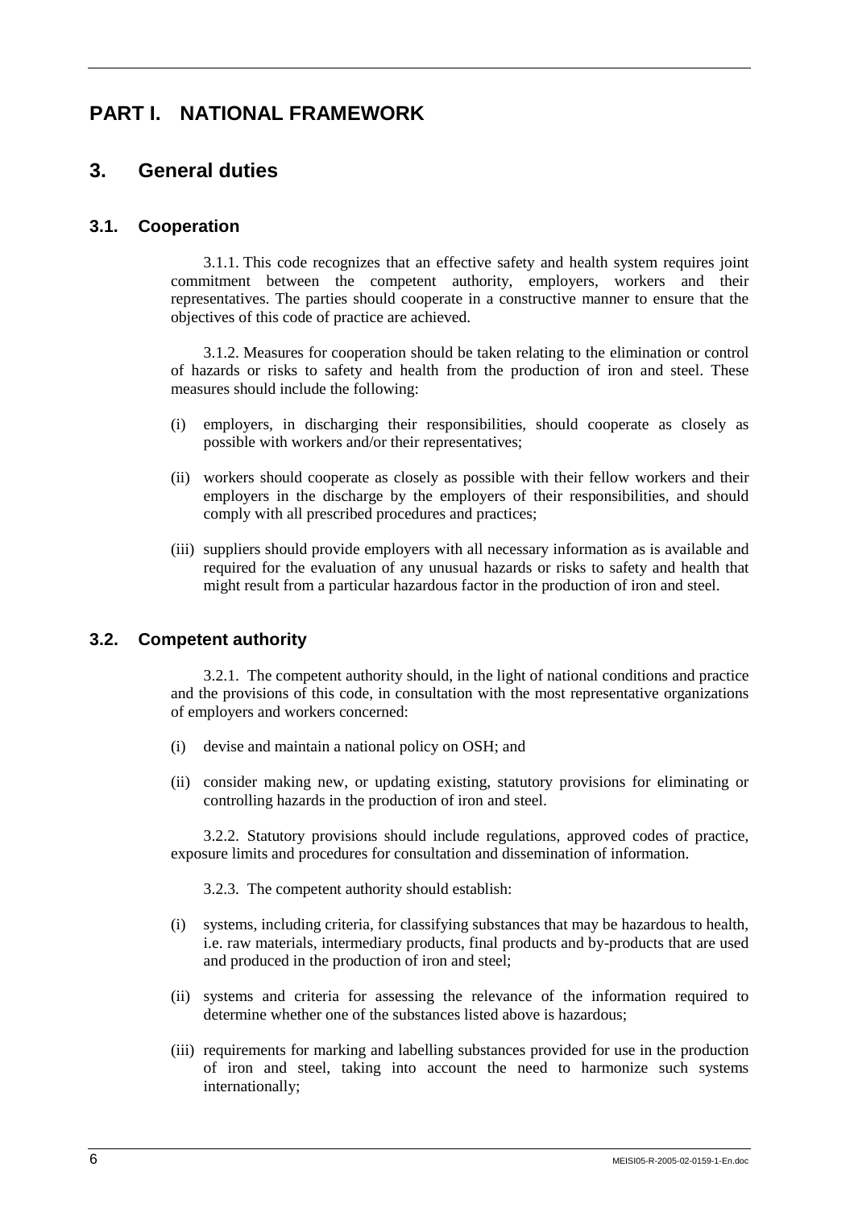# PART I. NATIONAL FRAMEWORK

## 3. General duties

### 3.1. Cooperation

3.1.1. This code recognizes that an effective safety and health system requires joint commitment between the competent authority, employers, workers and their representatives. The parties should cooperate in a constructive manner to ensure that the objectives of this code of practice are achieved.

3.1.2. Measures for cooperation should be taken relating to the elimination or control of hazards or risks to safety and health from the production of iron and steel. These measures should include the following:

(i) employers, in discharging their responsibilities, should cooperate as closely as possible with workers and/or their representatives;

(ii) workers should cooperate as closely as possible with their fellow workers and their employers in the discharge by the employers of their responsibilities, and should comply with all prescribed procedures and practices;

(iii) suppliers should provide employers with all necessary information as is available and required for the evaluation of any unusual hazards or risks to safety and health that might result from a particular hazardous factor in the production of iron and steel.

### 3.2. Competent authority

3.2.1. The competent authority should, in the light of national conditions and practice and the provisions of this code, in consultation with the most representative organizations of employers and workers concerned:

(i) devise and maintain a national policy on OSH; and

(ii) consider making new, or updating existing, statutory provisions for eliminating or controlling hazards in the production of iron and steel.

3.2.2. Statutory provisions should include regulations, approved codes of practice, exposure limits and procedures for consultation and dissemination of information.

3.2.3. The competent authority should establish:

(i) systems, including criteria, for classifying substances that may be hazardous to health, i.e. raw materials, intermediary products, final products and by-products that are used and produced in the production of iron and steel;

(ii) systems and criteria for assessing the relevance of the information required to determine whether one of the substances listed above is hazardous;

(iii) requirements for marking and labelling substances provided for use in the production of iron and steel, taking into account the need to harmonize such systems internationally;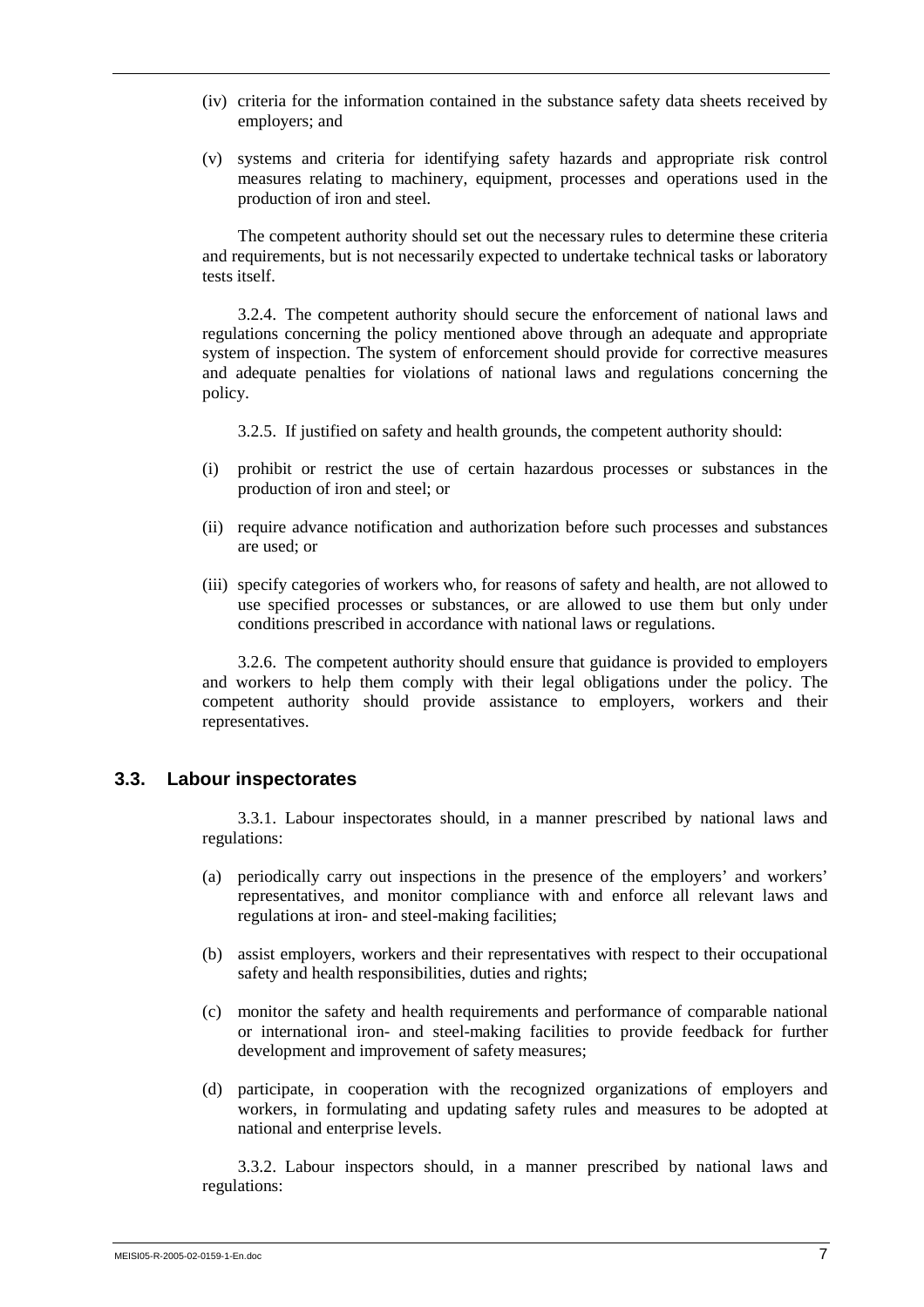(iv) criteria for the information contained in the substance safety data sheets received by employers; and

(v) systems and criteria for identifying safety hazards and appropriate risk control measures relating to machinery, equipment, processes and operations used in the production of iron and steel.

The competent authority should set out the necessary rules to determine these criteria and requirements, but is not necessarily expected to undertake technical tasks or laboratory tests itself.

3.2.4. The competent authority should secure the enforcement of national laws and regulations concerning the policy mentioned above through an adequate and appropriate system of inspection. The system of enforcement should provide for corrective measures and adequate penalties for violations of national laws and regulations concerning the policy.

3.2.5. If justified on safety and health grounds, the competent authority should:

(i) prohibit or restrict the use of certain hazardous processes or substances in the production of iron and steel; or

(ii) require advance notification and authorization before such processes and substances are used; or

(iii) specify categories of workers who, for reasons of safety and health, are not allowed to use specified processes or substances, or are allowed to use them but only under conditions prescribed in accordance with national laws or regulations.

3.2.6. The competent authority should ensure that guidance is provided to employers and workers to help them comply with their legal obligations under the policy. The competent authority should provide assistance to employers, workers and their representatives.

## 3.3. Labour inspectorates

3.3.1. Labour inspectorates should, in a manner prescribed by national laws and regulations:

(a) periodically carry out inspections in the presence of the employers' and workers' representatives, and monitor compliance with and enforce all relevant laws and regulations at iron- and steel-making facilities;

(b) assist employers, workers and their representatives with respect to their occupational safety and health responsibilities, duties and rights;

(c) monitor the safety and health requirements and performance of comparable national or international iron- and steel-making facilities to provide feedback for further development and improvement of safety measures;

(d) participate, in cooperation with the recognized organizations of employers and workers, in formulating and updating safety rules and measures to be adopted at national and enterprise levels.

3.3.2. Labour inspectors should, in a manner prescribed by national laws and regulations: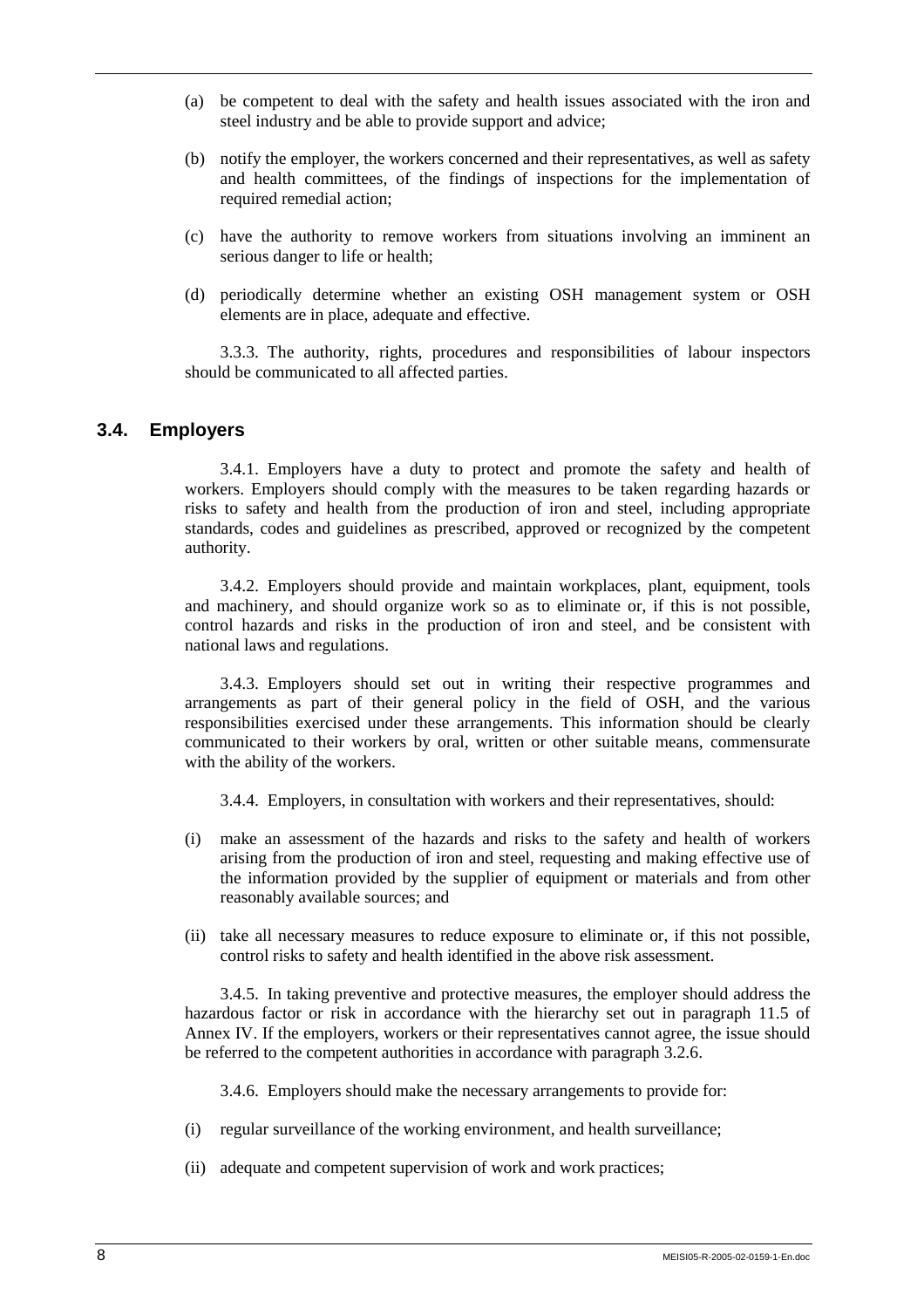(a) be competent to deal with the safety and health issues associated with the iron and steel industry and be able to provide support and advice;

(b) notify the employer, the workers concerned and their representatives, as well as safety and health committees, of the findings of inspections for the implementation of required remedial action;

(c) have the authority to remove workers from situations involving an imminent an serious danger to life or health;

(d) periodically determine whether an existing OSH management system or OSH elements are in place, adequate and effective.

3.3.3. The authority, rights, procedures and responsibilities of labour inspectors should be communicated to all affected parties.

## 3.4. Employers

3.4.1. Employers have a duty to protect and promote the safety and health of workers. Employers should comply with the measures to be taken regarding hazards or risks to safety and health from the production of iron and steel, including appropriate standards, codes and guidelines as prescribed, approved or recognized by the competent authority.

3.4.2. Employers should provide and maintain workplaces, plant, equipment, tools and machinery, and should organize work so as to eliminate or, if this is not possible, control hazards and risks in the production of iron and steel, and be consistent with national laws and regulations.

3.4.3. Employers should set out in writing their respective programmes and arrangements as part of their general policy in the field of OSH, and the various responsibilities exercised under these arrangements. This information should be clearly communicated to their workers by oral, written or other suitable means, commensurate with the ability of the workers.

3.4.4. Employers, in consultation with workers and their representatives, should:

(i) make an assessment of the hazards and risks to the safety and health of workers arising from the production of iron and steel, requesting and making effective use of the information provided by the supplier of equipment or materials and from other reasonably available sources; and

(ii) take all necessary measures to reduce exposure to eliminate or, if this not possible, control risks to safety and health identified in the above risk assessment.

3.4.5. In taking preventive and protective measures, the employer should address the hazardous factor or risk in accordance with the hierarchy set out in paragraph 11.5 of Annex IV. If the employers, workers or their representatives cannot agree, the issue should be referred to the competent authorities in accordance with paragraph 3.2.6.

3.4.6. Employers should make the necessary arrangements to provide for:

(i) regular surveillance of the working environment, and health surveillance;

(ii) adequate and competent supervision of work and work practices;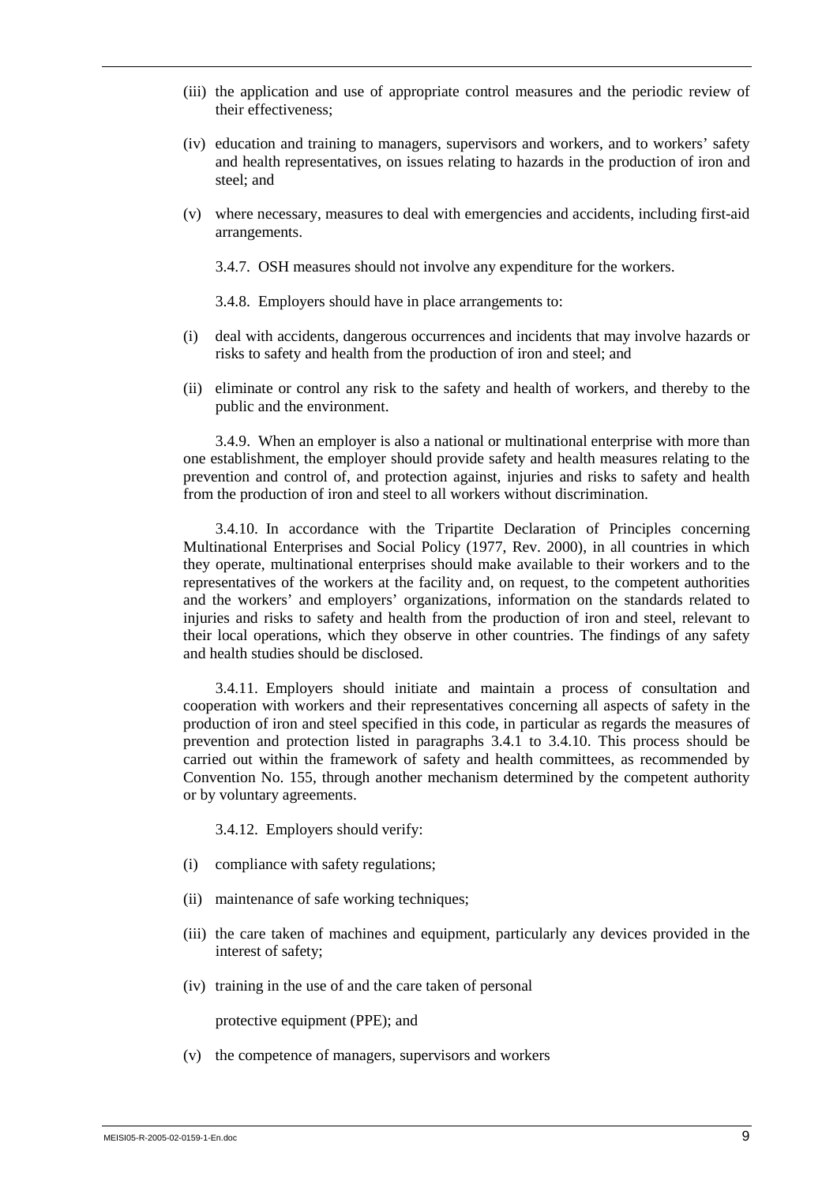(iii) the application and use of appropriate control measures and the periodic review of their effectiveness;

(iv) education and training to managers, supervisors and workers, and to workers' safety and health representatives, on issues relating to hazards in the production of iron and steel; and

(v) where necessary, measures to deal with emergencies and accidents, including first-aid arrangements.

3.4.7. OSH measures should not involve any expenditure for the workers.

3.4.8. Employers should have in place arrangements to:

(i) deal with accidents, dangerous occurrences and incidents that may involve hazards or risks to safety and health from the production of iron and steel; and

(ii) eliminate or control any risk to the safety and health of workers, and thereby to the public and the environment.

3.4.9. When an employer is also a national or multinational enterprise with more than one establishment, the employer should provide safety and health measures relating to the prevention and control of, and protection against, injuries and risks to safety and health from the production of iron and steel to all workers without discrimination.

3.4.10. In accordance with the Tripartite Declaration of Principles concerning Multinational Enterprises and Social Policy (1977, Rev. 2000), in all countries in which they operate, multinational enterprises should make available to their workers and to the representatives of the workers at the facility and, on request, to the competent authorities and the workers' and employers' organizations, information on the standards related to injuries and risks to safety and health from the production of iron and steel, relevant to their local operations, which they observe in other countries. The findings of any safety and health studies should be disclosed.

3.4.11. Employers should initiate and maintain a process of consultation and cooperation with workers and their representatives concerning all aspects of safety in the production of iron and steel specified in this code, in particular as regards the measures of prevention and protection listed in paragraphs 3.4.1 to 3.4.10. This process should be carried out within the framework of safety and health committees, as recommended by Convention No. 155, through another mechanism determined by the competent authority or by voluntary agreements.

3.4.12. Employers should verify:

(i) compliance with safety regulations;

(ii) maintenance of safe working techniques;

(iii) the care taken of machines and equipment, particularly any devices provided in the interest of safety;

(iv) training in the use of and the care taken of personal protective equipment (PPE); and

(v) the competence of managers, supervisors and workers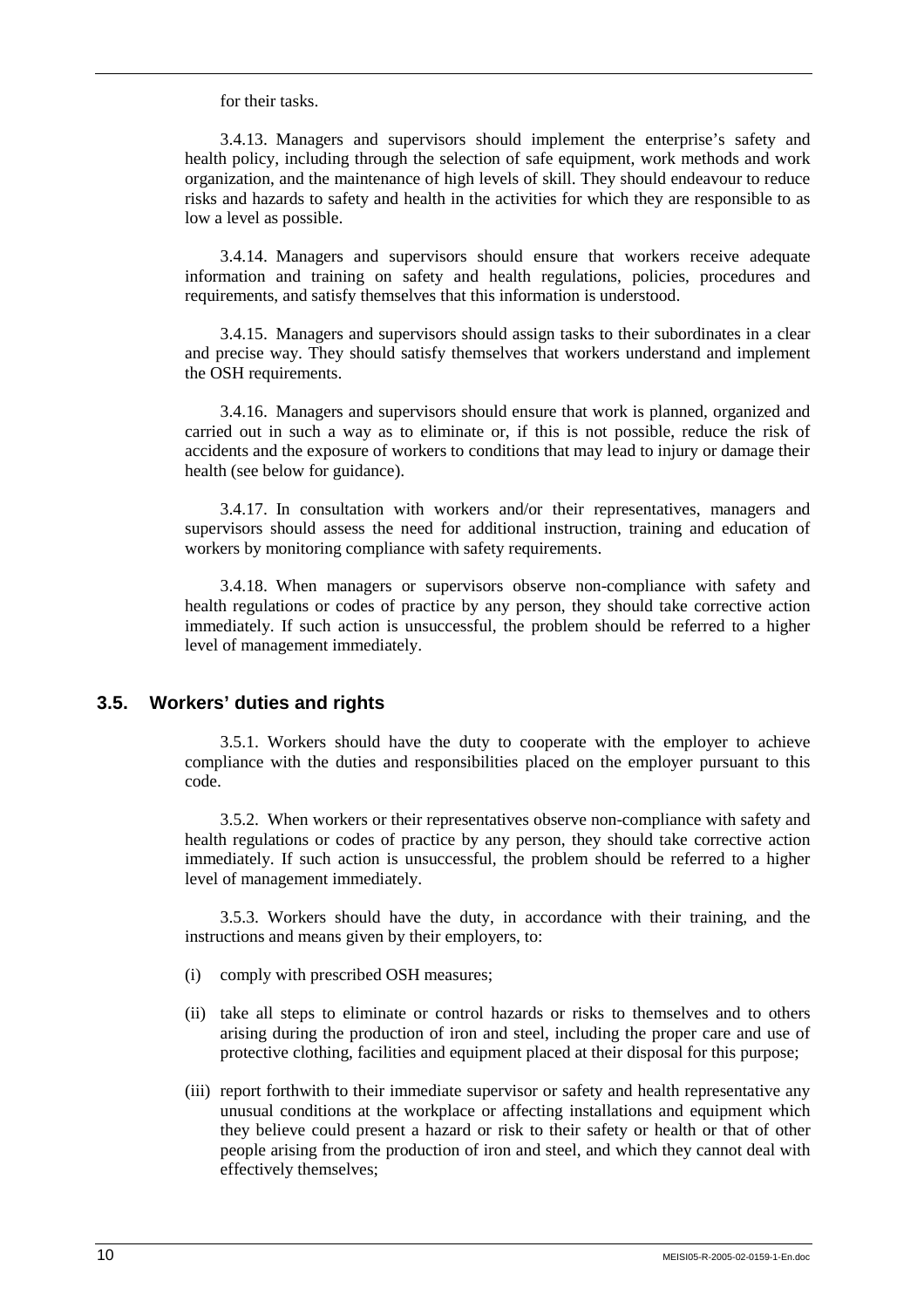for their tasks.

3.4.13. Managers and supervisors should implement the enterprise's safety and health policy, including through the selection of safe equipment, work methods and work organization, and the maintenance of high levels of skill. They should endeavour to reduce risks and hazards to safety and health in the activities for which they are responsible to as low a level as possible.

3.4.14. Managers and supervisors should ensure that workers receive adequate information and training on safety and health regulations, policies, procedures and requirements, and satisfy themselves that this information is understood.

3.4.15. Managers and supervisors should assign tasks to their subordinates in a clear and precise way. They should satisfy themselves that workers understand and implement the OSH requirements.

3.4.16. Managers and supervisors should ensure that work is planned, organized and carried out in such a way as to eliminate or, if this is not possible, reduce the risk of accidents and the exposure of workers to conditions that may lead to injury or damage their health (see below for guidance).

3.4.17. In consultation with workers and/or their representatives, managers and supervisors should assess the need for additional instruction, training and education of workers by monitoring compliance with safety requirements.

3.4.18. When managers or supervisors observe non-compliance with safety and health regulations or codes of practice by any person, they should take corrective action immediately. If such action is unsuccessful, the problem should be referred to a higher level of management immediately.

## 3.5. Workers' duties and rights

3.5.1. Workers should have the duty to cooperate with the employer to achieve compliance with the duties and responsibilities placed on the employer pursuant to this code.

3.5.2. When workers or their representatives observe non-compliance with safety and health regulations or codes of practice by any person, they should take corrective action immediately. If such action is unsuccessful, the problem should be referred to a higher level of management immediately.

3.5.3. Workers should have the duty, in accordance with their training, and the instructions and means given by their employers, to:

(i) comply with prescribed OSH measures;

(ii) take all steps to eliminate or control hazards or risks to themselves and to others arising during the production of iron and steel, including the proper care and use of protective clothing, facilities and equipment placed at their disposal for this purpose;

(iii) report forthwith to their immediate supervisor or safety and health representative any unusual conditions at the workplace or affecting installations and equipment which they believe could present a hazard or risk to their safety or health or that of other people arising from the production of iron and steel, and which they cannot deal with effectively themselves;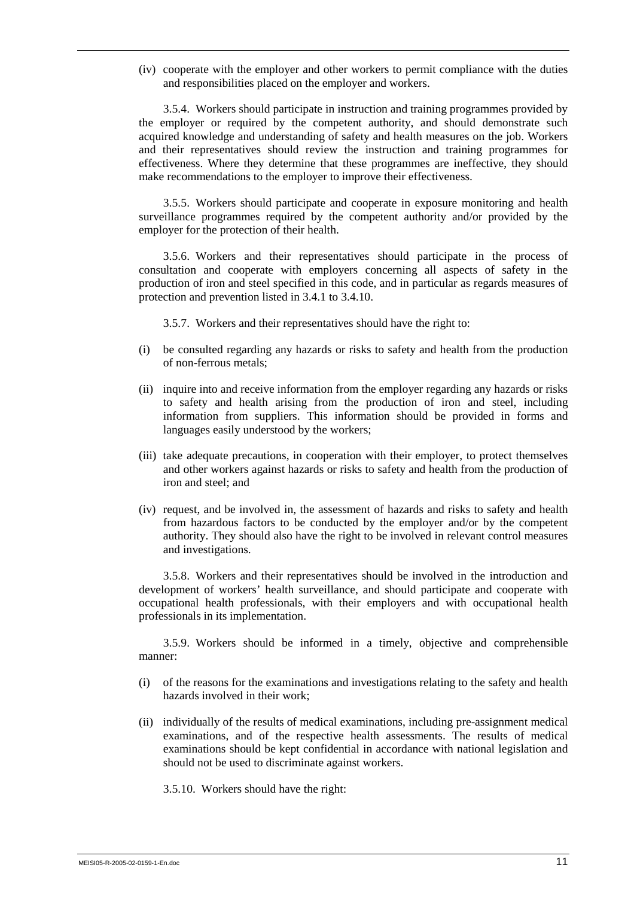(iv) cooperate with the employer and other workers to permit compliance with the duties and responsibilities placed on the employer and workers.

3.5.4. Workers should participate in instruction and training programmes provided by the employer or required by the competent authority, and should demonstrate such acquired knowledge and understanding of safety and health measures on the job. Workers and their representatives should review the instruction and training programmes for effectiveness. Where they determine that these programmes are ineffective, they should make recommendations to the employer to improve their effectiveness.

3.5.5. Workers should participate and cooperate in exposure monitoring and health surveillance programmes required by the competent authority and/or provided by the employer for the protection of their health.

3.5.6. Workers and their representatives should participate in the process of consultation and cooperate with employers concerning all aspects of safety in the production of iron and steel specified in this code, and in particular as regards measures of protection and prevention listed in 3.4.1 to 3.4.10.

3.5.7. Workers and their representatives should have the right to:

(i) be consulted regarding any hazards or risks to safety and health from the production of non-ferrous metals;

(ii) inquire into and receive information from the employer regarding any hazards or risks to safety and health arising from the production of iron and steel, including information from suppliers. This information should be provided in forms and languages easily understood by the workers;

(iii) take adequate precautions, in cooperation with their employer, to protect themselves and other workers against hazards or risks to safety and health from the production of iron and steel; and

(iv) request, and be involved in, the assessment of hazards and risks to safety and health from hazardous factors to be conducted by the employer and/or by the competent authority. They should also have the right to be involved in relevant control measures and investigations.

3.5.8. Workers and their representatives should be involved in the introduction and development of workers' health surveillance, and should participate and cooperate with occupational health professionals, with their employers and with occupational health professionals in its implementation.

3.5.9. Workers should be informed in a timely, objective and comprehensible manner:

(i) of the reasons for the examinations and investigations relating to the safety and health hazards involved in their work;

(ii) individually of the results of medical examinations, including pre-assignment medical examinations, and of the respective health assessments. The results of medical examinations should be kept confidential in accordance with national legislation and should not be used to discriminate against workers.

3.5.10. Workers should have the right: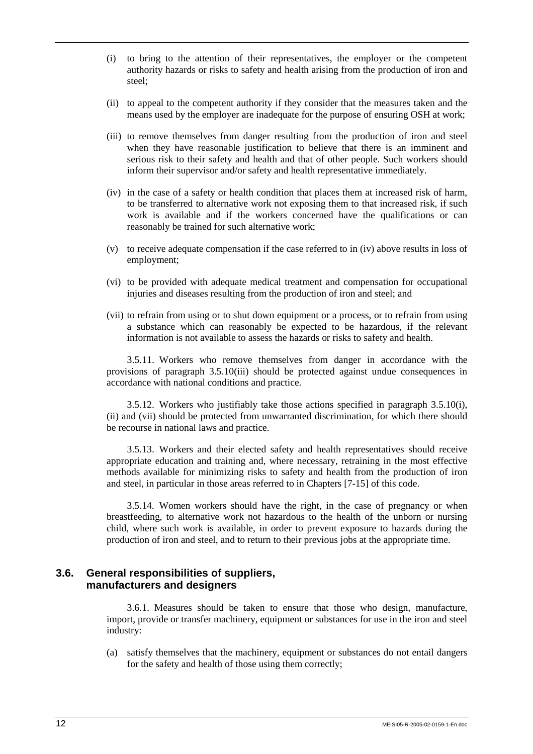(i) to bring to the attention of their representatives, the employer or the competent authority hazards or risks to safety and health arising from the production of iron and steel;

(ii) to appeal to the competent authority if they consider that the measures taken and the means used by the employer are inadequate for the purpose of ensuring OSH at work;

(iii) to remove themselves from danger resulting from the production of iron and steel when they have reasonable justification to believe that there is an imminent and serious risk to their safety and health and that of other people. Such workers should inform their supervisor and/or safety and health representative immediately.

(iv) in the case of a safety or health condition that places them at increased risk of harm, to be transferred to alternative work not exposing them to that increased risk, if such work is available and if the workers concerned have the qualifications or can reasonably be trained for such alternative work;

(v) to receive adequate compensation if the case referred to in (iv) above results in loss of employment;

(vi) to be provided with adequate medical treatment and compensation for occupational injuries and diseases resulting from the production of iron and steel; and

(vii) to refrain from using or to shut down equipment or a process, or to refrain from using a substance which can reasonably be expected to be hazardous, if the relevant information is not available to assess the hazards or risks to safety and health.

3.5.11. Workers who remove themselves from danger in accordance with the provisions of paragraph 3.5.10(iii) should be protected against undue consequences in accordance with national conditions and practice.

3.5.12. Workers who justifiably take those actions specified in paragraph 3.5.10(i), (ii) and (vii) should be protected from unwarranted discrimination, for which there should be recourse in national laws and practice.

3.5.13. Workers and their elected safety and health representatives should receive appropriate education and training and, where necessary, retraining in the most effective methods available for minimizing risks to safety and health from the production of iron and steel, in particular in those areas referred to in Chapters [7-15] of this code.

3.5.14. Women workers should have the right, in the case of pregnancy or when breastfeeding, to alternative work not hazardous to the health of the unborn or nursing child, where such work is available, in order to prevent exposure to hazards during the production of iron and steel, and to return to their previous jobs at the appropriate time.

## 3.6. General responsibilities of suppliers, manufacturers and designers

3.6.1. Measures should be taken to ensure that those who design, manufacture, import, provide or transfer machinery, equipment or substances for use in the iron and steel industry:

(a) satisfy themselves that the machinery, equipment or substances do not entail dangers for the safety and health of those using them correctly;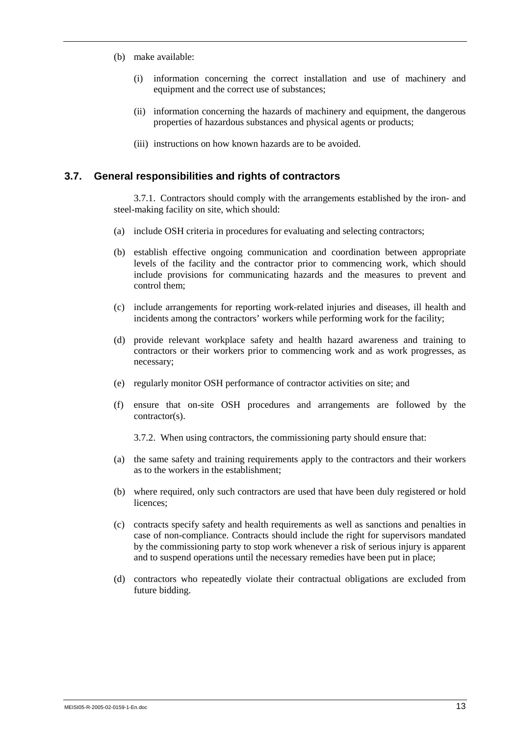(b) make available:

(i) information concerning the correct installation and use of machinery and equipment and the correct use of substances;

(ii) information concerning the hazards of machinery and equipment, the dangerous properties of hazardous substances and physical agents or products;

(iii) instructions on how known hazards are to be avoided.

## 3.7. General responsibilities and rights of contractors

3.7.1. Contractors should comply with the arrangements established by the iron- and steel-making facility on site, which should:

(a) include OSH criteria in procedures for evaluating and selecting contractors;

(b) establish effective ongoing communication and coordination between appropriate levels of the facility and the contractor prior to commencing work, which should include provisions for communicating hazards and the measures to prevent and control them;

(c) include arrangements for reporting work-related injuries and diseases, ill health and incidents among the contractors' workers while performing work for the facility;

(d) provide relevant workplace safety and health hazard awareness and training to contractors or their workers prior to commencing work and as work progresses, as necessary;

(e) regularly monitor OSH performance of contractor activities on site; and

(f) ensure that on-site OSH procedures and arrangements are followed by the contractor(s).

3.7.2. When using contractors, the commissioning party should ensure that:

(a) the same safety and training requirements apply to the contractors and their workers as to the workers in the establishment;

(b) where required, only such contractors are used that have been duly registered or hold licences;

(c) contracts specify safety and health requirements as well as sanctions and penalties in case of non-compliance. Contracts should include the right for supervisors mandated by the commissioning party to stop work whenever a risk of serious injury is apparent and to suspend operations until the necessary remedies have been put in place;

(d) contractors who repeatedly violate their contractual obligations are excluded from future bidding.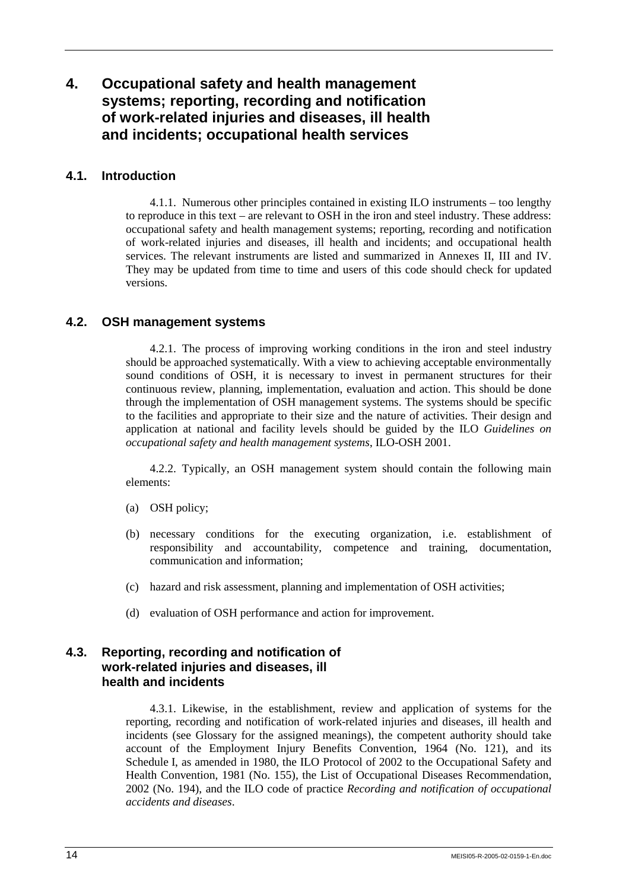# 4. Occupational safety and health management systems; reporting, recording and notification of work-related injuries and diseases, ill health and incidents; occupational health services

## 4.1. Introduction

4.1.1. Numerous other principles contained in existing ILO instruments – too lengthy to reproduce in this text – are relevant to OSH in the iron and steel industry. These address: occupational safety and health management systems; reporting, recording and notification of work-related injuries and diseases, ill health and incidents; and occupational health services. The relevant instruments are listed and summarized in Annexes II, III and IV. They may be updated from time to time and users of this code should check for updated versions.

## 4.2. OSH management systems

4.2.1. The process of improving working conditions in the iron and steel industry should be approached systematically. With a view to achieving acceptable environmentally sound conditions of OSH, it is necessary to invest in permanent structures for their continuous review, planning, implementation, evaluation and action. This should be done through the implementation of OSH management systems. The systems should be specific to the facilities and appropriate to their size and the nature of activities. Their design and application at national and facility levels should be guided by the ILO *Guidelines on occupational safety and health management systems*, ILO-OSH 2001.

4.2.2. Typically, an OSH management system should contain the following main elements:

(a) OSH policy;

(b) necessary conditions for the executing organization, i.e. establishment of responsibility and accountability, competence and training, documentation, communication and information;

(c) hazard and risk assessment, planning and implementation of OSH activities;

(d) evaluation of OSH performance and action for improvement.

## 4.3. Reporting, recording and notification of work-related injuries and diseases, ill health and incidents

4.3.1. Likewise, in the establishment, review and application of systems for the reporting, recording and notification of work-related injuries and diseases, ill health and incidents (see Glossary for the assigned meanings), the competent authority should take account of the Employment Injury Benefits Convention, 1964 (No. 121), and its Schedule I, as amended in 1980, the ILO Protocol of 2002 to the Occupational Safety and Health Convention, 1981 (No. 155), the List of Occupational Diseases Recommendation, 2002 (No. 194), and the ILO code of practice *Recording and notification of occupational accidents and diseases*.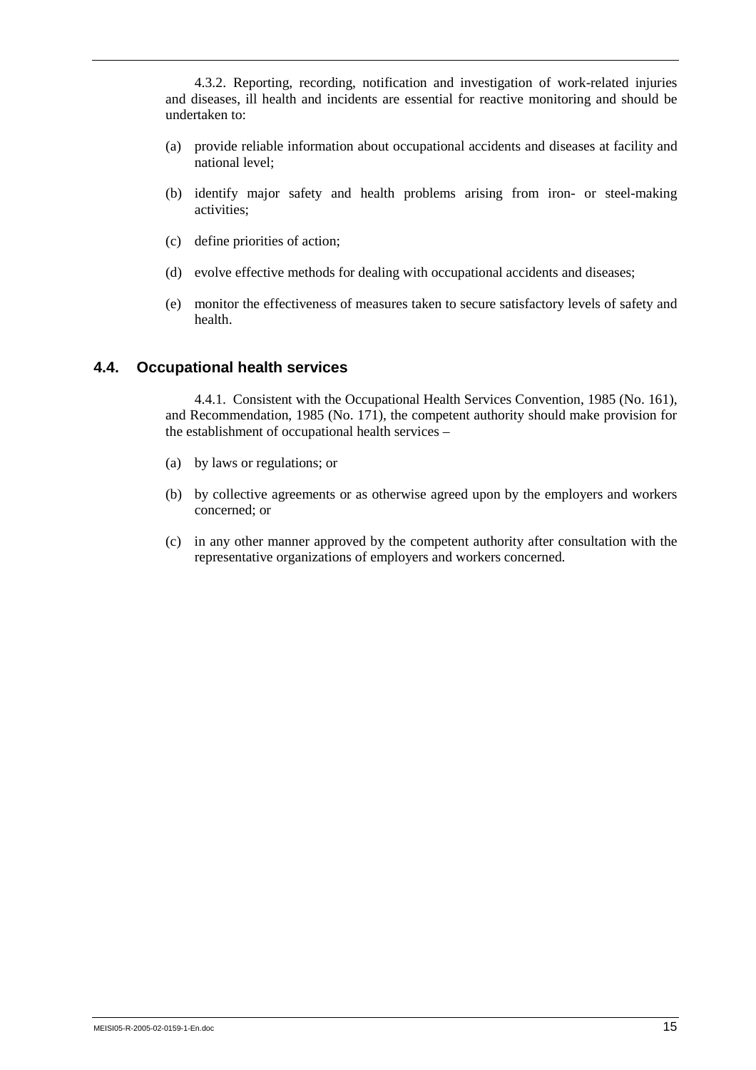4.3.2. Reporting, recording, notification and investigation of work-related injuries and diseases, ill health and incidents are essential for reactive monitoring and should be undertaken to:

(a) provide reliable information about occupational accidents and diseases at facility and national level;

(b) identify major safety and health problems arising from iron- or steel-making activities;

(c) define priorities of action;

(d) evolve effective methods for dealing with occupational accidents and diseases;

(e) monitor the effectiveness of measures taken to secure satisfactory levels of safety and health.

## 4.4. Occupational health services

4.4.1. Consistent with the Occupational Health Services Convention, 1985 (No. 161), and Recommendation, 1985 (No. 171), the competent authority should make provision for the establishment of occupational health services –

(a) by laws or regulations; or

(b) by collective agreements or as otherwise agreed upon by the employers and workers concerned; or

(c) in any other manner approved by the competent authority after consultation with the representative organizations of employers and workers concerned.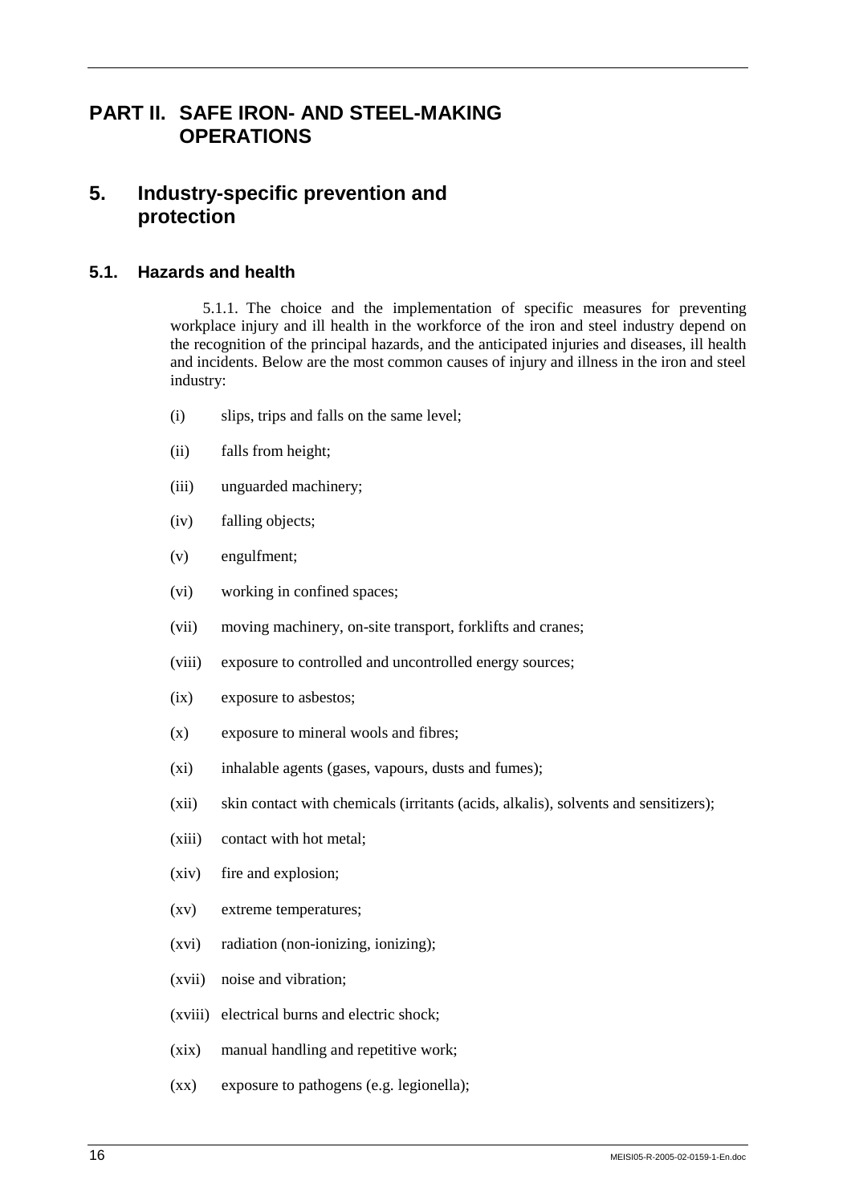# PART II. SAFE IRON- AND STEEL-MAKING OPERATIONS

## 5. Industry-specific prevention and protection

### 5.1. Hazards and health

5.1.1. The choice and the implementation of specific measures for preventing workplace injury and ill health in the workforce of the iron and steel industry depend on the recognition of the principal hazards, and the anticipated injuries and diseases, ill health and incidents. Below are the most common causes of injury and illness in the iron and steel industry:

(i) slips, trips and falls on the same level;

(ii) falls from height;

(iii) unguarded machinery;

(iv) falling objects;

(v) engulfment;

(vi) working in confined spaces;

(vii) moving machinery, on-site transport, forklifts and cranes;

(viii) exposure to controlled and uncontrolled energy sources;

(ix) exposure to asbestos;

(x) exposure to mineral wools and fibres;

(xi) inhalable agents (gases, vapours, dusts and fumes);

(xii) skin contact with chemicals (irritants (acids, alkalis), solvents and sensitizers);

(xiii) contact with hot metal;

(xiv) fire and explosion;

(xv) extreme temperatures;

(xvi) radiation (non-ionizing, ionizing);

(xvii) noise and vibration;

(xviii) electrical burns and electric shock;

(xix) manual handling and repetitive work;

(xx) exposure to pathogens (e.g. legionella);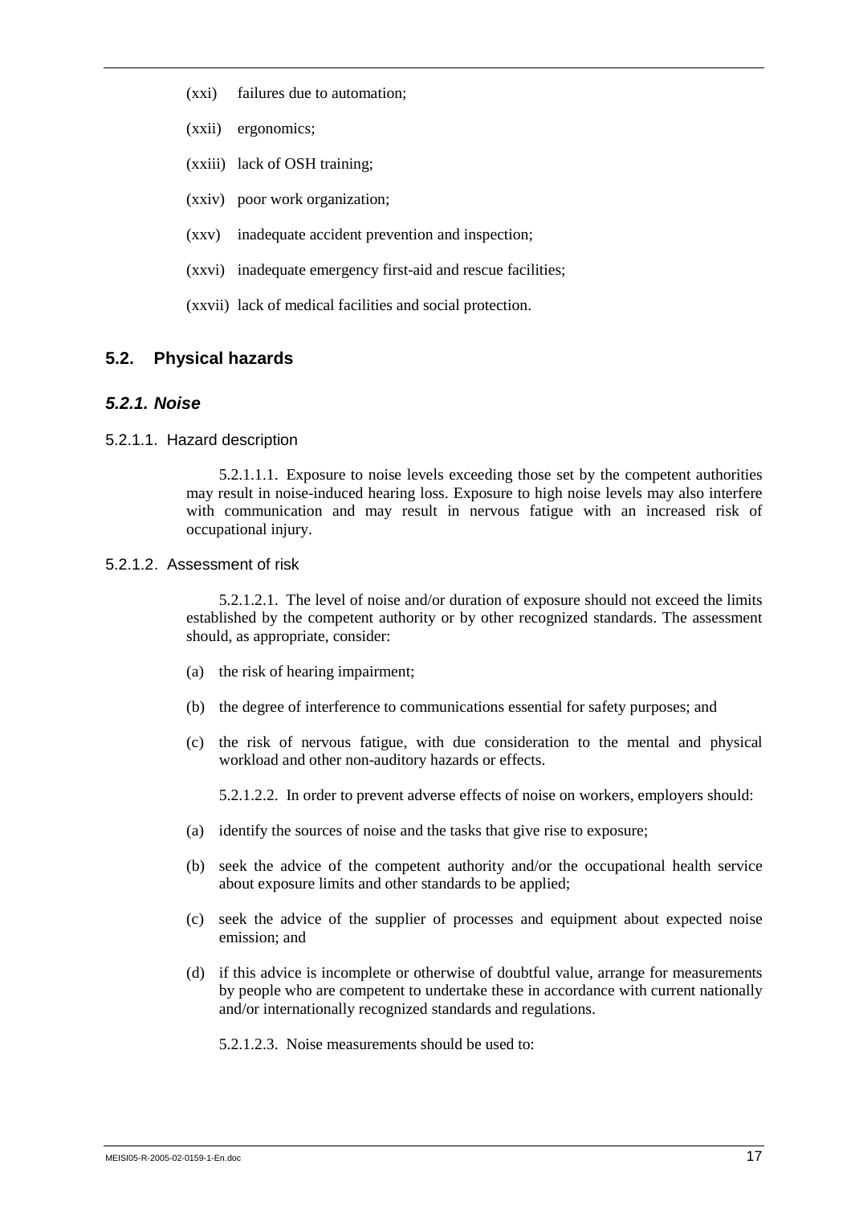(xxi) failures due to automation;

(xxii) ergonomics;

(xxiii) lack of OSH training;

(xxiv) poor work organization;

(xxv) inadequate accident prevention and inspection;

(xxvi) inadequate emergency first-aid and rescue facilities;

(xxvii) lack of medical facilities and social protection.

## 5.2. Physical hazards

### *5.2.1. Noise*

#### 5.2.1.1. Hazard description

5.2.1.1.1. Exposure to noise levels exceeding those set by the competent authorities may result in noise-induced hearing loss. Exposure to high noise levels may also interfere with communication and may result in nervous fatigue with an increased risk of occupational injury.

#### 5.2.1.2. Assessment of risk

5.2.1.2.1. The level of noise and/or duration of exposure should not exceed the limits established by the competent authority or by other recognized standards. The assessment should, as appropriate, consider:

(a) the risk of hearing impairment;

(b) the degree of interference to communications essential for safety purposes; and

(c) the risk of nervous fatigue, with due consideration to the mental and physical workload and other non-auditory hazards or effects.

5.2.1.2.2. In order to prevent adverse effects of noise on workers, employers should:

(a) identify the sources of noise and the tasks that give rise to exposure;

(b) seek the advice of the competent authority and/or the occupational health service about exposure limits and other standards to be applied;

(c) seek the advice of the supplier of processes and equipment about expected noise emission; and

(d) if this advice is incomplete or otherwise of doubtful value, arrange for measurements by people who are competent to undertake these in accordance with current nationally and/or internationally recognized standards and regulations.

5.2.1.2.3. Noise measurements should be used to: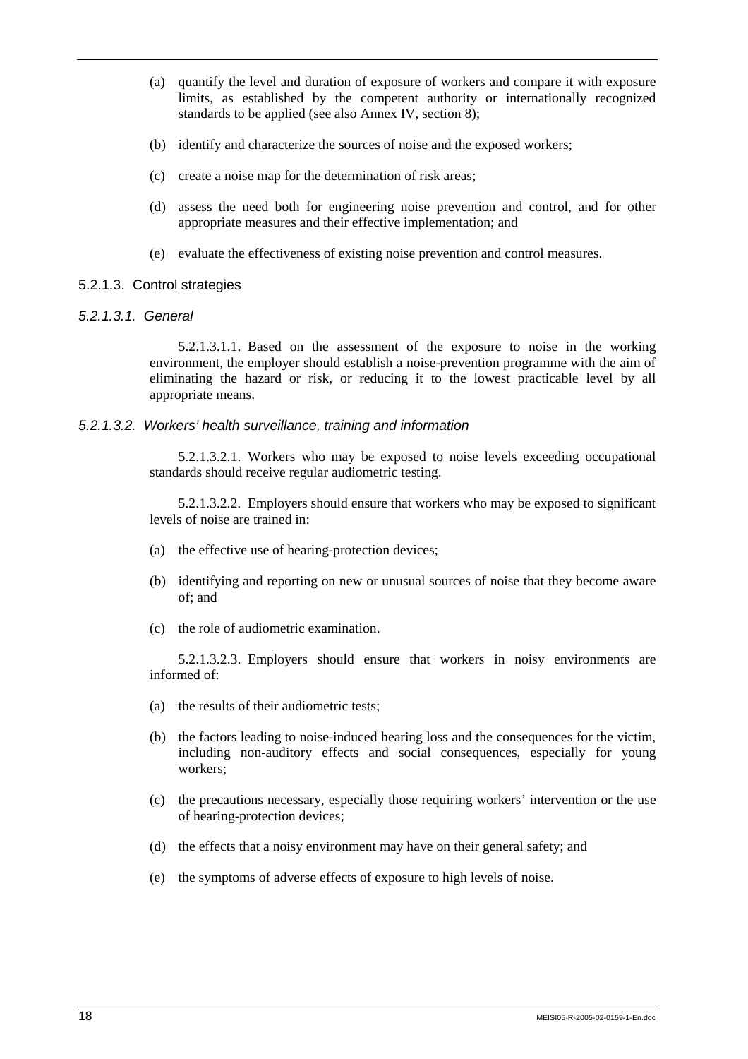(a) quantify the level and duration of exposure of workers and compare it with exposure limits, as established by the competent authority or internationally recognized standards to be applied (see also Annex IV, section 8);

(b) identify and characterize the sources of noise and the exposed workers;

(c) create a noise map for the determination of risk areas;

(d) assess the need both for engineering noise prevention and control, and for other appropriate measures and their effective implementation; and

(e) evaluate the effectiveness of existing noise prevention and control measures.

### 5.2.1.3. Control strategies

#### *5.2.1.3.1. General*

5.2.1.3.1.1. Based on the assessment of the exposure to noise in the working environment, the employer should establish a noise-prevention programme with the aim of eliminating the hazard or risk, or reducing it to the lowest practicable level by all appropriate means.

#### *5.2.1.3.2. Workers' health surveillance, training and information*

5.2.1.3.2.1. Workers who may be exposed to noise levels exceeding occupational standards should receive regular audiometric testing.

5.2.1.3.2.2. Employers should ensure that workers who may be exposed to significant levels of noise are trained in:

(a) the effective use of hearing-protection devices;

(b) identifying and reporting on new or unusual sources of noise that they become aware of; and

(c) the role of audiometric examination.

5.2.1.3.2.3. Employers should ensure that workers in noisy environments are informed of:

(a) the results of their audiometric tests;

(b) the factors leading to noise-induced hearing loss and the consequences for the victim, including non-auditory effects and social consequences, especially for young workers;

(c) the precautions necessary, especially those requiring workers' intervention or the use of hearing-protection devices;

(d) the effects that a noisy environment may have on their general safety; and

(e) the symptoms of adverse effects of exposure to high levels of noise.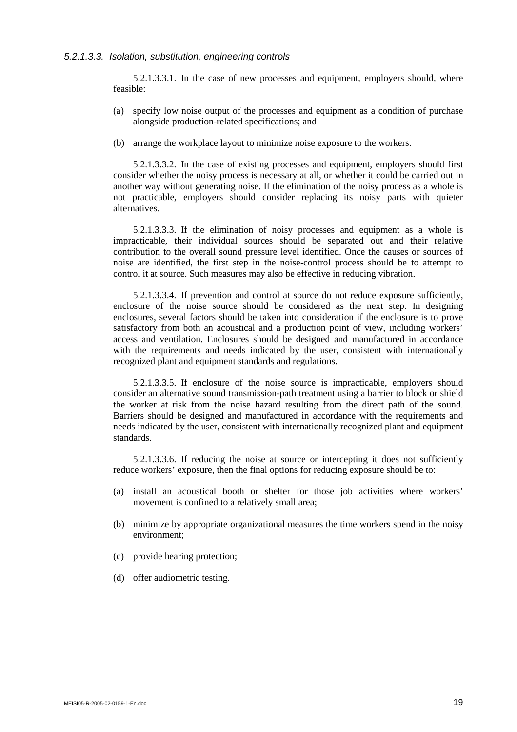#### *5.2.1.3.3. Isolation, substitution, engineering controls*

5.2.1.3.3.1. In the case of new processes and equipment, employers should, where feasible:

(a) specify low noise output of the processes and equipment as a condition of purchase alongside production-related specifications; and

(b) arrange the workplace layout to minimize noise exposure to the workers.

5.2.1.3.3.2. In the case of existing processes and equipment, employers should first consider whether the noisy process is necessary at all, or whether it could be carried out in another way without generating noise. If the elimination of the noisy process as a whole is not practicable, employers should consider replacing its noisy parts with quieter alternatives.

5.2.1.3.3.3. If the elimination of noisy processes and equipment as a whole is impracticable, their individual sources should be separated out and their relative contribution to the overall sound pressure level identified. Once the causes or sources of noise are identified, the first step in the noise-control process should be to attempt to control it at source. Such measures may also be effective in reducing vibration.

5.2.1.3.3.4. If prevention and control at source do not reduce exposure sufficiently, enclosure of the noise source should be considered as the next step. In designing enclosures, several factors should be taken into consideration if the enclosure is to prove satisfactory from both an acoustical and a production point of view, including workers' access and ventilation. Enclosures should be designed and manufactured in accordance with the requirements and needs indicated by the user, consistent with internationally recognized plant and equipment standards and regulations.

5.2.1.3.3.5. If enclosure of the noise source is impracticable, employers should consider an alternative sound transmission-path treatment using a barrier to block or shield the worker at risk from the noise hazard resulting from the direct path of the sound. Barriers should be designed and manufactured in accordance with the requirements and needs indicated by the user, consistent with internationally recognized plant and equipment standards.

5.2.1.3.3.6. If reducing the noise at source or intercepting it does not sufficiently reduce workers' exposure, then the final options for reducing exposure should be to:

(a) install an acoustical booth or shelter for those job activities where workers' movement is confined to a relatively small area;

(b) minimize by appropriate organizational measures the time workers spend in the noisy environment;

(c) provide hearing protection;

(d) offer audiometric testing.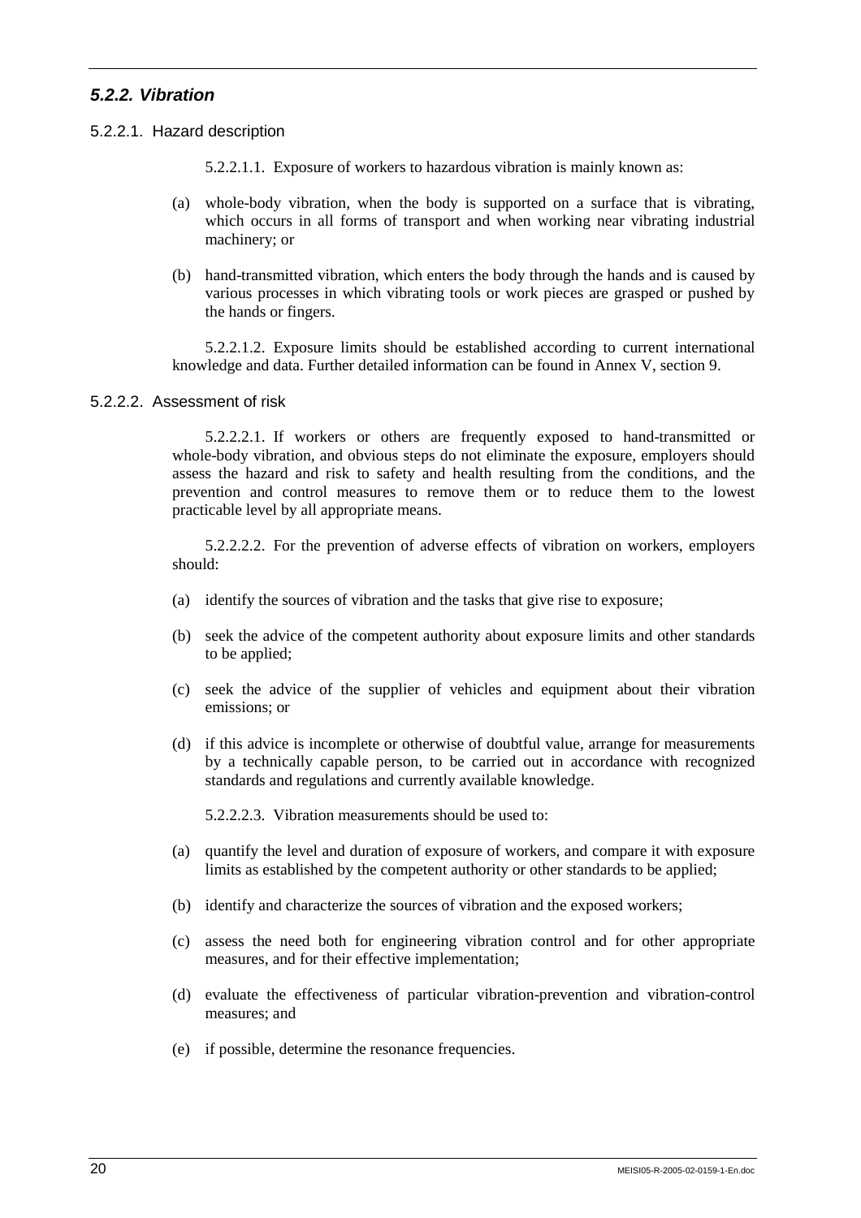### *5.2.2. Vibration*

#### 5.2.2.1. Hazard description

5.2.2.1.1. Exposure of workers to hazardous vibration is mainly known as:

(a) whole-body vibration, when the body is supported on a surface that is vibrating, which occurs in all forms of transport and when working near vibrating industrial machinery; or

(b) hand-transmitted vibration, which enters the body through the hands and is caused by various processes in which vibrating tools or work pieces are grasped or pushed by the hands or fingers.

5.2.2.1.2. Exposure limits should be established according to current international knowledge and data. Further detailed information can be found in Annex V, section 9.

#### 5.2.2.2. Assessment of risk

5.2.2.2.1. If workers or others are frequently exposed to hand-transmitted or whole-body vibration, and obvious steps do not eliminate the exposure, employers should assess the hazard and risk to safety and health resulting from the conditions, and the prevention and control measures to remove them or to reduce them to the lowest practicable level by all appropriate means.

5.2.2.2.2. For the prevention of adverse effects of vibration on workers, employers should:

(a) identify the sources of vibration and the tasks that give rise to exposure;

(b) seek the advice of the competent authority about exposure limits and other standards to be applied;

(c) seek the advice of the supplier of vehicles and equipment about their vibration emissions; or

(d) if this advice is incomplete or otherwise of doubtful value, arrange for measurements by a technically capable person, to be carried out in accordance with recognized standards and regulations and currently available knowledge.

5.2.2.2.3. Vibration measurements should be used to:

(a) quantify the level and duration of exposure of workers, and compare it with exposure limits as established by the competent authority or other standards to be applied;

(b) identify and characterize the sources of vibration and the exposed workers;

(c) assess the need both for engineering vibration control and for other appropriate measures, and for their effective implementation;

(d) evaluate the effectiveness of particular vibration-prevention and vibration-control measures; and

(e) if possible, determine the resonance frequencies.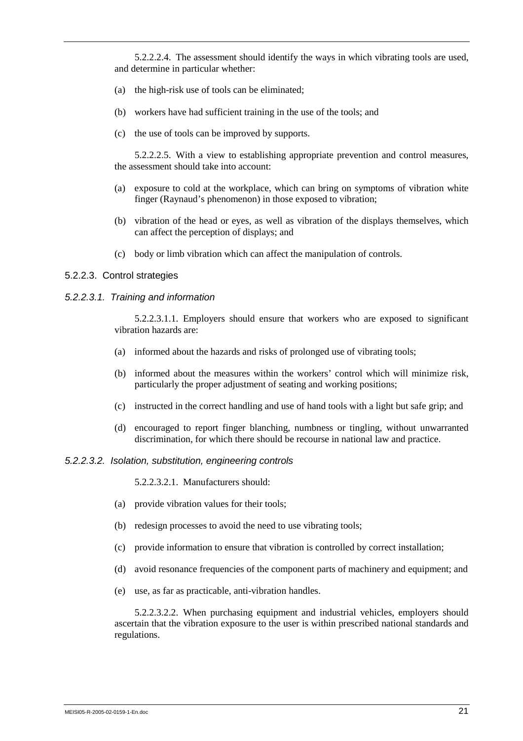5.2.2.2.4. The assessment should identify the ways in which vibrating tools are used, and determine in particular whether:

(a) the high-risk use of tools can be eliminated;

(b) workers have had sufficient training in the use of the tools; and

(c) the use of tools can be improved by supports.

5.2.2.2.5. With a view to establishing appropriate prevention and control measures, the assessment should take into account:

(a) exposure to cold at the workplace, which can bring on symptoms of vibration white finger (Raynaud's phenomenon) in those exposed to vibration;

(b) vibration of the head or eyes, as well as vibration of the displays themselves, which can affect the perception of displays; and

(c) body or limb vibration which can affect the manipulation of controls.

### 5.2.2.3. Control strategies

#### *5.2.2.3.1. Training and information*

5.2.2.3.1.1. Employers should ensure that workers who are exposed to significant vibration hazards are:

(a) informed about the hazards and risks of prolonged use of vibrating tools;

(b) informed about the measures within the workers' control which will minimize risk, particularly the proper adjustment of seating and working positions;

(c) instructed in the correct handling and use of hand tools with a light but safe grip; and

(d) encouraged to report finger blanching, numbness or tingling, without unwarranted discrimination, for which there should be recourse in national law and practice.

#### *5.2.2.3.2. Isolation, substitution, engineering controls*

5.2.2.3.2.1. Manufacturers should:

(a) provide vibration values for their tools;

(b) redesign processes to avoid the need to use vibrating tools;

(c) provide information to ensure that vibration is controlled by correct installation;

(d) avoid resonance frequencies of the component parts of machinery and equipment; and

(e) use, as far as practicable, anti-vibration handles.

5.2.2.3.2.2. When purchasing equipment and industrial vehicles, employers should ascertain that the vibration exposure to the user is within prescribed national standards and regulations.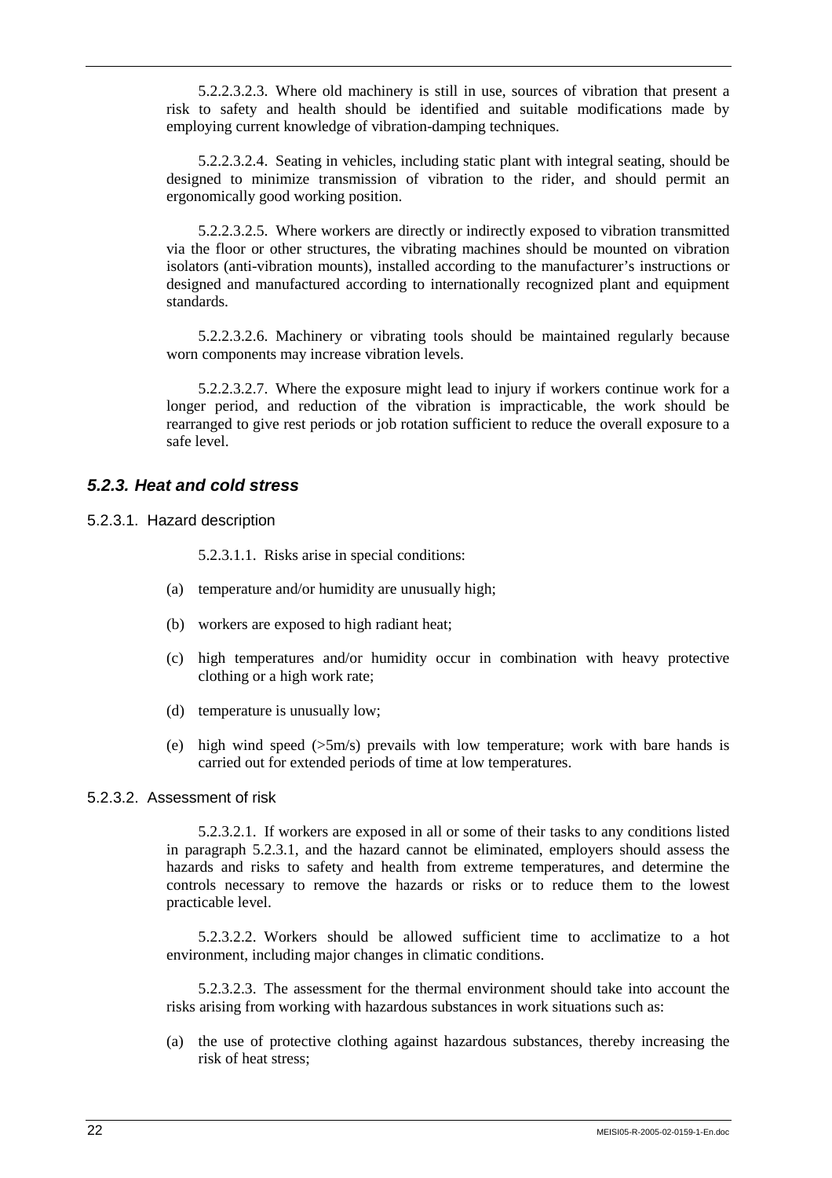5.2.2.3.2.3. Where old machinery is still in use, sources of vibration that present a risk to safety and health should be identified and suitable modifications made by employing current knowledge of vibration-damping techniques.

5.2.2.3.2.4. Seating in vehicles, including static plant with integral seating, should be designed to minimize transmission of vibration to the rider, and should permit an ergonomically good working position.

5.2.2.3.2.5. Where workers are directly or indirectly exposed to vibration transmitted via the floor or other structures, the vibrating machines should be mounted on vibration isolators (anti-vibration mounts), installed according to the manufacturer's instructions or designed and manufactured according to internationally recognized plant and equipment standards.

5.2.2.3.2.6. Machinery or vibrating tools should be maintained regularly because worn components may increase vibration levels.

5.2.2.3.2.7. Where the exposure might lead to injury if workers continue work for a longer period, and reduction of the vibration is impracticable, the work should be rearranged to give rest periods or job rotation sufficient to reduce the overall exposure to a safe level.

### *5.2.3. Heat and cold stress*

#### 5.2.3.1. Hazard description

5.2.3.1.1. Risks arise in special conditions:

(a) temperature and/or humidity are unusually high;

(b) workers are exposed to high radiant heat;

(c) high temperatures and/or humidity occur in combination with heavy protective clothing or a high work rate;

(d) temperature is unusually low;

(e) high wind speed (>5m/s) prevails with low temperature; work with bare hands is carried out for extended periods of time at low temperatures.

#### 5.2.3.2. Assessment of risk

5.2.3.2.1. If workers are exposed in all or some of their tasks to any conditions listed in paragraph 5.2.3.1, and the hazard cannot be eliminated, employers should assess the hazards and risks to safety and health from extreme temperatures, and determine the controls necessary to remove the hazards or risks or to reduce them to the lowest practicable level.

5.2.3.2.2. Workers should be allowed sufficient time to acclimatize to a hot environment, including major changes in climatic conditions.

5.2.3.2.3. The assessment for the thermal environment should take into account the risks arising from working with hazardous substances in work situations such as:

(a) the use of protective clothing against hazardous substances, thereby increasing the risk of heat stress;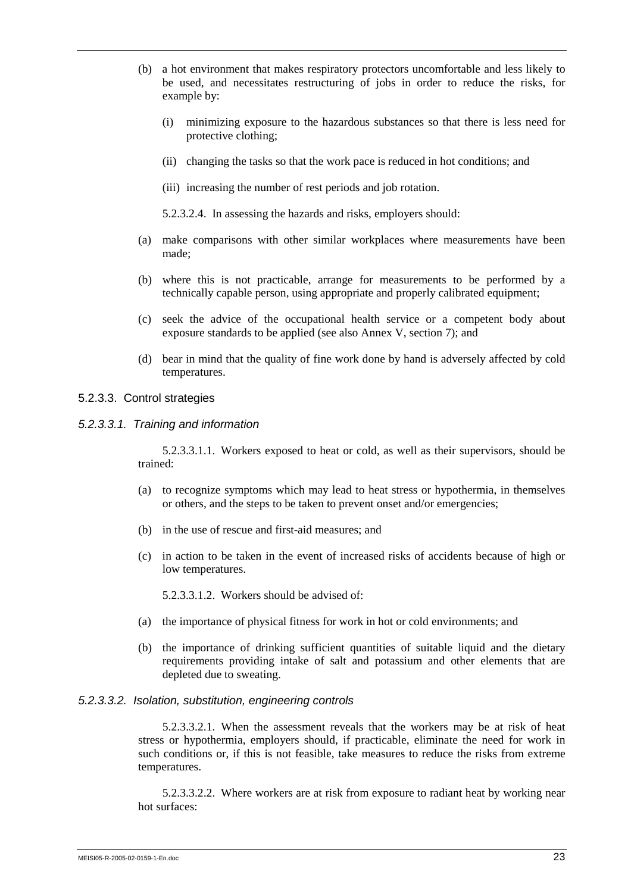(b) a hot environment that makes respiratory protectors uncomfortable and less likely to be used, and necessitates restructuring of jobs in order to reduce the risks, for example by:

   (i) minimizing exposure to the hazardous substances so that there is less need for protective clothing;

   (ii) changing the tasks so that the work pace is reduced in hot conditions; and

   (iii) increasing the number of rest periods and job rotation.

5.2.3.2.4. In assessing the hazards and risks, employers should:

(a) make comparisons with other similar workplaces where measurements have been made;

(b) where this is not practicable, arrange for measurements to be performed by a technically capable person, using appropriate and properly calibrated equipment;

(c) seek the advice of the occupational health service or a competent body about exposure standards to be applied (see also Annex V, section 7); and

(d) bear in mind that the quality of fine work done by hand is adversely affected by cold temperatures.

### 5.2.3.3. Control strategies

#### *5.2.3.3.1. Training and information*

5.2.3.3.1.1. Workers exposed to heat or cold, as well as their supervisors, should be trained:

(a) to recognize symptoms which may lead to heat stress or hypothermia, in themselves or others, and the steps to be taken to prevent onset and/or emergencies;

(b) in the use of rescue and first-aid measures; and

(c) in action to be taken in the event of increased risks of accidents because of high or low temperatures.

5.2.3.3.1.2. Workers should be advised of:

(a) the importance of physical fitness for work in hot or cold environments; and

(b) the importance of drinking sufficient quantities of suitable liquid and the dietary requirements providing intake of salt and potassium and other elements that are depleted due to sweating.

#### *5.2.3.3.2. Isolation, substitution, engineering controls*

5.2.3.3.2.1. When the assessment reveals that the workers may be at risk of heat stress or hypothermia, employers should, if practicable, eliminate the need for work in such conditions or, if this is not feasible, take measures to reduce the risks from extreme temperatures.

5.2.3.3.2.2. Where workers are at risk from exposure to radiant heat by working near hot surfaces: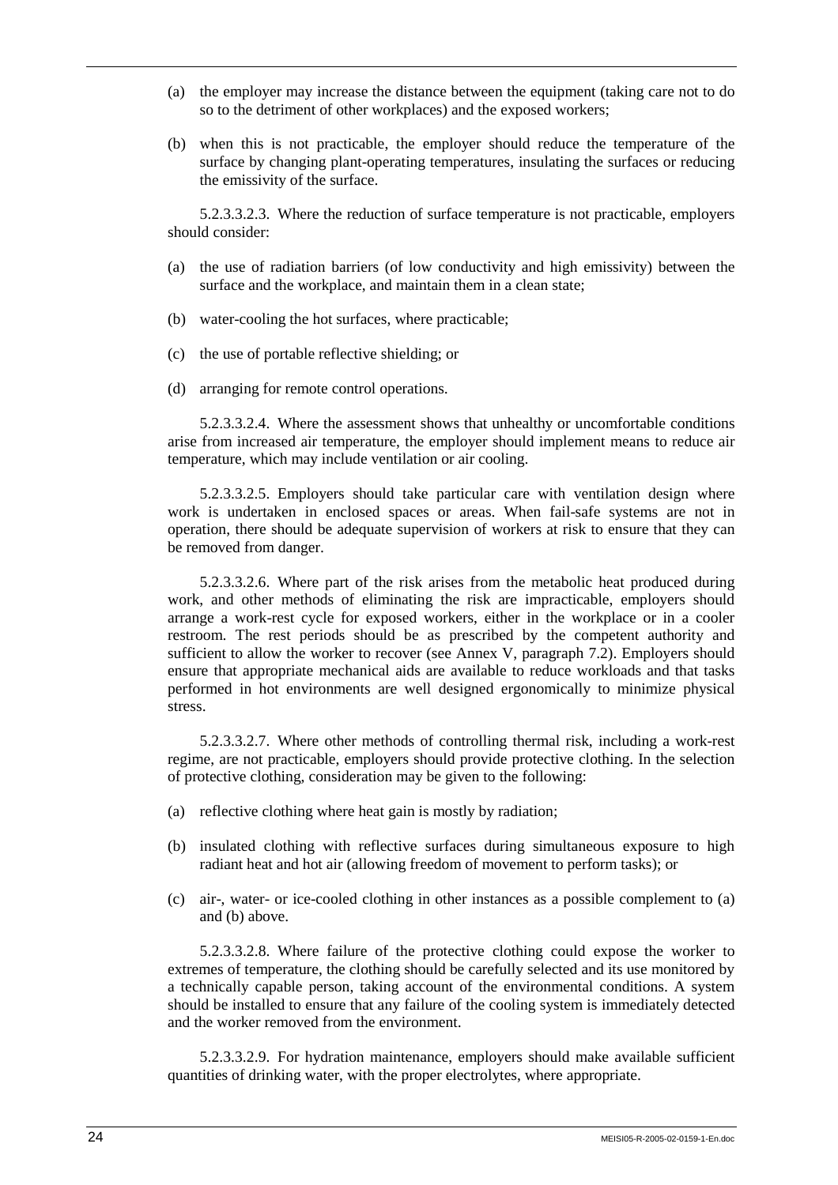(a) the employer may increase the distance between the equipment (taking care not to do so to the detriment of other workplaces) and the exposed workers;

(b) when this is not practicable, the employer should reduce the temperature of the surface by changing plant-operating temperatures, insulating the surfaces or reducing the emissivity of the surface.

5.2.3.3.2.3. Where the reduction of surface temperature is not practicable, employers should consider:

(a) the use of radiation barriers (of low conductivity and high emissivity) between the surface and the workplace, and maintain them in a clean state;

(b) water-cooling the hot surfaces, where practicable;

(c) the use of portable reflective shielding; or

(d) arranging for remote control operations.

5.2.3.3.2.4. Where the assessment shows that unhealthy or uncomfortable conditions arise from increased air temperature, the employer should implement means to reduce air temperature, which may include ventilation or air cooling.

5.2.3.3.2.5. Employers should take particular care with ventilation design where work is undertaken in enclosed spaces or areas. When fail-safe systems are not in operation, there should be adequate supervision of workers at risk to ensure that they can be removed from danger.

5.2.3.3.2.6. Where part of the risk arises from the metabolic heat produced during work, and other methods of eliminating the risk are impracticable, employers should arrange a work-rest cycle for exposed workers, either in the workplace or in a cooler restroom. The rest periods should be as prescribed by the competent authority and sufficient to allow the worker to recover (see Annex V, paragraph 7.2). Employers should ensure that appropriate mechanical aids are available to reduce workloads and that tasks performed in hot environments are well designed ergonomically to minimize physical stress.

5.2.3.3.2.7. Where other methods of controlling thermal risk, including a work-rest regime, are not practicable, employers should provide protective clothing. In the selection of protective clothing, consideration may be given to the following:

(a) reflective clothing where heat gain is mostly by radiation;

(b) insulated clothing with reflective surfaces during simultaneous exposure to high radiant heat and hot air (allowing freedom of movement to perform tasks); or

(c) air-, water- or ice-cooled clothing in other instances as a possible complement to (a) and (b) above.

5.2.3.3.2.8. Where failure of the protective clothing could expose the worker to extremes of temperature, the clothing should be carefully selected and its use monitored by a technically capable person, taking account of the environmental conditions. A system should be installed to ensure that any failure of the cooling system is immediately detected and the worker removed from the environment.

5.2.3.3.2.9. For hydration maintenance, employers should make available sufficient quantities of drinking water, with the proper electrolytes, where appropriate.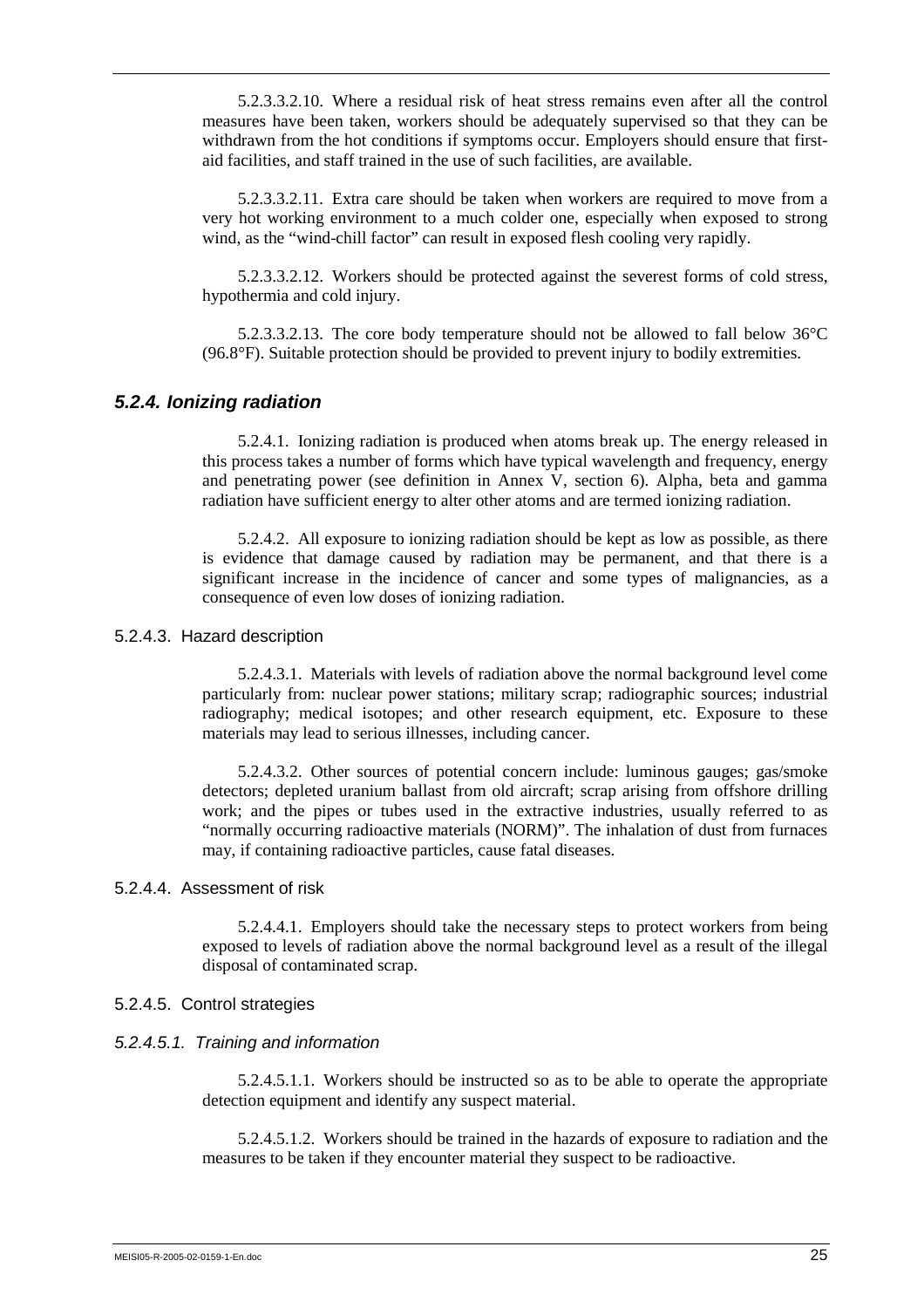5.2.3.3.2.10. Where a residual risk of heat stress remains even after all the control measures have been taken, workers should be adequately supervised so that they can be withdrawn from the hot conditions if symptoms occur. Employers should ensure that first-aid facilities, and staff trained in the use of such facilities, are available.

5.2.3.3.2.11. Extra care should be taken when workers are required to move from a very hot working environment to a much colder one, especially when exposed to strong wind, as the "wind-chill factor" can result in exposed flesh cooling very rapidly.

5.2.3.3.2.12. Workers should be protected against the severest forms of cold stress, hypothermia and cold injury.

5.2.3.3.2.13. The core body temperature should not be allowed to fall below 36°C (96.8°F). Suitable protection should be provided to prevent injury to bodily extremities.

## *5.2.4. Ionizing radiation*

5.2.4.1. Ionizing radiation is produced when atoms break up. The energy released in this process takes a number of forms which have typical wavelength and frequency, energy and penetrating power (see definition in Annex V, section 6). Alpha, beta and gamma radiation have sufficient energy to alter other atoms and are termed ionizing radiation.

5.2.4.2. All exposure to ionizing radiation should be kept as low as possible, as there is evidence that damage caused by radiation may be permanent, and that there is a significant increase in the incidence of cancer and some types of malignancies, as a consequence of even low doses of ionizing radiation.

### 5.2.4.3. Hazard description

5.2.4.3.1. Materials with levels of radiation above the normal background level come particularly from: nuclear power stations; military scrap; radiographic sources; industrial radiography; medical isotopes; and other research equipment, etc. Exposure to these materials may lead to serious illnesses, including cancer.

5.2.4.3.2. Other sources of potential concern include: luminous gauges; gas/smoke detectors; depleted uranium ballast from old aircraft; scrap arising from offshore drilling work; and the pipes or tubes used in the extractive industries, usually referred to as "normally occurring radioactive materials (NORM)". The inhalation of dust from furnaces may, if containing radioactive particles, cause fatal diseases.

### 5.2.4.4. Assessment of risk

5.2.4.4.1. Employers should take the necessary steps to protect workers from being exposed to levels of radiation above the normal background level as a result of the illegal disposal of contaminated scrap.

### 5.2.4.5. Control strategies

#### *5.2.4.5.1. Training and information*

5.2.4.5.1.1. Workers should be instructed so as to be able to operate the appropriate detection equipment and identify any suspect material.

5.2.4.5.1.2. Workers should be trained in the hazards of exposure to radiation and the measures to be taken if they encounter material they suspect to be radioactive.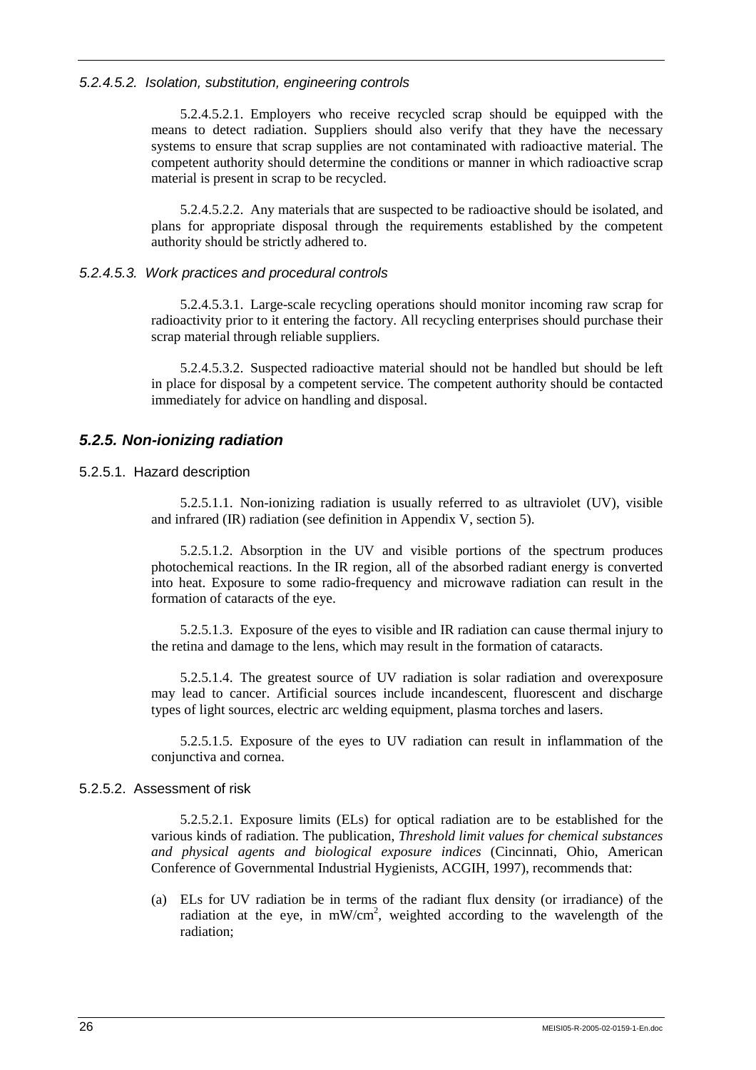*5.2.4.5.2. Isolation, substitution, engineering controls*

5.2.4.5.2.1. Employers who receive recycled scrap should be equipped with the means to detect radiation. Suppliers should also verify that they have the necessary systems to ensure that scrap supplies are not contaminated with radioactive material. The competent authority should determine the conditions or manner in which radioactive scrap material is present in scrap to be recycled.

5.2.4.5.2.2. Any materials that are suspected to be radioactive should be isolated, and plans for appropriate disposal through the requirements established by the competent authority should be strictly adhered to.

*5.2.4.5.3. Work practices and procedural controls*

5.2.4.5.3.1. Large-scale recycling operations should monitor incoming raw scrap for radioactivity prior to it entering the factory. All recycling enterprises should purchase their scrap material through reliable suppliers.

5.2.4.5.3.2. Suspected radioactive material should not be handled but should be left in place for disposal by a competent service. The competent authority should be contacted immediately for advice on handling and disposal.

## *5.2.5. Non-ionizing radiation*

### 5.2.5.1. Hazard description

5.2.5.1.1. Non-ionizing radiation is usually referred to as ultraviolet (UV), visible and infrared (IR) radiation (see definition in Appendix V, section 5).

5.2.5.1.2. Absorption in the UV and visible portions of the spectrum produces photochemical reactions. In the IR region, all of the absorbed radiant energy is converted into heat. Exposure to some radio-frequency and microwave radiation can result in the formation of cataracts of the eye.

5.2.5.1.3. Exposure of the eyes to visible and IR radiation can cause thermal injury to the retina and damage to the lens, which may result in the formation of cataracts.

5.2.5.1.4. The greatest source of UV radiation is solar radiation and overexposure may lead to cancer. Artificial sources include incandescent, fluorescent and discharge types of light sources, electric arc welding equipment, plasma torches and lasers.

5.2.5.1.5. Exposure of the eyes to UV radiation can result in inflammation of the conjunctiva and cornea.

### 5.2.5.2. Assessment of risk

5.2.5.2.1. Exposure limits (ELs) for optical radiation are to be established for the various kinds of radiation. The publication, *Threshold limit values for chemical substances and physical agents and biological exposure indices* (Cincinnati, Ohio, American Conference of Governmental Industrial Hygienists, ACGIH, 1997), recommends that:

(a) ELs for UV radiation be in terms of the radiant flux density (or irradiance) of the radiation at the eye, in $mW/cm^2$, weighted according to the wavelength of the radiation;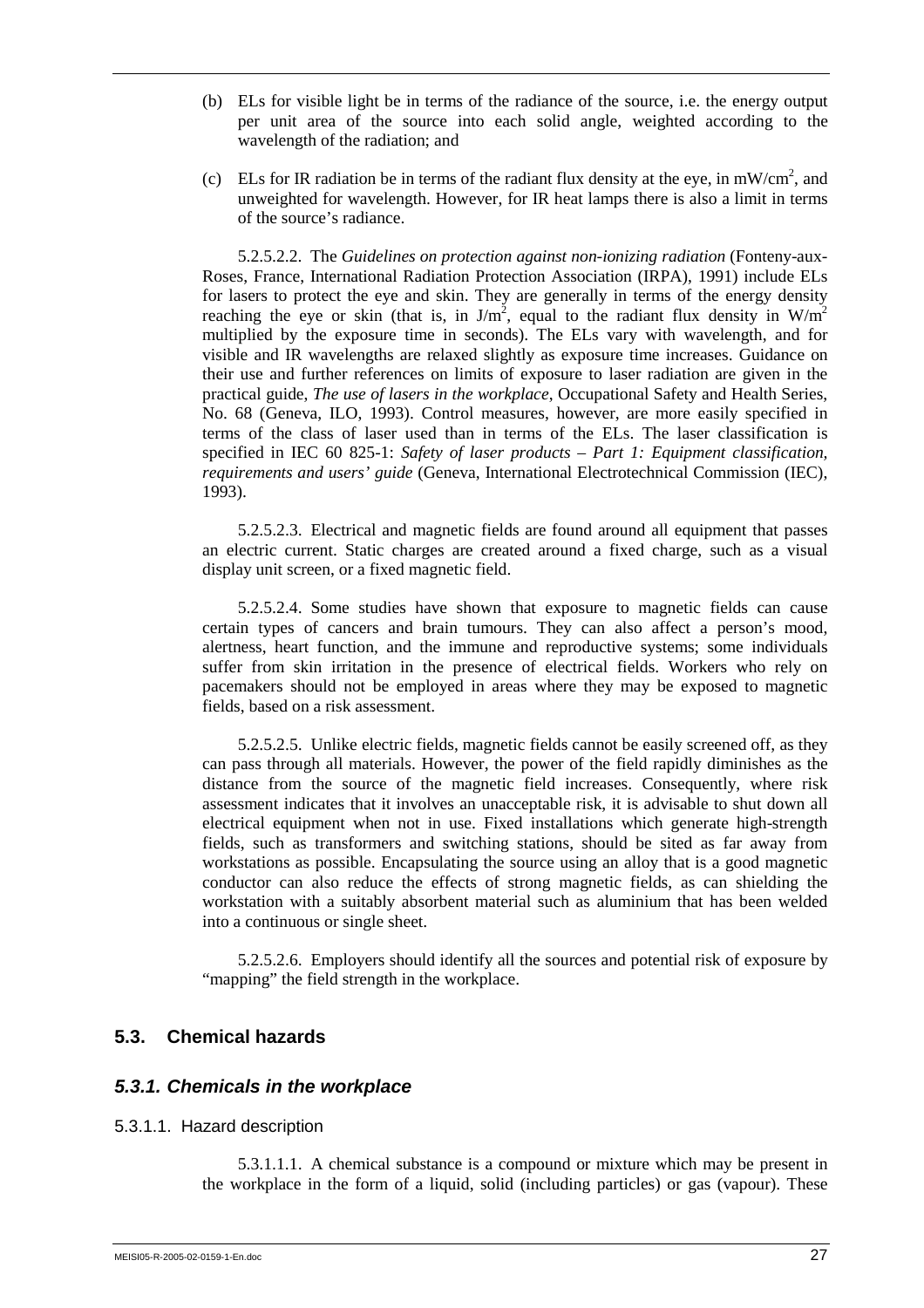(b) ELs for visible light be in terms of the radiance of the source, i.e. the energy output per unit area of the source into each solid angle, weighted according to the wavelength of the radiation; and

(c) ELs for IR radiation be in terms of the radiant flux density at the eye, in $mW/cm^2$, and unweighted for wavelength. However, for IR heat lamps there is also a limit in terms of the source's radiance.

5.2.5.2.2. The *Guidelines on protection against non-ionizing radiation* (Fonteny-aux-Roses, France, International Radiation Protection Association (IRPA), 1991) include ELs for lasers to protect the eye and skin. They are generally in terms of the energy density reaching the eye or skin (that is, in $J/m^2$, equal to the radiant flux density in $W/m^2$ multiplied by the exposure time in seconds). The ELs vary with wavelength, and for visible and IR wavelengths are relaxed slightly as exposure time increases. Guidance on their use and further references on limits of exposure to laser radiation are given in the practical guide, *The use of lasers in the workplace*, Occupational Safety and Health Series, No. 68 (Geneva, ILO, 1993). Control measures, however, are more easily specified in terms of the class of laser used than in terms of the ELs. The laser classification is specified in IEC 60 825-1: *Safety of laser products – Part 1: Equipment classification, requirements and users' guide* (Geneva, International Electrotechnical Commission (IEC), 1993).

5.2.5.2.3. Electrical and magnetic fields are found around all equipment that passes an electric current. Static charges are created around a fixed charge, such as a visual display unit screen, or a fixed magnetic field.

5.2.5.2.4. Some studies have shown that exposure to magnetic fields can cause certain types of cancers and brain tumours. They can also affect a person's mood, alertness, heart function, and the immune and reproductive systems; some individuals suffer from skin irritation in the presence of electrical fields. Workers who rely on pacemakers should not be employed in areas where they may be exposed to magnetic fields, based on a risk assessment.

5.2.5.2.5. Unlike electric fields, magnetic fields cannot be easily screened off, as they can pass through all materials. However, the power of the field rapidly diminishes as the distance from the source of the magnetic field increases. Consequently, where risk assessment indicates that it involves an unacceptable risk, it is advisable to shut down all electrical equipment when not in use. Fixed installations which generate high-strength fields, such as transformers and switching stations, should be sited as far away from workstations as possible. Encapsulating the source using an alloy that is a good magnetic conductor can also reduce the effects of strong magnetic fields, as can shielding the workstation with a suitably absorbent material such as aluminium that has been welded into a continuous or single sheet.

5.2.5.2.6. Employers should identify all the sources and potential risk of exposure by "mapping" the field strength in the workplace.

## 5.3. Chemical hazards

### *5.3.1. Chemicals in the workplace*

#### 5.3.1.1. Hazard description

5.3.1.1.1. A chemical substance is a compound or mixture which may be present in the workplace in the form of a liquid, solid (including particles) or gas (vapour). These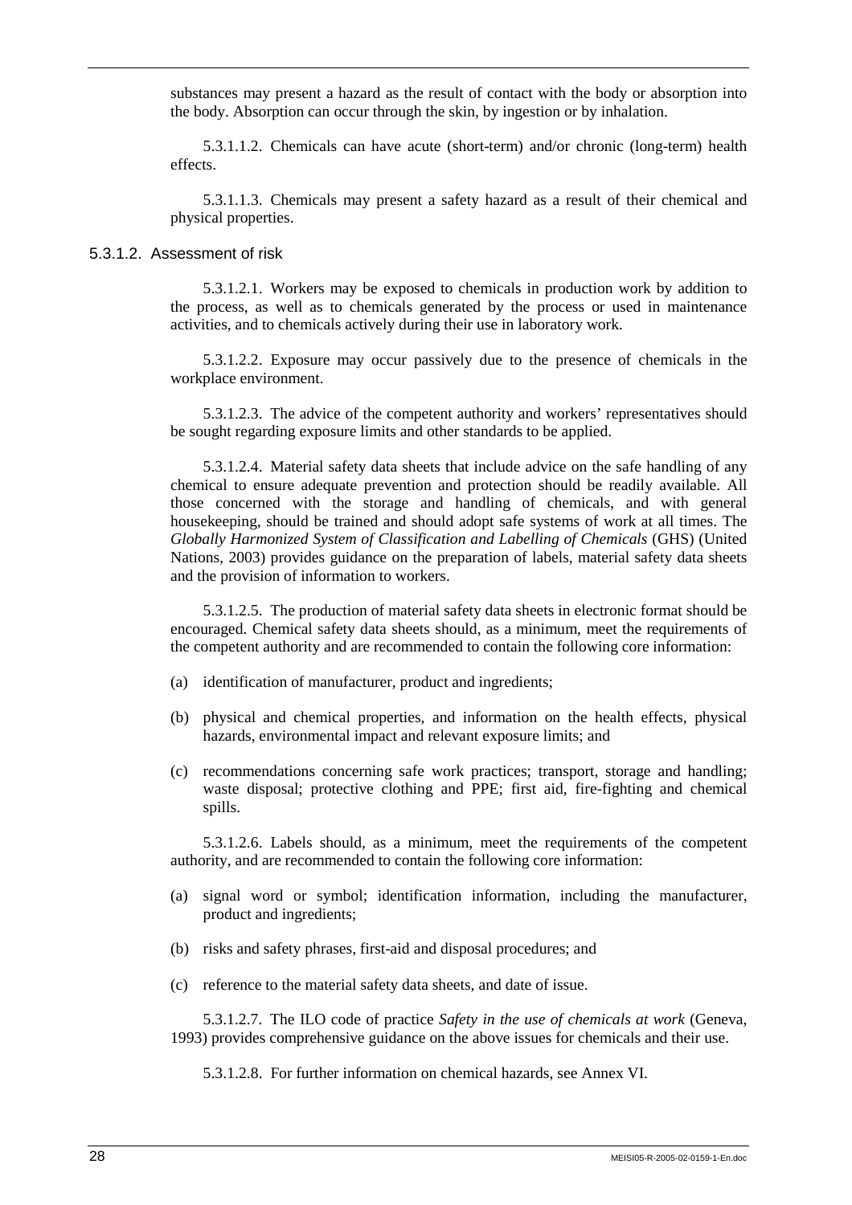substances may present a hazard as the result of contact with the body or absorption into the body. Absorption can occur through the skin, by ingestion or by inhalation.

5.3.1.1.2. Chemicals can have acute (short-term) and/or chronic (long-term) health effects.

5.3.1.1.3. Chemicals may present a safety hazard as a result of their chemical and physical properties.

#### 5.3.1.2. Assessment of risk

5.3.1.2.1. Workers may be exposed to chemicals in production work by addition to the process, as well as to chemicals generated by the process or used in maintenance activities, and to chemicals actively during their use in laboratory work.

5.3.1.2.2. Exposure may occur passively due to the presence of chemicals in the workplace environment.

5.3.1.2.3. The advice of the competent authority and workers' representatives should be sought regarding exposure limits and other standards to be applied.

5.3.1.2.4. Material safety data sheets that include advice on the safe handling of any chemical to ensure adequate prevention and protection should be readily available. All those concerned with the storage and handling of chemicals, and with general housekeeping, should be trained and should adopt safe systems of work at all times. The *Globally Harmonized System of Classification and Labelling of Chemicals* (GHS) (United Nations, 2003) provides guidance on the preparation of labels, material safety data sheets and the provision of information to workers.

5.3.1.2.5. The production of material safety data sheets in electronic format should be encouraged. Chemical safety data sheets should, as a minimum, meet the requirements of the competent authority and are recommended to contain the following core information:

(a) identification of manufacturer, product and ingredients;

(b) physical and chemical properties, and information on the health effects, physical hazards, environmental impact and relevant exposure limits; and

(c) recommendations concerning safe work practices; transport, storage and handling; waste disposal; protective clothing and PPE; first aid, fire-fighting and chemical spills.

5.3.1.2.6. Labels should, as a minimum, meet the requirements of the competent authority, and are recommended to contain the following core information:

(a) signal word or symbol; identification information, including the manufacturer, product and ingredients;

(b) risks and safety phrases, first-aid and disposal procedures; and

(c) reference to the material safety data sheets, and date of issue.

5.3.1.2.7. The ILO code of practice *Safety in the use of chemicals at work* (Geneva, 1993) provides comprehensive guidance on the above issues for chemicals and their use.

5.3.1.2.8. For further information on chemical hazards, see Annex VI.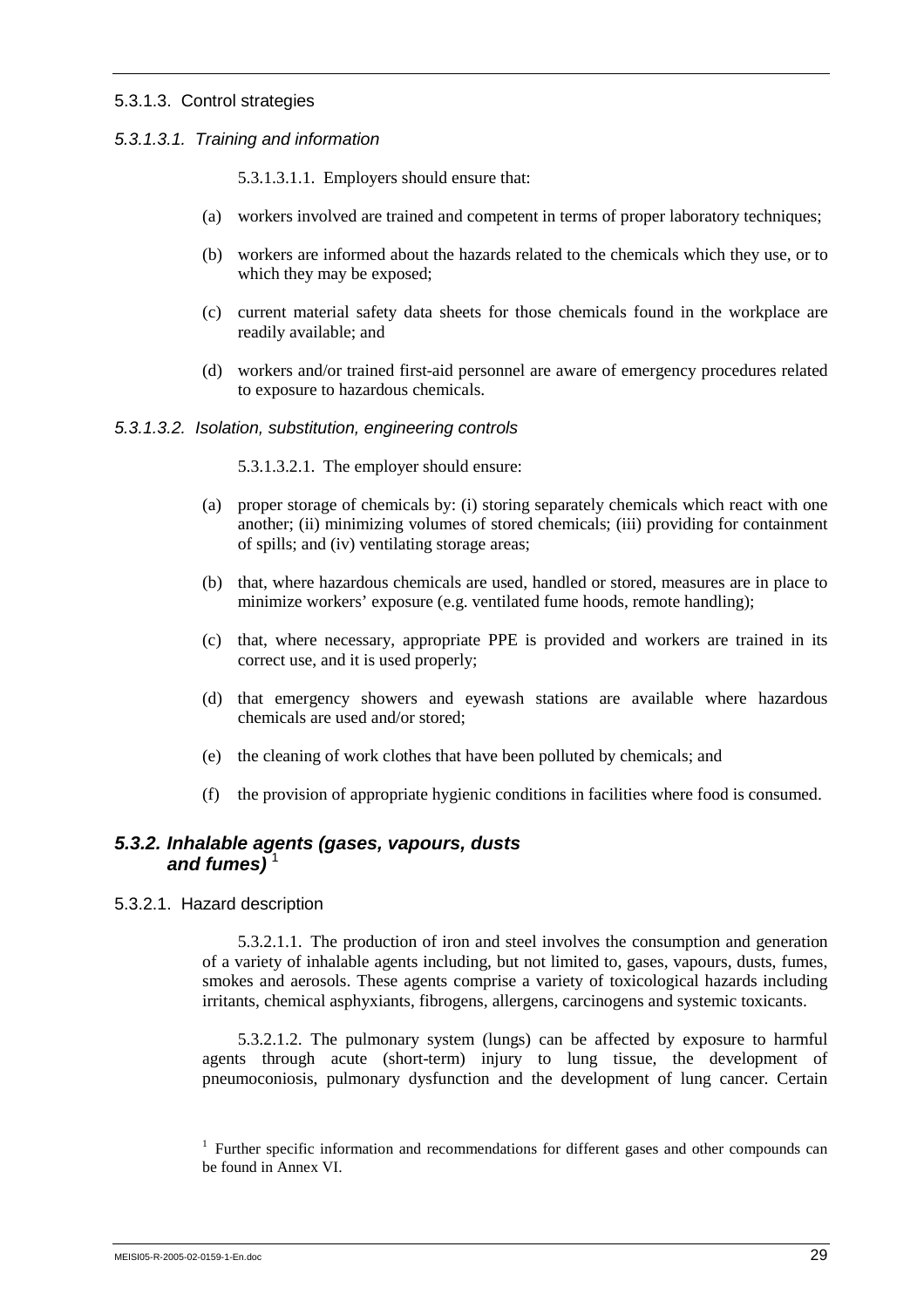#### 5.3.1.3. Control strategies

##### *5.3.1.3.1. Training and information*

5.3.1.3.1.1. Employers should ensure that:

(a) workers involved are trained and competent in terms of proper laboratory techniques;

(b) workers are informed about the hazards related to the chemicals which they use, or to which they may be exposed;

(c) current material safety data sheets for those chemicals found in the workplace are readily available; and

(d) workers and/or trained first-aid personnel are aware of emergency procedures related to exposure to hazardous chemicals.

##### *5.3.1.3.2. Isolation, substitution, engineering controls*

5.3.1.3.2.1. The employer should ensure:

(a) proper storage of chemicals by: (i) storing separately chemicals which react with one another; (ii) minimizing volumes of stored chemicals; (iii) providing for containment of spills; and (iv) ventilating storage areas;

(b) that, where hazardous chemicals are used, handled or stored, measures are in place to minimize workers' exposure (e.g. ventilated fume hoods, remote handling);

(c) that, where necessary, appropriate PPE is provided and workers are trained in its correct use, and it is used properly;

(d) that emergency showers and eyewash stations are available where hazardous chemicals are used and/or stored;

(e) the cleaning of work clothes that have been polluted by chemicals; and

(f) the provision of appropriate hygienic conditions in facilities where food is consumed.

### *5.3.2. Inhalable agents (gases, vapours, dusts and fumes)* [1]

#### 5.3.2.1. Hazard description

5.3.2.1.1. The production of iron and steel involves the consumption and generation of a variety of inhalable agents including, but not limited to, gases, vapours, dusts, fumes, smokes and aerosols. These agents comprise a variety of toxicological hazards including irritants, chemical asphyxiants, fibrogens, allergens, carcinogens and systemic toxicants.

5.3.2.1.2. The pulmonary system (lungs) can be affected by exposure to harmful agents through acute (short-term) injury to lung tissue, the development of pneumoconiosis, pulmonary dysfunction and the development of lung cancer. Certain

[1] Further specific information and recommendations for different gases and other compounds can be found in Annex VI.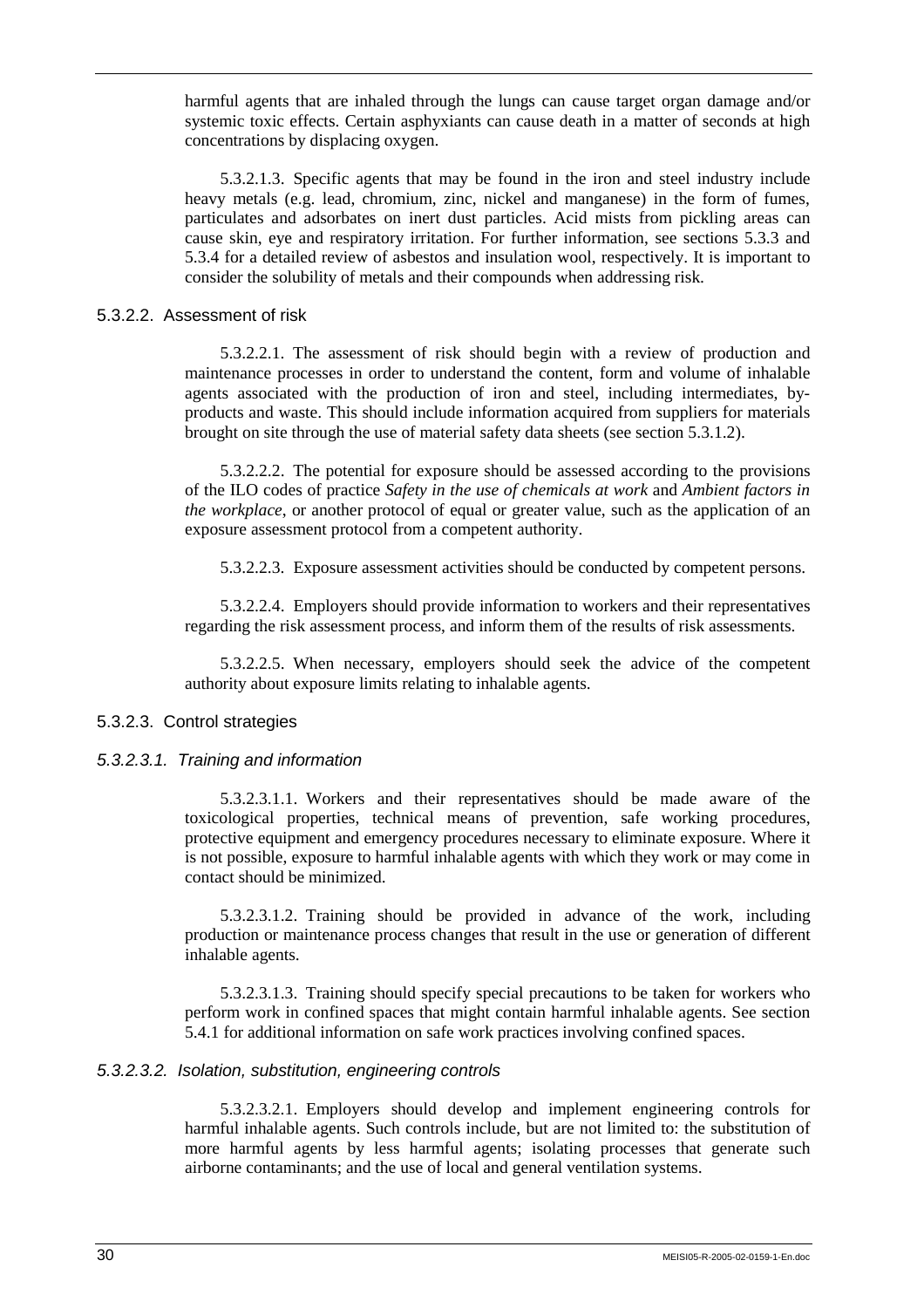harmful agents that are inhaled through the lungs can cause target organ damage and/or systemic toxic effects. Certain asphyxiants can cause death in a matter of seconds at high concentrations by displacing oxygen.

5.3.2.1.3. Specific agents that may be found in the iron and steel industry include heavy metals (e.g. lead, chromium, zinc, nickel and manganese) in the form of fumes, particulates and adsorbates on inert dust particles. Acid mists from pickling areas can cause skin, eye and respiratory irritation. For further information, see sections 5.3.3 and 5.3.4 for a detailed review of asbestos and insulation wool, respectively. It is important to consider the solubility of metals and their compounds when addressing risk.

### 5.3.2.2. Assessment of risk

5.3.2.2.1. The assessment of risk should begin with a review of production and maintenance processes in order to understand the content, form and volume of inhalable agents associated with the production of iron and steel, including intermediates, by-products and waste. This should include information acquired from suppliers for materials brought on site through the use of material safety data sheets (see section 5.3.1.2).

5.3.2.2.2. The potential for exposure should be assessed according to the provisions of the ILO codes of practice *Safety in the use of chemicals at work* and *Ambient factors in the workplace*, or another protocol of equal or greater value, such as the application of an exposure assessment protocol from a competent authority.

5.3.2.2.3. Exposure assessment activities should be conducted by competent persons.

5.3.2.2.4. Employers should provide information to workers and their representatives regarding the risk assessment process, and inform them of the results of risk assessments.

5.3.2.2.5. When necessary, employers should seek the advice of the competent authority about exposure limits relating to inhalable agents.

### 5.3.2.3. Control strategies

#### *5.3.2.3.1. Training and information*

5.3.2.3.1.1. Workers and their representatives should be made aware of the toxicological properties, technical means of prevention, safe working procedures, protective equipment and emergency procedures necessary to eliminate exposure. Where it is not possible, exposure to harmful inhalable agents with which they work or may come in contact should be minimized.

5.3.2.3.1.2. Training should be provided in advance of the work, including production or maintenance process changes that result in the use or generation of different inhalable agents.

5.3.2.3.1.3. Training should specify special precautions to be taken for workers who perform work in confined spaces that might contain harmful inhalable agents. See section 5.4.1 for additional information on safe work practices involving confined spaces.

#### *5.3.2.3.2. Isolation, substitution, engineering controls*

5.3.2.3.2.1. Employers should develop and implement engineering controls for harmful inhalable agents. Such controls include, but are not limited to: the substitution of more harmful agents by less harmful agents; isolating processes that generate such airborne contaminants; and the use of local and general ventilation systems.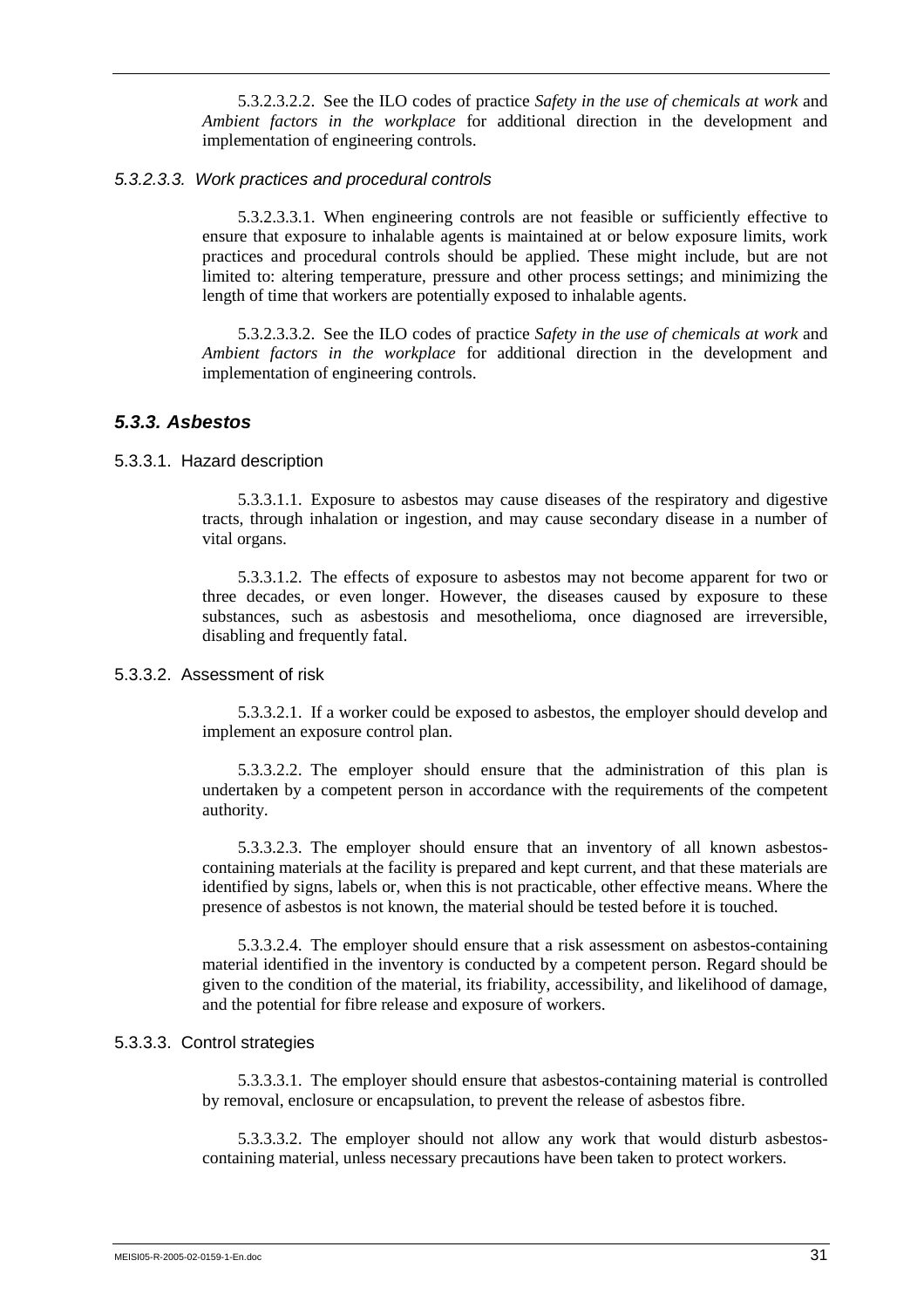5.3.2.3.2.2. See the ILO codes of practice *Safety in the use of chemicals at work* and *Ambient factors in the workplace* for additional direction in the development and implementation of engineering controls.

#### *5.3.2.3.3. Work practices and procedural controls*

5.3.2.3.3.1. When engineering controls are not feasible or sufficiently effective to ensure that exposure to inhalable agents is maintained at or below exposure limits, work practices and procedural controls should be applied. These might include, but are not limited to: altering temperature, pressure and other process settings; and minimizing the length of time that workers are potentially exposed to inhalable agents.

5.3.2.3.3.2. See the ILO codes of practice *Safety in the use of chemicals at work* and *Ambient factors in the workplace* for additional direction in the development and implementation of engineering controls.

## *5.3.3. Asbestos*

### 5.3.3.1. Hazard description

5.3.3.1.1. Exposure to asbestos may cause diseases of the respiratory and digestive tracts, through inhalation or ingestion, and may cause secondary disease in a number of vital organs.

5.3.3.1.2. The effects of exposure to asbestos may not become apparent for two or three decades, or even longer. However, the diseases caused by exposure to these substances, such as asbestosis and mesothelioma, once diagnosed are irreversible, disabling and frequently fatal.

### 5.3.3.2. Assessment of risk

5.3.3.2.1. If a worker could be exposed to asbestos, the employer should develop and implement an exposure control plan.

5.3.3.2.2. The employer should ensure that the administration of this plan is undertaken by a competent person in accordance with the requirements of the competent authority.

5.3.3.2.3. The employer should ensure that an inventory of all known asbestos-containing materials at the facility is prepared and kept current, and that these materials are identified by signs, labels or, when this is not practicable, other effective means. Where the presence of asbestos is not known, the material should be tested before it is touched.

5.3.3.2.4. The employer should ensure that a risk assessment on asbestos-containing material identified in the inventory is conducted by a competent person. Regard should be given to the condition of the material, its friability, accessibility, and likelihood of damage, and the potential for fibre release and exposure of workers.

### 5.3.3.3. Control strategies

5.3.3.3.1. The employer should ensure that asbestos-containing material is controlled by removal, enclosure or encapsulation, to prevent the release of asbestos fibre.

5.3.3.3.2. The employer should not allow any work that would disturb asbestos-containing material, unless necessary precautions have been taken to protect workers.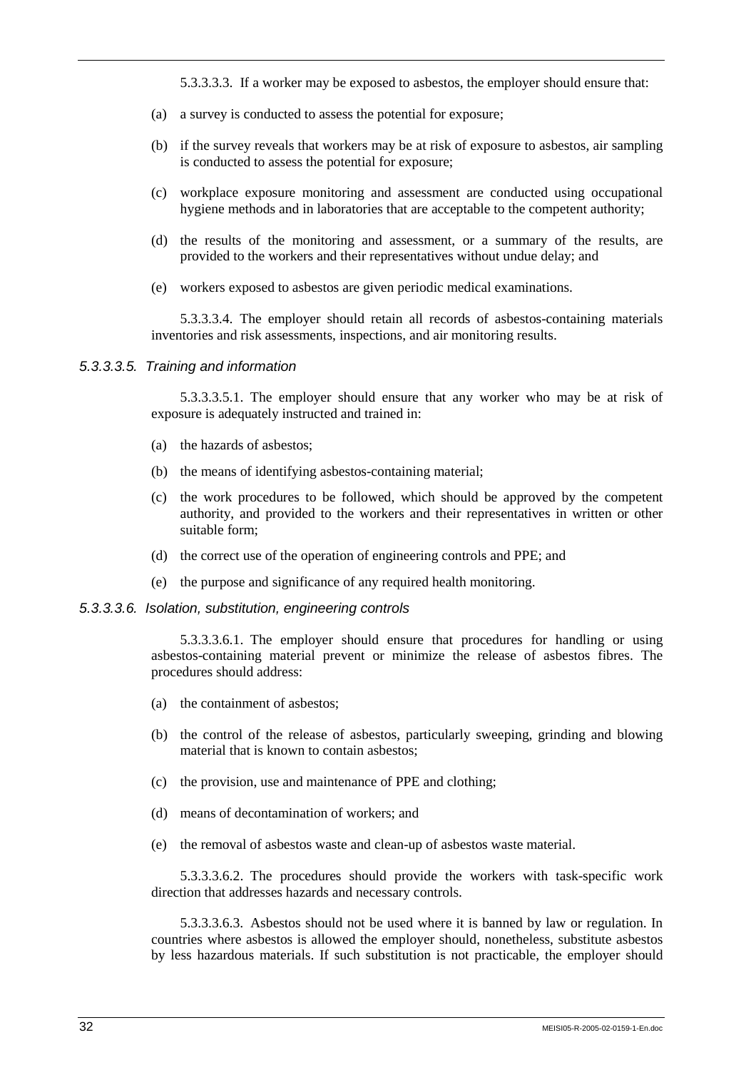5.3.3.3.3. If a worker may be exposed to asbestos, the employer should ensure that:

(a) a survey is conducted to assess the potential for exposure;

(b) if the survey reveals that workers may be at risk of exposure to asbestos, air sampling is conducted to assess the potential for exposure;

(c) workplace exposure monitoring and assessment are conducted using occupational hygiene methods and in laboratories that are acceptable to the competent authority;

(d) the results of the monitoring and assessment, or a summary of the results, are provided to the workers and their representatives without undue delay; and

(e) workers exposed to asbestos are given periodic medical examinations.

5.3.3.3.4. The employer should retain all records of asbestos-containing materials inventories and risk assessments, inspections, and air monitoring results.

*5.3.3.3.5. Training and information*

5.3.3.3.5.1. The employer should ensure that any worker who may be at risk of exposure is adequately instructed and trained in:

(a) the hazards of asbestos;

(b) the means of identifying asbestos-containing material;

(c) the work procedures to be followed, which should be approved by the competent authority, and provided to the workers and their representatives in written or other suitable form;

(d) the correct use of the operation of engineering controls and PPE; and

(e) the purpose and significance of any required health monitoring.

*5.3.3.3.6. Isolation, substitution, engineering controls*

5.3.3.3.6.1. The employer should ensure that procedures for handling or using asbestos-containing material prevent or minimize the release of asbestos fibres. The procedures should address:

(a) the containment of asbestos;

(b) the control of the release of asbestos, particularly sweeping, grinding and blowing material that is known to contain asbestos;

(c) the provision, use and maintenance of PPE and clothing;

(d) means of decontamination of workers; and

(e) the removal of asbestos waste and clean-up of asbestos waste material.

5.3.3.3.6.2. The procedures should provide the workers with task-specific work direction that addresses hazards and necessary controls.

5.3.3.3.6.3. Asbestos should not be used where it is banned by law or regulation. In countries where asbestos is allowed the employer should, nonetheless, substitute asbestos by less hazardous materials. If such substitution is not practicable, the employer should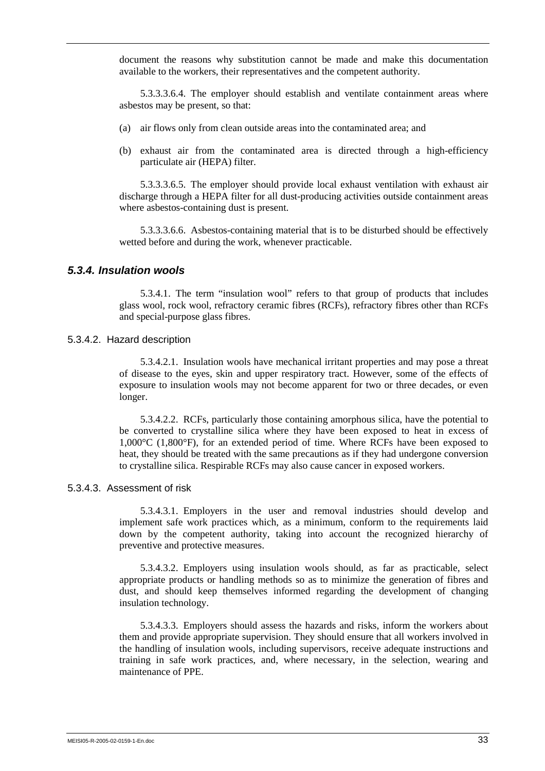document the reasons why substitution cannot be made and make this documentation available to the workers, their representatives and the competent authority.

5.3.3.3.6.4. The employer should establish and ventilate containment areas where asbestos may be present, so that:

(a) air flows only from clean outside areas into the contaminated area; and

(b) exhaust air from the contaminated area is directed through a high-efficiency particulate air (HEPA) filter.

5.3.3.3.6.5. The employer should provide local exhaust ventilation with exhaust air discharge through a HEPA filter for all dust-producing activities outside containment areas where asbestos-containing dust is present.

5.3.3.3.6.6. Asbestos-containing material that is to be disturbed should be effectively wetted before and during the work, whenever practicable.

### *5.3.4. Insulation wools*

5.3.4.1. The term "insulation wool" refers to that group of products that includes glass wool, rock wool, refractory ceramic fibres (RCFs), refractory fibres other than RCFs and special-purpose glass fibres.

#### 5.3.4.2. Hazard description

5.3.4.2.1. Insulation wools have mechanical irritant properties and may pose a threat of disease to the eyes, skin and upper respiratory tract. However, some of the effects of exposure to insulation wools may not become apparent for two or three decades, or even longer.

5.3.4.2.2. RCFs, particularly those containing amorphous silica, have the potential to be converted to crystalline silica where they have been exposed to heat in excess of 1,000°C (1,800°F), for an extended period of time. Where RCFs have been exposed to heat, they should be treated with the same precautions as if they had undergone conversion to crystalline silica. Respirable RCFs may also cause cancer in exposed workers.

#### 5.3.4.3. Assessment of risk

5.3.4.3.1. Employers in the user and removal industries should develop and implement safe work practices which, as a minimum, conform to the requirements laid down by the competent authority, taking into account the recognized hierarchy of preventive and protective measures.

5.3.4.3.2. Employers using insulation wools should, as far as practicable, select appropriate products or handling methods so as to minimize the generation of fibres and dust, and should keep themselves informed regarding the development of changing insulation technology.

5.3.4.3.3. Employers should assess the hazards and risks, inform the workers about them and provide appropriate supervision. They should ensure that all workers involved in the handling of insulation wools, including supervisors, receive adequate instructions and training in safe work practices, and, where necessary, in the selection, wearing and maintenance of PPE.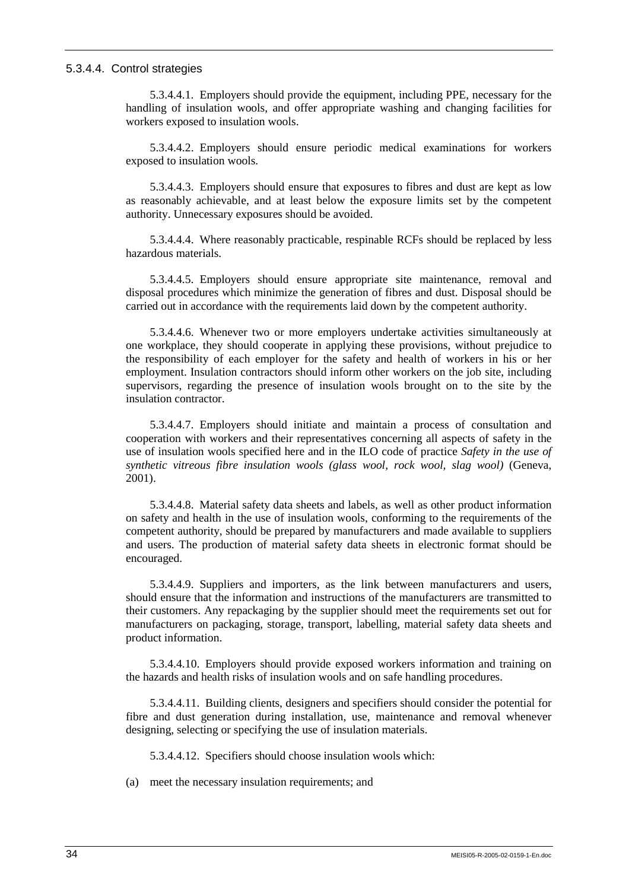#### 5.3.4.4. Control strategies

5.3.4.4.1. Employers should provide the equipment, including PPE, necessary for the handling of insulation wools, and offer appropriate washing and changing facilities for workers exposed to insulation wools.

5.3.4.4.2. Employers should ensure periodic medical examinations for workers exposed to insulation wools.

5.3.4.4.3. Employers should ensure that exposures to fibres and dust are kept as low as reasonably achievable, and at least below the exposure limits set by the competent authority. Unnecessary exposures should be avoided.

5.3.4.4.4. Where reasonably practicable, respinable RCFs should be replaced by less hazardous materials.

5.3.4.4.5. Employers should ensure appropriate site maintenance, removal and disposal procedures which minimize the generation of fibres and dust. Disposal should be carried out in accordance with the requirements laid down by the competent authority.

5.3.4.4.6. Whenever two or more employers undertake activities simultaneously at one workplace, they should cooperate in applying these provisions, without prejudice to the responsibility of each employer for the safety and health of workers in his or her employment. Insulation contractors should inform other workers on the job site, including supervisors, regarding the presence of insulation wools brought on to the site by the insulation contractor.

5.3.4.4.7. Employers should initiate and maintain a process of consultation and cooperation with workers and their representatives concerning all aspects of safety in the use of insulation wools specified here and in the ILO code of practice *Safety in the use of synthetic vitreous fibre insulation wools (glass wool, rock wool, slag wool)* (Geneva, 2001).

5.3.4.4.8. Material safety data sheets and labels, as well as other product information on safety and health in the use of insulation wools, conforming to the requirements of the competent authority, should be prepared by manufacturers and made available to suppliers and users. The production of material safety data sheets in electronic format should be encouraged.

5.3.4.4.9. Suppliers and importers, as the link between manufacturers and users, should ensure that the information and instructions of the manufacturers are transmitted to their customers. Any repackaging by the supplier should meet the requirements set out for manufacturers on packaging, storage, transport, labelling, material safety data sheets and product information.

5.3.4.4.10. Employers should provide exposed workers information and training on the hazards and health risks of insulation wools and on safe handling procedures.

5.3.4.4.11. Building clients, designers and specifiers should consider the potential for fibre and dust generation during installation, use, maintenance and removal whenever designing, selecting or specifying the use of insulation materials.

5.3.4.4.12. Specifiers should choose insulation wools which:

(a) meet the necessary insulation requirements; and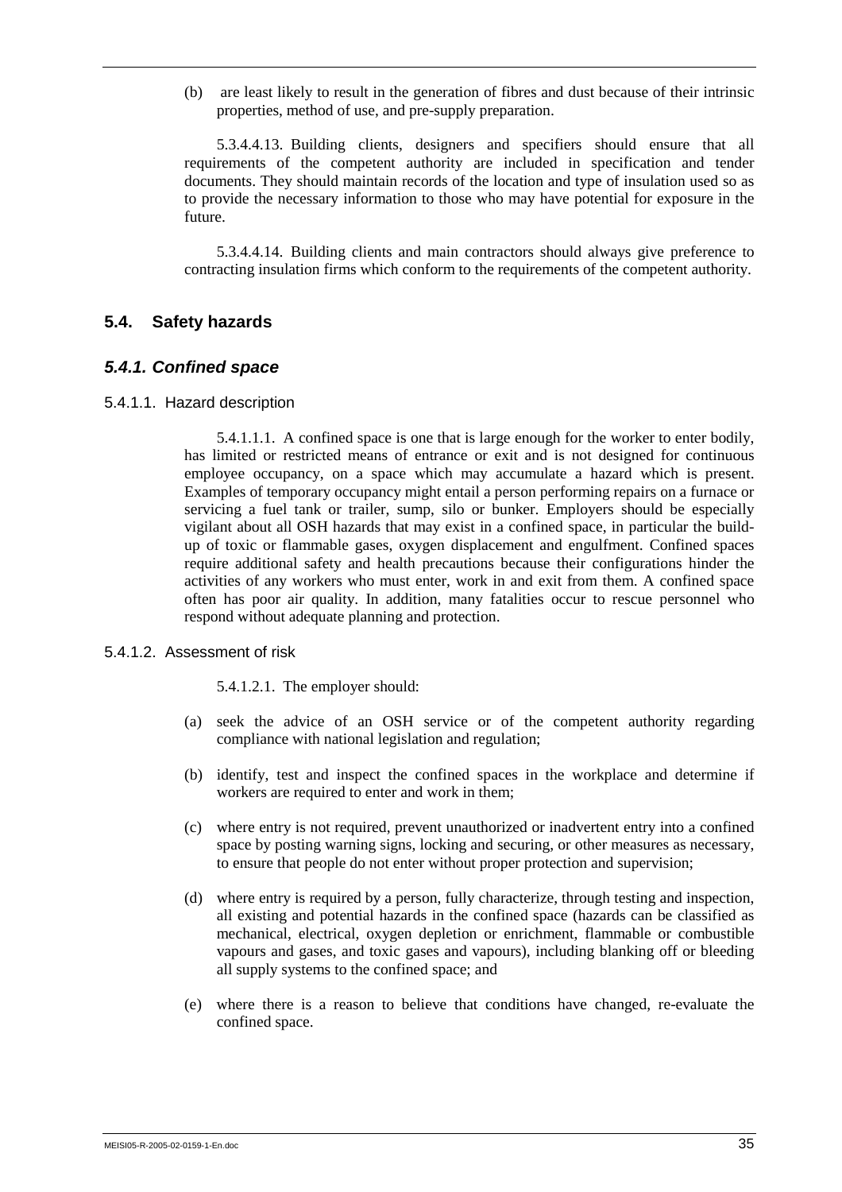(b) are least likely to result in the generation of fibres and dust because of their intrinsic properties, method of use, and pre-supply preparation.

5.3.4.4.13. Building clients, designers and specifiers should ensure that all requirements of the competent authority are included in specification and tender documents. They should maintain records of the location and type of insulation used so as to provide the necessary information to those who may have potential for exposure in the future.

5.3.4.4.14. Building clients and main contractors should always give preference to contracting insulation firms which conform to the requirements of the competent authority.

## 5.4. Safety hazards

### *5.4.1. Confined space*

#### 5.4.1.1. Hazard description

5.4.1.1.1. A confined space is one that is large enough for the worker to enter bodily, has limited or restricted means of entrance or exit and is not designed for continuous employee occupancy, on a space which may accumulate a hazard which is present. Examples of temporary occupancy might entail a person performing repairs on a furnace or servicing a fuel tank or trailer, sump, silo or bunker. Employers should be especially vigilant about all OSH hazards that may exist in a confined space, in particular the build-up of toxic or flammable gases, oxygen displacement and engulfment. Confined spaces require additional safety and health precautions because their configurations hinder the activities of any workers who must enter, work in and exit from them. A confined space often has poor air quality. In addition, many fatalities occur to rescue personnel who respond without adequate planning and protection.

#### 5.4.1.2. Assessment of risk

5.4.1.2.1. The employer should:

(a) seek the advice of an OSH service or of the competent authority regarding compliance with national legislation and regulation;

(b) identify, test and inspect the confined spaces in the workplace and determine if workers are required to enter and work in them;

(c) where entry is not required, prevent unauthorized or inadvertent entry into a confined space by posting warning signs, locking and securing, or other measures as necessary, to ensure that people do not enter without proper protection and supervision;

(d) where entry is required by a person, fully characterize, through testing and inspection, all existing and potential hazards in the confined space (hazards can be classified as mechanical, electrical, oxygen depletion or enrichment, flammable or combustible vapours and gases, and toxic gases and vapours), including blanking off or bleeding all supply systems to the confined space; and

(e) where there is a reason to believe that conditions have changed, re-evaluate the confined space.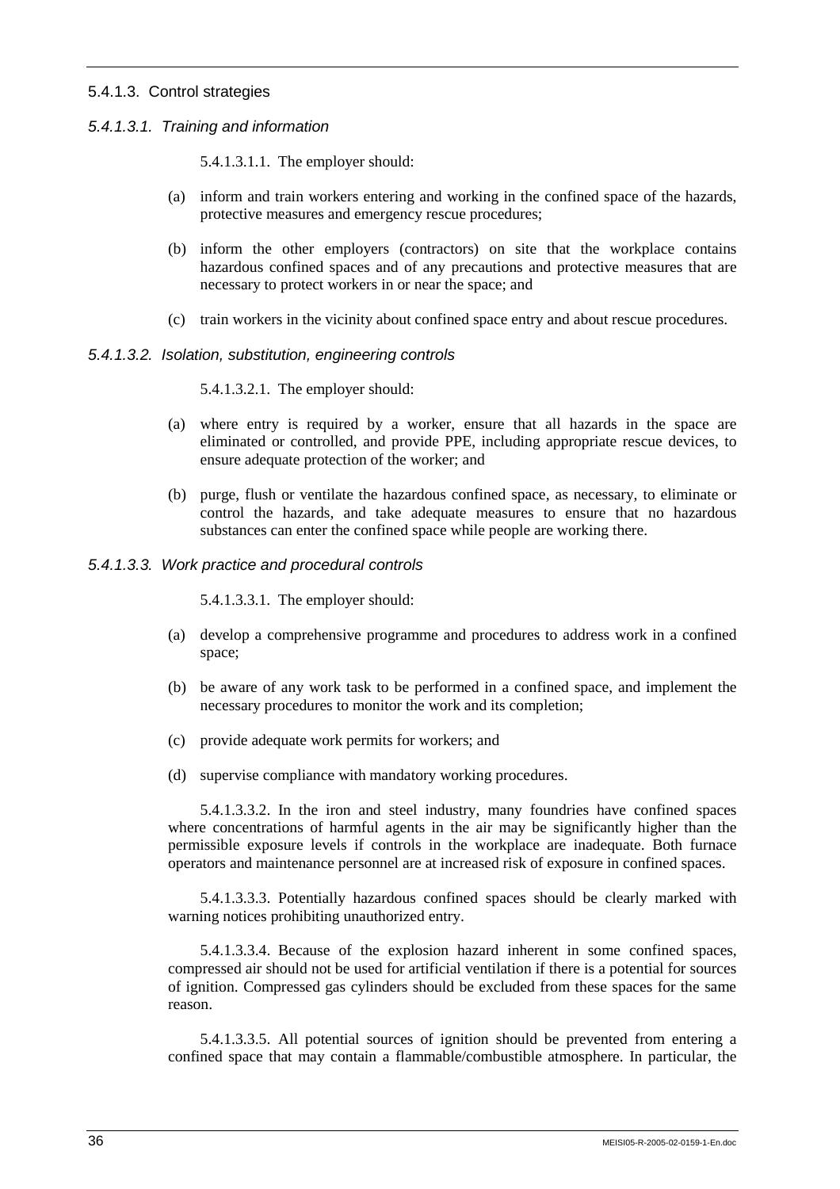### 5.4.1.3. Control strategies

#### *5.4.1.3.1. Training and information*

5.4.1.3.1.1. The employer should:

(a) inform and train workers entering and working in the confined space of the hazards, protective measures and emergency rescue procedures;

(b) inform the other employers (contractors) on site that the workplace contains hazardous confined spaces and of any precautions and protective measures that are necessary to protect workers in or near the space; and

(c) train workers in the vicinity about confined space entry and about rescue procedures.

#### *5.4.1.3.2. Isolation, substitution, engineering controls*

5.4.1.3.2.1. The employer should:

(a) where entry is required by a worker, ensure that all hazards in the space are eliminated or controlled, and provide PPE, including appropriate rescue devices, to ensure adequate protection of the worker; and

(b) purge, flush or ventilate the hazardous confined space, as necessary, to eliminate or control the hazards, and take adequate measures to ensure that no hazardous substances can enter the confined space while people are working there.

#### *5.4.1.3.3. Work practice and procedural controls*

5.4.1.3.3.1. The employer should:

(a) develop a comprehensive programme and procedures to address work in a confined space;

(b) be aware of any work task to be performed in a confined space, and implement the necessary procedures to monitor the work and its completion;

(c) provide adequate work permits for workers; and

(d) supervise compliance with mandatory working procedures.

5.4.1.3.3.2. In the iron and steel industry, many foundries have confined spaces where concentrations of harmful agents in the air may be significantly higher than the permissible exposure levels if controls in the workplace are inadequate. Both furnace operators and maintenance personnel are at increased risk of exposure in confined spaces.

5.4.1.3.3.3. Potentially hazardous confined spaces should be clearly marked with warning notices prohibiting unauthorized entry.

5.4.1.3.3.4. Because of the explosion hazard inherent in some confined spaces, compressed air should not be used for artificial ventilation if there is a potential for sources of ignition. Compressed gas cylinders should be excluded from these spaces for the same reason.

5.4.1.3.3.5. All potential sources of ignition should be prevented from entering a confined space that may contain a flammable/combustible atmosphere. In particular, the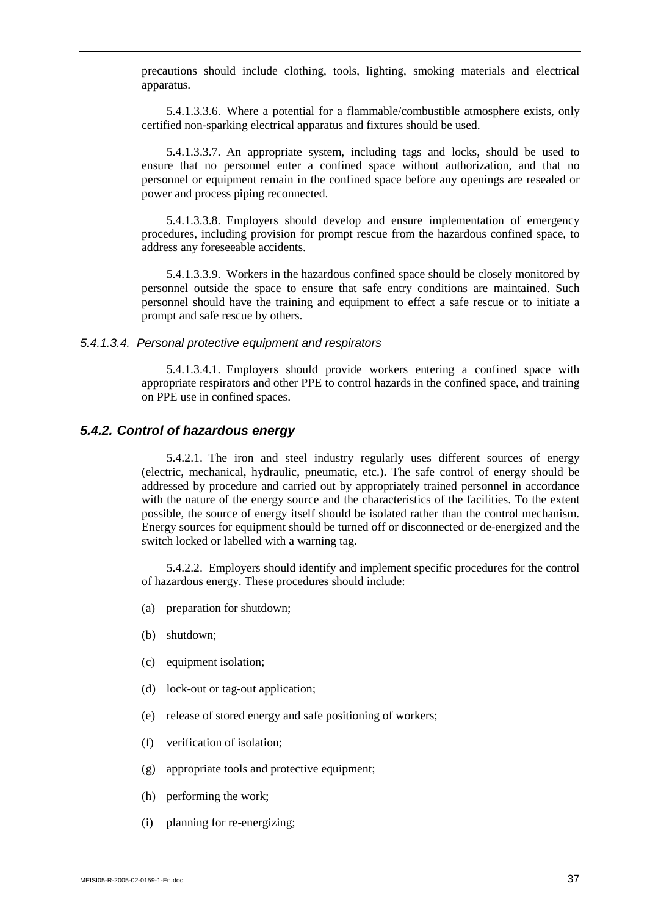precautions should include clothing, tools, lighting, smoking materials and electrical apparatus.

5.4.1.3.3.6. Where a potential for a flammable/combustible atmosphere exists, only certified non-sparking electrical apparatus and fixtures should be used.

5.4.1.3.3.7. An appropriate system, including tags and locks, should be used to ensure that no personnel enter a confined space without authorization, and that no personnel or equipment remain in the confined space before any openings are resealed or power and process piping reconnected.

5.4.1.3.3.8. Employers should develop and ensure implementation of emergency procedures, including provision for prompt rescue from the hazardous confined space, to address any foreseeable accidents.

5.4.1.3.3.9. Workers in the hazardous confined space should be closely monitored by personnel outside the space to ensure that safe entry conditions are maintained. Such personnel should have the training and equipment to effect a safe rescue or to initiate a prompt and safe rescue by others.

#### *5.4.1.3.4. Personal protective equipment and respirators*

5.4.1.3.4.1. Employers should provide workers entering a confined space with appropriate respirators and other PPE to control hazards in the confined space, and training on PPE use in confined spaces.

### *5.4.2. Control of hazardous energy*

5.4.2.1. The iron and steel industry regularly uses different sources of energy (electric, mechanical, hydraulic, pneumatic, etc.). The safe control of energy should be addressed by procedure and carried out by appropriately trained personnel in accordance with the nature of the energy source and the characteristics of the facilities. To the extent possible, the source of energy itself should be isolated rather than the control mechanism. Energy sources for equipment should be turned off or disconnected or de-energized and the switch locked or labelled with a warning tag.

5.4.2.2. Employers should identify and implement specific procedures for the control of hazardous energy. These procedures should include:

(a) preparation for shutdown;

(b) shutdown;

(c) equipment isolation;

(d) lock-out or tag-out application;

(e) release of stored energy and safe positioning of workers;

(f) verification of isolation;

(g) appropriate tools and protective equipment;

(h) performing the work;

(i) planning for re-energizing;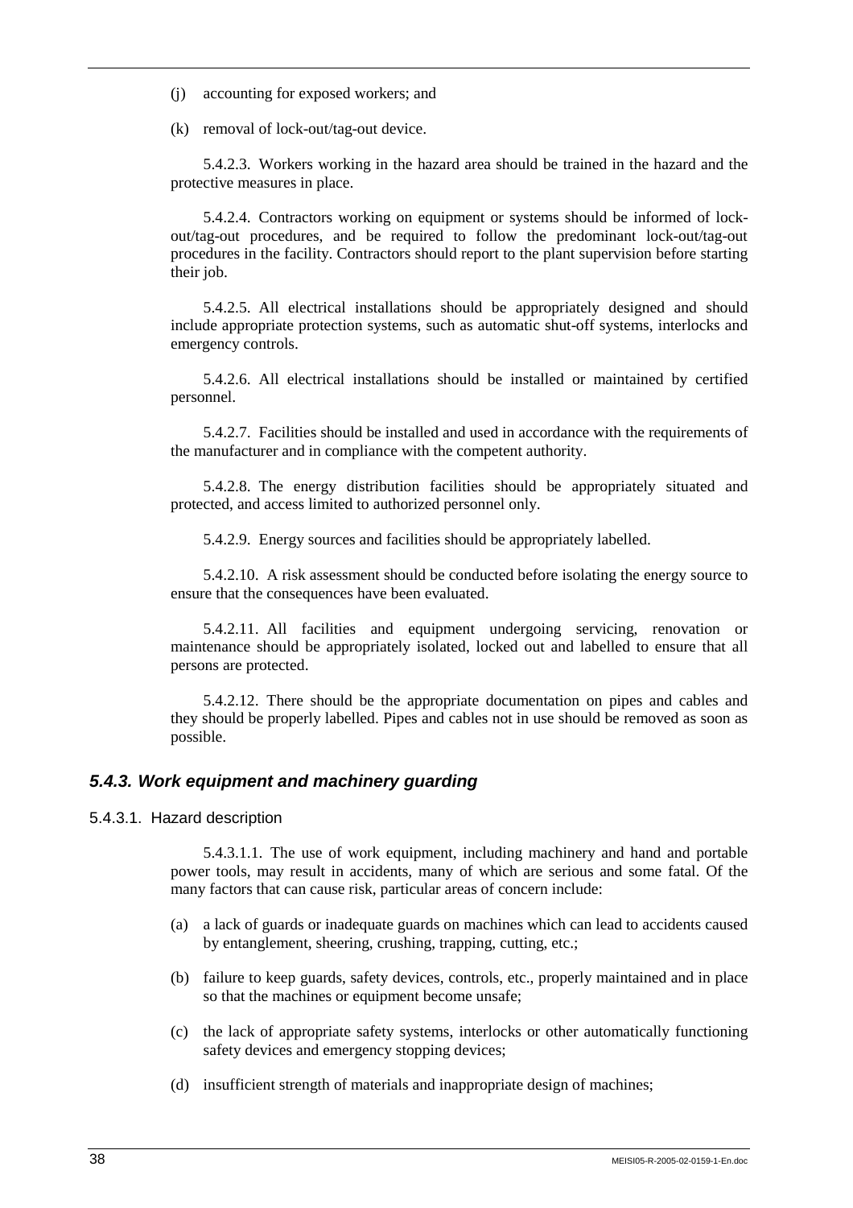(j) accounting for exposed workers; and

(k) removal of lock-out/tag-out device.

5.4.2.3. Workers working in the hazard area should be trained in the hazard and the protective measures in place.

5.4.2.4. Contractors working on equipment or systems should be informed of lock-out/tag-out procedures, and be required to follow the predominant lock-out/tag-out procedures in the facility. Contractors should report to the plant supervision before starting their job.

5.4.2.5. All electrical installations should be appropriately designed and should include appropriate protection systems, such as automatic shut-off systems, interlocks and emergency controls.

5.4.2.6. All electrical installations should be installed or maintained by certified personnel.

5.4.2.7. Facilities should be installed and used in accordance with the requirements of the manufacturer and in compliance with the competent authority.

5.4.2.8. The energy distribution facilities should be appropriately situated and protected, and access limited to authorized personnel only.

5.4.2.9. Energy sources and facilities should be appropriately labelled.

5.4.2.10. A risk assessment should be conducted before isolating the energy source to ensure that the consequences have been evaluated.

5.4.2.11. All facilities and equipment undergoing servicing, renovation or maintenance should be appropriately isolated, locked out and labelled to ensure that all persons are protected.

5.4.2.12. There should be the appropriate documentation on pipes and cables and they should be properly labelled. Pipes and cables not in use should be removed as soon as possible.

### *5.4.3. Work equipment and machinery guarding*

#### 5.4.3.1. Hazard description

5.4.3.1.1. The use of work equipment, including machinery and hand and portable power tools, may result in accidents, many of which are serious and some fatal. Of the many factors that can cause risk, particular areas of concern include:

(a) a lack of guards or inadequate guards on machines which can lead to accidents caused by entanglement, sheering, crushing, trapping, cutting, etc.;

(b) failure to keep guards, safety devices, controls, etc., properly maintained and in place so that the machines or equipment become unsafe;

(c) the lack of appropriate safety systems, interlocks or other automatically functioning safety devices and emergency stopping devices;

(d) insufficient strength of materials and inappropriate design of machines;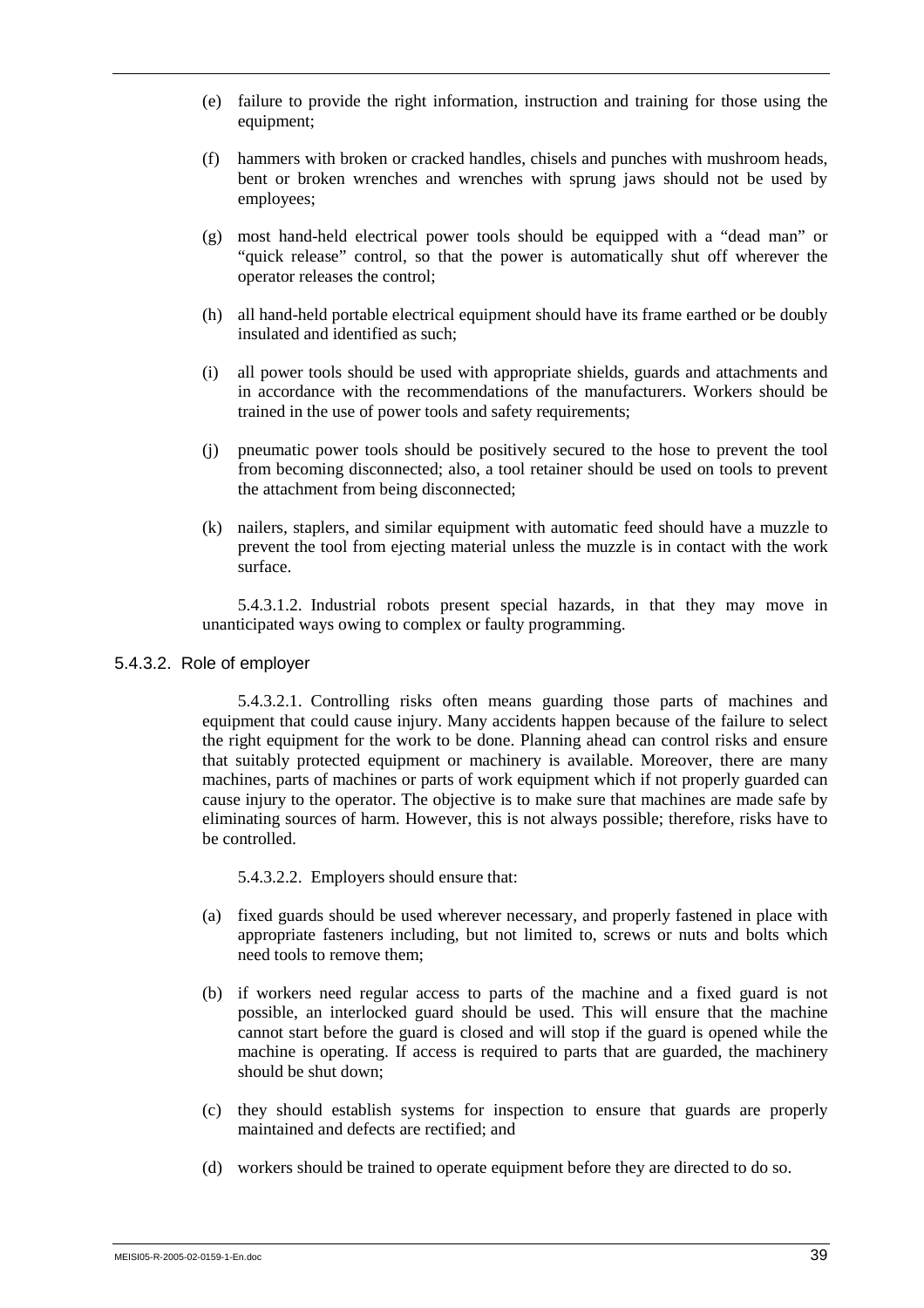(e) failure to provide the right information, instruction and training for those using the equipment;

(f) hammers with broken or cracked handles, chisels and punches with mushroom heads, bent or broken wrenches and wrenches with sprung jaws should not be used by employees;

(g) most hand-held electrical power tools should be equipped with a "dead man" or "quick release" control, so that the power is automatically shut off wherever the operator releases the control;

(h) all hand-held portable electrical equipment should have its frame earthed or be doubly insulated and identified as such;

(i) all power tools should be used with appropriate shields, guards and attachments and in accordance with the recommendations of the manufacturers. Workers should be trained in the use of power tools and safety requirements;

(j) pneumatic power tools should be positively secured to the hose to prevent the tool from becoming disconnected; also, a tool retainer should be used on tools to prevent the attachment from being disconnected;

(k) nailers, staplers, and similar equipment with automatic feed should have a muzzle to prevent the tool from ejecting material unless the muzzle is in contact with the work surface.

5.4.3.1.2. Industrial robots present special hazards, in that they may move in unanticipated ways owing to complex or faulty programming.

#### 5.4.3.2. Role of employer

5.4.3.2.1. Controlling risks often means guarding those parts of machines and equipment that could cause injury. Many accidents happen because of the failure to select the right equipment for the work to be done. Planning ahead can control risks and ensure that suitably protected equipment or machinery is available. Moreover, there are many machines, parts of machines or parts of work equipment which if not properly guarded can cause injury to the operator. The objective is to make sure that machines are made safe by eliminating sources of harm. However, this is not always possible; therefore, risks have to be controlled.

5.4.3.2.2. Employers should ensure that:

(a) fixed guards should be used wherever necessary, and properly fastened in place with appropriate fasteners including, but not limited to, screws or nuts and bolts which need tools to remove them;

(b) if workers need regular access to parts of the machine and a fixed guard is not possible, an interlocked guard should be used. This will ensure that the machine cannot start before the guard is closed and will stop if the guard is opened while the machine is operating. If access is required to parts that are guarded, the machinery should be shut down;

(c) they should establish systems for inspection to ensure that guards are properly maintained and defects are rectified; and

(d) workers should be trained to operate equipment before they are directed to do so.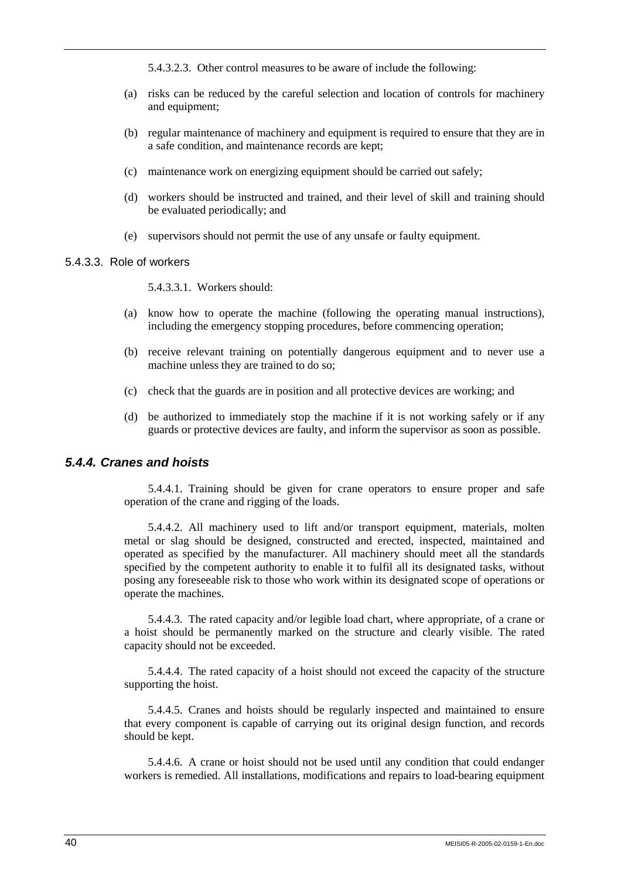5.4.3.2.3. Other control measures to be aware of include the following:

(a) risks can be reduced by the careful selection and location of controls for machinery and equipment;

(b) regular maintenance of machinery and equipment is required to ensure that they are in a safe condition, and maintenance records are kept;

(c) maintenance work on energizing equipment should be carried out safely;

(d) workers should be instructed and trained, and their level of skill and training should be evaluated periodically; and

(e) supervisors should not permit the use of any unsafe or faulty equipment.

5.4.3.3. Role of workers

5.4.3.3.1. Workers should:

(a) know how to operate the machine (following the operating manual instructions), including the emergency stopping procedures, before commencing operation;

(b) receive relevant training on potentially dangerous equipment and to never use a machine unless they are trained to do so;

(c) check that the guards are in position and all protective devices are working; and

(d) be authorized to immediately stop the machine if it is not working safely or if any guards or protective devices are faulty, and inform the supervisor as soon as possible.

### *5.4.4. Cranes and hoists*

5.4.4.1. Training should be given for crane operators to ensure proper and safe operation of the crane and rigging of the loads.

5.4.4.2. All machinery used to lift and/or transport equipment, materials, molten metal or slag should be designed, constructed and erected, inspected, maintained and operated as specified by the manufacturer. All machinery should meet all the standards specified by the competent authority to enable it to fulfil all its designated tasks, without posing any foreseeable risk to those who work within its designated scope of operations or operate the machines.

5.4.4.3. The rated capacity and/or legible load chart, where appropriate, of a crane or a hoist should be permanently marked on the structure and clearly visible. The rated capacity should not be exceeded.

5.4.4.4. The rated capacity of a hoist should not exceed the capacity of the structure supporting the hoist.

5.4.4.5. Cranes and hoists should be regularly inspected and maintained to ensure that every component is capable of carrying out its original design function, and records should be kept.

5.4.4.6. A crane or hoist should not be used until any condition that could endanger workers is remedied. All installations, modifications and repairs to load-bearing equipment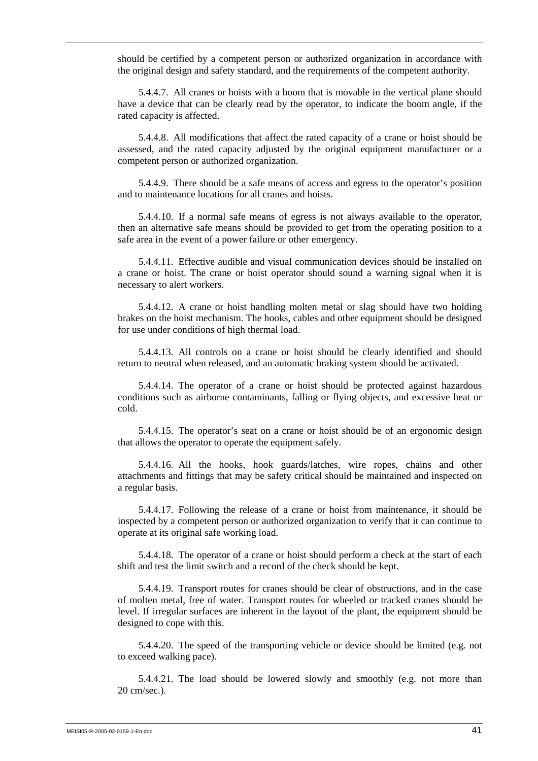should be certified by a competent person or authorized organization in accordance with the original design and safety standard, and the requirements of the competent authority.

5.4.4.7. All cranes or hoists with a boom that is movable in the vertical plane should have a device that can be clearly read by the operator, to indicate the boom angle, if the rated capacity is affected.

5.4.4.8. All modifications that affect the rated capacity of a crane or hoist should be assessed, and the rated capacity adjusted by the original equipment manufacturer or a competent person or authorized organization.

5.4.4.9. There should be a safe means of access and egress to the operator's position and to maintenance locations for all cranes and hoists.

5.4.4.10. If a normal safe means of egress is not always available to the operator, then an alternative safe means should be provided to get from the operating position to a safe area in the event of a power failure or other emergency.

5.4.4.11. Effective audible and visual communication devices should be installed on a crane or hoist. The crane or hoist operator should sound a warning signal when it is necessary to alert workers.

5.4.4.12. A crane or hoist handling molten metal or slag should have two holding brakes on the hoist mechanism. The hooks, cables and other equipment should be designed for use under conditions of high thermal load.

5.4.4.13. All controls on a crane or hoist should be clearly identified and should return to neutral when released, and an automatic braking system should be activated.

5.4.4.14. The operator of a crane or hoist should be protected against hazardous conditions such as airborne contaminants, falling or flying objects, and excessive heat or cold.

5.4.4.15. The operator's seat on a crane or hoist should be of an ergonomic design that allows the operator to operate the equipment safely.

5.4.4.16. All the hooks, hook guards/latches, wire ropes, chains and other attachments and fittings that may be safety critical should be maintained and inspected on a regular basis.

5.4.4.17. Following the release of a crane or hoist from maintenance, it should be inspected by a competent person or authorized organization to verify that it can continue to operate at its original safe working load.

5.4.4.18. The operator of a crane or hoist should perform a check at the start of each shift and test the limit switch and a record of the check should be kept.

5.4.4.19. Transport routes for cranes should be clear of obstructions, and in the case of molten metal, free of water. Transport routes for wheeled or tracked cranes should be level. If irregular surfaces are inherent in the layout of the plant, the equipment should be designed to cope with this.

5.4.4.20. The speed of the transporting vehicle or device should be limited (e.g. not to exceed walking pace).

5.4.4.21. The load should be lowered slowly and smoothly (e.g. not more than 20 cm/sec.).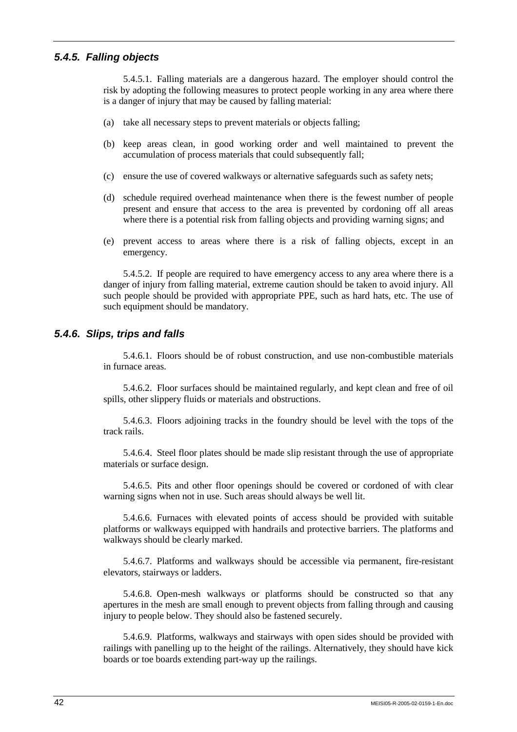### *5.4.5. Falling objects*

5.4.5.1. Falling materials are a dangerous hazard. The employer should control the risk by adopting the following measures to protect people working in any area where there is a danger of injury that may be caused by falling material:

(a) take all necessary steps to prevent materials or objects falling;

(b) keep areas clean, in good working order and well maintained to prevent the accumulation of process materials that could subsequently fall;

(c) ensure the use of covered walkways or alternative safeguards such as safety nets;

(d) schedule required overhead maintenance when there is the fewest number of people present and ensure that access to the area is prevented by cordoning off all areas where there is a potential risk from falling objects and providing warning signs; and

(e) prevent access to areas where there is a risk of falling objects, except in an emergency.

5.4.5.2. If people are required to have emergency access to any area where there is a danger of injury from falling material, extreme caution should be taken to avoid injury. All such people should be provided with appropriate PPE, such as hard hats, etc. The use of such equipment should be mandatory.

### *5.4.6. Slips, trips and falls*

5.4.6.1. Floors should be of robust construction, and use non-combustible materials in furnace areas.

5.4.6.2. Floor surfaces should be maintained regularly, and kept clean and free of oil spills, other slippery fluids or materials and obstructions.

5.4.6.3. Floors adjoining tracks in the foundry should be level with the tops of the track rails.

5.4.6.4. Steel floor plates should be made slip resistant through the use of appropriate materials or surface design.

5.4.6.5. Pits and other floor openings should be covered or cordoned of with clear warning signs when not in use. Such areas should always be well lit.

5.4.6.6. Furnaces with elevated points of access should be provided with suitable platforms or walkways equipped with handrails and protective barriers. The platforms and walkways should be clearly marked.

5.4.6.7. Platforms and walkways should be accessible via permanent, fire-resistant elevators, stairways or ladders.

5.4.6.8. Open-mesh walkways or platforms should be constructed so that any apertures in the mesh are small enough to prevent objects from falling through and causing injury to people below. They should also be fastened securely.

5.4.6.9. Platforms, walkways and stairways with open sides should be provided with railings with panelling up to the height of the railings. Alternatively, they should have kick boards or toe boards extending part-way up the railings.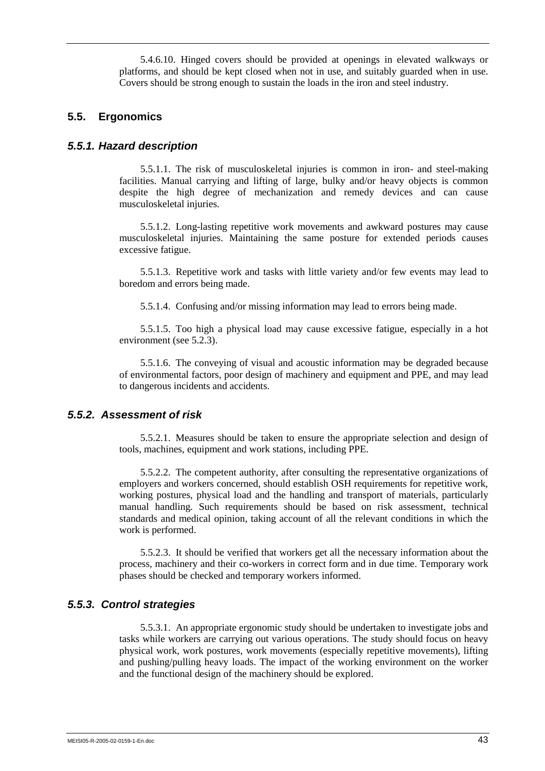5.4.6.10. Hinged covers should be provided at openings in elevated walkways or platforms, and should be kept closed when not in use, and suitably guarded when in use. Covers should be strong enough to sustain the loads in the iron and steel industry.

## 5.5. Ergonomics

### *5.5.1. Hazard description*

5.5.1.1. The risk of musculoskeletal injuries is common in iron- and steel-making facilities. Manual carrying and lifting of large, bulky and/or heavy objects is common despite the high degree of mechanization and remedy devices and can cause musculoskeletal injuries.

5.5.1.2. Long-lasting repetitive work movements and awkward postures may cause musculoskeletal injuries. Maintaining the same posture for extended periods causes excessive fatigue.

5.5.1.3. Repetitive work and tasks with little variety and/or few events may lead to boredom and errors being made.

5.5.1.4. Confusing and/or missing information may lead to errors being made.

5.5.1.5. Too high a physical load may cause excessive fatigue, especially in a hot environment (see 5.2.3).

5.5.1.6. The conveying of visual and acoustic information may be degraded because of environmental factors, poor design of machinery and equipment and PPE, and may lead to dangerous incidents and accidents.

### *5.5.2. Assessment of risk*

5.5.2.1. Measures should be taken to ensure the appropriate selection and design of tools, machines, equipment and work stations, including PPE.

5.5.2.2. The competent authority, after consulting the representative organizations of employers and workers concerned, should establish OSH requirements for repetitive work, working postures, physical load and the handling and transport of materials, particularly manual handling. Such requirements should be based on risk assessment, technical standards and medical opinion, taking account of all the relevant conditions in which the work is performed.

5.5.2.3. It should be verified that workers get all the necessary information about the process, machinery and their co-workers in correct form and in due time. Temporary work phases should be checked and temporary workers informed.

### *5.5.3. Control strategies*

5.5.3.1. An appropriate ergonomic study should be undertaken to investigate jobs and tasks while workers are carrying out various operations. The study should focus on heavy physical work, work postures, work movements (especially repetitive movements), lifting and pushing/pulling heavy loads. The impact of the working environment on the worker and the functional design of the machinery should be explored.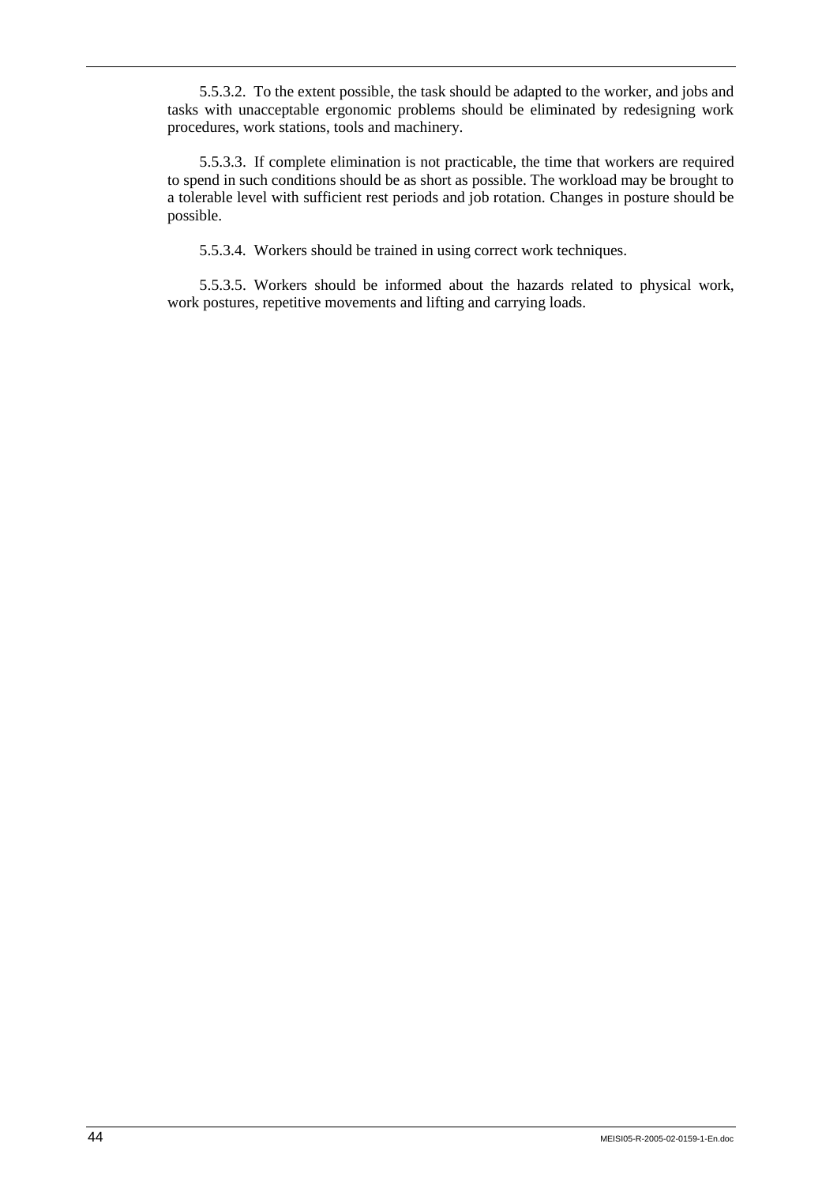5.5.3.2. To the extent possible, the task should be adapted to the worker, and jobs and tasks with unacceptable ergonomic problems should be eliminated by redesigning work procedures, work stations, tools and machinery.

5.5.3.3. If complete elimination is not practicable, the time that workers are required to spend in such conditions should be as short as possible. The workload may be brought to a tolerable level with sufficient rest periods and job rotation. Changes in posture should be possible.

5.5.3.4. Workers should be trained in using correct work techniques.

5.5.3.5. Workers should be informed about the hazards related to physical work, work postures, repetitive movements and lifting and carrying loads.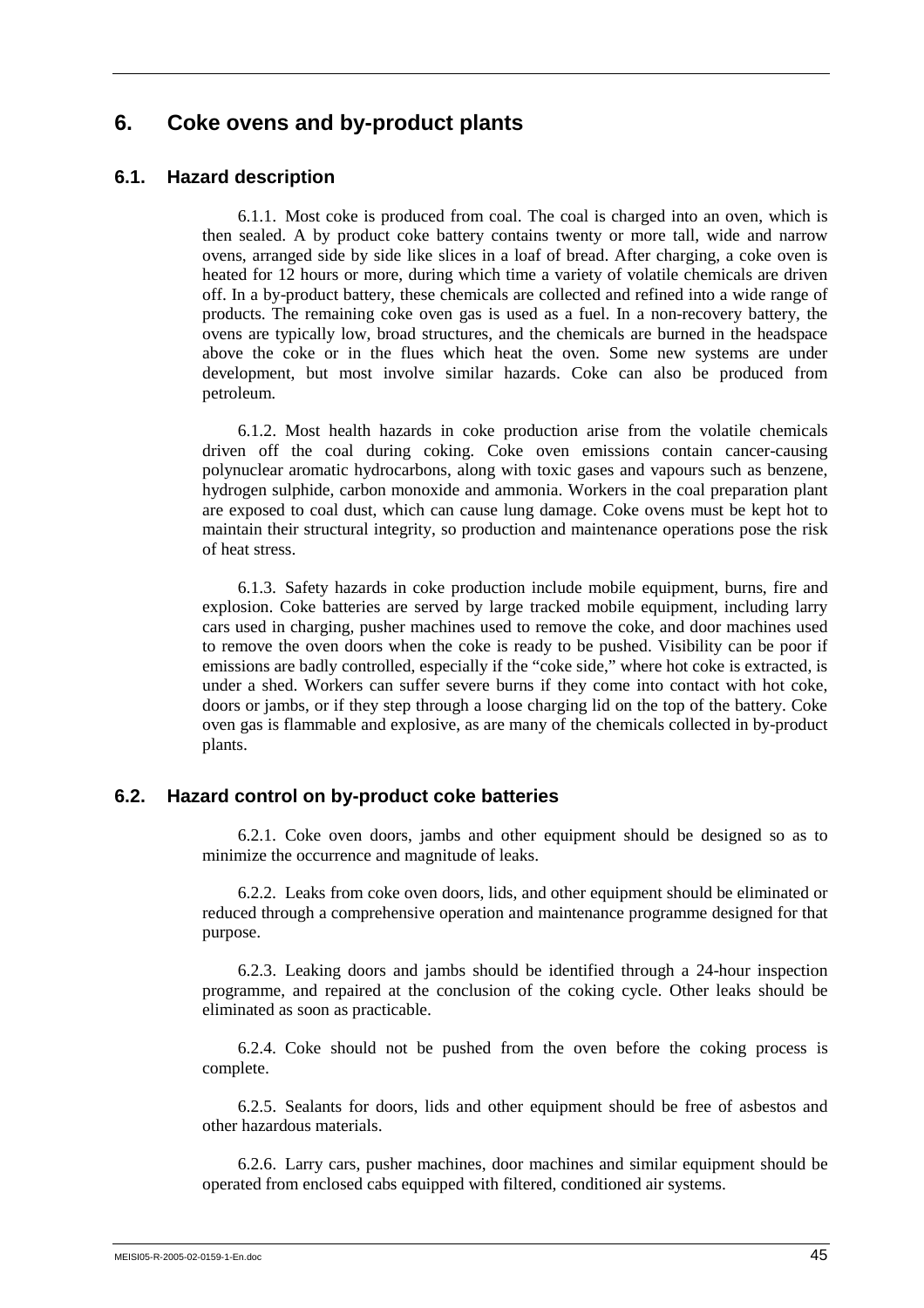# 6. Coke ovens and by-product plants

## 6.1. Hazard description

6.1.1. Most coke is produced from coal. The coal is charged into an oven, which is then sealed. A by product coke battery contains twenty or more tall, wide and narrow ovens, arranged side by side like slices in a loaf of bread. After charging, a coke oven is heated for 12 hours or more, during which time a variety of volatile chemicals are driven off. In a by-product battery, these chemicals are collected and refined into a wide range of products. The remaining coke oven gas is used as a fuel. In a non-recovery battery, the ovens are typically low, broad structures, and the chemicals are burned in the headspace above the coke or in the flues which heat the oven. Some new systems are under development, but most involve similar hazards. Coke can also be produced from petroleum.

6.1.2. Most health hazards in coke production arise from the volatile chemicals driven off the coal during coking. Coke oven emissions contain cancer-causing polynuclear aromatic hydrocarbons, along with toxic gases and vapours such as benzene, hydrogen sulphide, carbon monoxide and ammonia. Workers in the coal preparation plant are exposed to coal dust, which can cause lung damage. Coke ovens must be kept hot to maintain their structural integrity, so production and maintenance operations pose the risk of heat stress.

6.1.3. Safety hazards in coke production include mobile equipment, burns, fire and explosion. Coke batteries are served by large tracked mobile equipment, including larry cars used in charging, pusher machines used to remove the coke, and door machines used to remove the oven doors when the coke is ready to be pushed. Visibility can be poor if emissions are badly controlled, especially if the "coke side," where hot coke is extracted, is under a shed. Workers can suffer severe burns if they come into contact with hot coke, doors or jambs, or if they step through a loose charging lid on the top of the battery. Coke oven gas is flammable and explosive, as are many of the chemicals collected in by-product plants.

## 6.2. Hazard control on by-product coke batteries

6.2.1. Coke oven doors, jambs and other equipment should be designed so as to minimize the occurrence and magnitude of leaks.

6.2.2. Leaks from coke oven doors, lids, and other equipment should be eliminated or reduced through a comprehensive operation and maintenance programme designed for that purpose.

6.2.3. Leaking doors and jambs should be identified through a 24-hour inspection programme, and repaired at the conclusion of the coking cycle. Other leaks should be eliminated as soon as practicable.

6.2.4. Coke should not be pushed from the oven before the coking process is complete.

6.2.5. Sealants for doors, lids and other equipment should be free of asbestos and other hazardous materials.

6.2.6. Larry cars, pusher machines, door machines and similar equipment should be operated from enclosed cabs equipped with filtered, conditioned air systems.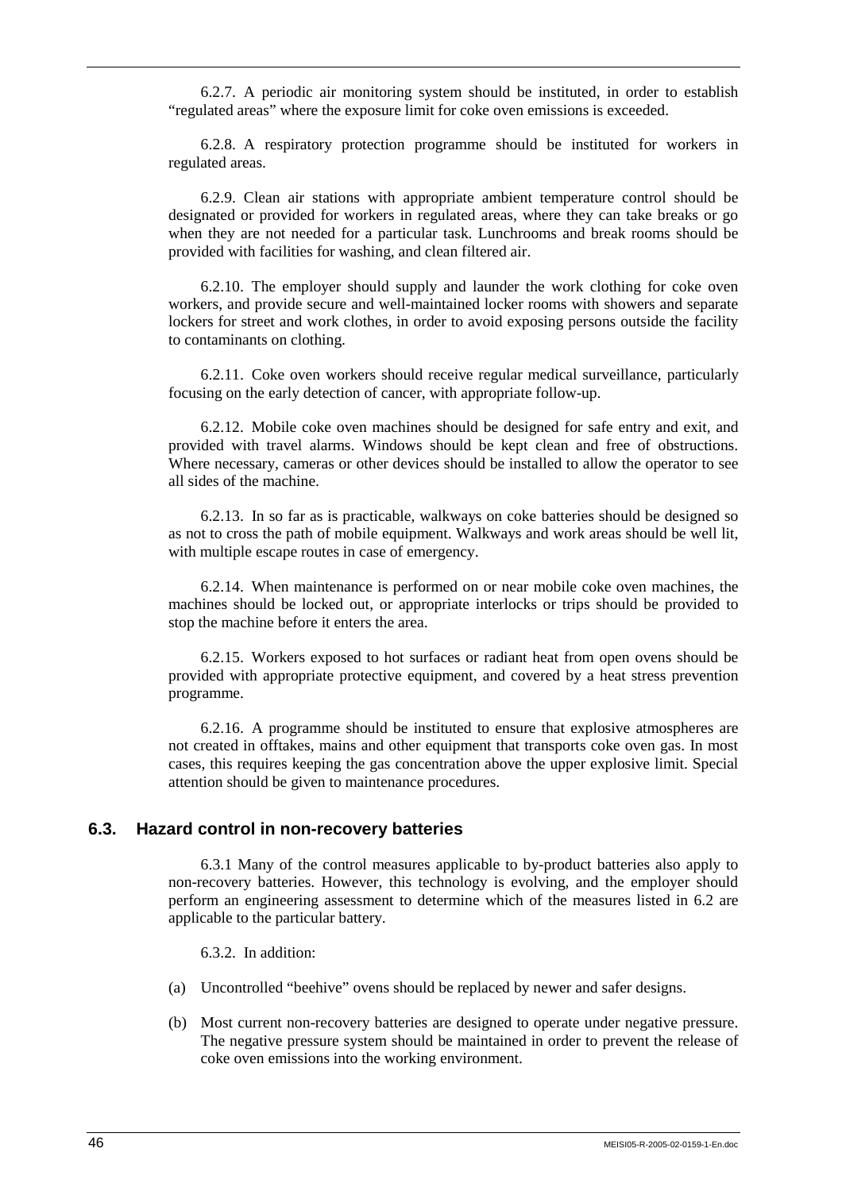6.2.7. A periodic air monitoring system should be instituted, in order to establish "regulated areas" where the exposure limit for coke oven emissions is exceeded.

6.2.8. A respiratory protection programme should be instituted for workers in regulated areas.

6.2.9. Clean air stations with appropriate ambient temperature control should be designated or provided for workers in regulated areas, where they can take breaks or go when they are not needed for a particular task. Lunchrooms and break rooms should be provided with facilities for washing, and clean filtered air.

6.2.10. The employer should supply and launder the work clothing for coke oven workers, and provide secure and well-maintained locker rooms with showers and separate lockers for street and work clothes, in order to avoid exposing persons outside the facility to contaminants on clothing.

6.2.11. Coke oven workers should receive regular medical surveillance, particularly focusing on the early detection of cancer, with appropriate follow-up.

6.2.12. Mobile coke oven machines should be designed for safe entry and exit, and provided with travel alarms. Windows should be kept clean and free of obstructions. Where necessary, cameras or other devices should be installed to allow the operator to see all sides of the machine.

6.2.13. In so far as is practicable, walkways on coke batteries should be designed so as not to cross the path of mobile equipment. Walkways and work areas should be well lit, with multiple escape routes in case of emergency.

6.2.14. When maintenance is performed on or near mobile coke oven machines, the machines should be locked out, or appropriate interlocks or trips should be provided to stop the machine before it enters the area.

6.2.15. Workers exposed to hot surfaces or radiant heat from open ovens should be provided with appropriate protective equipment, and covered by a heat stress prevention programme.

6.2.16. A programme should be instituted to ensure that explosive atmospheres are not created in offtakes, mains and other equipment that transports coke oven gas. In most cases, this requires keeping the gas concentration above the upper explosive limit. Special attention should be given to maintenance procedures.

## 6.3. Hazard control in non-recovery batteries

6.3.1 Many of the control measures applicable to by-product batteries also apply to non-recovery batteries. However, this technology is evolving, and the employer should perform an engineering assessment to determine which of the measures listed in 6.2 are applicable to the particular battery.

6.3.2. In addition:

(a) Uncontrolled "beehive" ovens should be replaced by newer and safer designs.

(b) Most current non-recovery batteries are designed to operate under negative pressure. The negative pressure system should be maintained in order to prevent the release of coke oven emissions into the working environment.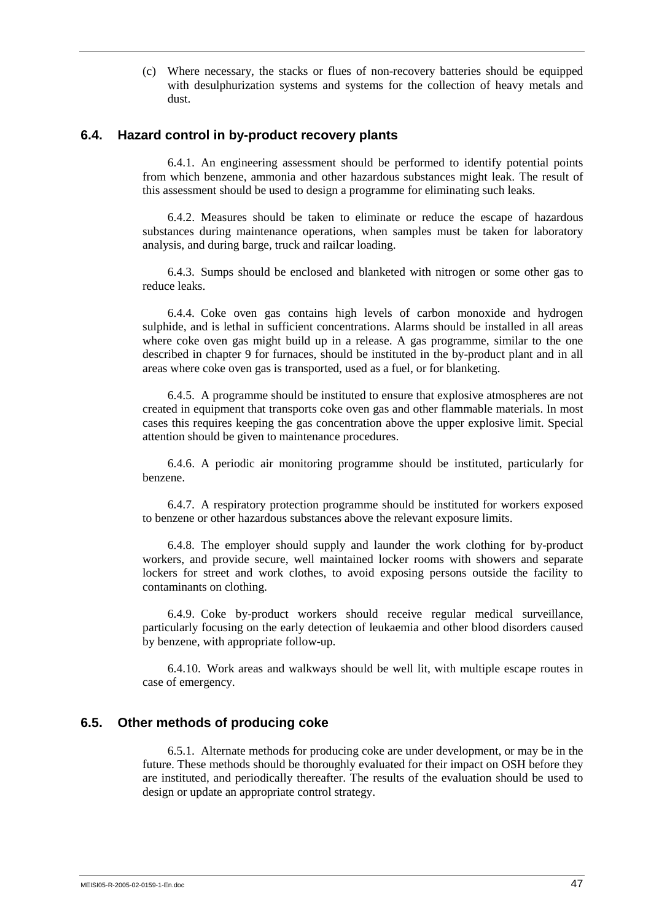(c) Where necessary, the stacks or flues of non-recovery batteries should be equipped with desulphurization systems and systems for the collection of heavy metals and dust.

## 6.4. Hazard control in by-product recovery plants

6.4.1. An engineering assessment should be performed to identify potential points from which benzene, ammonia and other hazardous substances might leak. The result of this assessment should be used to design a programme for eliminating such leaks.

6.4.2. Measures should be taken to eliminate or reduce the escape of hazardous substances during maintenance operations, when samples must be taken for laboratory analysis, and during barge, truck and railcar loading.

6.4.3. Sumps should be enclosed and blanketed with nitrogen or some other gas to reduce leaks.

6.4.4. Coke oven gas contains high levels of carbon monoxide and hydrogen sulphide, and is lethal in sufficient concentrations. Alarms should be installed in all areas where coke oven gas might build up in a release. A gas programme, similar to the one described in chapter 9 for furnaces, should be instituted in the by-product plant and in all areas where coke oven gas is transported, used as a fuel, or for blanketing.

6.4.5. A programme should be instituted to ensure that explosive atmospheres are not created in equipment that transports coke oven gas and other flammable materials. In most cases this requires keeping the gas concentration above the upper explosive limit. Special attention should be given to maintenance procedures.

6.4.6. A periodic air monitoring programme should be instituted, particularly for benzene.

6.4.7. A respiratory protection programme should be instituted for workers exposed to benzene or other hazardous substances above the relevant exposure limits.

6.4.8. The employer should supply and launder the work clothing for by-product workers, and provide secure, well maintained locker rooms with showers and separate lockers for street and work clothes, to avoid exposing persons outside the facility to contaminants on clothing.

6.4.9. Coke by-product workers should receive regular medical surveillance, particularly focusing on the early detection of leukaemia and other blood disorders caused by benzene, with appropriate follow-up.

6.4.10. Work areas and walkways should be well lit, with multiple escape routes in case of emergency.

## 6.5. Other methods of producing coke

6.5.1. Alternate methods for producing coke are under development, or may be in the future. These methods should be thoroughly evaluated for their impact on OSH before they are instituted, and periodically thereafter. The results of the evaluation should be used to design or update an appropriate control strategy.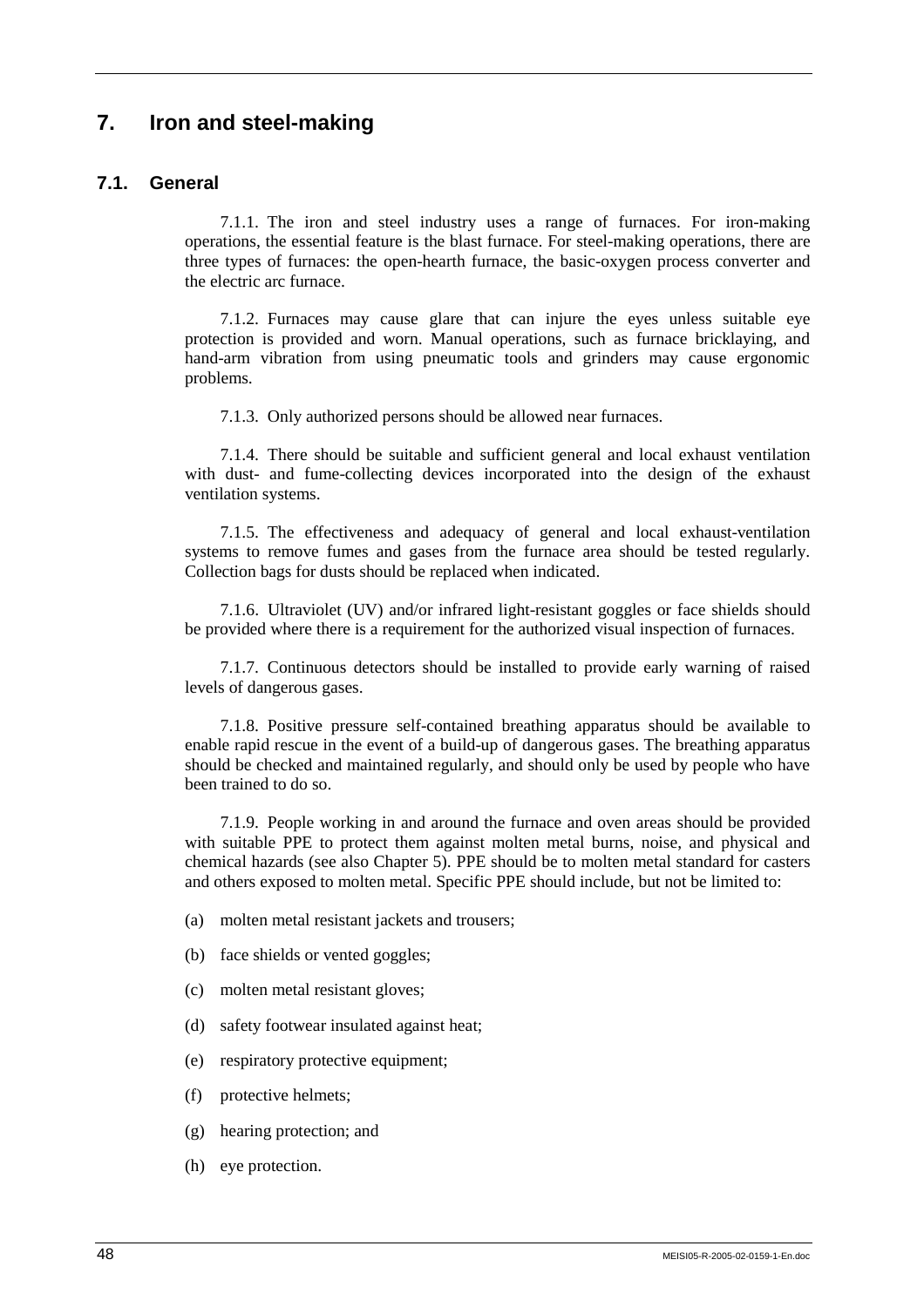# 7. Iron and steel-making

## 7.1. General

7.1.1. The iron and steel industry uses a range of furnaces. For iron-making operations, the essential feature is the blast furnace. For steel-making operations, there are three types of furnaces: the open-hearth furnace, the basic-oxygen process converter and the electric arc furnace.

7.1.2. Furnaces may cause glare that can injure the eyes unless suitable eye protection is provided and worn. Manual operations, such as furnace bricklaying, and hand-arm vibration from using pneumatic tools and grinders may cause ergonomic problems.

7.1.3. Only authorized persons should be allowed near furnaces.

7.1.4. There should be suitable and sufficient general and local exhaust ventilation with dust- and fume-collecting devices incorporated into the design of the exhaust ventilation systems.

7.1.5. The effectiveness and adequacy of general and local exhaust-ventilation systems to remove fumes and gases from the furnace area should be tested regularly. Collection bags for dusts should be replaced when indicated.

7.1.6. Ultraviolet (UV) and/or infrared light-resistant goggles or face shields should be provided where there is a requirement for the authorized visual inspection of furnaces.

7.1.7. Continuous detectors should be installed to provide early warning of raised levels of dangerous gases.

7.1.8. Positive pressure self-contained breathing apparatus should be available to enable rapid rescue in the event of a build-up of dangerous gases. The breathing apparatus should be checked and maintained regularly, and should only be used by people who have been trained to do so.

7.1.9. People working in and around the furnace and oven areas should be provided with suitable PPE to protect them against molten metal burns, noise, and physical and chemical hazards (see also Chapter 5). PPE should be to molten metal standard for casters and others exposed to molten metal. Specific PPE should include, but not be limited to:

(a) molten metal resistant jackets and trousers;

(b) face shields or vented goggles;

(c) molten metal resistant gloves;

(d) safety footwear insulated against heat;

(e) respiratory protective equipment;

(f) protective helmets;

(g) hearing protection; and

(h) eye protection.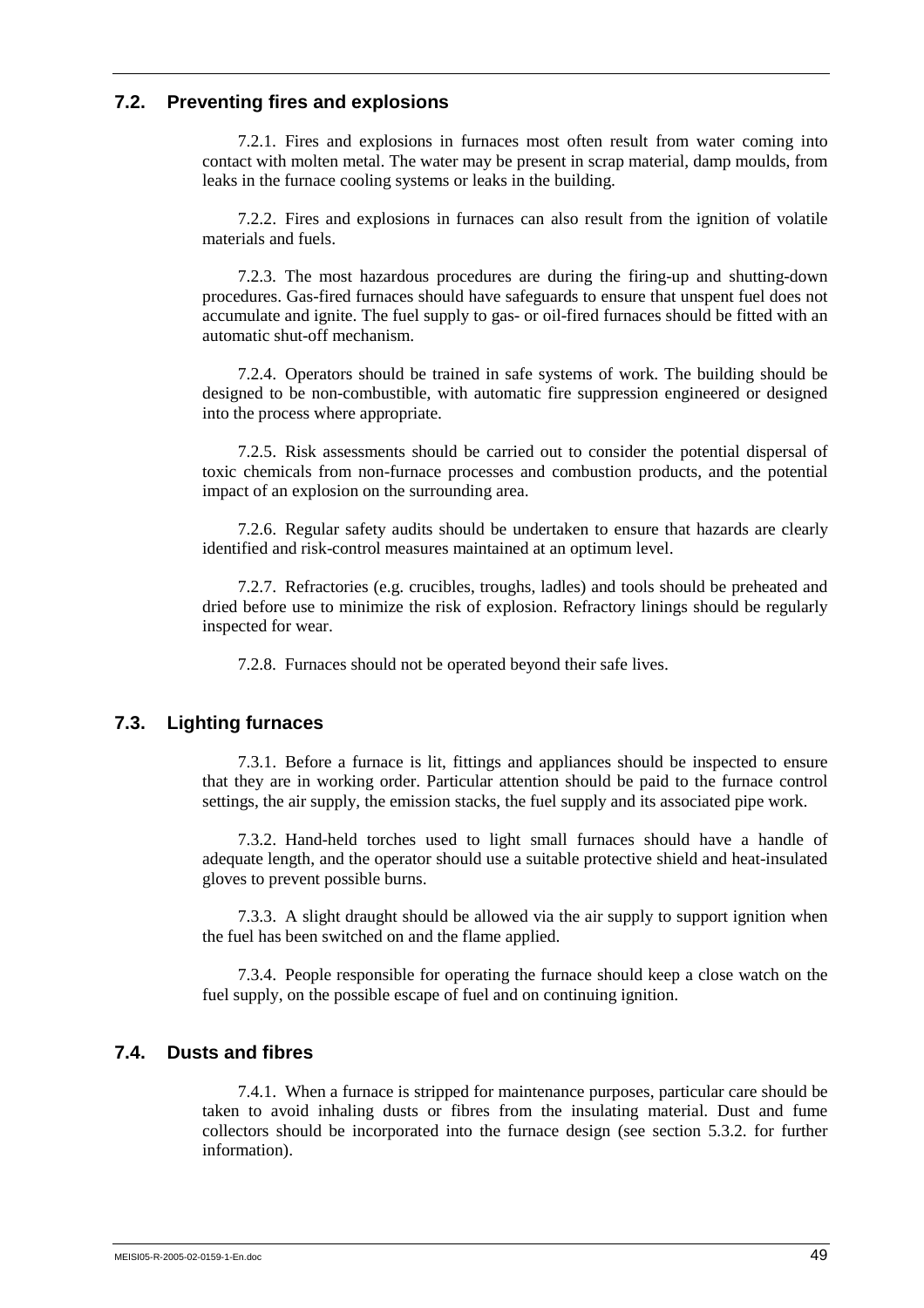## 7.2. Preventing fires and explosions

7.2.1. Fires and explosions in furnaces most often result from water coming into contact with molten metal. The water may be present in scrap material, damp moulds, from leaks in the furnace cooling systems or leaks in the building.

7.2.2. Fires and explosions in furnaces can also result from the ignition of volatile materials and fuels.

7.2.3. The most hazardous procedures are during the firing-up and shutting-down procedures. Gas-fired furnaces should have safeguards to ensure that unspent fuel does not accumulate and ignite. The fuel supply to gas- or oil-fired furnaces should be fitted with an automatic shut-off mechanism.

7.2.4. Operators should be trained in safe systems of work. The building should be designed to be non-combustible, with automatic fire suppression engineered or designed into the process where appropriate.

7.2.5. Risk assessments should be carried out to consider the potential dispersal of toxic chemicals from non-furnace processes and combustion products, and the potential impact of an explosion on the surrounding area.

7.2.6. Regular safety audits should be undertaken to ensure that hazards are clearly identified and risk-control measures maintained at an optimum level.

7.2.7. Refractories (e.g. crucibles, troughs, ladles) and tools should be preheated and dried before use to minimize the risk of explosion. Refractory linings should be regularly inspected for wear.

7.2.8. Furnaces should not be operated beyond their safe lives.

## 7.3. Lighting furnaces

7.3.1. Before a furnace is lit, fittings and appliances should be inspected to ensure that they are in working order. Particular attention should be paid to the furnace control settings, the air supply, the emission stacks, the fuel supply and its associated pipe work.

7.3.2. Hand-held torches used to light small furnaces should have a handle of adequate length, and the operator should use a suitable protective shield and heat-insulated gloves to prevent possible burns.

7.3.3. A slight draught should be allowed via the air supply to support ignition when the fuel has been switched on and the flame applied.

7.3.4. People responsible for operating the furnace should keep a close watch on the fuel supply, on the possible escape of fuel and on continuing ignition.

## 7.4. Dusts and fibres

7.4.1. When a furnace is stripped for maintenance purposes, particular care should be taken to avoid inhaling dusts or fibres from the insulating material. Dust and fume collectors should be incorporated into the furnace design (see section 5.3.2. for further information).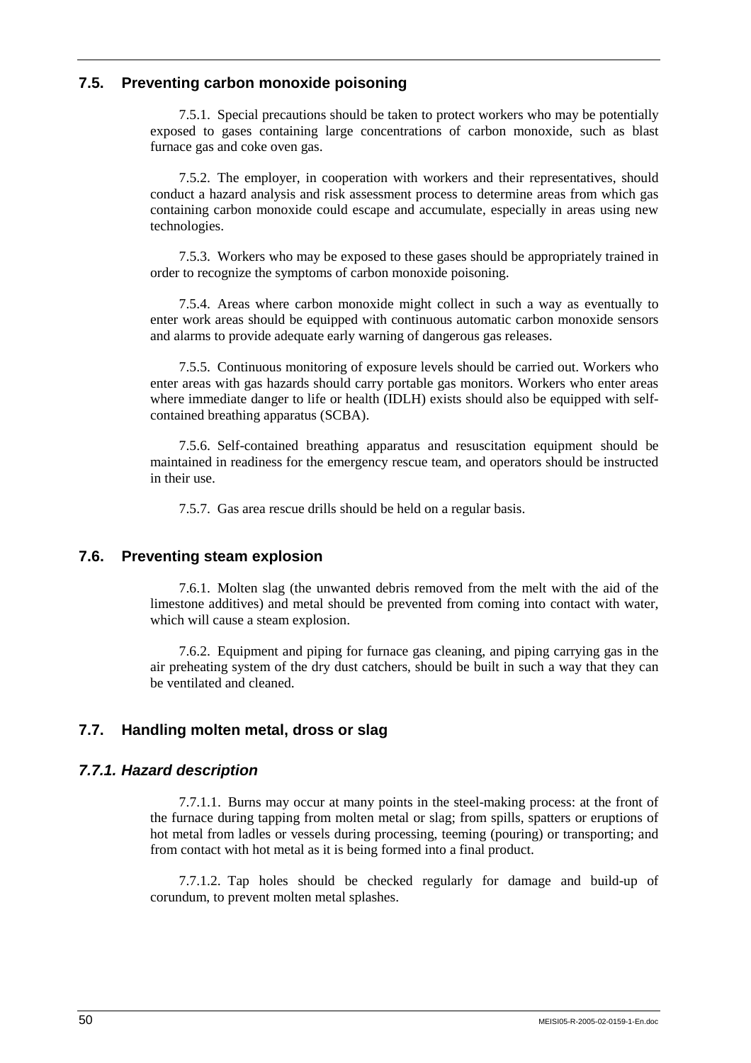## 7.5. Preventing carbon monoxide poisoning

7.5.1. Special precautions should be taken to protect workers who may be potentially exposed to gases containing large concentrations of carbon monoxide, such as blast furnace gas and coke oven gas.

7.5.2. The employer, in cooperation with workers and their representatives, should conduct a hazard analysis and risk assessment process to determine areas from which gas containing carbon monoxide could escape and accumulate, especially in areas using new technologies.

7.5.3. Workers who may be exposed to these gases should be appropriately trained in order to recognize the symptoms of carbon monoxide poisoning.

7.5.4. Areas where carbon monoxide might collect in such a way as eventually to enter work areas should be equipped with continuous automatic carbon monoxide sensors and alarms to provide adequate early warning of dangerous gas releases.

7.5.5. Continuous monitoring of exposure levels should be carried out. Workers who enter areas with gas hazards should carry portable gas monitors. Workers who enter areas where immediate danger to life or health (IDLH) exists should also be equipped with self-contained breathing apparatus (SCBA).

7.5.6. Self-contained breathing apparatus and resuscitation equipment should be maintained in readiness for the emergency rescue team, and operators should be instructed in their use.

7.5.7. Gas area rescue drills should be held on a regular basis.

## 7.6. Preventing steam explosion

7.6.1. Molten slag (the unwanted debris removed from the melt with the aid of the limestone additives) and metal should be prevented from coming into contact with water, which will cause a steam explosion.

7.6.2. Equipment and piping for furnace gas cleaning, and piping carrying gas in the air preheating system of the dry dust catchers, should be built in such a way that they can be ventilated and cleaned.

## 7.7. Handling molten metal, dross or slag

### *7.7.1. Hazard description*

7.7.1.1. Burns may occur at many points in the steel-making process: at the front of the furnace during tapping from molten metal or slag; from spills, spatters or eruptions of hot metal from ladles or vessels during processing, teeming (pouring) or transporting; and from contact with hot metal as it is being formed into a final product.

7.7.1.2. Tap holes should be checked regularly for damage and build-up of corundum, to prevent molten metal splashes.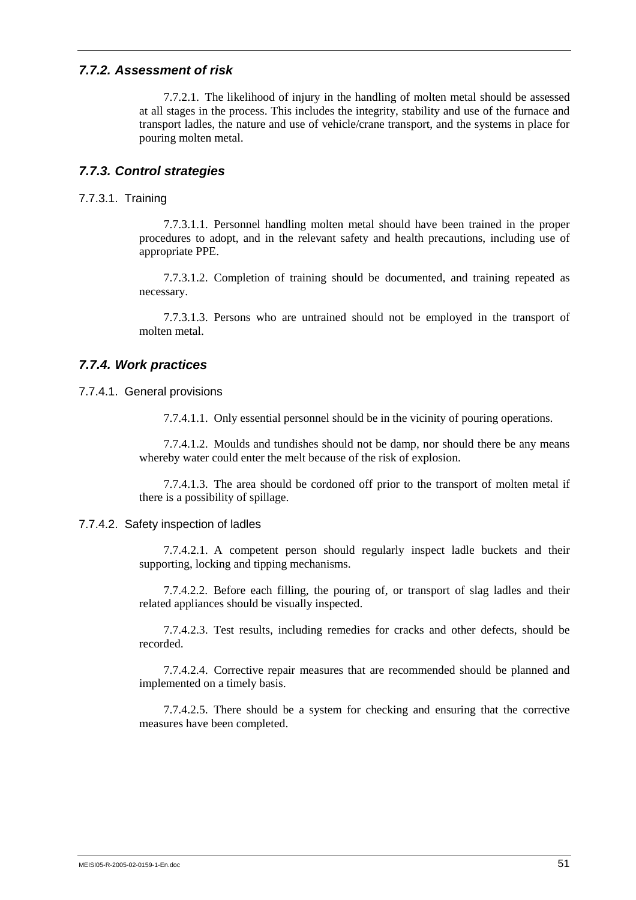### *7.7.2. Assessment of risk*

7.7.2.1. The likelihood of injury in the handling of molten metal should be assessed at all stages in the process. This includes the integrity, stability and use of the furnace and transport ladles, the nature and use of vehicle/crane transport, and the systems in place for pouring molten metal.

### *7.7.3. Control strategies*

#### 7.7.3.1. Training

7.7.3.1.1. Personnel handling molten metal should have been trained in the proper procedures to adopt, and in the relevant safety and health precautions, including use of appropriate PPE.

7.7.3.1.2. Completion of training should be documented, and training repeated as necessary.

7.7.3.1.3. Persons who are untrained should not be employed in the transport of molten metal.

### *7.7.4. Work practices*

#### 7.7.4.1. General provisions

7.7.4.1.1. Only essential personnel should be in the vicinity of pouring operations.

7.7.4.1.2. Moulds and tundishes should not be damp, nor should there be any means whereby water could enter the melt because of the risk of explosion.

7.7.4.1.3. The area should be cordoned off prior to the transport of molten metal if there is a possibility of spillage.

#### 7.7.4.2. Safety inspection of ladles

7.7.4.2.1. A competent person should regularly inspect ladle buckets and their supporting, locking and tipping mechanisms.

7.7.4.2.2. Before each filling, the pouring of, or transport of slag ladles and their related appliances should be visually inspected.

7.7.4.2.3. Test results, including remedies for cracks and other defects, should be recorded.

7.7.4.2.4. Corrective repair measures that are recommended should be planned and implemented on a timely basis.

7.7.4.2.5. There should be a system for checking and ensuring that the corrective measures have been completed.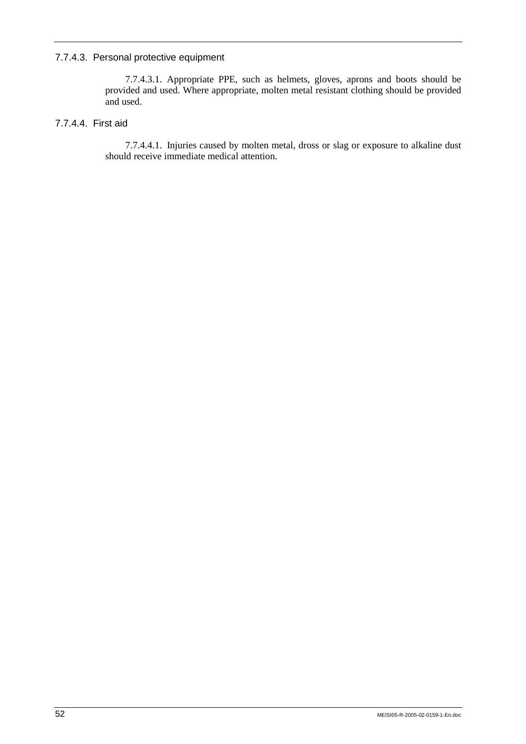#### 7.7.4.3. Personal protective equipment

7.7.4.3.1. Appropriate PPE, such as helmets, gloves, aprons and boots should be provided and used. Where appropriate, molten metal resistant clothing should be provided and used.

#### 7.7.4.4. First aid

7.7.4.4.1. Injuries caused by molten metal, dross or slag or exposure to alkaline dust should receive immediate medical attention.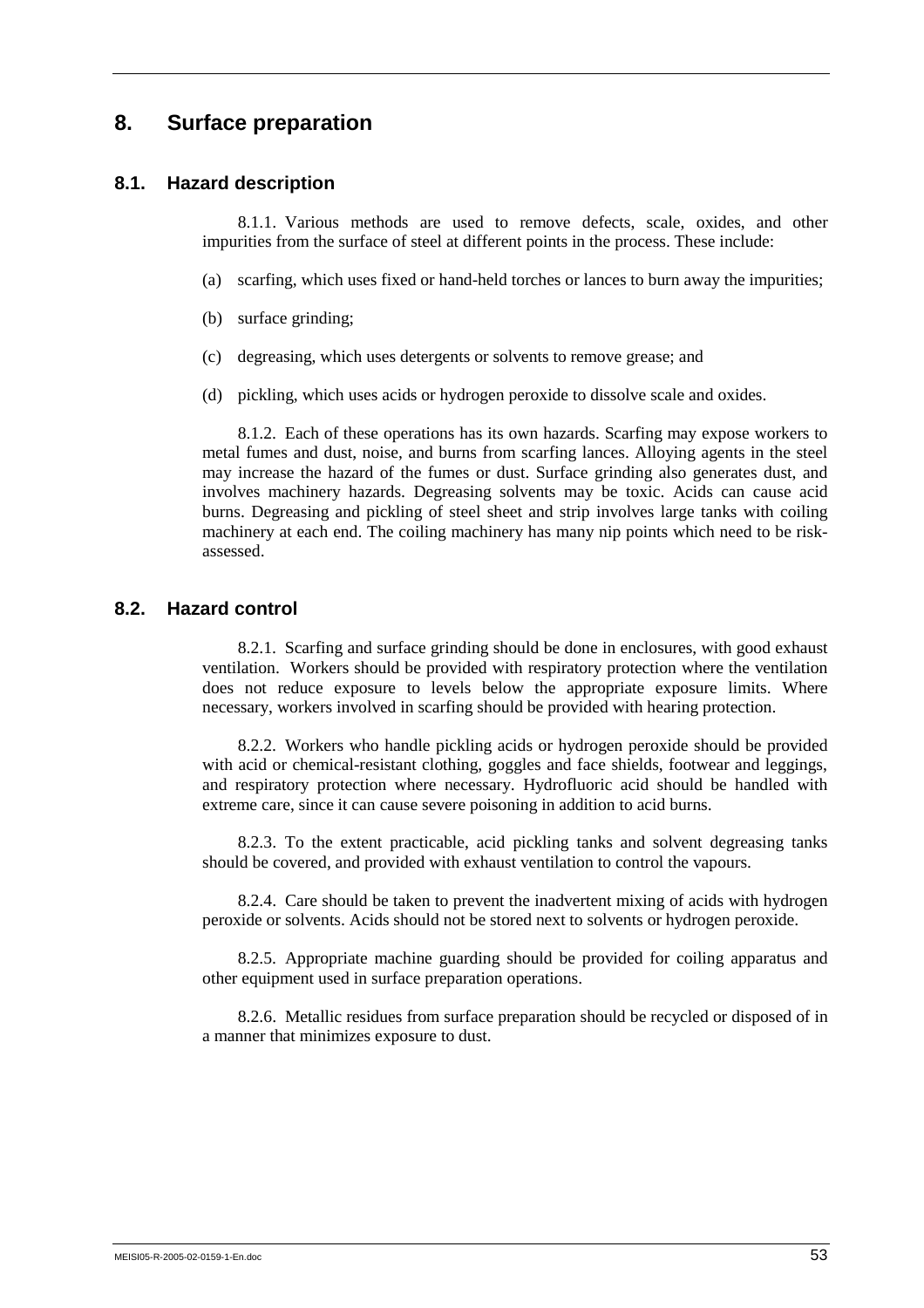# 8. Surface preparation

## 8.1. Hazard description

8.1.1. Various methods are used to remove defects, scale, oxides, and other impurities from the surface of steel at different points in the process. These include:

(a) scarfing, which uses fixed or hand-held torches or lances to burn away the impurities;

(b) surface grinding;

(c) degreasing, which uses detergents or solvents to remove grease; and

(d) pickling, which uses acids or hydrogen peroxide to dissolve scale and oxides.

8.1.2. Each of these operations has its own hazards. Scarfing may expose workers to metal fumes and dust, noise, and burns from scarfing lances. Alloying agents in the steel may increase the hazard of the fumes or dust. Surface grinding also generates dust, and involves machinery hazards. Degreasing solvents may be toxic. Acids can cause acid burns. Degreasing and pickling of steel sheet and strip involves large tanks with coiling machinery at each end. The coiling machinery has many nip points which need to be risk-assessed.

## 8.2. Hazard control

8.2.1. Scarfing and surface grinding should be done in enclosures, with good exhaust ventilation. Workers should be provided with respiratory protection where the ventilation does not reduce exposure to levels below the appropriate exposure limits. Where necessary, workers involved in scarfing should be provided with hearing protection.

8.2.2. Workers who handle pickling acids or hydrogen peroxide should be provided with acid or chemical-resistant clothing, goggles and face shields, footwear and leggings, and respiratory protection where necessary. Hydrofluoric acid should be handled with extreme care, since it can cause severe poisoning in addition to acid burns.

8.2.3. To the extent practicable, acid pickling tanks and solvent degreasing tanks should be covered, and provided with exhaust ventilation to control the vapours.

8.2.4. Care should be taken to prevent the inadvertent mixing of acids with hydrogen peroxide or solvents. Acids should not be stored next to solvents or hydrogen peroxide.

8.2.5. Appropriate machine guarding should be provided for coiling apparatus and other equipment used in surface preparation operations.

8.2.6. Metallic residues from surface preparation should be recycled or disposed of in a manner that minimizes exposure to dust.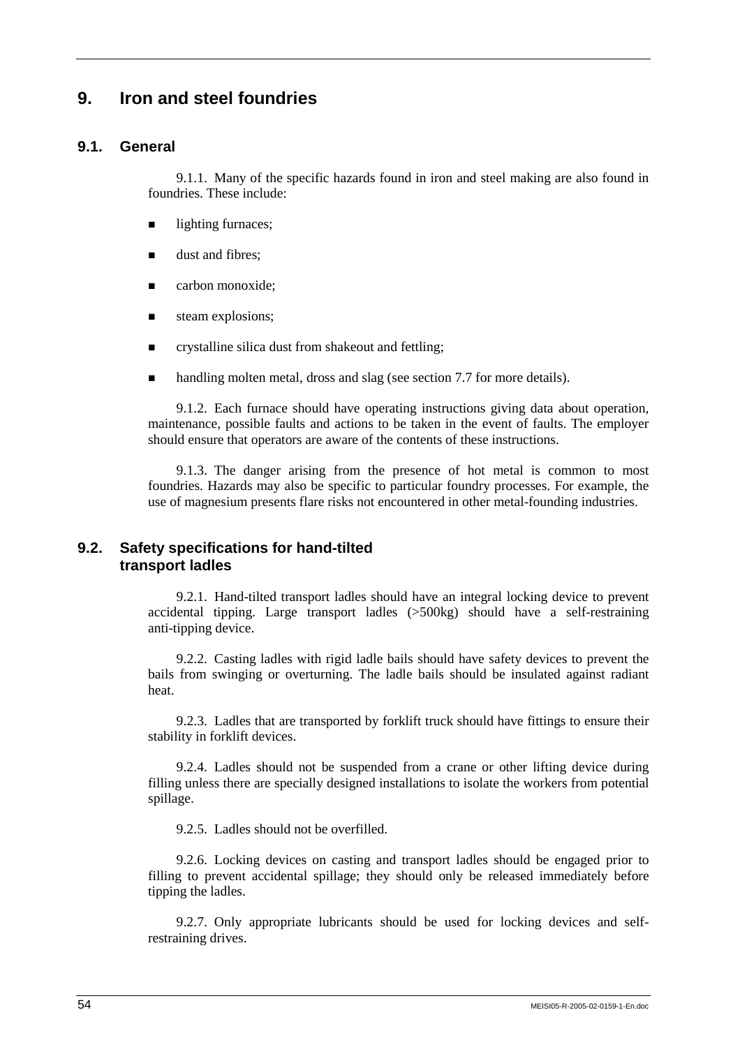# 9. Iron and steel foundries

## 9.1. General

9.1.1. Many of the specific hazards found in iron and steel making are also found in foundries. These include:

- lighting furnaces;
- dust and fibres;
- carbon monoxide;
- steam explosions;
- crystalline silica dust from shakeout and fettling;
- handling molten metal, dross and slag (see section 7.7 for more details).

9.1.2. Each furnace should have operating instructions giving data about operation, maintenance, possible faults and actions to be taken in the event of faults. The employer should ensure that operators are aware of the contents of these instructions.

9.1.3. The danger arising from the presence of hot metal is common to most foundries. Hazards may also be specific to particular foundry processes. For example, the use of magnesium presents flare risks not encountered in other metal-founding industries.

## 9.2. Safety specifications for hand-tilted transport ladles

9.2.1. Hand-tilted transport ladles should have an integral locking device to prevent accidental tipping. Large transport ladles (>500kg) should have a self-restraining anti-tipping device.

9.2.2. Casting ladles with rigid ladle bails should have safety devices to prevent the bails from swinging or overturning. The ladle bails should be insulated against radiant heat.

9.2.3. Ladles that are transported by forklift truck should have fittings to ensure their stability in forklift devices.

9.2.4. Ladles should not be suspended from a crane or other lifting device during filling unless there are specially designed installations to isolate the workers from potential spillage.

9.2.5. Ladles should not be overfilled.

9.2.6. Locking devices on casting and transport ladles should be engaged prior to filling to prevent accidental spillage; they should only be released immediately before tipping the ladles.

9.2.7. Only appropriate lubricants should be used for locking devices and self-restraining drives.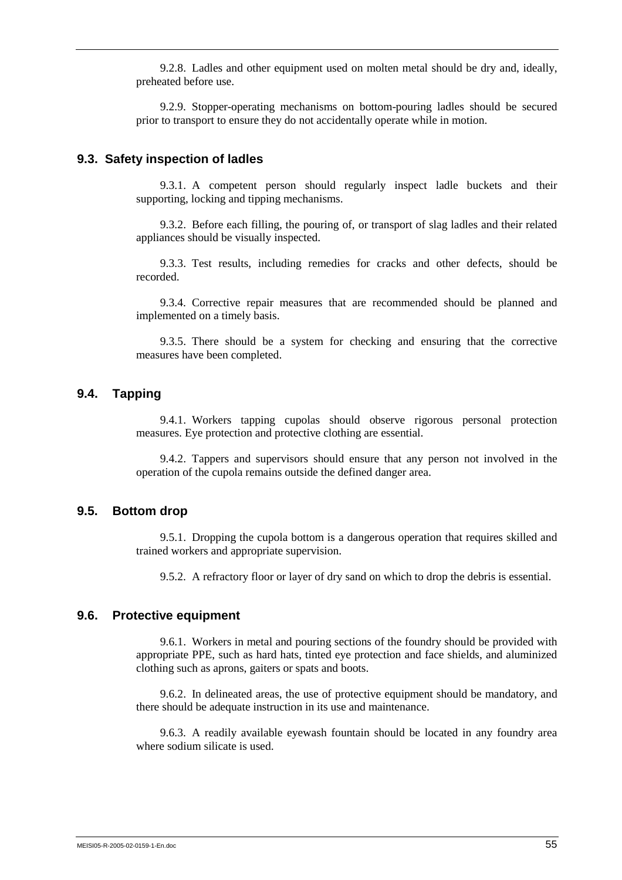9.2.8. Ladles and other equipment used on molten metal should be dry and, ideally, preheated before use.

9.2.9. Stopper-operating mechanisms on bottom-pouring ladles should be secured prior to transport to ensure they do not accidentally operate while in motion.

## 9.3. Safety inspection of ladles

9.3.1. A competent person should regularly inspect ladle buckets and their supporting, locking and tipping mechanisms.

9.3.2. Before each filling, the pouring of, or transport of slag ladles and their related appliances should be visually inspected.

9.3.3. Test results, including remedies for cracks and other defects, should be recorded.

9.3.4. Corrective repair measures that are recommended should be planned and implemented on a timely basis.

9.3.5. There should be a system for checking and ensuring that the corrective measures have been completed.

## 9.4. Tapping

9.4.1. Workers tapping cupolas should observe rigorous personal protection measures. Eye protection and protective clothing are essential.

9.4.2. Tappers and supervisors should ensure that any person not involved in the operation of the cupola remains outside the defined danger area.

## 9.5. Bottom drop

9.5.1. Dropping the cupola bottom is a dangerous operation that requires skilled and trained workers and appropriate supervision.

9.5.2. A refractory floor or layer of dry sand on which to drop the debris is essential.

## 9.6. Protective equipment

9.6.1. Workers in metal and pouring sections of the foundry should be provided with appropriate PPE, such as hard hats, tinted eye protection and face shields, and aluminized clothing such as aprons, gaiters or spats and boots.

9.6.2. In delineated areas, the use of protective equipment should be mandatory, and there should be adequate instruction in its use and maintenance.

9.6.3. A readily available eyewash fountain should be located in any foundry area where sodium silicate is used.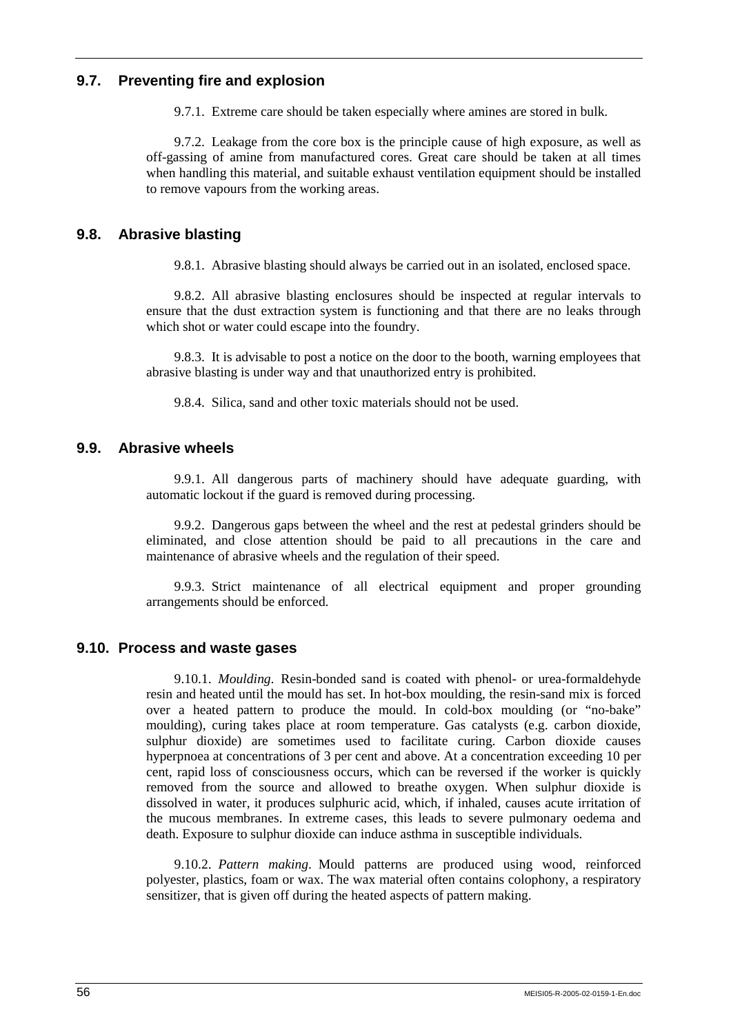## 9.7. Preventing fire and explosion

9.7.1. Extreme care should be taken especially where amines are stored in bulk.

9.7.2. Leakage from the core box is the principle cause of high exposure, as well as off-gassing of amine from manufactured cores. Great care should be taken at all times when handling this material, and suitable exhaust ventilation equipment should be installed to remove vapours from the working areas.

## 9.8. Abrasive blasting

9.8.1. Abrasive blasting should always be carried out in an isolated, enclosed space.

9.8.2. All abrasive blasting enclosures should be inspected at regular intervals to ensure that the dust extraction system is functioning and that there are no leaks through which shot or water could escape into the foundry.

9.8.3. It is advisable to post a notice on the door to the booth, warning employees that abrasive blasting is under way and that unauthorized entry is prohibited.

9.8.4. Silica, sand and other toxic materials should not be used.

## 9.9. Abrasive wheels

9.9.1. All dangerous parts of machinery should have adequate guarding, with automatic lockout if the guard is removed during processing.

9.9.2. Dangerous gaps between the wheel and the rest at pedestal grinders should be eliminated, and close attention should be paid to all precautions in the care and maintenance of abrasive wheels and the regulation of their speed.

9.9.3. Strict maintenance of all electrical equipment and proper grounding arrangements should be enforced.

## 9.10. Process and waste gases

9.10.1. *Moulding*. Resin-bonded sand is coated with phenol- or urea-formaldehyde resin and heated until the mould has set. In hot-box moulding, the resin-sand mix is forced over a heated pattern to produce the mould. In cold-box moulding (or "no-bake" moulding), curing takes place at room temperature. Gas catalysts (e.g. carbon dioxide, sulphur dioxide) are sometimes used to facilitate curing. Carbon dioxide causes hyperpnoea at concentrations of 3 per cent and above. At a concentration exceeding 10 per cent, rapid loss of consciousness occurs, which can be reversed if the worker is quickly removed from the source and allowed to breathe oxygen. When sulphur dioxide is dissolved in water, it produces sulphuric acid, which, if inhaled, causes acute irritation of the mucous membranes. In extreme cases, this leads to severe pulmonary oedema and death. Exposure to sulphur dioxide can induce asthma in susceptible individuals.

9.10.2. *Pattern making*. Mould patterns are produced using wood, reinforced polyester, plastics, foam or wax. The wax material often contains colophony, a respiratory sensitizer, that is given off during the heated aspects of pattern making.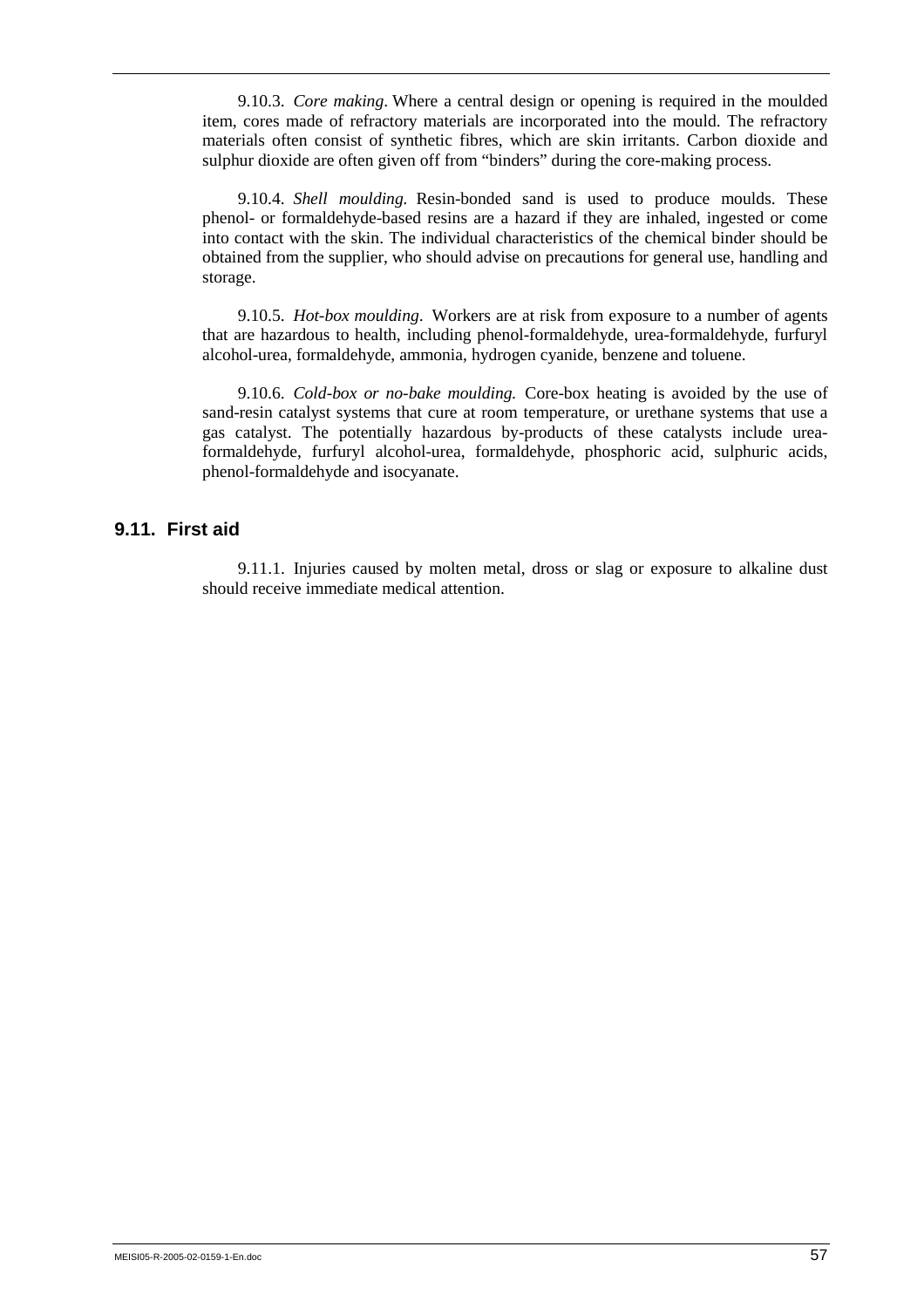9.10.3. *Core making*. Where a central design or opening is required in the moulded item, cores made of refractory materials are incorporated into the mould. The refractory materials often consist of synthetic fibres, which are skin irritants. Carbon dioxide and sulphur dioxide are often given off from "binders" during the core-making process.

9.10.4. *Shell moulding.* Resin-bonded sand is used to produce moulds. These phenol- or formaldehyde-based resins are a hazard if they are inhaled, ingested or come into contact with the skin. The individual characteristics of the chemical binder should be obtained from the supplier, who should advise on precautions for general use, handling and storage.

9.10.5. *Hot-box moulding*. Workers are at risk from exposure to a number of agents that are hazardous to health, including phenol-formaldehyde, urea-formaldehyde, furfuryl alcohol-urea, formaldehyde, ammonia, hydrogen cyanide, benzene and toluene.

9.10.6. *Cold-box or no-bake moulding.* Core-box heating is avoided by the use of sand-resin catalyst systems that cure at room temperature, or urethane systems that use a gas catalyst. The potentially hazardous by-products of these catalysts include urea-formaldehyde, furfuryl alcohol-urea, formaldehyde, phosphoric acid, sulphuric acids, phenol-formaldehyde and isocyanate.

## 9.11. First aid

9.11.1. Injuries caused by molten metal, dross or slag or exposure to alkaline dust should receive immediate medical attention.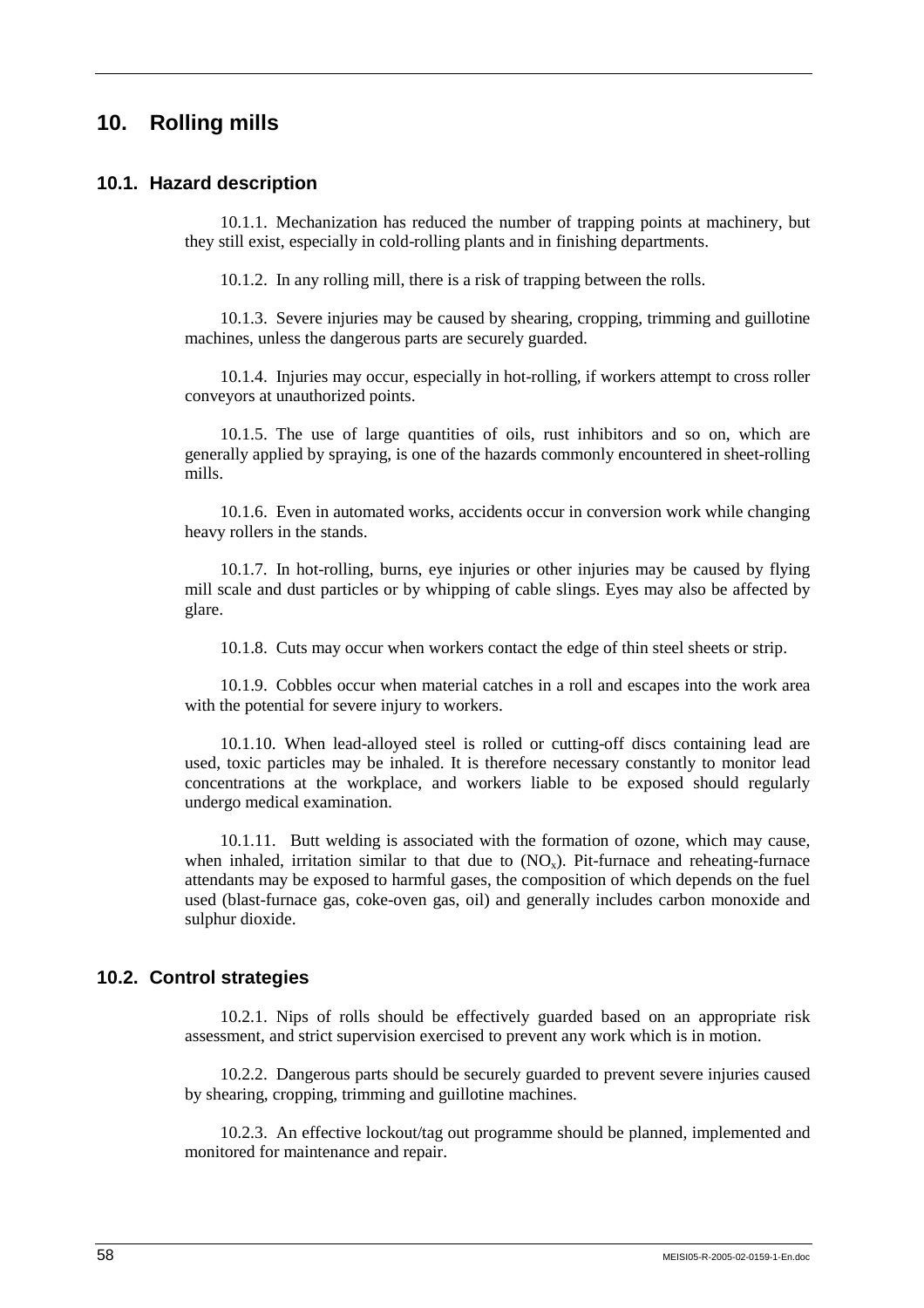# 10. Rolling mills

## 10.1. Hazard description

10.1.1. Mechanization has reduced the number of trapping points at machinery, but they still exist, especially in cold-rolling plants and in finishing departments.

10.1.2. In any rolling mill, there is a risk of trapping between the rolls.

10.1.3. Severe injuries may be caused by shearing, cropping, trimming and guillotine machines, unless the dangerous parts are securely guarded.

10.1.4. Injuries may occur, especially in hot-rolling, if workers attempt to cross roller conveyors at unauthorized points.

10.1.5. The use of large quantities of oils, rust inhibitors and so on, which are generally applied by spraying, is one of the hazards commonly encountered in sheet-rolling mills.

10.1.6. Even in automated works, accidents occur in conversion work while changing heavy rollers in the stands.

10.1.7. In hot-rolling, burns, eye injuries or other injuries may be caused by flying mill scale and dust particles or by whipping of cable slings. Eyes may also be affected by glare.

10.1.8. Cuts may occur when workers contact the edge of thin steel sheets or strip.

10.1.9. Cobbles occur when material catches in a roll and escapes into the work area with the potential for severe injury to workers.

10.1.10. When lead-alloyed steel is rolled or cutting-off discs containing lead are used, toxic particles may be inhaled. It is therefore necessary constantly to monitor lead concentrations at the workplace, and workers liable to be exposed should regularly undergo medical examination.

10.1.11. Butt welding is associated with the formation of ozone, which may cause, when inhaled, irritation similar to that due to ($NO_x$). Pit-furnace and reheating-furnace attendants may be exposed to harmful gases, the composition of which depends on the fuel used (blast-furnace gas, coke-oven gas, oil) and generally includes carbon monoxide and sulphur dioxide.

## 10.2. Control strategies

10.2.1. Nips of rolls should be effectively guarded based on an appropriate risk assessment, and strict supervision exercised to prevent any work which is in motion.

10.2.2. Dangerous parts should be securely guarded to prevent severe injuries caused by shearing, cropping, trimming and guillotine machines.

10.2.3. An effective lockout/tag out programme should be planned, implemented and monitored for maintenance and repair.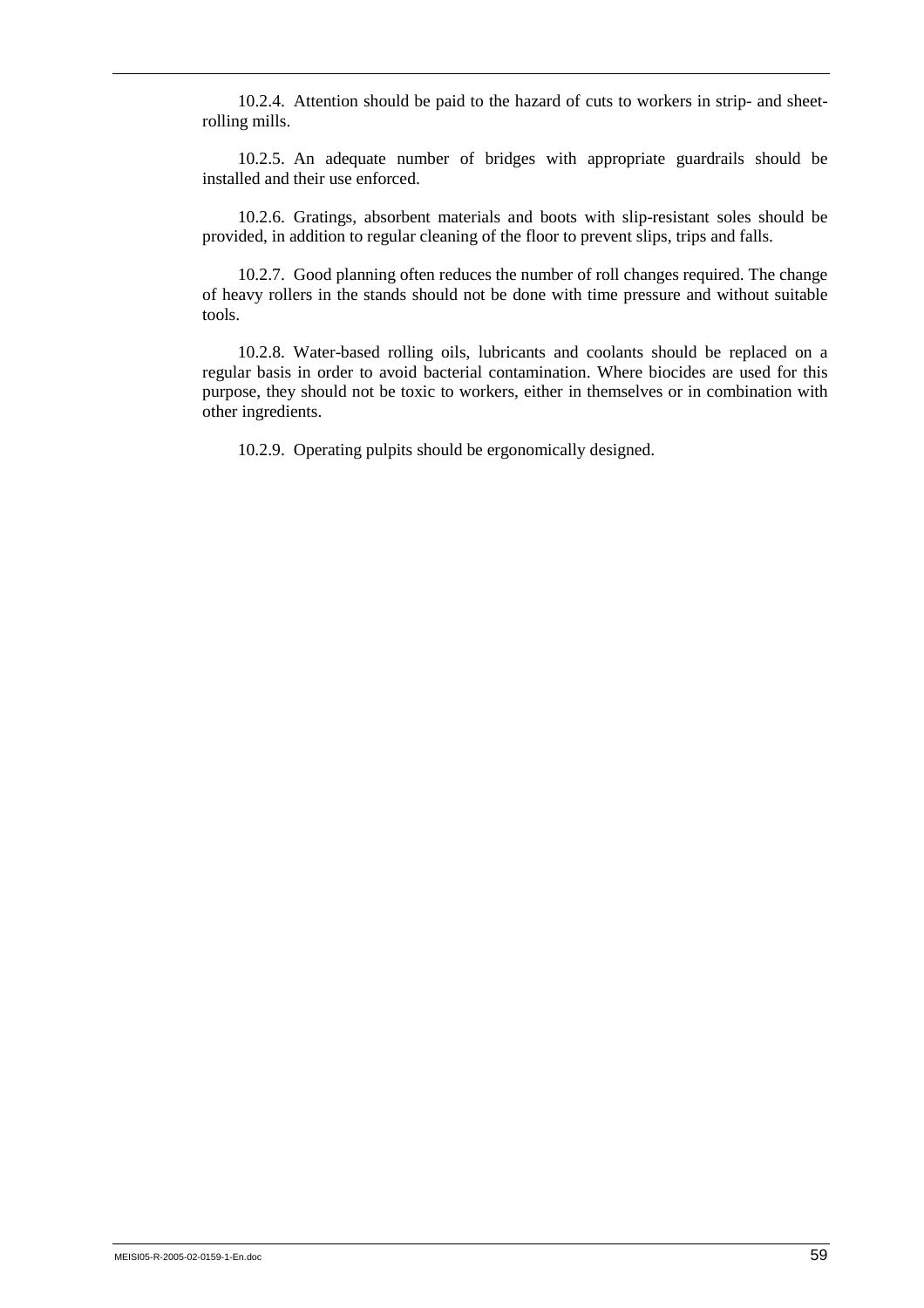10.2.4. Attention should be paid to the hazard of cuts to workers in strip- and sheet-rolling mills.

10.2.5. An adequate number of bridges with appropriate guardrails should be installed and their use enforced.

10.2.6. Gratings, absorbent materials and boots with slip-resistant soles should be provided, in addition to regular cleaning of the floor to prevent slips, trips and falls.

10.2.7. Good planning often reduces the number of roll changes required. The change of heavy rollers in the stands should not be done with time pressure and without suitable tools.

10.2.8. Water-based rolling oils, lubricants and coolants should be replaced on a regular basis in order to avoid bacterial contamination. Where biocides are used for this purpose, they should not be toxic to workers, either in themselves or in combination with other ingredients.

10.2.9. Operating pulpits should be ergonomically designed.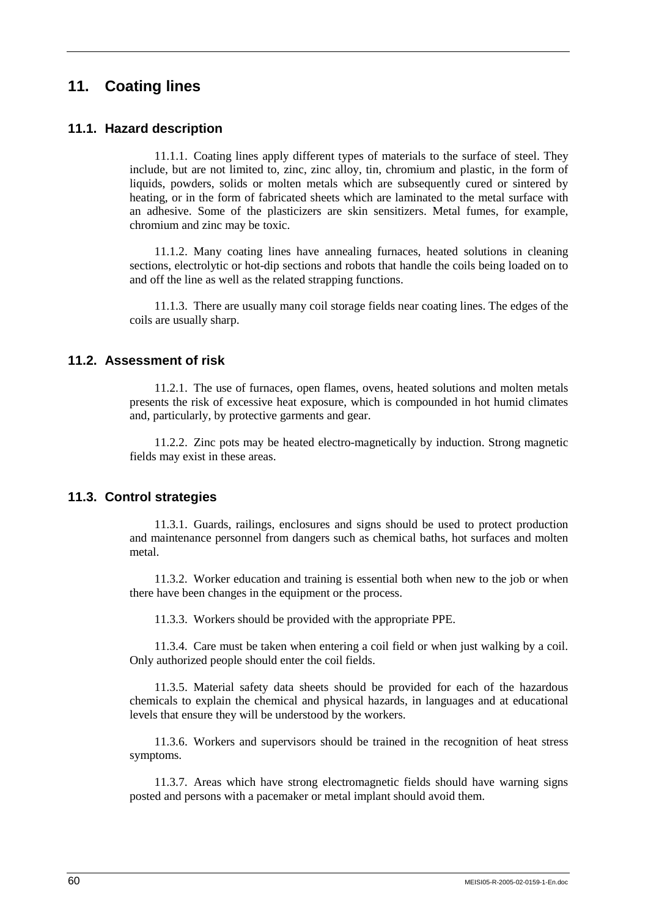# 11. Coating lines

## 11.1. Hazard description

11.1.1. Coating lines apply different types of materials to the surface of steel. They include, but are not limited to, zinc, zinc alloy, tin, chromium and plastic, in the form of liquids, powders, solids or molten metals which are subsequently cured or sintered by heating, or in the form of fabricated sheets which are laminated to the metal surface with an adhesive. Some of the plasticizers are skin sensitizers. Metal fumes, for example, chromium and zinc may be toxic.

11.1.2. Many coating lines have annealing furnaces, heated solutions in cleaning sections, electrolytic or hot-dip sections and robots that handle the coils being loaded on to and off the line as well as the related strapping functions.

11.1.3. There are usually many coil storage fields near coating lines. The edges of the coils are usually sharp.

## 11.2. Assessment of risk

11.2.1. The use of furnaces, open flames, ovens, heated solutions and molten metals presents the risk of excessive heat exposure, which is compounded in hot humid climates and, particularly, by protective garments and gear.

11.2.2. Zinc pots may be heated electro-magnetically by induction. Strong magnetic fields may exist in these areas.

## 11.3. Control strategies

11.3.1. Guards, railings, enclosures and signs should be used to protect production and maintenance personnel from dangers such as chemical baths, hot surfaces and molten metal.

11.3.2. Worker education and training is essential both when new to the job or when there have been changes in the equipment or the process.

11.3.3. Workers should be provided with the appropriate PPE.

11.3.4. Care must be taken when entering a coil field or when just walking by a coil. Only authorized people should enter the coil fields.

11.3.5. Material safety data sheets should be provided for each of the hazardous chemicals to explain the chemical and physical hazards, in languages and at educational levels that ensure they will be understood by the workers.

11.3.6. Workers and supervisors should be trained in the recognition of heat stress symptoms.

11.3.7. Areas which have strong electromagnetic fields should have warning signs posted and persons with a pacemaker or metal implant should avoid them.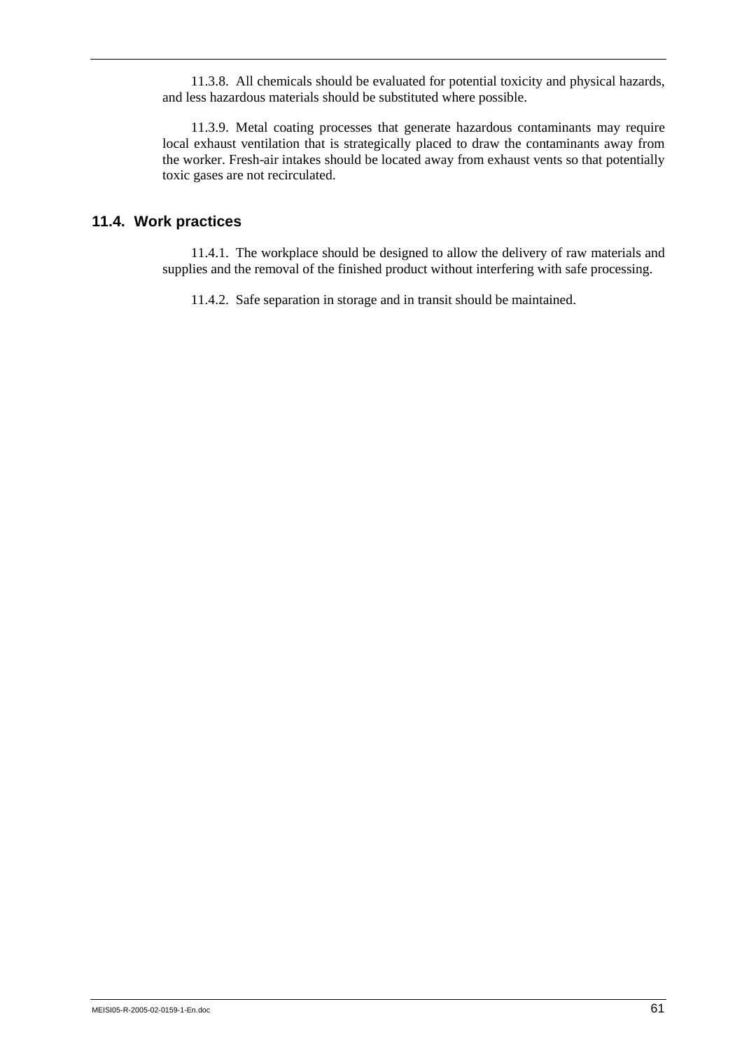11.3.8. All chemicals should be evaluated for potential toxicity and physical hazards, and less hazardous materials should be substituted where possible.

11.3.9. Metal coating processes that generate hazardous contaminants may require local exhaust ventilation that is strategically placed to draw the contaminants away from the worker. Fresh-air intakes should be located away from exhaust vents so that potentially toxic gases are not recirculated.

### 11.4. Work practices

11.4.1. The workplace should be designed to allow the delivery of raw materials and supplies and the removal of the finished product without interfering with safe processing.

11.4.2. Safe separation in storage and in transit should be maintained.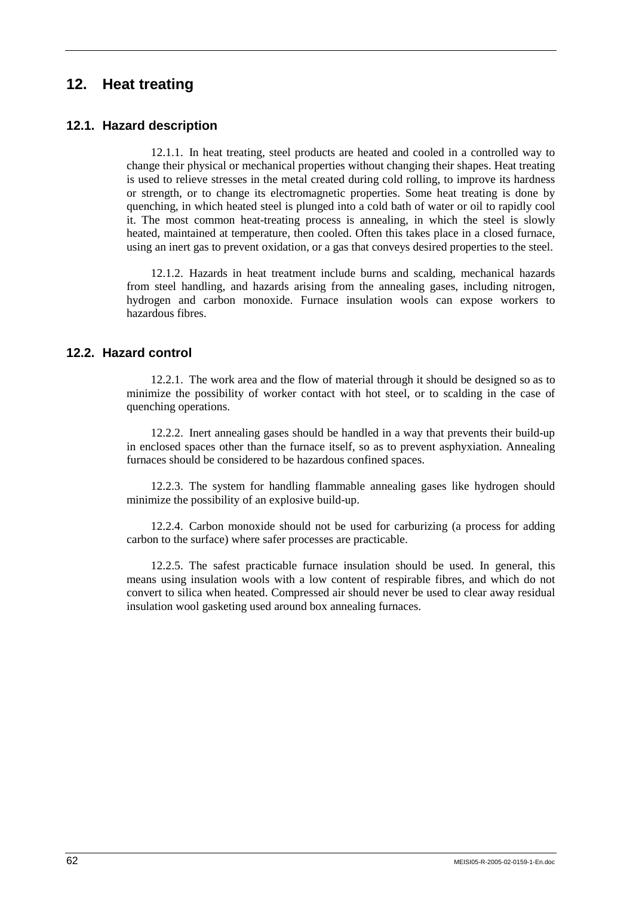# 12. Heat treating

## 12.1. Hazard description

12.1.1. In heat treating, steel products are heated and cooled in a controlled way to change their physical or mechanical properties without changing their shapes. Heat treating is used to relieve stresses in the metal created during cold rolling, to improve its hardness or strength, or to change its electromagnetic properties. Some heat treating is done by quenching, in which heated steel is plunged into a cold bath of water or oil to rapidly cool it. The most common heat-treating process is annealing, in which the steel is slowly heated, maintained at temperature, then cooled. Often this takes place in a closed furnace, using an inert gas to prevent oxidation, or a gas that conveys desired properties to the steel.

12.1.2. Hazards in heat treatment include burns and scalding, mechanical hazards from steel handling, and hazards arising from the annealing gases, including nitrogen, hydrogen and carbon monoxide. Furnace insulation wools can expose workers to hazardous fibres.

## 12.2. Hazard control

12.2.1. The work area and the flow of material through it should be designed so as to minimize the possibility of worker contact with hot steel, or to scalding in the case of quenching operations.

12.2.2. Inert annealing gases should be handled in a way that prevents their build-up in enclosed spaces other than the furnace itself, so as to prevent asphyxiation. Annealing furnaces should be considered to be hazardous confined spaces.

12.2.3. The system for handling flammable annealing gases like hydrogen should minimize the possibility of an explosive build-up.

12.2.4. Carbon monoxide should not be used for carburizing (a process for adding carbon to the surface) where safer processes are practicable.

12.2.5. The safest practicable furnace insulation should be used. In general, this means using insulation wools with a low content of respirable fibres, and which do not convert to silica when heated. Compressed air should never be used to clear away residual insulation wool gasketing used around box annealing furnaces.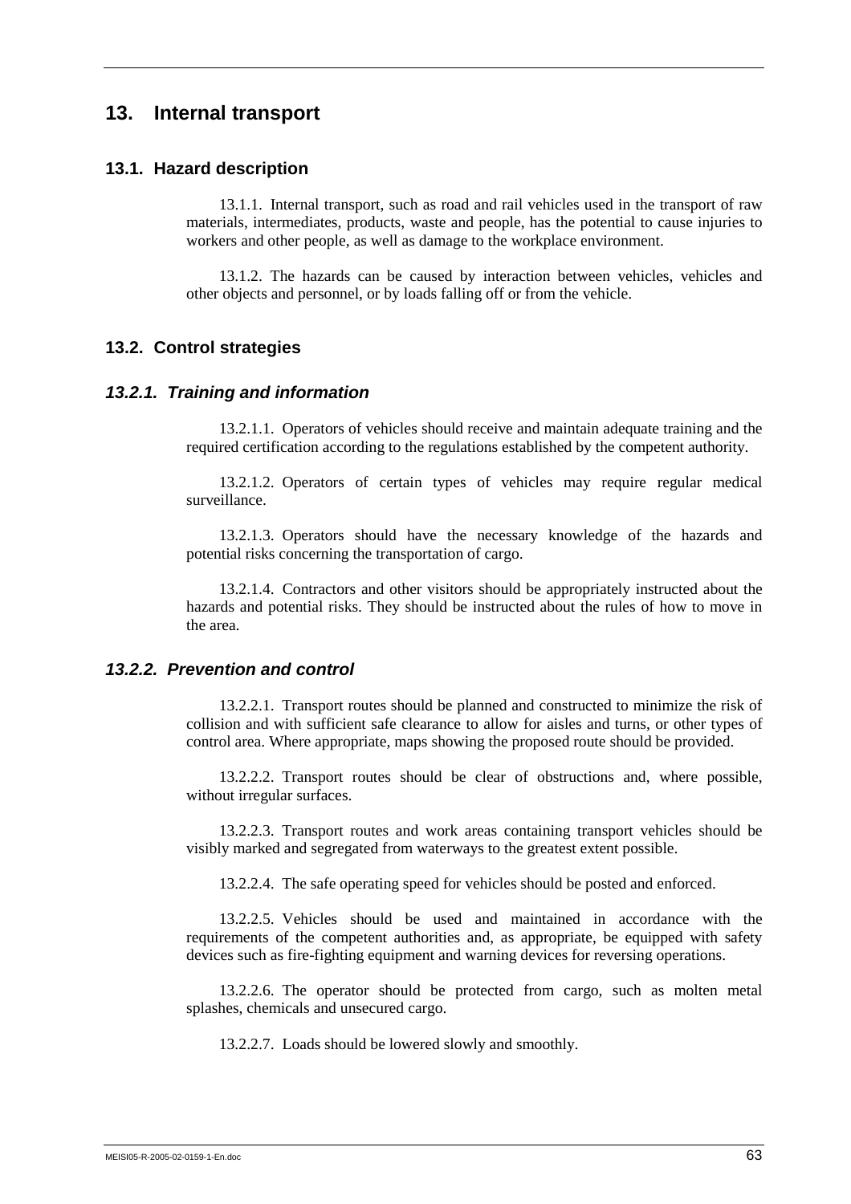# 13. Internal transport

## 13.1. Hazard description

13.1.1. Internal transport, such as road and rail vehicles used in the transport of raw materials, intermediates, products, waste and people, has the potential to cause injuries to workers and other people, as well as damage to the workplace environment.

13.1.2. The hazards can be caused by interaction between vehicles, vehicles and other objects and personnel, or by loads falling off or from the vehicle.

## 13.2. Control strategies

### *13.2.1. Training and information*

13.2.1.1. Operators of vehicles should receive and maintain adequate training and the required certification according to the regulations established by the competent authority.

13.2.1.2. Operators of certain types of vehicles may require regular medical surveillance.

13.2.1.3. Operators should have the necessary knowledge of the hazards and potential risks concerning the transportation of cargo.

13.2.1.4. Contractors and other visitors should be appropriately instructed about the hazards and potential risks. They should be instructed about the rules of how to move in the area.

### *13.2.2. Prevention and control*

13.2.2.1. Transport routes should be planned and constructed to minimize the risk of collision and with sufficient safe clearance to allow for aisles and turns, or other types of control area. Where appropriate, maps showing the proposed route should be provided.

13.2.2.2. Transport routes should be clear of obstructions and, where possible, without irregular surfaces.

13.2.2.3. Transport routes and work areas containing transport vehicles should be visibly marked and segregated from waterways to the greatest extent possible.

13.2.2.4. The safe operating speed for vehicles should be posted and enforced.

13.2.2.5. Vehicles should be used and maintained in accordance with the requirements of the competent authorities and, as appropriate, be equipped with safety devices such as fire-fighting equipment and warning devices for reversing operations.

13.2.2.6. The operator should be protected from cargo, such as molten metal splashes, chemicals and unsecured cargo.

13.2.2.7. Loads should be lowered slowly and smoothly.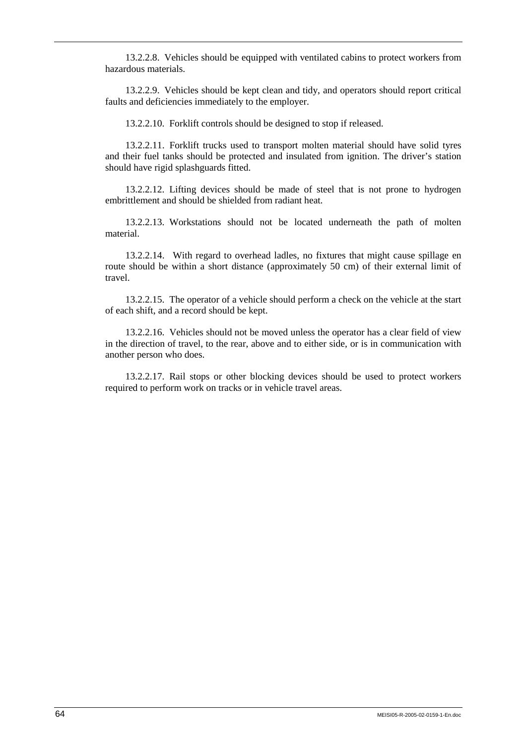13.2.2.8. Vehicles should be equipped with ventilated cabins to protect workers from hazardous materials.

13.2.2.9. Vehicles should be kept clean and tidy, and operators should report critical faults and deficiencies immediately to the employer.

13.2.2.10. Forklift controls should be designed to stop if released.

13.2.2.11. Forklift trucks used to transport molten material should have solid tyres and their fuel tanks should be protected and insulated from ignition. The driver's station should have rigid splashguards fitted.

13.2.2.12. Lifting devices should be made of steel that is not prone to hydrogen embrittlement and should be shielded from radiant heat.

13.2.2.13. Workstations should not be located underneath the path of molten material.

13.2.2.14. With regard to overhead ladles, no fixtures that might cause spillage en route should be within a short distance (approximately 50 cm) of their external limit of travel.

13.2.2.15. The operator of a vehicle should perform a check on the vehicle at the start of each shift, and a record should be kept.

13.2.2.16. Vehicles should not be moved unless the operator has a clear field of view in the direction of travel, to the rear, above and to either side, or is in communication with another person who does.

13.2.2.17. Rail stops or other blocking devices should be used to protect workers required to perform work on tracks or in vehicle travel areas.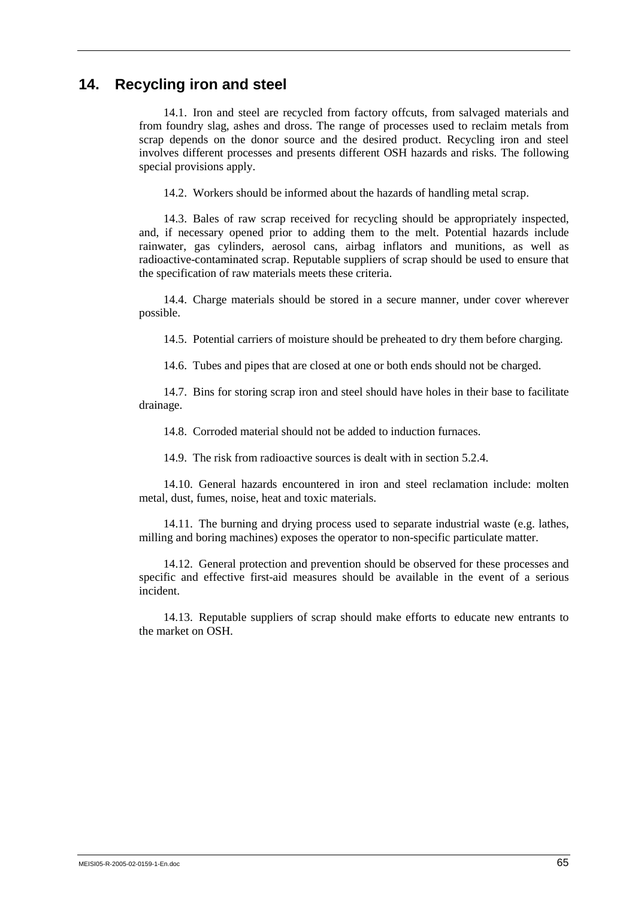## 14. Recycling iron and steel

14.1. Iron and steel are recycled from factory offcuts, from salvaged materials and from foundry slag, ashes and dross. The range of processes used to reclaim metals from scrap depends on the donor source and the desired product. Recycling iron and steel involves different processes and presents different OSH hazards and risks. The following special provisions apply.

14.2. Workers should be informed about the hazards of handling metal scrap.

14.3. Bales of raw scrap received for recycling should be appropriately inspected, and, if necessary opened prior to adding them to the melt. Potential hazards include rainwater, gas cylinders, aerosol cans, airbag inflators and munitions, as well as radioactive-contaminated scrap. Reputable suppliers of scrap should be used to ensure that the specification of raw materials meets these criteria.

14.4. Charge materials should be stored in a secure manner, under cover wherever possible.

14.5. Potential carriers of moisture should be preheated to dry them before charging.

14.6. Tubes and pipes that are closed at one or both ends should not be charged.

14.7. Bins for storing scrap iron and steel should have holes in their base to facilitate drainage.

14.8. Corroded material should not be added to induction furnaces.

14.9. The risk from radioactive sources is dealt with in section 5.2.4.

14.10. General hazards encountered in iron and steel reclamation include: molten metal, dust, fumes, noise, heat and toxic materials.

14.11. The burning and drying process used to separate industrial waste (e.g. lathes, milling and boring machines) exposes the operator to non-specific particulate matter.

14.12. General protection and prevention should be observed for these processes and specific and effective first-aid measures should be available in the event of a serious incident.

14.13. Reputable suppliers of scrap should make efforts to educate new entrants to the market on OSH.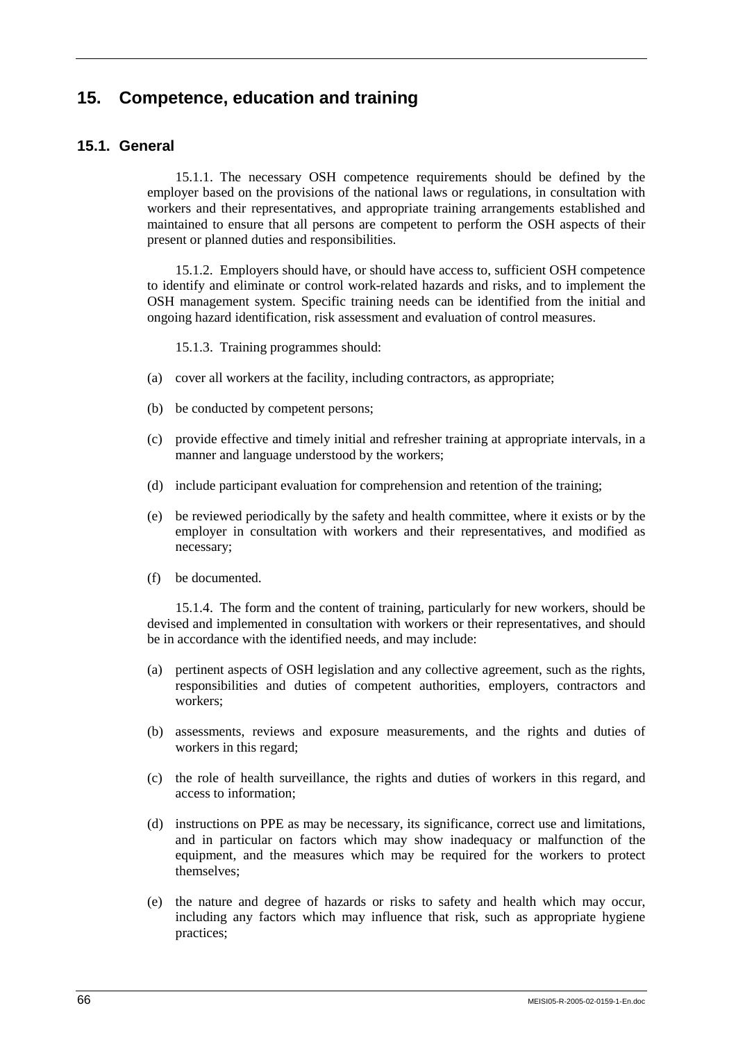## 15. Competence, education and training

### 15.1. General

15.1.1. The necessary OSH competence requirements should be defined by the employer based on the provisions of the national laws or regulations, in consultation with workers and their representatives, and appropriate training arrangements established and maintained to ensure that all persons are competent to perform the OSH aspects of their present or planned duties and responsibilities.

15.1.2. Employers should have, or should have access to, sufficient OSH competence to identify and eliminate or control work-related hazards and risks, and to implement the OSH management system. Specific training needs can be identified from the initial and ongoing hazard identification, risk assessment and evaluation of control measures.

15.1.3. Training programmes should:

(a) cover all workers at the facility, including contractors, as appropriate;

(b) be conducted by competent persons;

(c) provide effective and timely initial and refresher training at appropriate intervals, in a manner and language understood by the workers;

(d) include participant evaluation for comprehension and retention of the training;

(e) be reviewed periodically by the safety and health committee, where it exists or by the employer in consultation with workers and their representatives, and modified as necessary;

(f) be documented.

15.1.4. The form and the content of training, particularly for new workers, should be devised and implemented in consultation with workers or their representatives, and should be in accordance with the identified needs, and may include:

(a) pertinent aspects of OSH legislation and any collective agreement, such as the rights, responsibilities and duties of competent authorities, employers, contractors and workers;

(b) assessments, reviews and exposure measurements, and the rights and duties of workers in this regard;

(c) the role of health surveillance, the rights and duties of workers in this regard, and access to information;

(d) instructions on PPE as may be necessary, its significance, correct use and limitations, and in particular on factors which may show inadequacy or malfunction of the equipment, and the measures which may be required for the workers to protect themselves;

(e) the nature and degree of hazards or risks to safety and health which may occur, including any factors which may influence that risk, such as appropriate hygiene practices;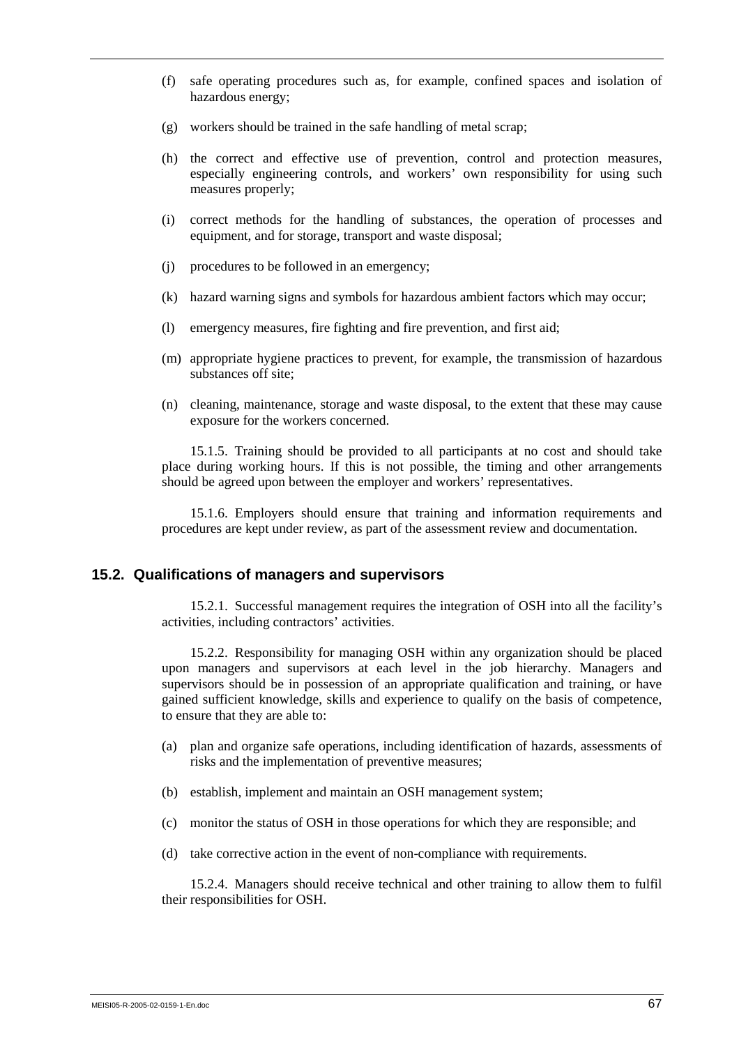(f) safe operating procedures such as, for example, confined spaces and isolation of hazardous energy;

(g) workers should be trained in the safe handling of metal scrap;

(h) the correct and effective use of prevention, control and protection measures, especially engineering controls, and workers' own responsibility for using such measures properly;

(i) correct methods for the handling of substances, the operation of processes and equipment, and for storage, transport and waste disposal;

(j) procedures to be followed in an emergency;

(k) hazard warning signs and symbols for hazardous ambient factors which may occur;

(l) emergency measures, fire fighting and fire prevention, and first aid;

(m) appropriate hygiene practices to prevent, for example, the transmission of hazardous substances off site;

(n) cleaning, maintenance, storage and waste disposal, to the extent that these may cause exposure for the workers concerned.

15.1.5. Training should be provided to all participants at no cost and should take place during working hours. If this is not possible, the timing and other arrangements should be agreed upon between the employer and workers' representatives.

15.1.6. Employers should ensure that training and information requirements and procedures are kept under review, as part of the assessment review and documentation.

### 15.2. Qualifications of managers and supervisors

15.2.1. Successful management requires the integration of OSH into all the facility's activities, including contractors' activities.

15.2.2. Responsibility for managing OSH within any organization should be placed upon managers and supervisors at each level in the job hierarchy. Managers and supervisors should be in possession of an appropriate qualification and training, or have gained sufficient knowledge, skills and experience to qualify on the basis of competence, to ensure that they are able to:

(a) plan and organize safe operations, including identification of hazards, assessments of risks and the implementation of preventive measures;

(b) establish, implement and maintain an OSH management system;

(c) monitor the status of OSH in those operations for which they are responsible; and

(d) take corrective action in the event of non-compliance with requirements.

15.2.4. Managers should receive technical and other training to allow them to fulfil their responsibilities for OSH.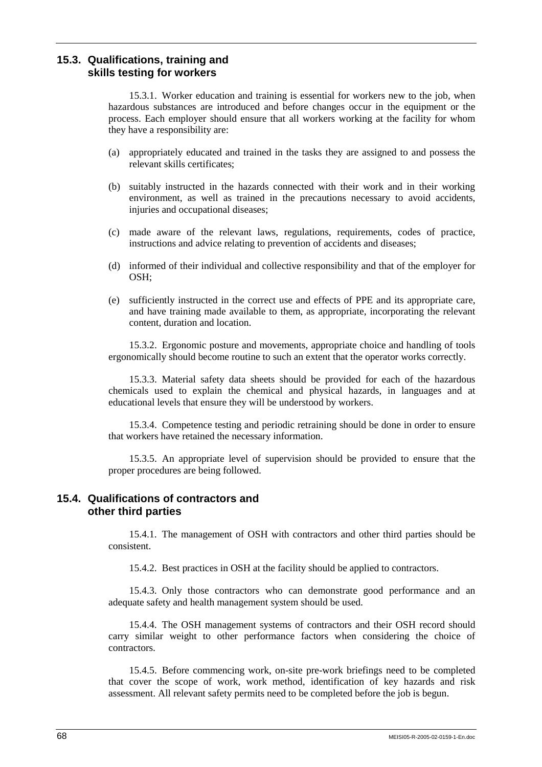## 15.3. Qualifications, training and skills testing for workers

15.3.1. Worker education and training is essential for workers new to the job, when hazardous substances are introduced and before changes occur in the equipment or the process. Each employer should ensure that all workers working at the facility for whom they have a responsibility are:

(a) appropriately educated and trained in the tasks they are assigned to and possess the relevant skills certificates;

(b) suitably instructed in the hazards connected with their work and in their working environment, as well as trained in the precautions necessary to avoid accidents, injuries and occupational diseases;

(c) made aware of the relevant laws, regulations, requirements, codes of practice, instructions and advice relating to prevention of accidents and diseases;

(d) informed of their individual and collective responsibility and that of the employer for OSH;

(e) sufficiently instructed in the correct use and effects of PPE and its appropriate care, and have training made available to them, as appropriate, incorporating the relevant content, duration and location.

15.3.2. Ergonomic posture and movements, appropriate choice and handling of tools ergonomically should become routine to such an extent that the operator works correctly.

15.3.3. Material safety data sheets should be provided for each of the hazardous chemicals used to explain the chemical and physical hazards, in languages and at educational levels that ensure they will be understood by workers.

15.3.4. Competence testing and periodic retraining should be done in order to ensure that workers have retained the necessary information.

15.3.5. An appropriate level of supervision should be provided to ensure that the proper procedures are being followed.

## 15.4. Qualifications of contractors and other third parties

15.4.1. The management of OSH with contractors and other third parties should be consistent.

15.4.2. Best practices in OSH at the facility should be applied to contractors.

15.4.3. Only those contractors who can demonstrate good performance and an adequate safety and health management system should be used.

15.4.4. The OSH management systems of contractors and their OSH record should carry similar weight to other performance factors when considering the choice of contractors.

15.4.5. Before commencing work, on-site pre-work briefings need to be completed that cover the scope of work, work method, identification of key hazards and risk assessment. All relevant safety permits need to be completed before the job is begun.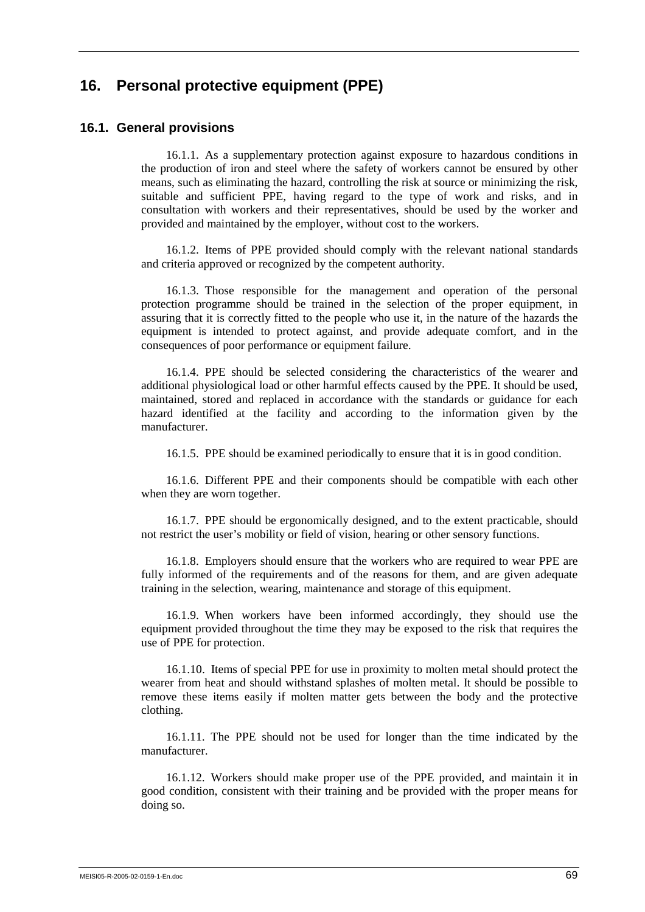# 16. Personal protective equipment (PPE)

## 16.1. General provisions

16.1.1. As a supplementary protection against exposure to hazardous conditions in the production of iron and steel where the safety of workers cannot be ensured by other means, such as eliminating the hazard, controlling the risk at source or minimizing the risk, suitable and sufficient PPE, having regard to the type of work and risks, and in consultation with workers and their representatives, should be used by the worker and provided and maintained by the employer, without cost to the workers.

16.1.2. Items of PPE provided should comply with the relevant national standards and criteria approved or recognized by the competent authority.

16.1.3. Those responsible for the management and operation of the personal protection programme should be trained in the selection of the proper equipment, in assuring that it is correctly fitted to the people who use it, in the nature of the hazards the equipment is intended to protect against, and provide adequate comfort, and in the consequences of poor performance or equipment failure.

16.1.4. PPE should be selected considering the characteristics of the wearer and additional physiological load or other harmful effects caused by the PPE. It should be used, maintained, stored and replaced in accordance with the standards or guidance for each hazard identified at the facility and according to the information given by the manufacturer.

16.1.5. PPE should be examined periodically to ensure that it is in good condition.

16.1.6. Different PPE and their components should be compatible with each other when they are worn together.

16.1.7. PPE should be ergonomically designed, and to the extent practicable, should not restrict the user's mobility or field of vision, hearing or other sensory functions.

16.1.8. Employers should ensure that the workers who are required to wear PPE are fully informed of the requirements and of the reasons for them, and are given adequate training in the selection, wearing, maintenance and storage of this equipment.

16.1.9. When workers have been informed accordingly, they should use the equipment provided throughout the time they may be exposed to the risk that requires the use of PPE for protection.

16.1.10. Items of special PPE for use in proximity to molten metal should protect the wearer from heat and should withstand splashes of molten metal. It should be possible to remove these items easily if molten matter gets between the body and the protective clothing.

16.1.11. The PPE should not be used for longer than the time indicated by the manufacturer.

16.1.12. Workers should make proper use of the PPE provided, and maintain it in good condition, consistent with their training and be provided with the proper means for doing so.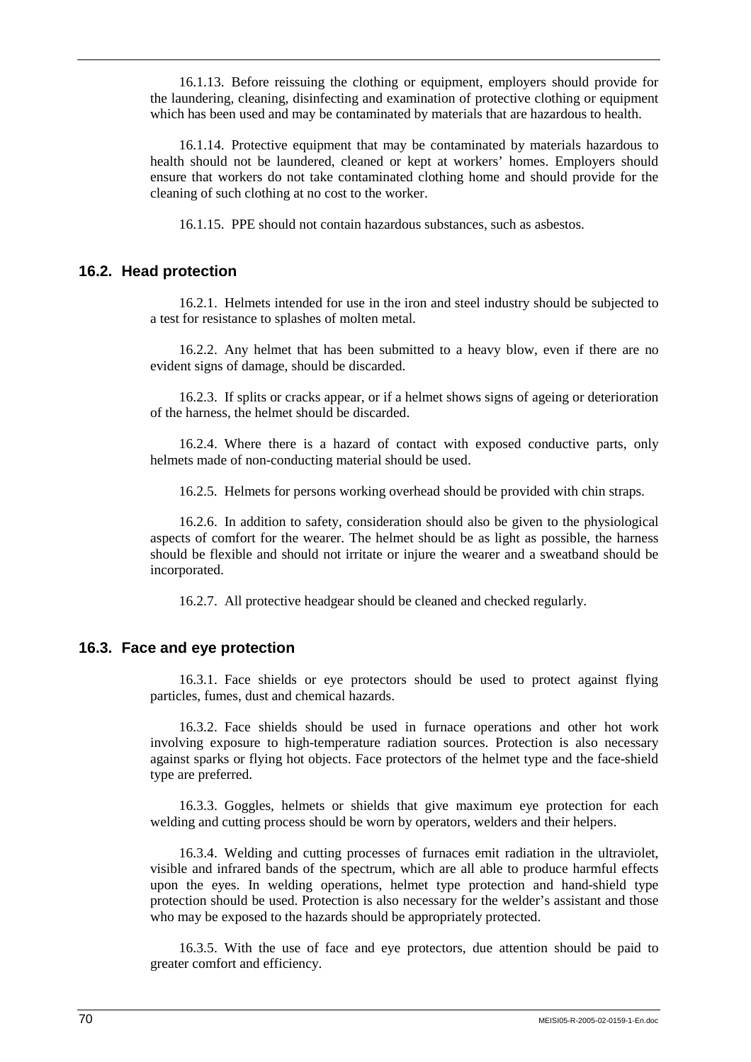16.1.13. Before reissuing the clothing or equipment, employers should provide for the laundering, cleaning, disinfecting and examination of protective clothing or equipment which has been used and may be contaminated by materials that are hazardous to health.

16.1.14. Protective equipment that may be contaminated by materials hazardous to health should not be laundered, cleaned or kept at workers' homes. Employers should ensure that workers do not take contaminated clothing home and should provide for the cleaning of such clothing at no cost to the worker.

16.1.15. PPE should not contain hazardous substances, such as asbestos.

## 16.2. Head protection

16.2.1. Helmets intended for use in the iron and steel industry should be subjected to a test for resistance to splashes of molten metal.

16.2.2. Any helmet that has been submitted to a heavy blow, even if there are no evident signs of damage, should be discarded.

16.2.3. If splits or cracks appear, or if a helmet shows signs of ageing or deterioration of the harness, the helmet should be discarded.

16.2.4. Where there is a hazard of contact with exposed conductive parts, only helmets made of non-conducting material should be used.

16.2.5. Helmets for persons working overhead should be provided with chin straps.

16.2.6. In addition to safety, consideration should also be given to the physiological aspects of comfort for the wearer. The helmet should be as light as possible, the harness should be flexible and should not irritate or injure the wearer and a sweatband should be incorporated.

16.2.7. All protective headgear should be cleaned and checked regularly.

## 16.3. Face and eye protection

16.3.1. Face shields or eye protectors should be used to protect against flying particles, fumes, dust and chemical hazards.

16.3.2. Face shields should be used in furnace operations and other hot work involving exposure to high-temperature radiation sources. Protection is also necessary against sparks or flying hot objects. Face protectors of the helmet type and the face-shield type are preferred.

16.3.3. Goggles, helmets or shields that give maximum eye protection for each welding and cutting process should be worn by operators, welders and their helpers.

16.3.4. Welding and cutting processes of furnaces emit radiation in the ultraviolet, visible and infrared bands of the spectrum, which are all able to produce harmful effects upon the eyes. In welding operations, helmet type protection and hand-shield type protection should be used. Protection is also necessary for the welder's assistant and those who may be exposed to the hazards should be appropriately protected.

16.3.5. With the use of face and eye protectors, due attention should be paid to greater comfort and efficiency.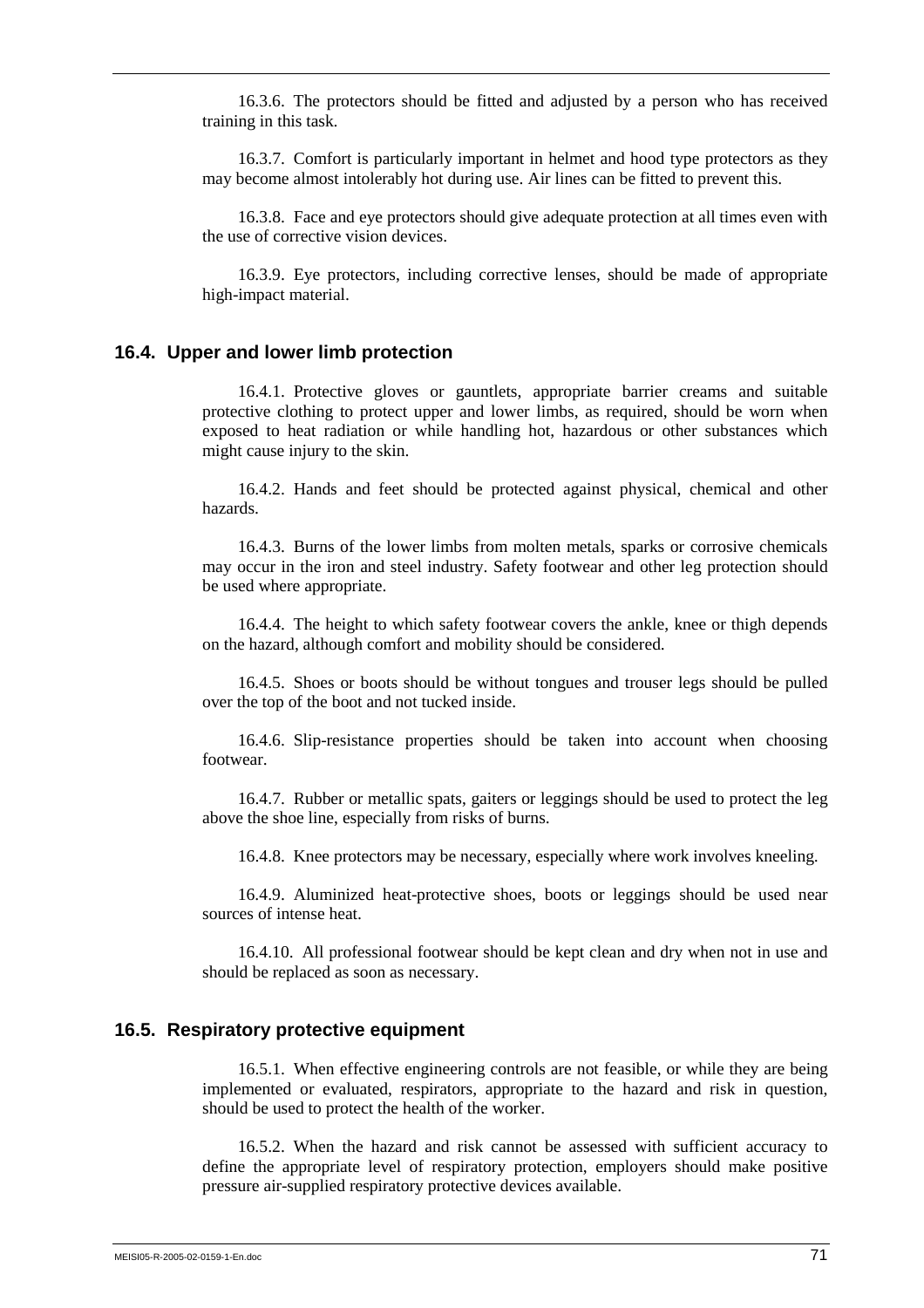16.3.6. The protectors should be fitted and adjusted by a person who has received training in this task.

16.3.7. Comfort is particularly important in helmet and hood type protectors as they may become almost intolerably hot during use. Air lines can be fitted to prevent this.

16.3.8. Face and eye protectors should give adequate protection at all times even with the use of corrective vision devices.

16.3.9. Eye protectors, including corrective lenses, should be made of appropriate high-impact material.

## 16.4. Upper and lower limb protection

16.4.1. Protective gloves or gauntlets, appropriate barrier creams and suitable protective clothing to protect upper and lower limbs, as required, should be worn when exposed to heat radiation or while handling hot, hazardous or other substances which might cause injury to the skin.

16.4.2. Hands and feet should be protected against physical, chemical and other hazards.

16.4.3. Burns of the lower limbs from molten metals, sparks or corrosive chemicals may occur in the iron and steel industry. Safety footwear and other leg protection should be used where appropriate.

16.4.4. The height to which safety footwear covers the ankle, knee or thigh depends on the hazard, although comfort and mobility should be considered.

16.4.5. Shoes or boots should be without tongues and trouser legs should be pulled over the top of the boot and not tucked inside.

16.4.6. Slip-resistance properties should be taken into account when choosing footwear.

16.4.7. Rubber or metallic spats, gaiters or leggings should be used to protect the leg above the shoe line, especially from risks of burns.

16.4.8. Knee protectors may be necessary, especially where work involves kneeling.

16.4.9. Aluminized heat-protective shoes, boots or leggings should be used near sources of intense heat.

16.4.10. All professional footwear should be kept clean and dry when not in use and should be replaced as soon as necessary.

## 16.5. Respiratory protective equipment

16.5.1. When effective engineering controls are not feasible, or while they are being implemented or evaluated, respirators, appropriate to the hazard and risk in question, should be used to protect the health of the worker.

16.5.2. When the hazard and risk cannot be assessed with sufficient accuracy to define the appropriate level of respiratory protection, employers should make positive pressure air-supplied respiratory protective devices available.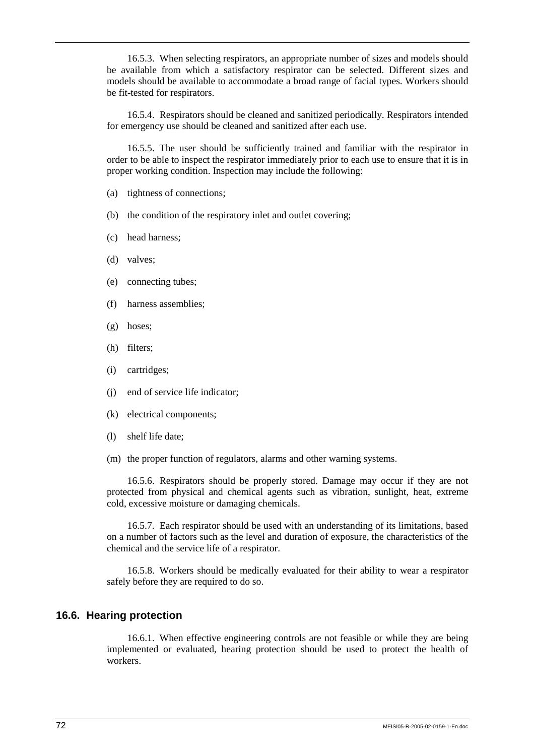16.5.3. When selecting respirators, an appropriate number of sizes and models should be available from which a satisfactory respirator can be selected. Different sizes and models should be available to accommodate a broad range of facial types. Workers should be fit-tested for respirators.

16.5.4. Respirators should be cleaned and sanitized periodically. Respirators intended for emergency use should be cleaned and sanitized after each use.

16.5.5. The user should be sufficiently trained and familiar with the respirator in order to be able to inspect the respirator immediately prior to each use to ensure that it is in proper working condition. Inspection may include the following:

(a) tightness of connections;

(b) the condition of the respiratory inlet and outlet covering;

(c) head harness;

(d) valves;

(e) connecting tubes;

(f) harness assemblies;

(g) hoses;

(h) filters;

(i) cartridges;

(j) end of service life indicator;

(k) electrical components;

(l) shelf life date;

(m) the proper function of regulators, alarms and other warning systems.

16.5.6. Respirators should be properly stored. Damage may occur if they are not protected from physical and chemical agents such as vibration, sunlight, heat, extreme cold, excessive moisture or damaging chemicals.

16.5.7. Each respirator should be used with an understanding of its limitations, based on a number of factors such as the level and duration of exposure, the characteristics of the chemical and the service life of a respirator.

16.5.8. Workers should be medically evaluated for their ability to wear a respirator safely before they are required to do so.

## 16.6. Hearing protection

16.6.1. When effective engineering controls are not feasible or while they are being implemented or evaluated, hearing protection should be used to protect the health of workers.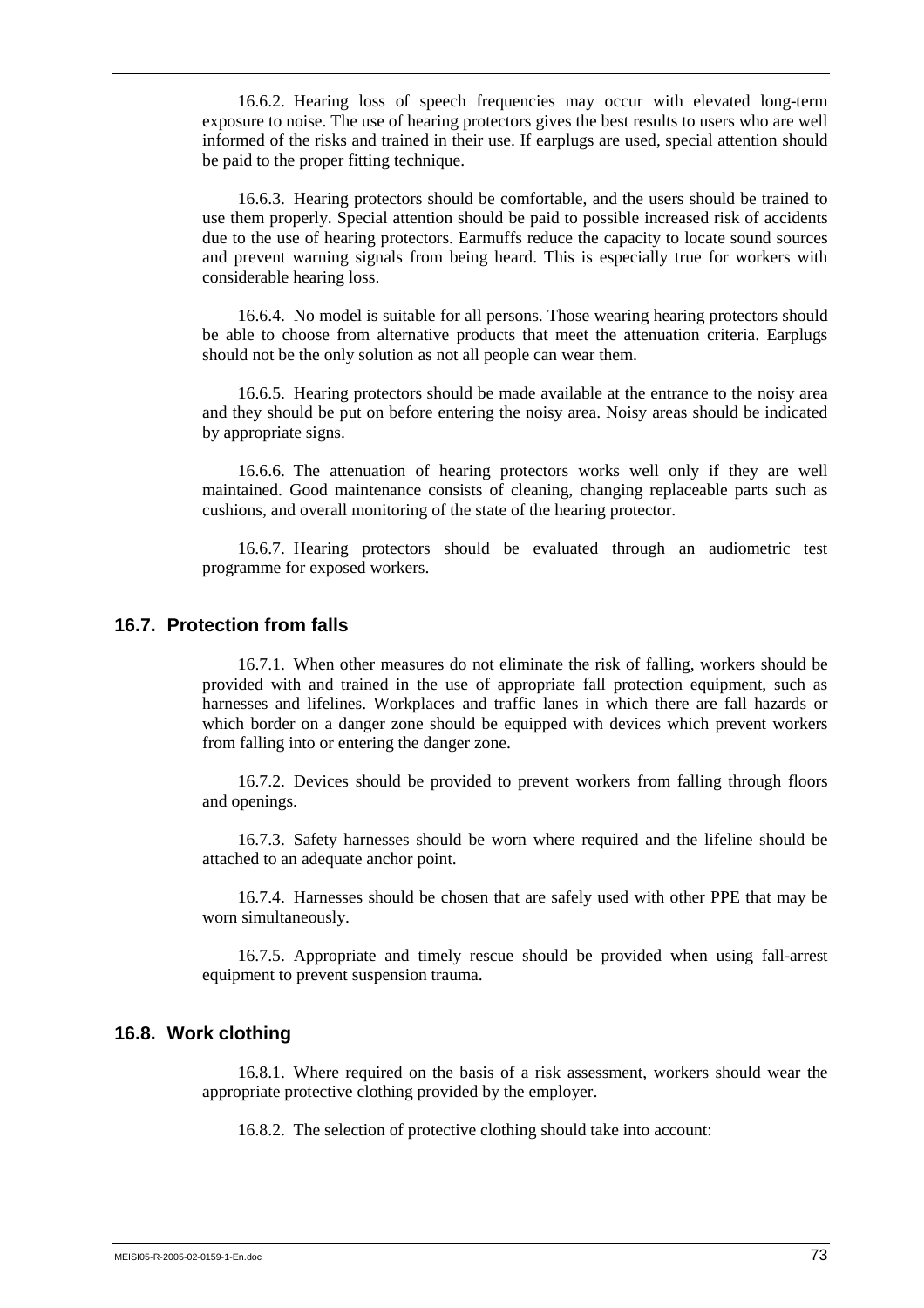16.6.2. Hearing loss of speech frequencies may occur with elevated long-term exposure to noise. The use of hearing protectors gives the best results to users who are well informed of the risks and trained in their use. If earplugs are used, special attention should be paid to the proper fitting technique.

16.6.3. Hearing protectors should be comfortable, and the users should be trained to use them properly. Special attention should be paid to possible increased risk of accidents due to the use of hearing protectors. Earmuffs reduce the capacity to locate sound sources and prevent warning signals from being heard. This is especially true for workers with considerable hearing loss.

16.6.4. No model is suitable for all persons. Those wearing hearing protectors should be able to choose from alternative products that meet the attenuation criteria. Earplugs should not be the only solution as not all people can wear them.

16.6.5. Hearing protectors should be made available at the entrance to the noisy area and they should be put on before entering the noisy area. Noisy areas should be indicated by appropriate signs.

16.6.6. The attenuation of hearing protectors works well only if they are well maintained. Good maintenance consists of cleaning, changing replaceable parts such as cushions, and overall monitoring of the state of the hearing protector.

16.6.7. Hearing protectors should be evaluated through an audiometric test programme for exposed workers.

## 16.7. Protection from falls

16.7.1. When other measures do not eliminate the risk of falling, workers should be provided with and trained in the use of appropriate fall protection equipment, such as harnesses and lifelines. Workplaces and traffic lanes in which there are fall hazards or which border on a danger zone should be equipped with devices which prevent workers from falling into or entering the danger zone.

16.7.2. Devices should be provided to prevent workers from falling through floors and openings.

16.7.3. Safety harnesses should be worn where required and the lifeline should be attached to an adequate anchor point.

16.7.4. Harnesses should be chosen that are safely used with other PPE that may be worn simultaneously.

16.7.5. Appropriate and timely rescue should be provided when using fall-arrest equipment to prevent suspension trauma.

## 16.8. Work clothing

16.8.1. Where required on the basis of a risk assessment, workers should wear the appropriate protective clothing provided by the employer.

16.8.2. The selection of protective clothing should take into account: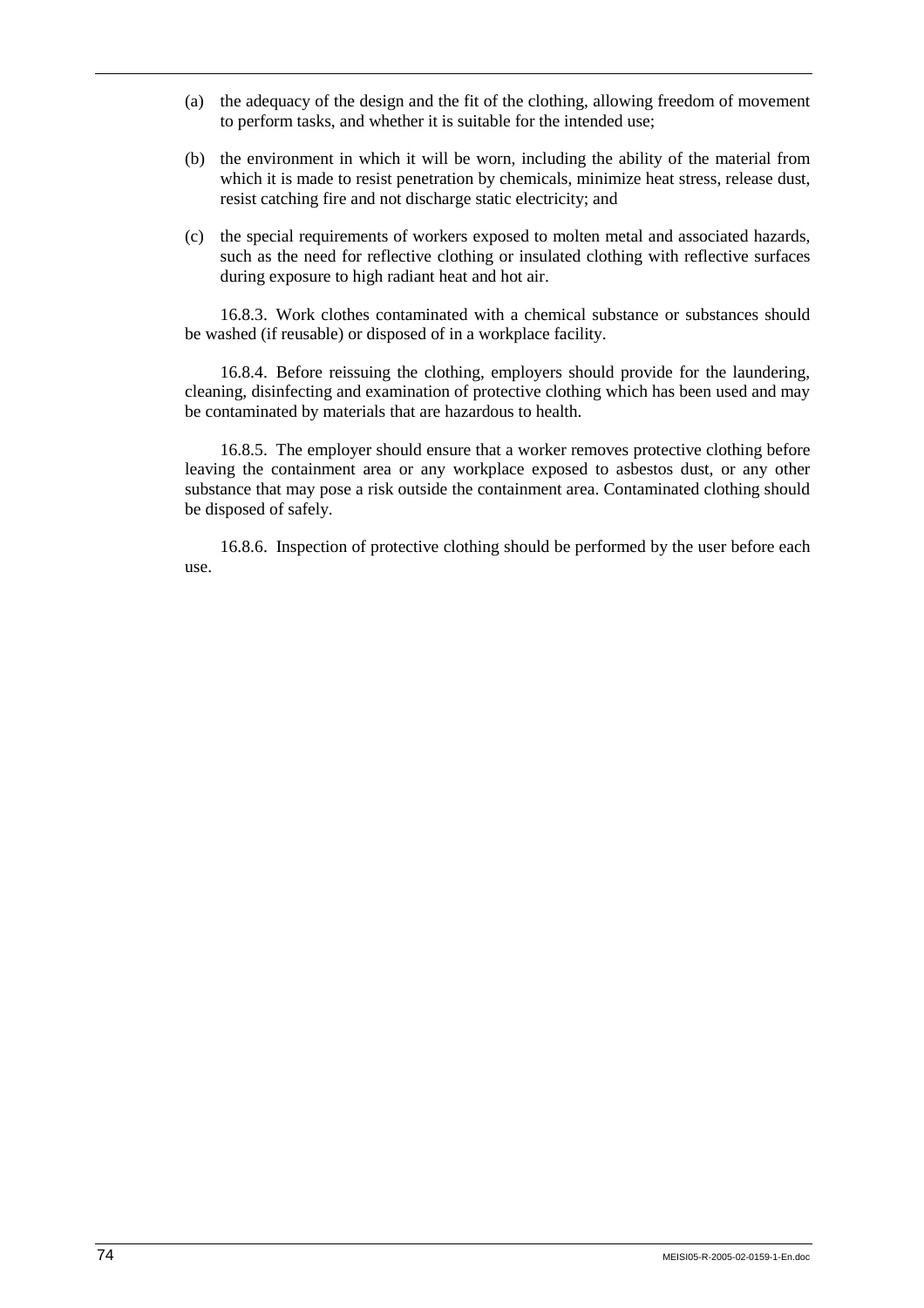(a) the adequacy of the design and the fit of the clothing, allowing freedom of movement to perform tasks, and whether it is suitable for the intended use;

(b) the environment in which it will be worn, including the ability of the material from which it is made to resist penetration by chemicals, minimize heat stress, release dust, resist catching fire and not discharge static electricity; and

(c) the special requirements of workers exposed to molten metal and associated hazards, such as the need for reflective clothing or insulated clothing with reflective surfaces during exposure to high radiant heat and hot air.

16.8.3. Work clothes contaminated with a chemical substance or substances should be washed (if reusable) or disposed of in a workplace facility.

16.8.4. Before reissuing the clothing, employers should provide for the laundering, cleaning, disinfecting and examination of protective clothing which has been used and may be contaminated by materials that are hazardous to health.

16.8.5. The employer should ensure that a worker removes protective clothing before leaving the containment area or any workplace exposed to asbestos dust, or any other substance that may pose a risk outside the containment area. Contaminated clothing should be disposed of safely.

16.8.6. Inspection of protective clothing should be performed by the user before each use.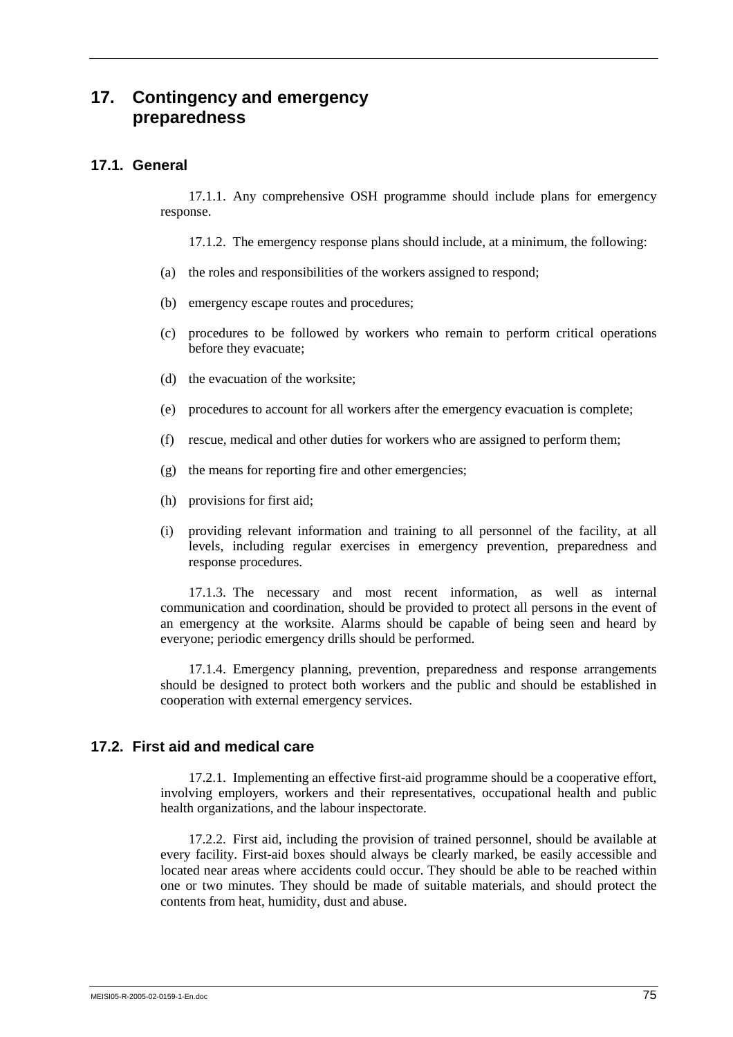# 17. Contingency and emergency preparedness

## 17.1. General

17.1.1. Any comprehensive OSH programme should include plans for emergency response.

17.1.2. The emergency response plans should include, at a minimum, the following:

(a) the roles and responsibilities of the workers assigned to respond;

(b) emergency escape routes and procedures;

(c) procedures to be followed by workers who remain to perform critical operations before they evacuate;

(d) the evacuation of the worksite;

(e) procedures to account for all workers after the emergency evacuation is complete;

(f) rescue, medical and other duties for workers who are assigned to perform them;

(g) the means for reporting fire and other emergencies;

(h) provisions for first aid;

(i) providing relevant information and training to all personnel of the facility, at all levels, including regular exercises in emergency prevention, preparedness and response procedures.

17.1.3. The necessary and most recent information, as well as internal communication and coordination, should be provided to protect all persons in the event of an emergency at the worksite. Alarms should be capable of being seen and heard by everyone; periodic emergency drills should be performed.

17.1.4. Emergency planning, prevention, preparedness and response arrangements should be designed to protect both workers and the public and should be established in cooperation with external emergency services.

## 17.2. First aid and medical care

17.2.1. Implementing an effective first-aid programme should be a cooperative effort, involving employers, workers and their representatives, occupational health and public health organizations, and the labour inspectorate.

17.2.2. First aid, including the provision of trained personnel, should be available at every facility. First-aid boxes should always be clearly marked, be easily accessible and located near areas where accidents could occur. They should be able to be reached within one or two minutes. They should be made of suitable materials, and should protect the contents from heat, humidity, dust and abuse.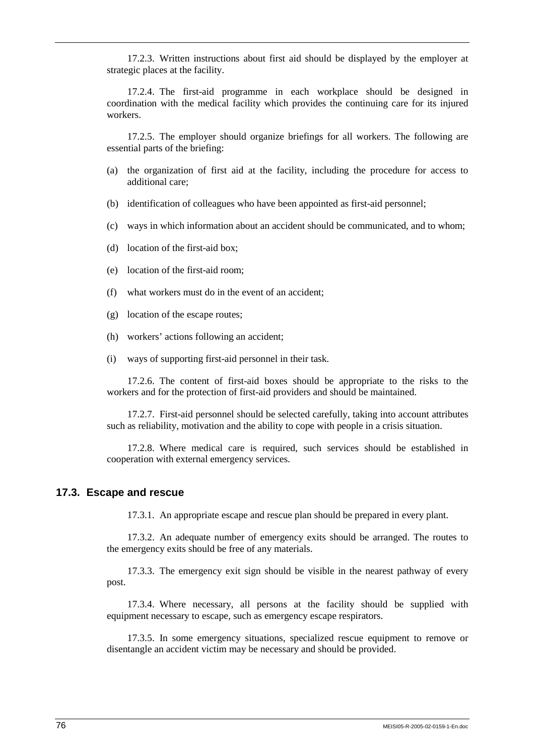17.2.3. Written instructions about first aid should be displayed by the employer at strategic places at the facility.

17.2.4. The first-aid programme in each workplace should be designed in coordination with the medical facility which provides the continuing care for its injured workers.

17.2.5. The employer should organize briefings for all workers. The following are essential parts of the briefing:

(a) the organization of first aid at the facility, including the procedure for access to additional care;

(b) identification of colleagues who have been appointed as first-aid personnel;

(c) ways in which information about an accident should be communicated, and to whom;

(d) location of the first-aid box;

(e) location of the first-aid room;

(f) what workers must do in the event of an accident;

(g) location of the escape routes;

(h) workers' actions following an accident;

(i) ways of supporting first-aid personnel in their task.

17.2.6. The content of first-aid boxes should be appropriate to the risks to the workers and for the protection of first-aid providers and should be maintained.

17.2.7. First-aid personnel should be selected carefully, taking into account attributes such as reliability, motivation and the ability to cope with people in a crisis situation.

17.2.8. Where medical care is required, such services should be established in cooperation with external emergency services.

## 17.3. Escape and rescue

17.3.1. An appropriate escape and rescue plan should be prepared in every plant.

17.3.2. An adequate number of emergency exits should be arranged. The routes to the emergency exits should be free of any materials.

17.3.3. The emergency exit sign should be visible in the nearest pathway of every post.

17.3.4. Where necessary, all persons at the facility should be supplied with equipment necessary to escape, such as emergency escape respirators.

17.3.5. In some emergency situations, specialized rescue equipment to remove or disentangle an accident victim may be necessary and should be provided.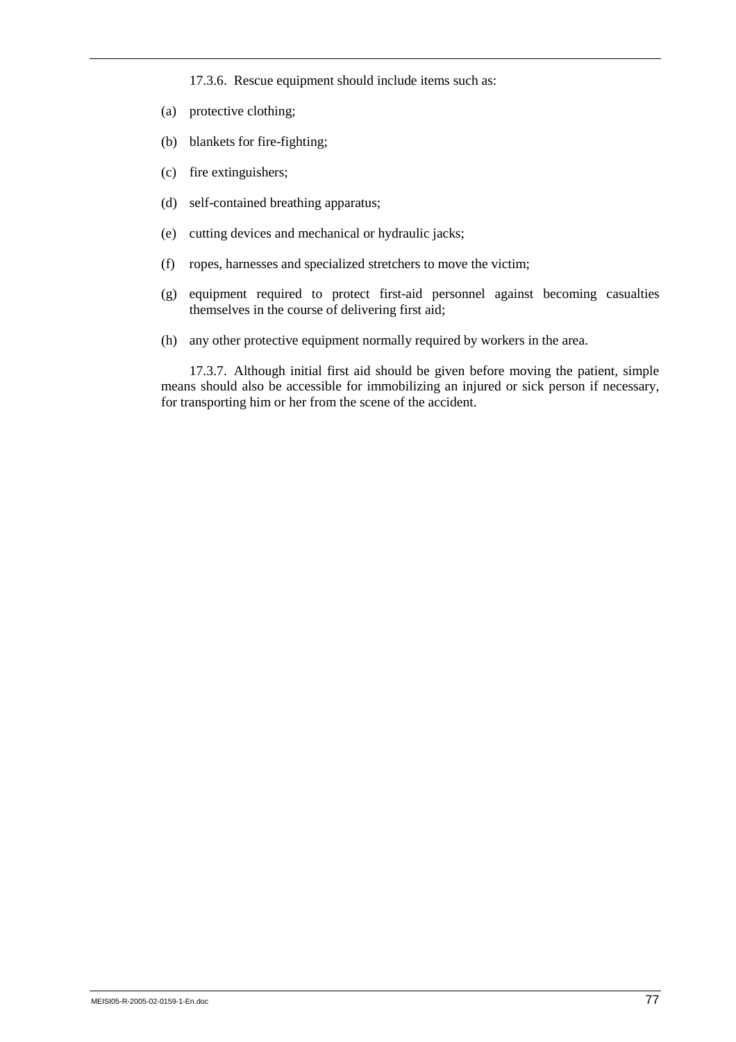17.3.6. Rescue equipment should include items such as:

(a) protective clothing;

(b) blankets for fire-fighting;

(c) fire extinguishers;

(d) self-contained breathing apparatus;

(e) cutting devices and mechanical or hydraulic jacks;

(f) ropes, harnesses and specialized stretchers to move the victim;

(g) equipment required to protect first-aid personnel against becoming casualties themselves in the course of delivering first aid;

(h) any other protective equipment normally required by workers in the area.

17.3.7. Although initial first aid should be given before moving the patient, simple means should also be accessible for immobilizing an injured or sick person if necessary, for transporting him or her from the scene of the accident.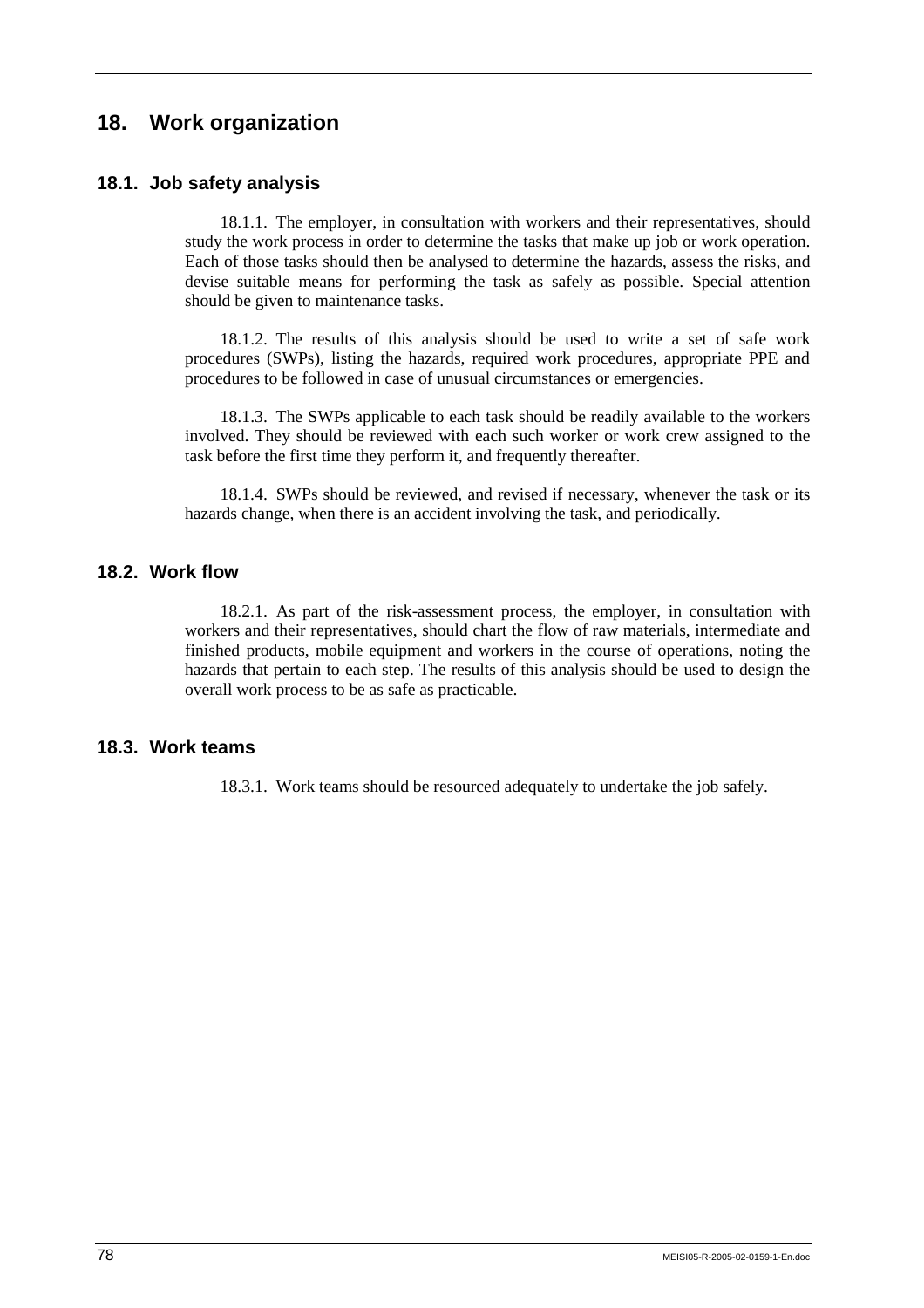## 18. Work organization

### 18.1. Job safety analysis

18.1.1. The employer, in consultation with workers and their representatives, should study the work process in order to determine the tasks that make up job or work operation. Each of those tasks should then be analysed to determine the hazards, assess the risks, and devise suitable means for performing the task as safely as possible. Special attention should be given to maintenance tasks.

18.1.2. The results of this analysis should be used to write a set of safe work procedures (SWPs), listing the hazards, required work procedures, appropriate PPE and procedures to be followed in case of unusual circumstances or emergencies.

18.1.3. The SWPs applicable to each task should be readily available to the workers involved. They should be reviewed with each such worker or work crew assigned to the task before the first time they perform it, and frequently thereafter.

18.1.4. SWPs should be reviewed, and revised if necessary, whenever the task or its hazards change, when there is an accident involving the task, and periodically.

### 18.2. Work flow

18.2.1. As part of the risk-assessment process, the employer, in consultation with workers and their representatives, should chart the flow of raw materials, intermediate and finished products, mobile equipment and workers in the course of operations, noting the hazards that pertain to each step. The results of this analysis should be used to design the overall work process to be as safe as practicable.

### 18.3. Work teams

18.3.1. Work teams should be resourced adequately to undertake the job safely.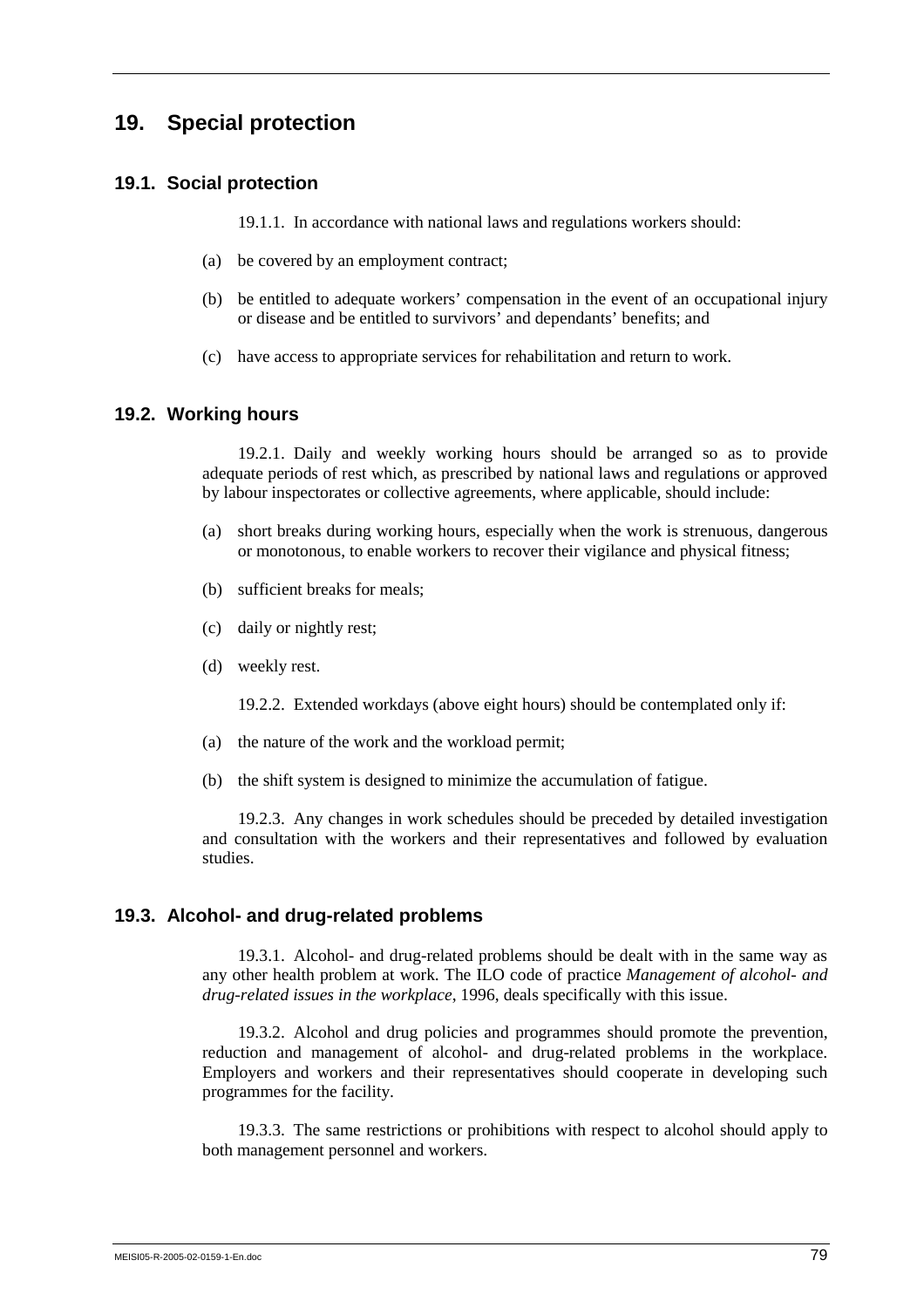## 19. Special protection

### 19.1. Social protection

19.1.1. In accordance with national laws and regulations workers should:

(a) be covered by an employment contract;

(b) be entitled to adequate workers' compensation in the event of an occupational injury or disease and be entitled to survivors' and dependants' benefits; and

(c) have access to appropriate services for rehabilitation and return to work.

### 19.2. Working hours

19.2.1. Daily and weekly working hours should be arranged so as to provide adequate periods of rest which, as prescribed by national laws and regulations or approved by labour inspectorates or collective agreements, where applicable, should include:

(a) short breaks during working hours, especially when the work is strenuous, dangerous or monotonous, to enable workers to recover their vigilance and physical fitness;

(b) sufficient breaks for meals;

(c) daily or nightly rest;

(d) weekly rest.

19.2.2. Extended workdays (above eight hours) should be contemplated only if:

(a) the nature of the work and the workload permit;

(b) the shift system is designed to minimize the accumulation of fatigue.

19.2.3. Any changes in work schedules should be preceded by detailed investigation and consultation with the workers and their representatives and followed by evaluation studies.

### 19.3. Alcohol- and drug-related problems

19.3.1. Alcohol- and drug-related problems should be dealt with in the same way as any other health problem at work. The ILO code of practice *Management of alcohol- and drug-related issues in the workplace*, 1996, deals specifically with this issue.

19.3.2. Alcohol and drug policies and programmes should promote the prevention, reduction and management of alcohol- and drug-related problems in the workplace. Employers and workers and their representatives should cooperate in developing such programmes for the facility.

19.3.3. The same restrictions or prohibitions with respect to alcohol should apply to both management personnel and workers.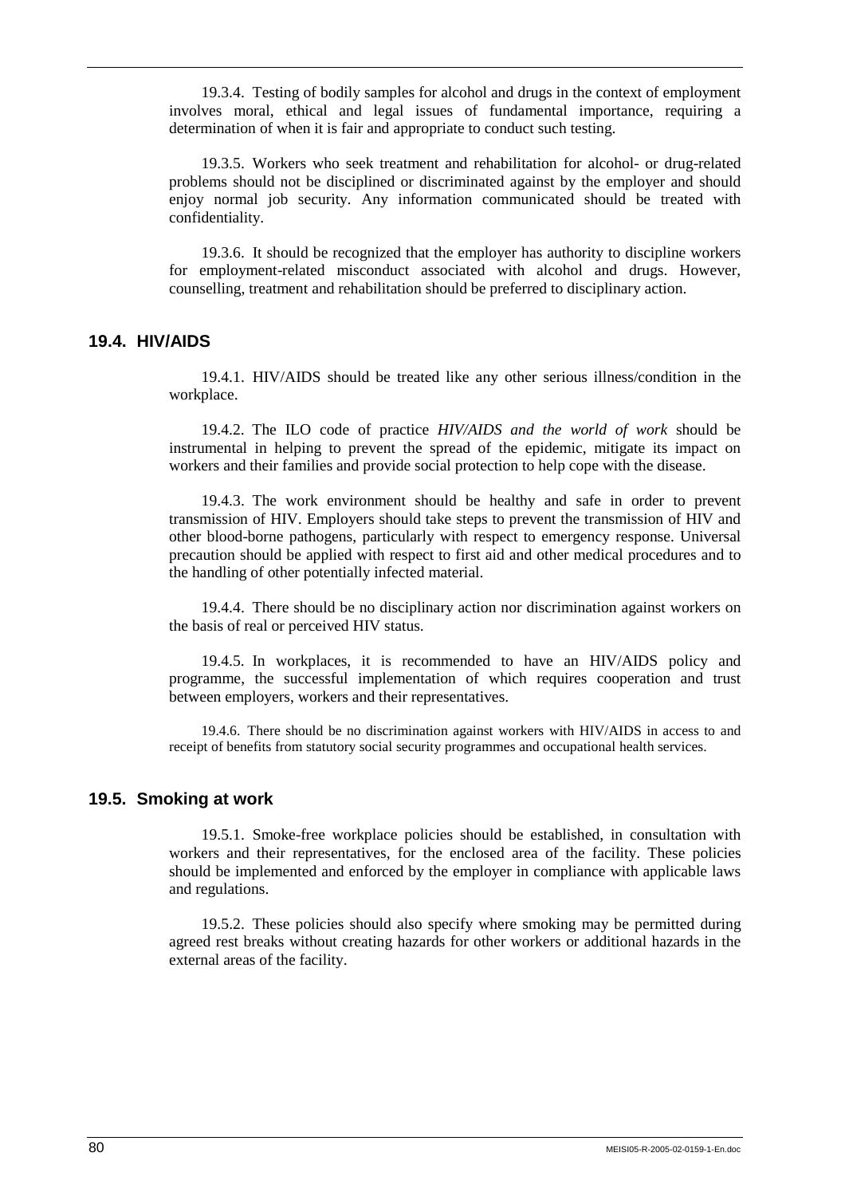19.3.4. Testing of bodily samples for alcohol and drugs in the context of employment involves moral, ethical and legal issues of fundamental importance, requiring a determination of when it is fair and appropriate to conduct such testing.

19.3.5. Workers who seek treatment and rehabilitation for alcohol- or drug-related problems should not be disciplined or discriminated against by the employer and should enjoy normal job security. Any information communicated should be treated with confidentiality.

19.3.6. It should be recognized that the employer has authority to discipline workers for employment-related misconduct associated with alcohol and drugs. However, counselling, treatment and rehabilitation should be preferred to disciplinary action.

## 19.4. HIV/AIDS

19.4.1. HIV/AIDS should be treated like any other serious illness/condition in the workplace.

19.4.2. The ILO code of practice *HIV/AIDS and the world of work* should be instrumental in helping to prevent the spread of the epidemic, mitigate its impact on workers and their families and provide social protection to help cope with the disease.

19.4.3. The work environment should be healthy and safe in order to prevent transmission of HIV. Employers should take steps to prevent the transmission of HIV and other blood-borne pathogens, particularly with respect to emergency response. Universal precaution should be applied with respect to first aid and other medical procedures and to the handling of other potentially infected material.

19.4.4. There should be no disciplinary action nor discrimination against workers on the basis of real or perceived HIV status.

19.4.5. In workplaces, it is recommended to have an HIV/AIDS policy and programme, the successful implementation of which requires cooperation and trust between employers, workers and their representatives.

19.4.6. There should be no discrimination against workers with HIV/AIDS in access to and receipt of benefits from statutory social security programmes and occupational health services.

## 19.5. Smoking at work

19.5.1. Smoke-free workplace policies should be established, in consultation with workers and their representatives, for the enclosed area of the facility. These policies should be implemented and enforced by the employer in compliance with applicable laws and regulations.

19.5.2. These policies should also specify where smoking may be permitted during agreed rest breaks without creating hazards for other workers or additional hazards in the external areas of the facility.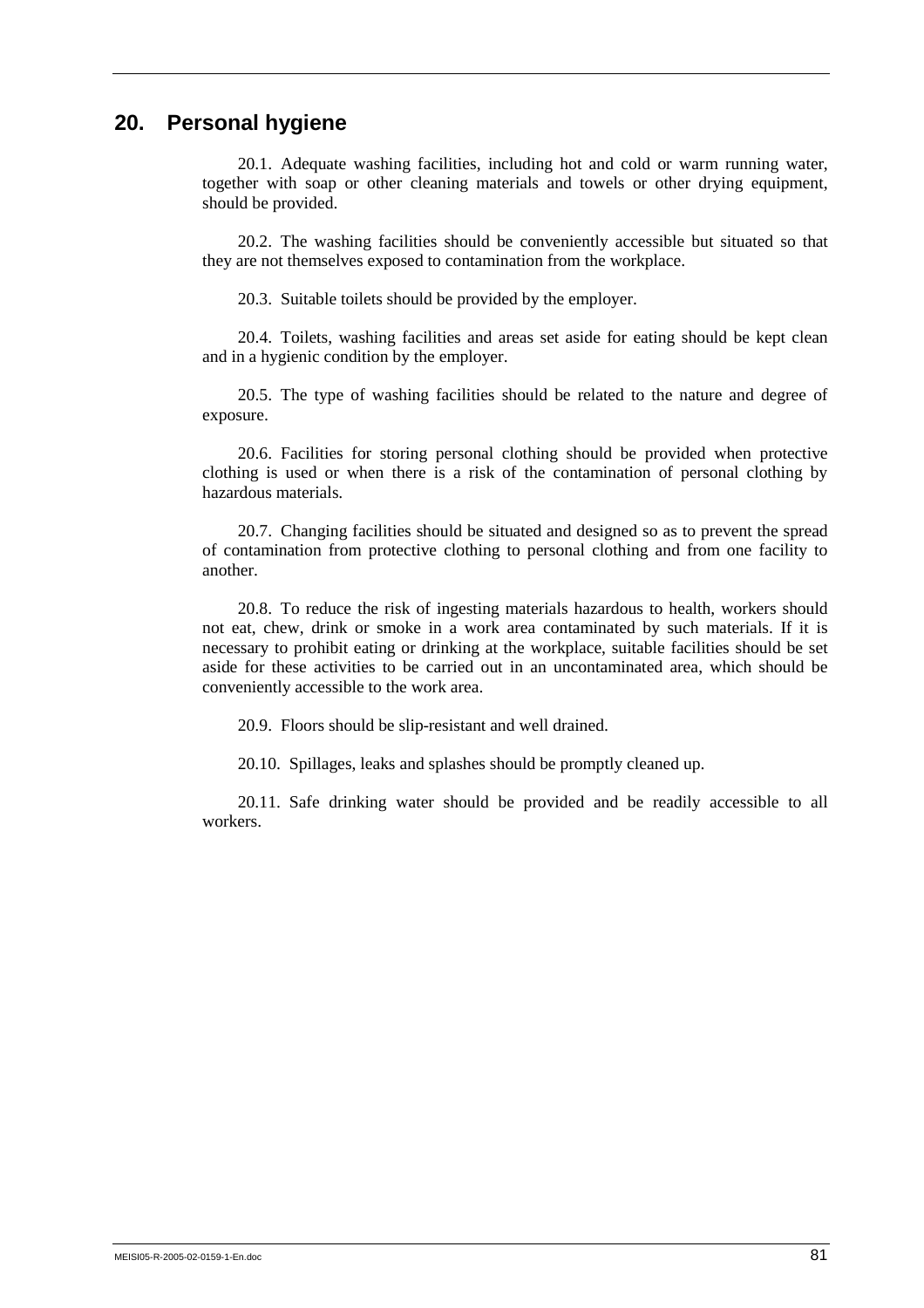## 20. Personal hygiene

20.1. Adequate washing facilities, including hot and cold or warm running water, together with soap or other cleaning materials and towels or other drying equipment, should be provided.

20.2. The washing facilities should be conveniently accessible but situated so that they are not themselves exposed to contamination from the workplace.

20.3. Suitable toilets should be provided by the employer.

20.4. Toilets, washing facilities and areas set aside for eating should be kept clean and in a hygienic condition by the employer.

20.5. The type of washing facilities should be related to the nature and degree of exposure.

20.6. Facilities for storing personal clothing should be provided when protective clothing is used or when there is a risk of the contamination of personal clothing by hazardous materials.

20.7. Changing facilities should be situated and designed so as to prevent the spread of contamination from protective clothing to personal clothing and from one facility to another.

20.8. To reduce the risk of ingesting materials hazardous to health, workers should not eat, chew, drink or smoke in a work area contaminated by such materials. If it is necessary to prohibit eating or drinking at the workplace, suitable facilities should be set aside for these activities to be carried out in an uncontaminated area, which should be conveniently accessible to the work area.

20.9. Floors should be slip-resistant and well drained.

20.10. Spillages, leaks and splashes should be promptly cleaned up.

20.11. Safe drinking water should be provided and be readily accessible to all workers.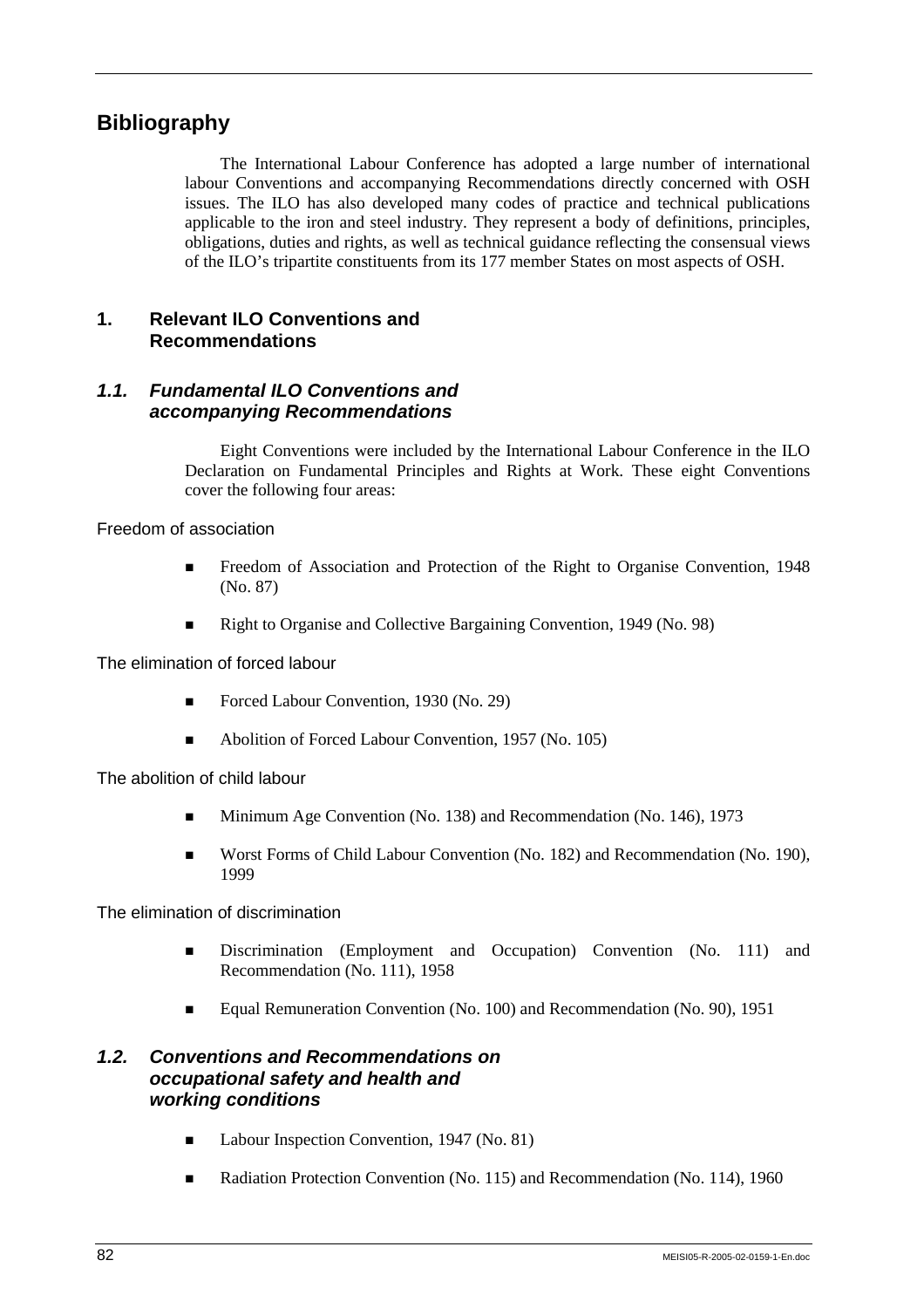# Bibliography

The International Labour Conference has adopted a large number of international labour Conventions and accompanying Recommendations directly concerned with OSH issues. The ILO has also developed many codes of practice and technical publications applicable to the iron and steel industry. They represent a body of definitions, principles, obligations, duties and rights, as well as technical guidance reflecting the consensual views of the ILO's tripartite constituents from its 177 member States on most aspects of OSH.

## 1. Relevant ILO Conventions and Recommendations

### *1.1. Fundamental ILO Conventions and accompanying Recommendations*

Eight Conventions were included by the International Labour Conference in the ILO Declaration on Fundamental Principles and Rights at Work. These eight Conventions cover the following four areas:

Freedom of association

- Freedom of Association and Protection of the Right to Organise Convention, 1948 (No. 87)
- Right to Organise and Collective Bargaining Convention, 1949 (No. 98)

The elimination of forced labour

- Forced Labour Convention, 1930 (No. 29)
- Abolition of Forced Labour Convention, 1957 (No. 105)

The abolition of child labour

- Minimum Age Convention (No. 138) and Recommendation (No. 146), 1973
- Worst Forms of Child Labour Convention (No. 182) and Recommendation (No. 190), 1999

The elimination of discrimination

- Discrimination (Employment and Occupation) Convention (No. 111) and Recommendation (No. 111), 1958
- Equal Remuneration Convention (No. 100) and Recommendation (No. 90), 1951

### *1.2. Conventions and Recommendations on occupational safety and health and working conditions*

- Labour Inspection Convention, 1947 (No. 81)
- Radiation Protection Convention (No. 115) and Recommendation (No. 114), 1960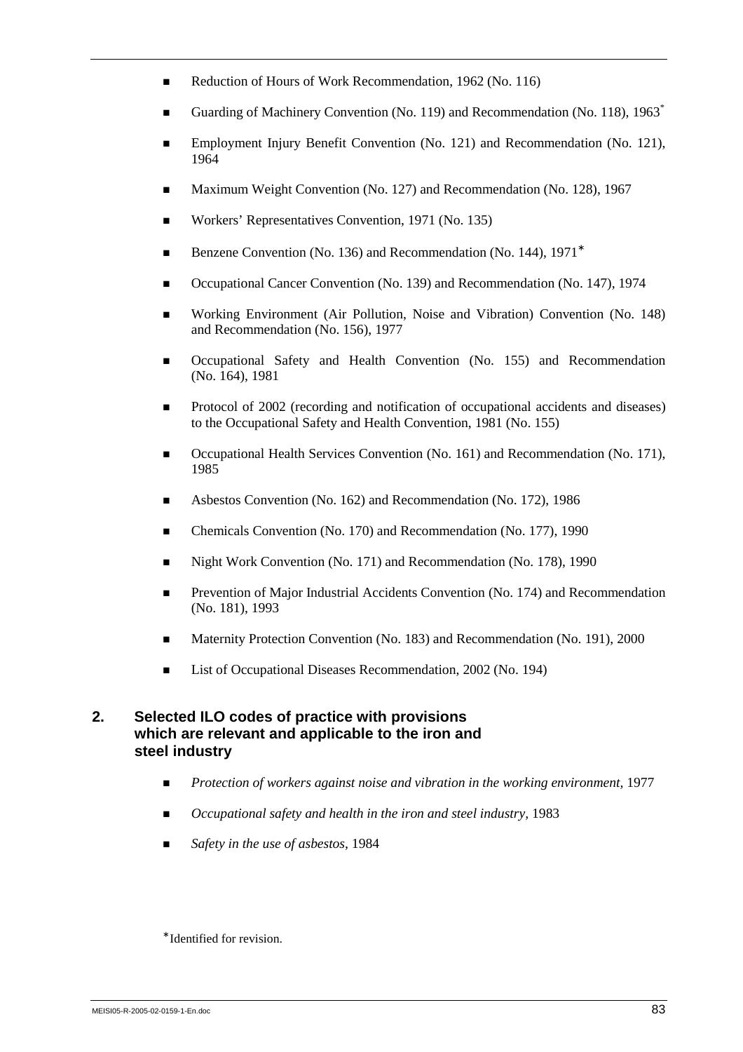- Reduction of Hours of Work Recommendation, 1962 (No. 116)
- Guarding of Machinery Convention (No. 119) and Recommendation (No. 118), 1963*
- Employment Injury Benefit Convention (No. 121) and Recommendation (No. 121), 1964
- Maximum Weight Convention (No. 127) and Recommendation (No. 128), 1967
- Workers' Representatives Convention, 1971 (No. 135)
- Benzene Convention (No. 136) and Recommendation (No. 144), 1971*
- Occupational Cancer Convention (No. 139) and Recommendation (No. 147), 1974
- Working Environment (Air Pollution, Noise and Vibration) Convention (No. 148) and Recommendation (No. 156), 1977
- Occupational Safety and Health Convention (No. 155) and Recommendation (No. 164), 1981
- Protocol of 2002 (recording and notification of occupational accidents and diseases) to the Occupational Safety and Health Convention, 1981 (No. 155)
- Occupational Health Services Convention (No. 161) and Recommendation (No. 171), 1985
- Asbestos Convention (No. 162) and Recommendation (No. 172), 1986
- Chemicals Convention (No. 170) and Recommendation (No. 177), 1990
- Night Work Convention (No. 171) and Recommendation (No. 178), 1990
- Prevention of Major Industrial Accidents Convention (No. 174) and Recommendation (No. 181), 1993
- Maternity Protection Convention (No. 183) and Recommendation (No. 191), 2000
- List of Occupational Diseases Recommendation, 2002 (No. 194)

## 2. Selected ILO codes of practice with provisions which are relevant and applicable to the iron and steel industry

- *Protection of workers against noise and vibration in the working environment*, 1977
- *Occupational safety and health in the iron and steel industry*, 1983
- *Safety in the use of asbestos*, 1984

*Identified for revision.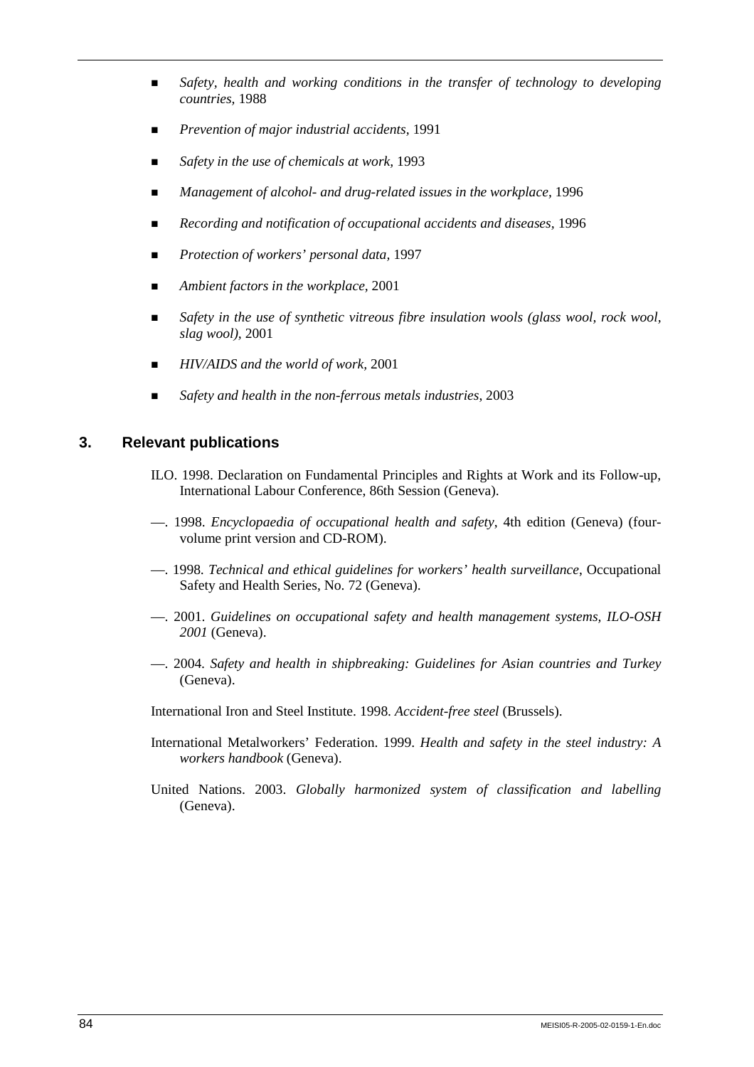- *Safety, health and working conditions in the transfer of technology to developing countries*, 1988
- *Prevention of major industrial accidents*, 1991
- *Safety in the use of chemicals at work*, 1993
- *Management of alcohol- and drug-related issues in the workplace*, 1996
- *Recording and notification of occupational accidents and diseases*, 1996
- *Protection of workers' personal data*, 1997
- *Ambient factors in the workplace*, 2001
- *Safety in the use of synthetic vitreous fibre insulation wools (glass wool, rock wool, slag wool)*, 2001
- *HIV/AIDS and the world of work*, 2001
- *Safety and health in the non-ferrous metals industries*, 2003

## 3. Relevant publications

ILO. 1998. Declaration on Fundamental Principles and Rights at Work and its Follow-up, International Labour Conference, 86th Session (Geneva).

—. 1998. *Encyclopaedia of occupational health and safety*, 4th edition (Geneva) (four-volume print version and CD-ROM).

—. 1998. *Technical and ethical guidelines for workers' health surveillance*, Occupational Safety and Health Series, No. 72 (Geneva).

—. 2001. *Guidelines on occupational safety and health management systems, ILO-OSH 2001* (Geneva).

—. 2004. *Safety and health in shipbreaking: Guidelines for Asian countries and Turkey* (Geneva).

International Iron and Steel Institute. 1998. *Accident-free steel* (Brussels).

International Metalworkers' Federation. 1999. *Health and safety in the steel industry: A workers handbook* (Geneva).

United Nations. 2003. *Globally harmonized system of classification and labelling* (Geneva).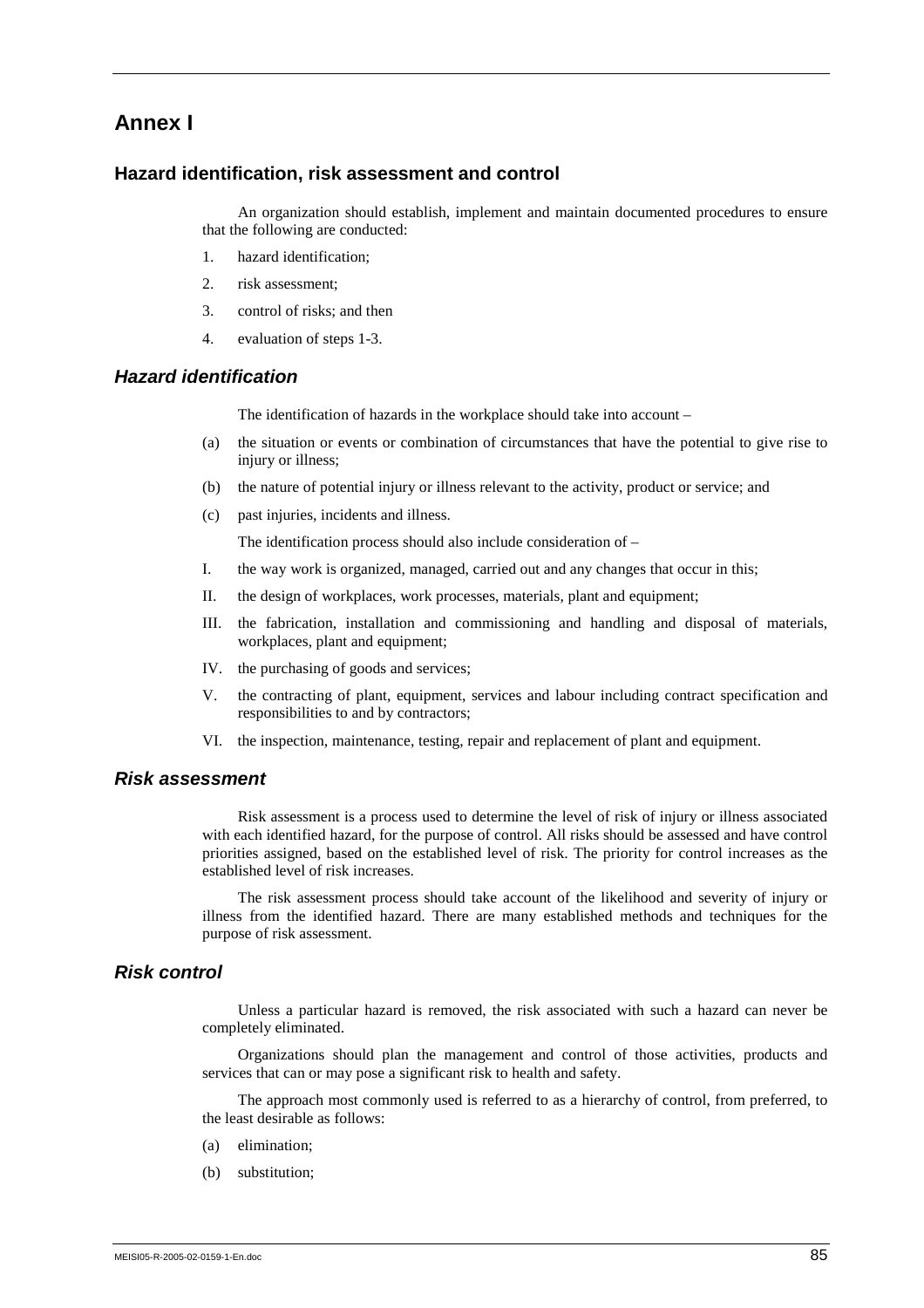# Annex I

## Hazard identification, risk assessment and control

An organization should establish, implement and maintain documented procedures to ensure that the following are conducted:

1. hazard identification;
2. risk assessment;
3. control of risks; and then
4. evaluation of steps 1-3.

### *Hazard identification*

The identification of hazards in the workplace should take into account –

(a) the situation or events or combination of circumstances that have the potential to give rise to injury or illness;

(b) the nature of potential injury or illness relevant to the activity, product or service; and

(c) past injuries, incidents and illness.

The identification process should also include consideration of –

I. the way work is organized, managed, carried out and any changes that occur in this;

II. the design of workplaces, work processes, materials, plant and equipment;

III. the fabrication, installation and commissioning and handling and disposal of materials, workplaces, plant and equipment;

IV. the purchasing of goods and services;

V. the contracting of plant, equipment, services and labour including contract specification and responsibilities to and by contractors;

VI. the inspection, maintenance, testing, repair and replacement of plant and equipment.

### *Risk assessment*

Risk assessment is a process used to determine the level of risk of injury or illness associated with each identified hazard, for the purpose of control. All risks should be assessed and have control priorities assigned, based on the established level of risk. The priority for control increases as the established level of risk increases.

The risk assessment process should take account of the likelihood and severity of injury or illness from the identified hazard. There are many established methods and techniques for the purpose of risk assessment.

### *Risk control*

Unless a particular hazard is removed, the risk associated with such a hazard can never be completely eliminated.

Organizations should plan the management and control of those activities, products and services that can or may pose a significant risk to health and safety.

The approach most commonly used is referred to as a hierarchy of control, from preferred, to the least desirable as follows:

(a) elimination;

(b) substitution;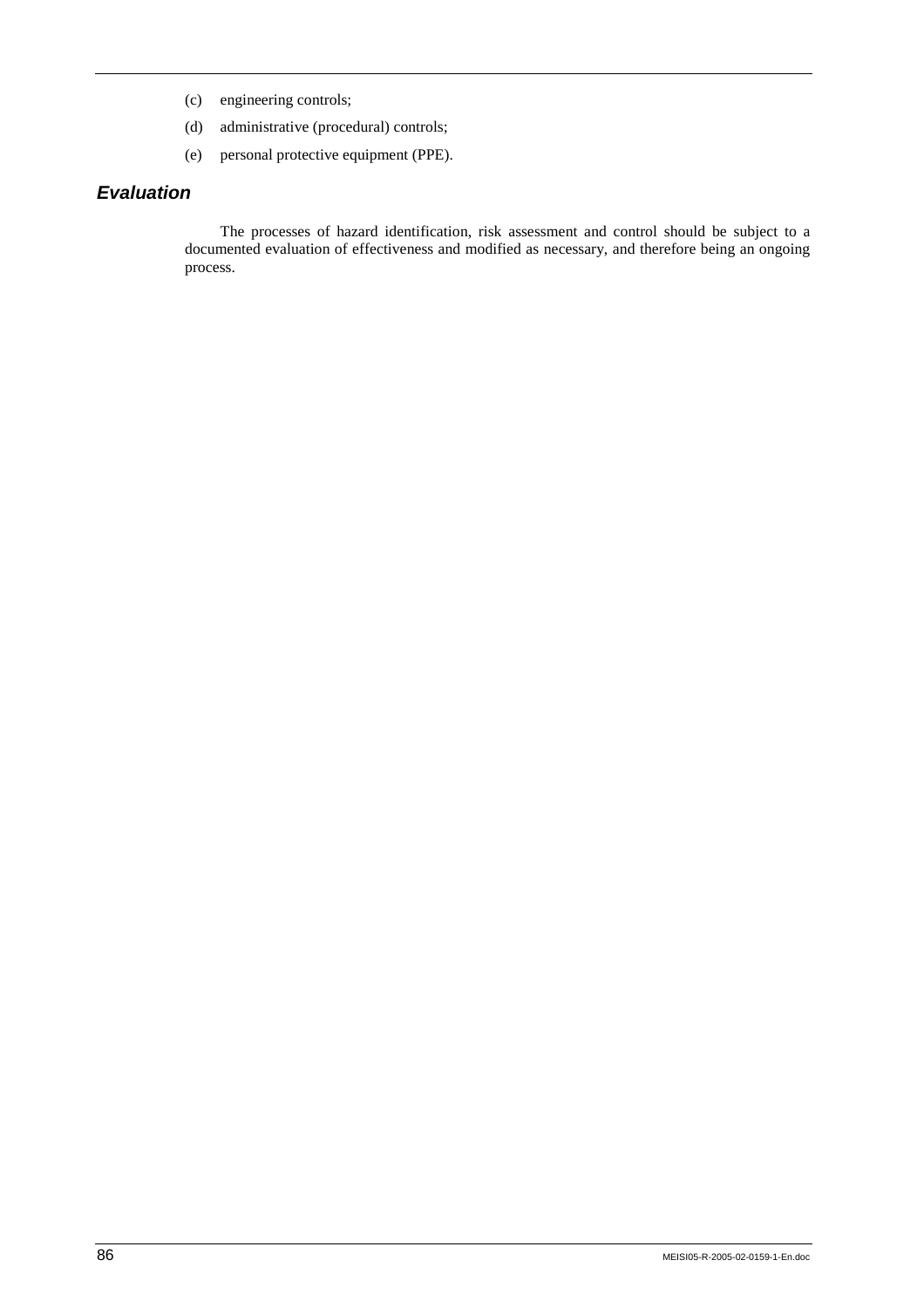(c) engineering controls;

(d) administrative (procedural) controls;

(e) personal protective equipment (PPE).

### *Evaluation*

The processes of hazard identification, risk assessment and control should be subject to a documented evaluation of effectiveness and modified as necessary, and therefore being an ongoing process.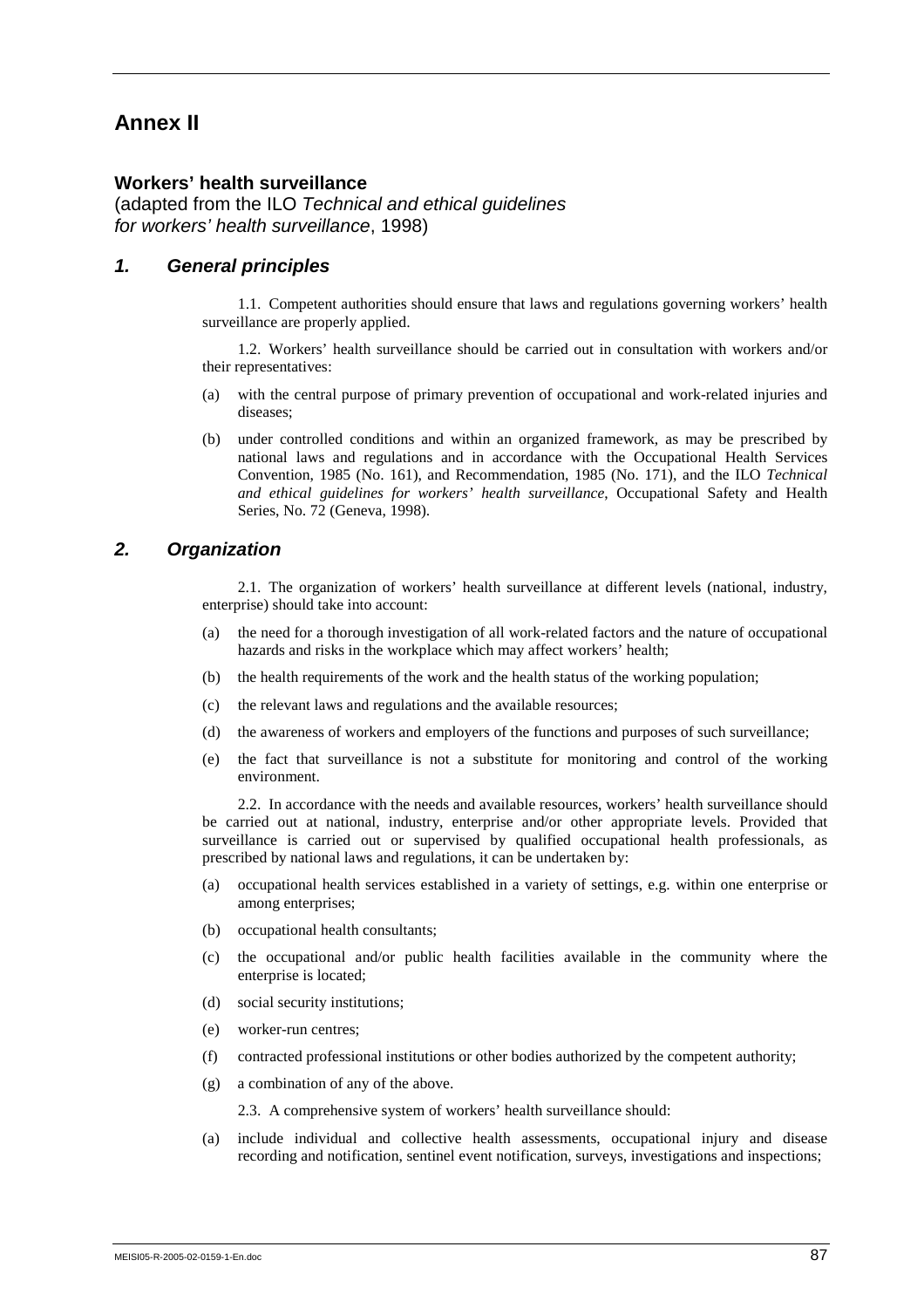# Annex II

### Workers' health surveillance

(adapted from the ILO *Technical and ethical guidelines for workers' health surveillance*, 1998)

## *1. General principles*

1.1. Competent authorities should ensure that laws and regulations governing workers' health surveillance are properly applied.

1.2. Workers' health surveillance should be carried out in consultation with workers and/or their representatives:

(a) with the central purpose of primary prevention of occupational and work-related injuries and diseases;

(b) under controlled conditions and within an organized framework, as may be prescribed by national laws and regulations and in accordance with the Occupational Health Services Convention, 1985 (No. 161), and Recommendation, 1985 (No. 171), and the ILO *Technical and ethical guidelines for workers' health surveillance*, Occupational Safety and Health Series, No. 72 (Geneva, 1998).

## *2. Organization*

2.1. The organization of workers' health surveillance at different levels (national, industry, enterprise) should take into account:

(a) the need for a thorough investigation of all work-related factors and the nature of occupational hazards and risks in the workplace which may affect workers' health;

(b) the health requirements of the work and the health status of the working population;

(c) the relevant laws and regulations and the available resources;

(d) the awareness of workers and employers of the functions and purposes of such surveillance;

(e) the fact that surveillance is not a substitute for monitoring and control of the working environment.

2.2. In accordance with the needs and available resources, workers' health surveillance should be carried out at national, industry, enterprise and/or other appropriate levels. Provided that surveillance is carried out or supervised by qualified occupational health professionals, as prescribed by national laws and regulations, it can be undertaken by:

(a) occupational health services established in a variety of settings, e.g. within one enterprise or among enterprises;

(b) occupational health consultants;

(c) the occupational and/or public health facilities available in the community where the enterprise is located;

(d) social security institutions;

(e) worker-run centres;

(f) contracted professional institutions or other bodies authorized by the competent authority;

(g) a combination of any of the above.

2.3. A comprehensive system of workers' health surveillance should:

(a) include individual and collective health assessments, occupational injury and disease recording and notification, sentinel event notification, surveys, investigations and inspections;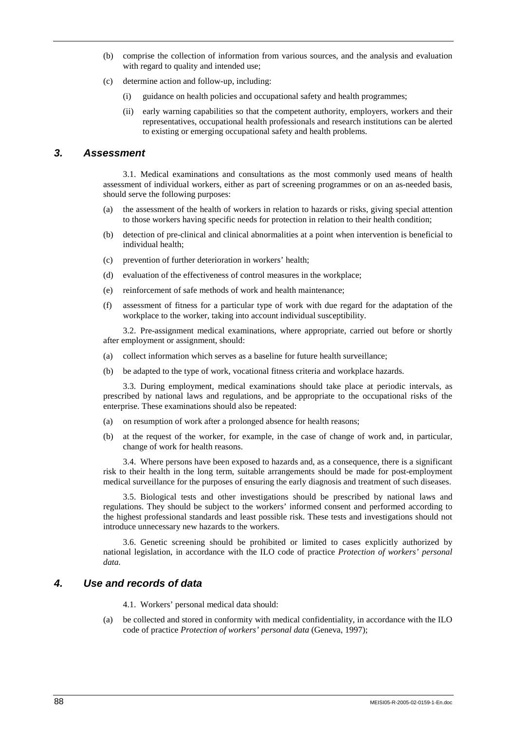(b) comprise the collection of information from various sources, and the analysis and evaluation with regard to quality and intended use;

(c) determine action and follow-up, including:

   (i) guidance on health policies and occupational safety and health programmes;

   (ii) early warning capabilities so that the competent authority, employers, workers and their representatives, occupational health professionals and research institutions can be alerted to existing or emerging occupational safety and health problems.

## 3. Assessment

3.1. Medical examinations and consultations as the most commonly used means of health assessment of individual workers, either as part of screening programmes or on an as-needed basis, should serve the following purposes:

(a) the assessment of the health of workers in relation to hazards or risks, giving special attention to those workers having specific needs for protection in relation to their health condition;

(b) detection of pre-clinical and clinical abnormalities at a point when intervention is beneficial to individual health;

(c) prevention of further deterioration in workers' health;

(d) evaluation of the effectiveness of control measures in the workplace;

(e) reinforcement of safe methods of work and health maintenance;

(f) assessment of fitness for a particular type of work with due regard for the adaptation of the workplace to the worker, taking into account individual susceptibility.

3.2. Pre-assignment medical examinations, where appropriate, carried out before or shortly after employment or assignment, should:

(a) collect information which serves as a baseline for future health surveillance;

(b) be adapted to the type of work, vocational fitness criteria and workplace hazards.

3.3. During employment, medical examinations should take place at periodic intervals, as prescribed by national laws and regulations, and be appropriate to the occupational risks of the enterprise. These examinations should also be repeated:

(a) on resumption of work after a prolonged absence for health reasons;

(b) at the request of the worker, for example, in the case of change of work and, in particular, change of work for health reasons.

3.4. Where persons have been exposed to hazards and, as a consequence, there is a significant risk to their health in the long term, suitable arrangements should be made for post-employment medical surveillance for the purposes of ensuring the early diagnosis and treatment of such diseases.

3.5. Biological tests and other investigations should be prescribed by national laws and regulations. They should be subject to the workers' informed consent and performed according to the highest professional standards and least possible risk. These tests and investigations should not introduce unnecessary new hazards to the workers.

3.6. Genetic screening should be prohibited or limited to cases explicitly authorized by national legislation, in accordance with the ILO code of practice *Protection of workers' personal data*.

## 4. Use and records of data

4.1. Workers' personal medical data should:

(a) be collected and stored in conformity with medical confidentiality, in accordance with the ILO code of practice *Protection of workers' personal data* (Geneva, 1997);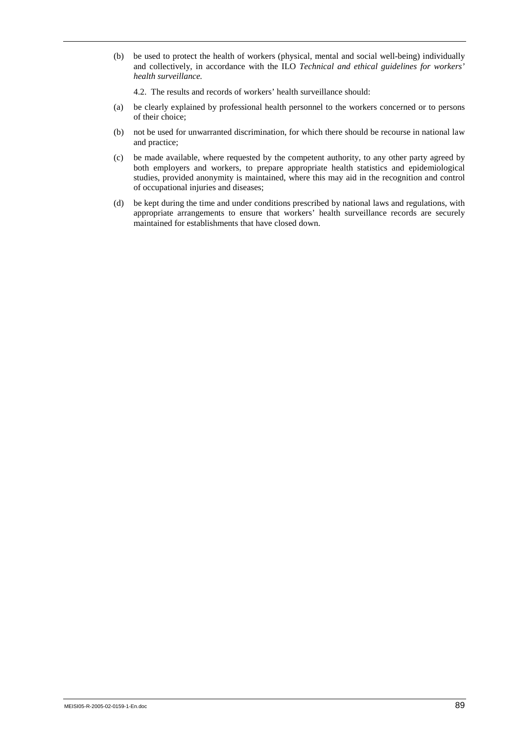(b) be used to protect the health of workers (physical, mental and social well-being) individually and collectively, in accordance with the ILO *Technical and ethical guidelines for workers' health surveillance.*

4.2. The results and records of workers' health surveillance should:

(a) be clearly explained by professional health personnel to the workers concerned or to persons of their choice;

(b) not be used for unwarranted discrimination, for which there should be recourse in national law and practice;

(c) be made available, where requested by the competent authority, to any other party agreed by both employers and workers, to prepare appropriate health statistics and epidemiological studies, provided anonymity is maintained, where this may aid in the recognition and control of occupational injuries and diseases;

(d) be kept during the time and under conditions prescribed by national laws and regulations, with appropriate arrangements to ensure that workers' health surveillance records are securely maintained for establishments that have closed down.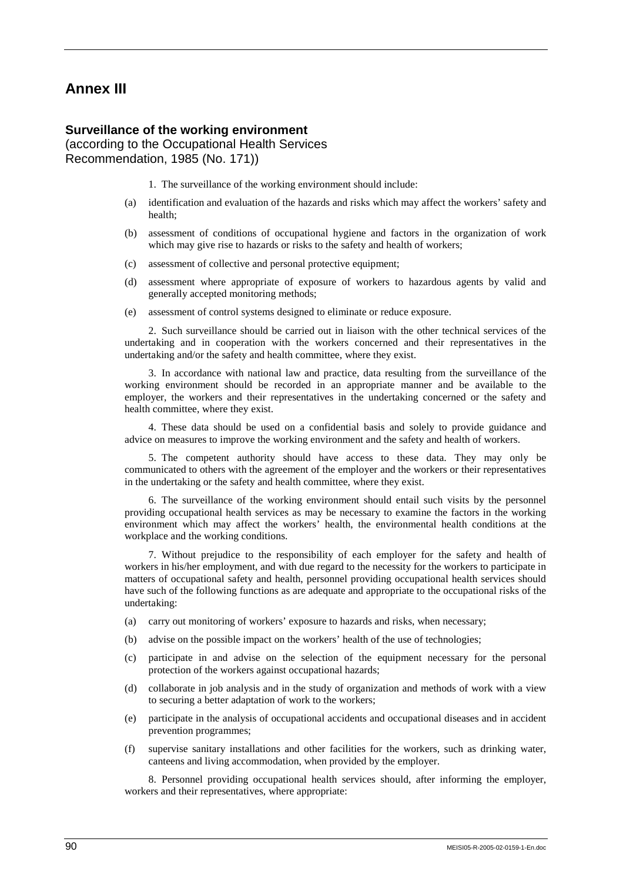# Annex III

## Surveillance of the working environment

(according to the Occupational Health Services Recommendation, 1985 (No. 171))

1. The surveillance of the working environment should include:

(a) identification and evaluation of the hazards and risks which may affect the workers' safety and health;

(b) assessment of conditions of occupational hygiene and factors in the organization of work which may give rise to hazards or risks to the safety and health of workers;

(c) assessment of collective and personal protective equipment;

(d) assessment where appropriate of exposure of workers to hazardous agents by valid and generally accepted monitoring methods;

(e) assessment of control systems designed to eliminate or reduce exposure.

2. Such surveillance should be carried out in liaison with the other technical services of the undertaking and in cooperation with the workers concerned and their representatives in the undertaking and/or the safety and health committee, where they exist.

3. In accordance with national law and practice, data resulting from the surveillance of the working environment should be recorded in an appropriate manner and be available to the employer, the workers and their representatives in the undertaking concerned or the safety and health committee, where they exist.

4. These data should be used on a confidential basis and solely to provide guidance and advice on measures to improve the working environment and the safety and health of workers.

5. The competent authority should have access to these data. They may only be communicated to others with the agreement of the employer and the workers or their representatives in the undertaking or the safety and health committee, where they exist.

6. The surveillance of the working environment should entail such visits by the personnel providing occupational health services as may be necessary to examine the factors in the working environment which may affect the workers' health, the environmental health conditions at the workplace and the working conditions.

7. Without prejudice to the responsibility of each employer for the safety and health of workers in his/her employment, and with due regard to the necessity for the workers to participate in matters of occupational safety and health, personnel providing occupational health services should have such of the following functions as are adequate and appropriate to the occupational risks of the undertaking:

(a) carry out monitoring of workers' exposure to hazards and risks, when necessary;

(b) advise on the possible impact on the workers' health of the use of technologies;

(c) participate in and advise on the selection of the equipment necessary for the personal protection of the workers against occupational hazards;

(d) collaborate in job analysis and in the study of organization and methods of work with a view to securing a better adaptation of work to the workers;

(e) participate in the analysis of occupational accidents and occupational diseases and in accident prevention programmes;

(f) supervise sanitary installations and other facilities for the workers, such as drinking water, canteens and living accommodation, when provided by the employer.

8. Personnel providing occupational health services should, after informing the employer, workers and their representatives, where appropriate: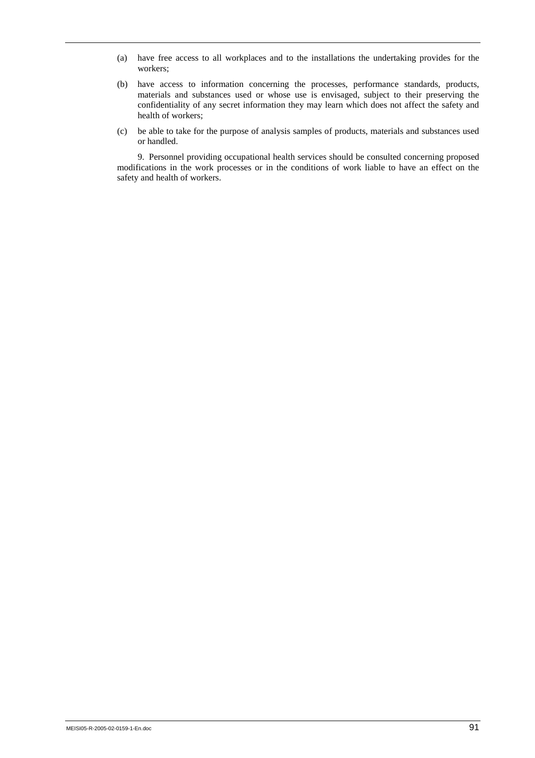(a) have free access to all workplaces and to the installations the undertaking provides for the workers;

(b) have access to information concerning the processes, performance standards, products, materials and substances used or whose use is envisaged, subject to their preserving the confidentiality of any secret information they may learn which does not affect the safety and health of workers;

(c) be able to take for the purpose of analysis samples of products, materials and substances used or handled.

9. Personnel providing occupational health services should be consulted concerning proposed modifications in the work processes or in the conditions of work liable to have an effect on the safety and health of workers.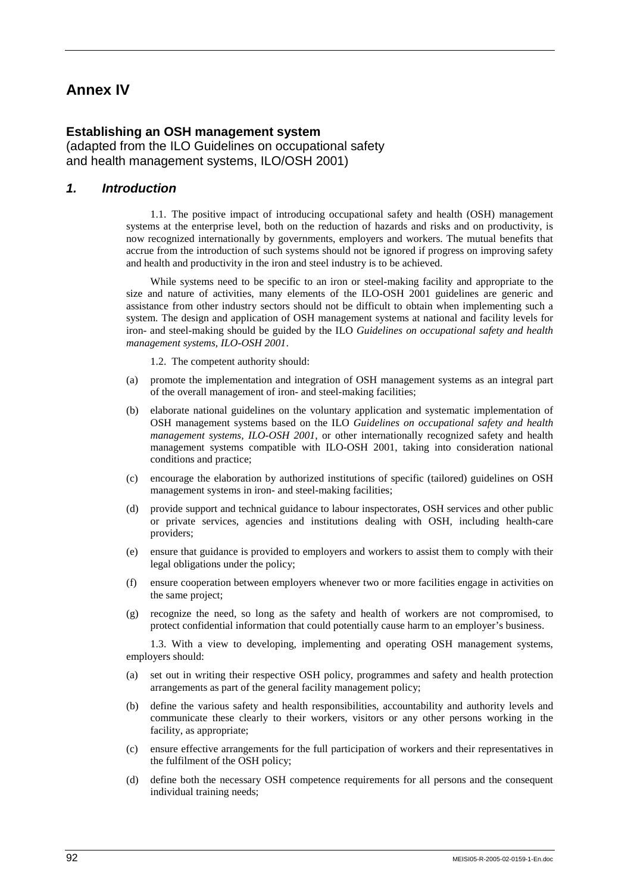# Annex IV

## Establishing an OSH management system

(adapted from the ILO Guidelines on occupational safety and health management systems, ILO/OSH 2001)

### *1. Introduction*

1.1. The positive impact of introducing occupational safety and health (OSH) management systems at the enterprise level, both on the reduction of hazards and risks and on productivity, is now recognized internationally by governments, employers and workers. The mutual benefits that accrue from the introduction of such systems should not be ignored if progress on improving safety and health and productivity in the iron and steel industry is to be achieved.

While systems need to be specific to an iron or steel-making facility and appropriate to the size and nature of activities, many elements of the ILO-OSH 2001 guidelines are generic and assistance from other industry sectors should not be difficult to obtain when implementing such a system. The design and application of OSH management systems at national and facility levels for iron- and steel-making should be guided by the ILO *Guidelines on occupational safety and health management systems, ILO-OSH 2001*.

1.2. The competent authority should:

(a) promote the implementation and integration of OSH management systems as an integral part of the overall management of iron- and steel-making facilities;

(b) elaborate national guidelines on the voluntary application and systematic implementation of OSH management systems based on the ILO *Guidelines on occupational safety and health management systems, ILO-OSH 2001*, or other internationally recognized safety and health management systems compatible with ILO-OSH 2001, taking into consideration national conditions and practice;

(c) encourage the elaboration by authorized institutions of specific (tailored) guidelines on OSH management systems in iron- and steel-making facilities;

(d) provide support and technical guidance to labour inspectorates, OSH services and other public or private services, agencies and institutions dealing with OSH, including health-care providers;

(e) ensure that guidance is provided to employers and workers to assist them to comply with their legal obligations under the policy;

(f) ensure cooperation between employers whenever two or more facilities engage in activities on the same project;

(g) recognize the need, so long as the safety and health of workers are not compromised, to protect confidential information that could potentially cause harm to an employer's business.

1.3. With a view to developing, implementing and operating OSH management systems, employers should:

(a) set out in writing their respective OSH policy, programmes and safety and health protection arrangements as part of the general facility management policy;

(b) define the various safety and health responsibilities, accountability and authority levels and communicate these clearly to their workers, visitors or any other persons working in the facility, as appropriate;

(c) ensure effective arrangements for the full participation of workers and their representatives in the fulfilment of the OSH policy;

(d) define both the necessary OSH competence requirements for all persons and the consequent individual training needs;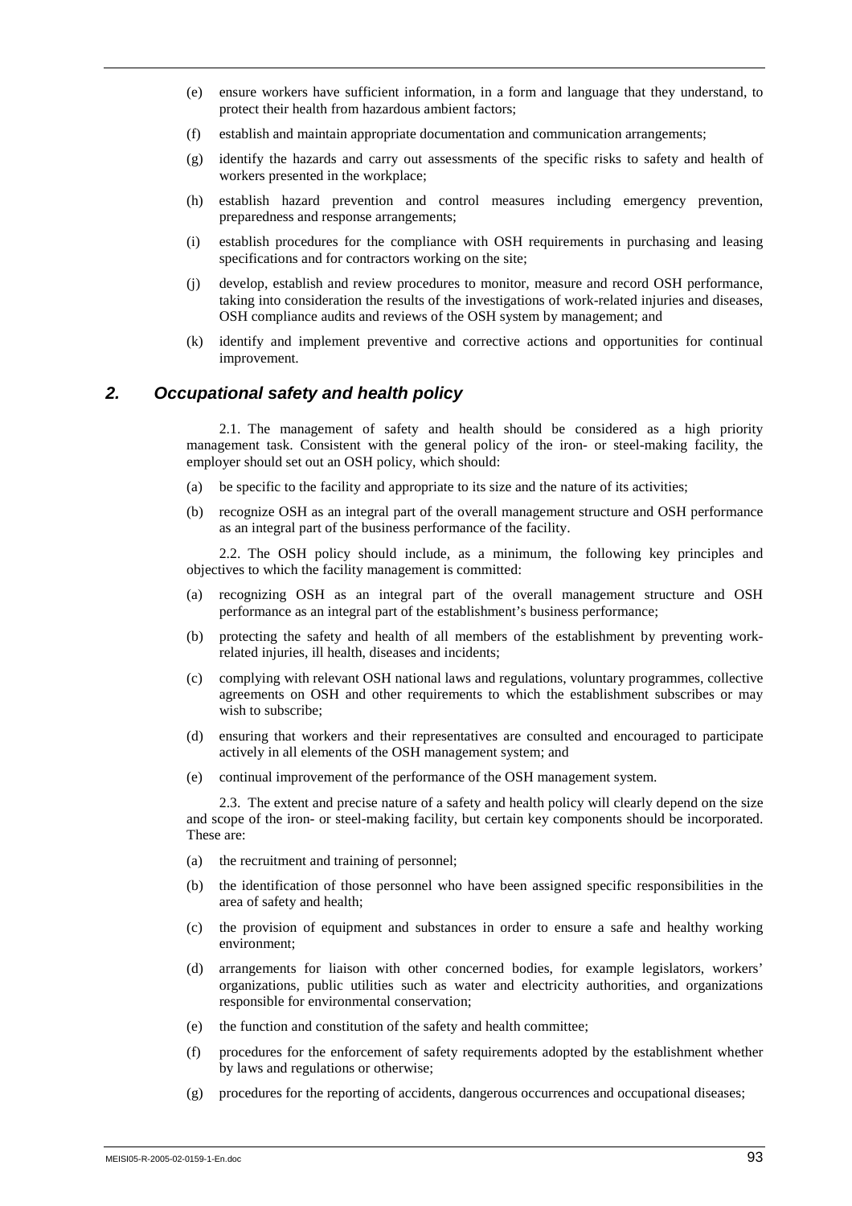(e) ensure workers have sufficient information, in a form and language that they understand, to protect their health from hazardous ambient factors;

(f) establish and maintain appropriate documentation and communication arrangements;

(g) identify the hazards and carry out assessments of the specific risks to safety and health of workers presented in the workplace;

(h) establish hazard prevention and control measures including emergency prevention, preparedness and response arrangements;

(i) establish procedures for the compliance with OSH requirements in purchasing and leasing specifications and for contractors working on the site;

(j) develop, establish and review procedures to monitor, measure and record OSH performance, taking into consideration the results of the investigations of work-related injuries and diseases, OSH compliance audits and reviews of the OSH system by management; and

(k) identify and implement preventive and corrective actions and opportunities for continual improvement.

## *2. Occupational safety and health policy*

2.1. The management of safety and health should be considered as a high priority management task. Consistent with the general policy of the iron- or steel-making facility, the employer should set out an OSH policy, which should:

(a) be specific to the facility and appropriate to its size and the nature of its activities;

(b) recognize OSH as an integral part of the overall management structure and OSH performance as an integral part of the business performance of the facility.

2.2. The OSH policy should include, as a minimum, the following key principles and objectives to which the facility management is committed:

(a) recognizing OSH as an integral part of the overall management structure and OSH performance as an integral part of the establishment's business performance;

(b) protecting the safety and health of all members of the establishment by preventing work-related injuries, ill health, diseases and incidents;

(c) complying with relevant OSH national laws and regulations, voluntary programmes, collective agreements on OSH and other requirements to which the establishment subscribes or may wish to subscribe;

(d) ensuring that workers and their representatives are consulted and encouraged to participate actively in all elements of the OSH management system; and

(e) continual improvement of the performance of the OSH management system.

2.3. The extent and precise nature of a safety and health policy will clearly depend on the size and scope of the iron- or steel-making facility, but certain key components should be incorporated. These are:

(a) the recruitment and training of personnel;

(b) the identification of those personnel who have been assigned specific responsibilities in the area of safety and health;

(c) the provision of equipment and substances in order to ensure a safe and healthy working environment;

(d) arrangements for liaison with other concerned bodies, for example legislators, workers' organizations, public utilities such as water and electricity authorities, and organizations responsible for environmental conservation;

(e) the function and constitution of the safety and health committee;

(f) procedures for the enforcement of safety requirements adopted by the establishment whether by laws and regulations or otherwise;

(g) procedures for the reporting of accidents, dangerous occurrences and occupational diseases;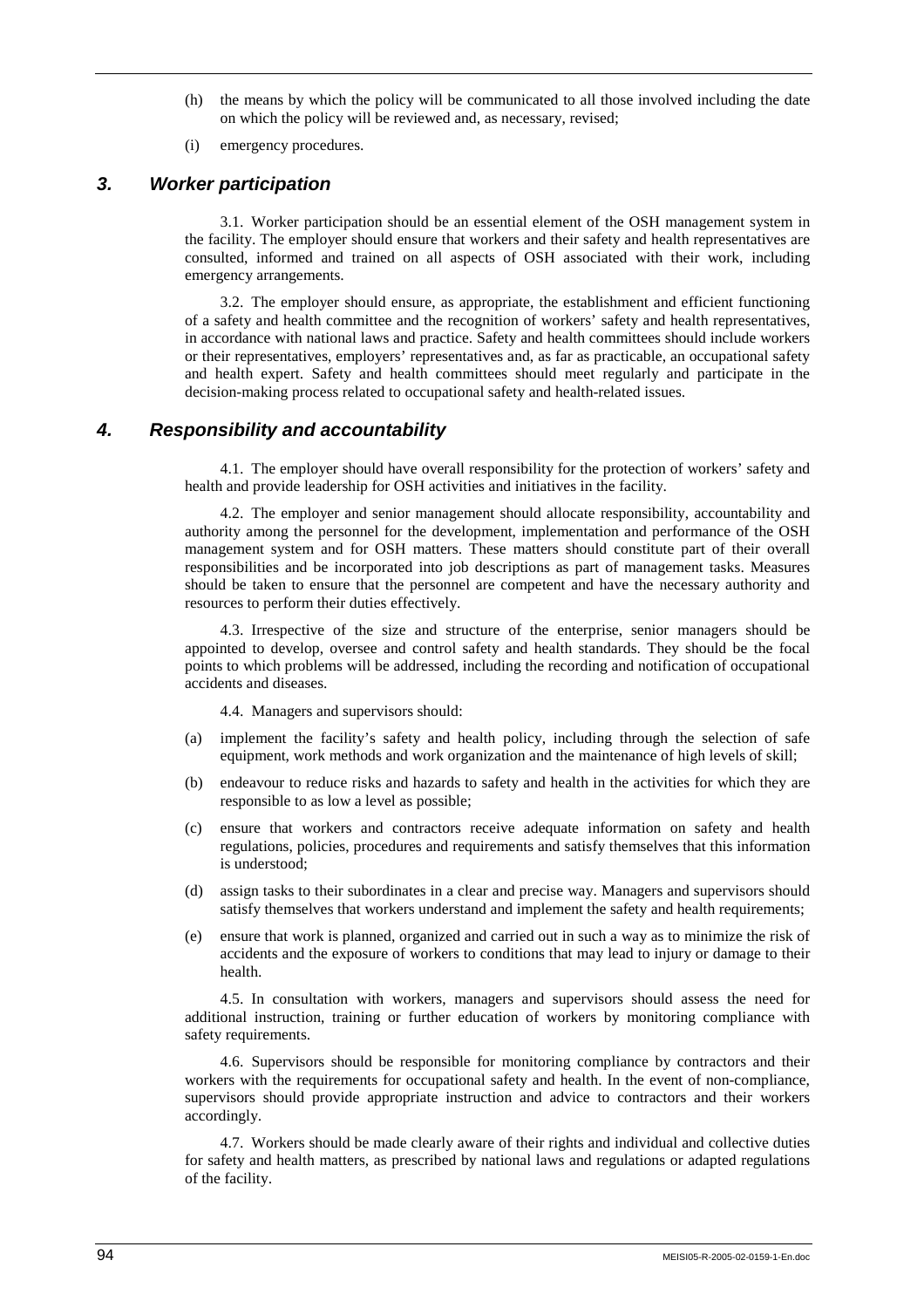(h) the means by which the policy will be communicated to all those involved including the date on which the policy will be reviewed and, as necessary, revised;

(i) emergency procedures.

## *3. Worker participation*

3.1. Worker participation should be an essential element of the OSH management system in the facility. The employer should ensure that workers and their safety and health representatives are consulted, informed and trained on all aspects of OSH associated with their work, including emergency arrangements.

3.2. The employer should ensure, as appropriate, the establishment and efficient functioning of a safety and health committee and the recognition of workers' safety and health representatives, in accordance with national laws and practice. Safety and health committees should include workers or their representatives, employers' representatives and, as far as practicable, an occupational safety and health expert. Safety and health committees should meet regularly and participate in the decision-making process related to occupational safety and health-related issues.

## *4. Responsibility and accountability*

4.1. The employer should have overall responsibility for the protection of workers' safety and health and provide leadership for OSH activities and initiatives in the facility.

4.2. The employer and senior management should allocate responsibility, accountability and authority among the personnel for the development, implementation and performance of the OSH management system and for OSH matters. These matters should constitute part of their overall responsibilities and be incorporated into job descriptions as part of management tasks. Measures should be taken to ensure that the personnel are competent and have the necessary authority and resources to perform their duties effectively.

4.3. Irrespective of the size and structure of the enterprise, senior managers should be appointed to develop, oversee and control safety and health standards. They should be the focal points to which problems will be addressed, including the recording and notification of occupational accidents and diseases.

4.4. Managers and supervisors should:

(a) implement the facility's safety and health policy, including through the selection of safe equipment, work methods and work organization and the maintenance of high levels of skill;

(b) endeavour to reduce risks and hazards to safety and health in the activities for which they are responsible to as low a level as possible;

(c) ensure that workers and contractors receive adequate information on safety and health regulations, policies, procedures and requirements and satisfy themselves that this information is understood;

(d) assign tasks to their subordinates in a clear and precise way. Managers and supervisors should satisfy themselves that workers understand and implement the safety and health requirements;

(e) ensure that work is planned, organized and carried out in such a way as to minimize the risk of accidents and the exposure of workers to conditions that may lead to injury or damage to their health.

4.5. In consultation with workers, managers and supervisors should assess the need for additional instruction, training or further education of workers by monitoring compliance with safety requirements.

4.6. Supervisors should be responsible for monitoring compliance by contractors and their workers with the requirements for occupational safety and health. In the event of non-compliance, supervisors should provide appropriate instruction and advice to contractors and their workers accordingly.

4.7. Workers should be made clearly aware of their rights and individual and collective duties for safety and health matters, as prescribed by national laws and regulations or adapted regulations of the facility.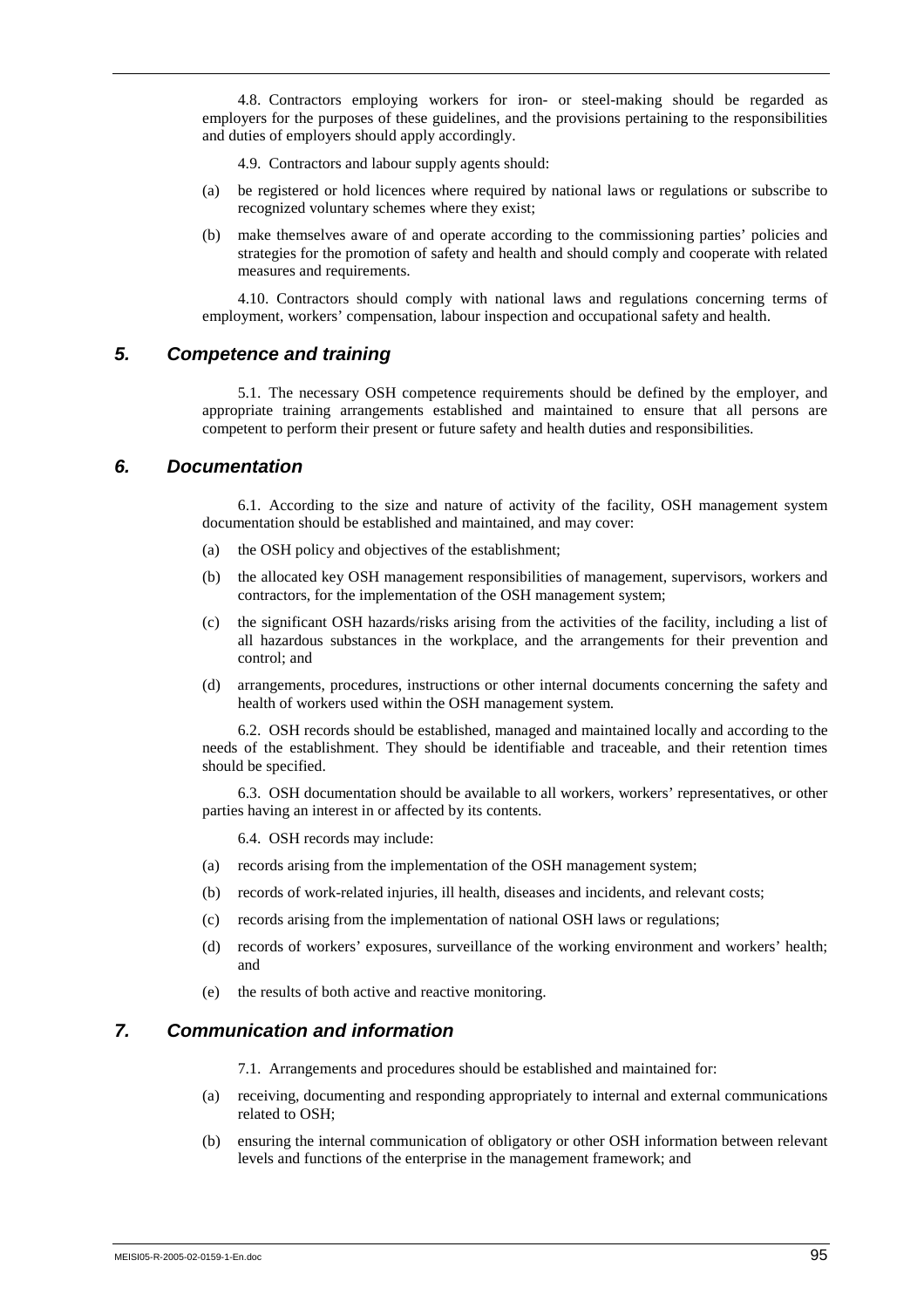4.8. Contractors employing workers for iron- or steel-making should be regarded as employers for the purposes of these guidelines, and the provisions pertaining to the responsibilities and duties of employers should apply accordingly.

4.9. Contractors and labour supply agents should:

(a) be registered or hold licences where required by national laws or regulations or subscribe to recognized voluntary schemes where they exist;

(b) make themselves aware of and operate according to the commissioning parties' policies and strategies for the promotion of safety and health and should comply and cooperate with related measures and requirements.

4.10. Contractors should comply with national laws and regulations concerning terms of employment, workers' compensation, labour inspection and occupational safety and health.

## *5. Competence and training*

5.1. The necessary OSH competence requirements should be defined by the employer, and appropriate training arrangements established and maintained to ensure that all persons are competent to perform their present or future safety and health duties and responsibilities.

## *6. Documentation*

6.1. According to the size and nature of activity of the facility, OSH management system documentation should be established and maintained, and may cover:

(a) the OSH policy and objectives of the establishment;

(b) the allocated key OSH management responsibilities of management, supervisors, workers and contractors, for the implementation of the OSH management system;

(c) the significant OSH hazards/risks arising from the activities of the facility, including a list of all hazardous substances in the workplace, and the arrangements for their prevention and control; and

(d) arrangements, procedures, instructions or other internal documents concerning the safety and health of workers used within the OSH management system.

6.2. OSH records should be established, managed and maintained locally and according to the needs of the establishment. They should be identifiable and traceable, and their retention times should be specified.

6.3. OSH documentation should be available to all workers, workers' representatives, or other parties having an interest in or affected by its contents.

6.4. OSH records may include:

(a) records arising from the implementation of the OSH management system;

(b) records of work-related injuries, ill health, diseases and incidents, and relevant costs;

(c) records arising from the implementation of national OSH laws or regulations;

(d) records of workers' exposures, surveillance of the working environment and workers' health; and

(e) the results of both active and reactive monitoring.

## *7. Communication and information*

7.1. Arrangements and procedures should be established and maintained for:

(a) receiving, documenting and responding appropriately to internal and external communications related to OSH;

(b) ensuring the internal communication of obligatory or other OSH information between relevant levels and functions of the enterprise in the management framework; and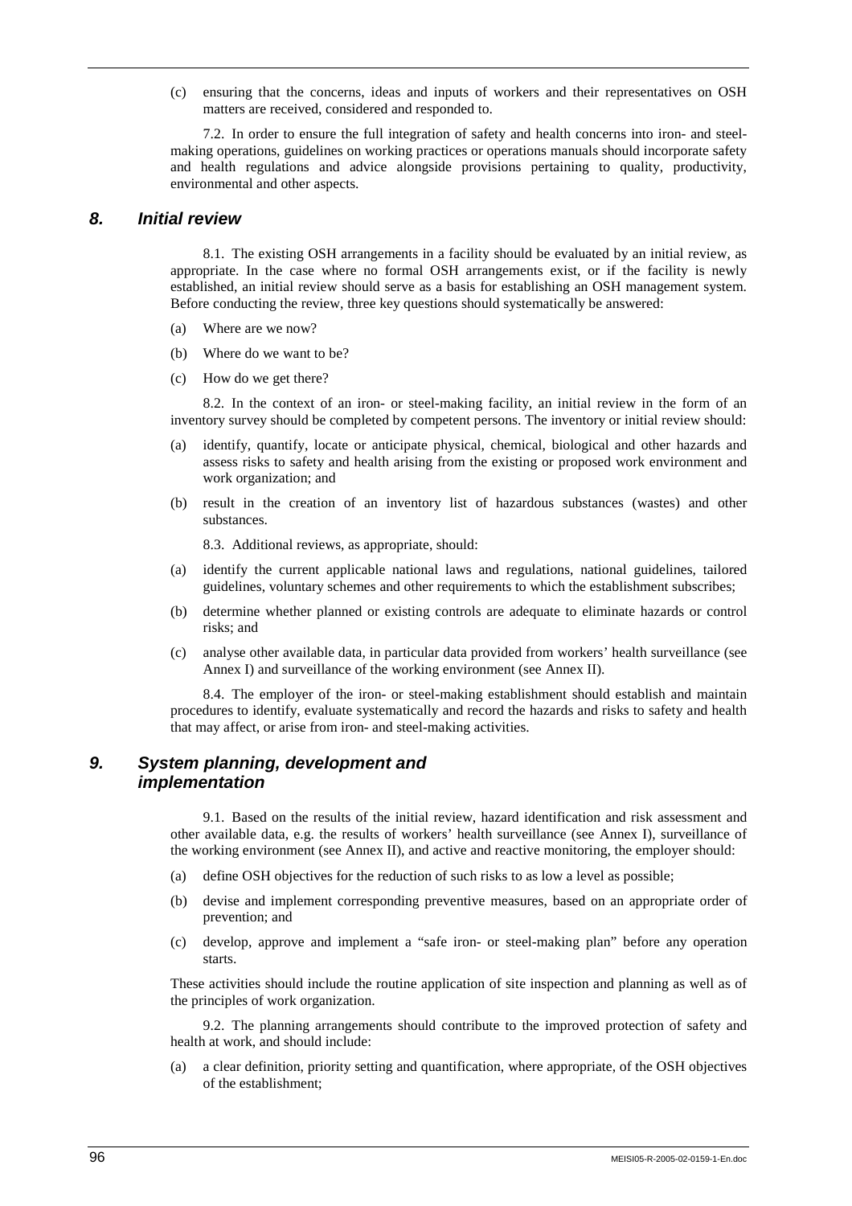(c) ensuring that the concerns, ideas and inputs of workers and their representatives on OSH matters are received, considered and responded to.

7.2. In order to ensure the full integration of safety and health concerns into iron- and steel-making operations, guidelines on working practices or operations manuals should incorporate safety and health regulations and advice alongside provisions pertaining to quality, productivity, environmental and other aspects.

## *8. Initial review*

8.1. The existing OSH arrangements in a facility should be evaluated by an initial review, as appropriate. In the case where no formal OSH arrangements exist, or if the facility is newly established, an initial review should serve as a basis for establishing an OSH management system. Before conducting the review, three key questions should systematically be answered:

(a) Where are we now?

(b) Where do we want to be?

(c) How do we get there?

8.2. In the context of an iron- or steel-making facility, an initial review in the form of an inventory survey should be completed by competent persons. The inventory or initial review should:

(a) identify, quantify, locate or anticipate physical, chemical, biological and other hazards and assess risks to safety and health arising from the existing or proposed work environment and work organization; and

(b) result in the creation of an inventory list of hazardous substances (wastes) and other substances.

8.3. Additional reviews, as appropriate, should:

(a) identify the current applicable national laws and regulations, national guidelines, tailored guidelines, voluntary schemes and other requirements to which the establishment subscribes;

(b) determine whether planned or existing controls are adequate to eliminate hazards or control risks; and

(c) analyse other available data, in particular data provided from workers' health surveillance (see Annex I) and surveillance of the working environment (see Annex II).

8.4. The employer of the iron- or steel-making establishment should establish and maintain procedures to identify, evaluate systematically and record the hazards and risks to safety and health that may affect, or arise from iron- and steel-making activities.

## *9. System planning, development and implementation*

9.1. Based on the results of the initial review, hazard identification and risk assessment and other available data, e.g. the results of workers' health surveillance (see Annex I), surveillance of the working environment (see Annex II), and active and reactive monitoring, the employer should:

(a) define OSH objectives for the reduction of such risks to as low a level as possible;

(b) devise and implement corresponding preventive measures, based on an appropriate order of prevention; and

(c) develop, approve and implement a "safe iron- or steel-making plan" before any operation starts.

These activities should include the routine application of site inspection and planning as well as of the principles of work organization.

9.2. The planning arrangements should contribute to the improved protection of safety and health at work, and should include:

(a) a clear definition, priority setting and quantification, where appropriate, of the OSH objectives of the establishment;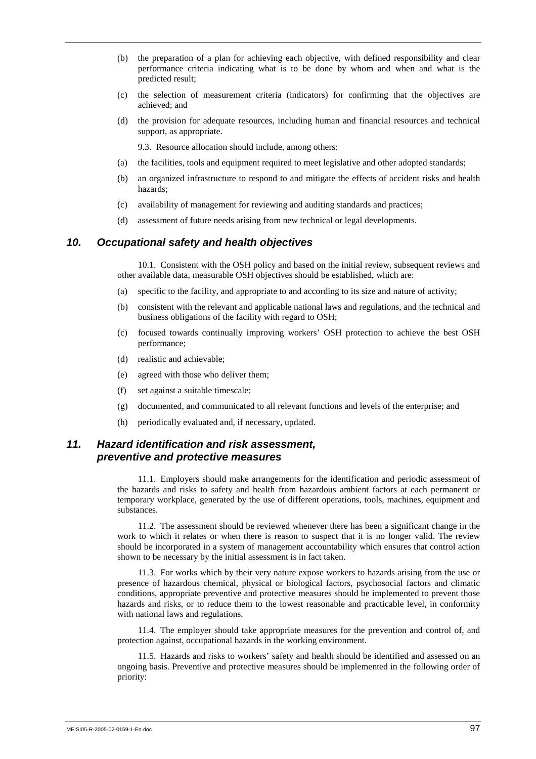(b) the preparation of a plan for achieving each objective, with defined responsibility and clear performance criteria indicating what is to be done by whom and when and what is the predicted result;

(c) the selection of measurement criteria (indicators) for confirming that the objectives are achieved; and

(d) the provision for adequate resources, including human and financial resources and technical support, as appropriate.

9.3. Resource allocation should include, among others:

(a) the facilities, tools and equipment required to meet legislative and other adopted standards;

(b) an organized infrastructure to respond to and mitigate the effects of accident risks and health hazards;

(c) availability of management for reviewing and auditing standards and practices;

(d) assessment of future needs arising from new technical or legal developments.

## *10. Occupational safety and health objectives*

10.1. Consistent with the OSH policy and based on the initial review, subsequent reviews and other available data, measurable OSH objectives should be established, which are:

(a) specific to the facility, and appropriate to and according to its size and nature of activity;

(b) consistent with the relevant and applicable national laws and regulations, and the technical and business obligations of the facility with regard to OSH;

(c) focused towards continually improving workers' OSH protection to achieve the best OSH performance;

(d) realistic and achievable;

(e) agreed with those who deliver them;

(f) set against a suitable timescale;

(g) documented, and communicated to all relevant functions and levels of the enterprise; and

(h) periodically evaluated and, if necessary, updated.

## *11. Hazard identification and risk assessment, preventive and protective measures*

11.1. Employers should make arrangements for the identification and periodic assessment of the hazards and risks to safety and health from hazardous ambient factors at each permanent or temporary workplace, generated by the use of different operations, tools, machines, equipment and substances.

11.2. The assessment should be reviewed whenever there has been a significant change in the work to which it relates or when there is reason to suspect that it is no longer valid. The review should be incorporated in a system of management accountability which ensures that control action shown to be necessary by the initial assessment is in fact taken.

11.3. For works which by their very nature expose workers to hazards arising from the use or presence of hazardous chemical, physical or biological factors, psychosocial factors and climatic conditions, appropriate preventive and protective measures should be implemented to prevent those hazards and risks, or to reduce them to the lowest reasonable and practicable level, in conformity with national laws and regulations.

11.4. The employer should take appropriate measures for the prevention and control of, and protection against, occupational hazards in the working environment.

11.5. Hazards and risks to workers' safety and health should be identified and assessed on an ongoing basis. Preventive and protective measures should be implemented in the following order of priority: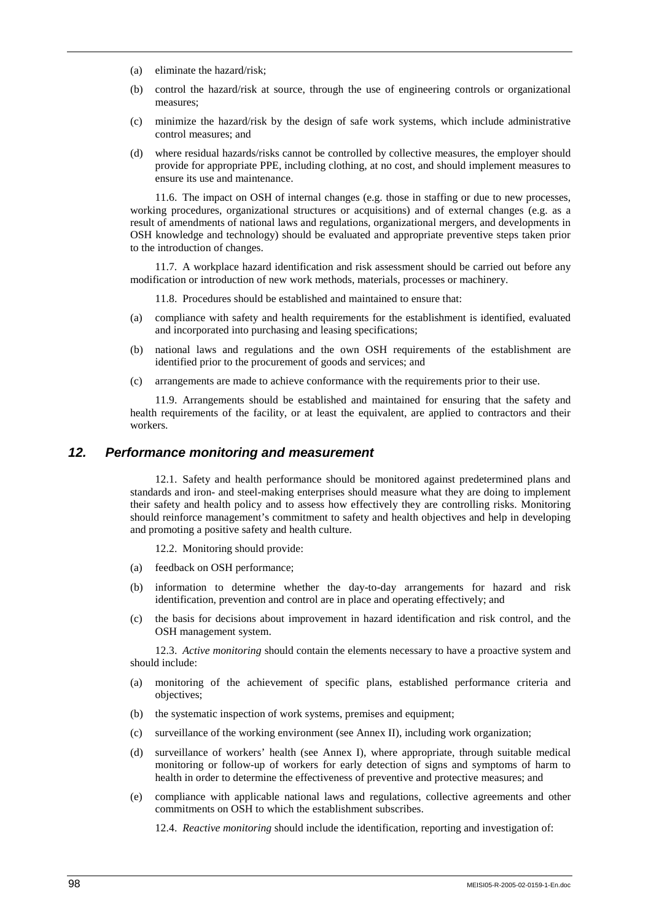(a) eliminate the hazard/risk;

(b) control the hazard/risk at source, through the use of engineering controls or organizational measures;

(c) minimize the hazard/risk by the design of safe work systems, which include administrative control measures; and

(d) where residual hazards/risks cannot be controlled by collective measures, the employer should provide for appropriate PPE, including clothing, at no cost, and should implement measures to ensure its use and maintenance.

11.6. The impact on OSH of internal changes (e.g. those in staffing or due to new processes, working procedures, organizational structures or acquisitions) and of external changes (e.g. as a result of amendments of national laws and regulations, organizational mergers, and developments in OSH knowledge and technology) should be evaluated and appropriate preventive steps taken prior to the introduction of changes.

11.7. A workplace hazard identification and risk assessment should be carried out before any modification or introduction of new work methods, materials, processes or machinery.

11.8. Procedures should be established and maintained to ensure that:

(a) compliance with safety and health requirements for the establishment is identified, evaluated and incorporated into purchasing and leasing specifications;

(b) national laws and regulations and the own OSH requirements of the establishment are identified prior to the procurement of goods and services; and

(c) arrangements are made to achieve conformance with the requirements prior to their use.

11.9. Arrangements should be established and maintained for ensuring that the safety and health requirements of the facility, or at least the equivalent, are applied to contractors and their workers.

## *12. Performance monitoring and measurement*

12.1. Safety and health performance should be monitored against predetermined plans and standards and iron- and steel-making enterprises should measure what they are doing to implement their safety and health policy and to assess how effectively they are controlling risks. Monitoring should reinforce management's commitment to safety and health objectives and help in developing and promoting a positive safety and health culture.

12.2. Monitoring should provide:

(a) feedback on OSH performance;

(b) information to determine whether the day-to-day arrangements for hazard and risk identification, prevention and control are in place and operating effectively; and

(c) the basis for decisions about improvement in hazard identification and risk control, and the OSH management system.

12.3. *Active monitoring* should contain the elements necessary to have a proactive system and should include:

(a) monitoring of the achievement of specific plans, established performance criteria and objectives;

(b) the systematic inspection of work systems, premises and equipment;

(c) surveillance of the working environment (see Annex II), including work organization;

(d) surveillance of workers' health (see Annex I), where appropriate, through suitable medical monitoring or follow-up of workers for early detection of signs and symptoms of harm to health in order to determine the effectiveness of preventive and protective measures; and

(e) compliance with applicable national laws and regulations, collective agreements and other commitments on OSH to which the establishment subscribes.

12.4. *Reactive monitoring* should include the identification, reporting and investigation of: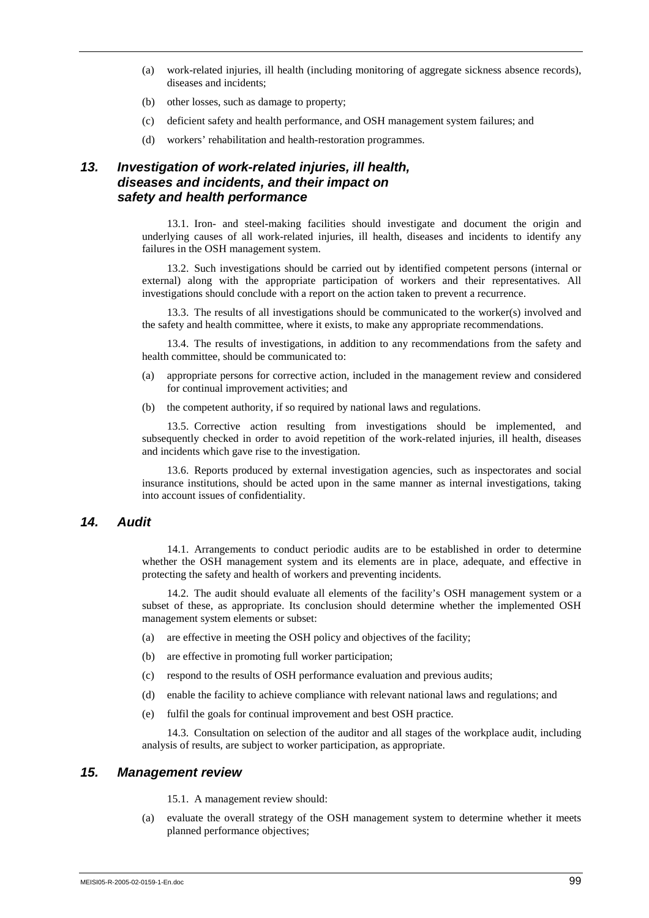(a) work-related injuries, ill health (including monitoring of aggregate sickness absence records), diseases and incidents;

(b) other losses, such as damage to property;

(c) deficient safety and health performance, and OSH management system failures; and

(d) workers' rehabilitation and health-restoration programmes.

### *13. Investigation of work-related injuries, ill health, diseases and incidents, and their impact on safety and health performance*

13.1. Iron- and steel-making facilities should investigate and document the origin and underlying causes of all work-related injuries, ill health, diseases and incidents to identify any failures in the OSH management system.

13.2. Such investigations should be carried out by identified competent persons (internal or external) along with the appropriate participation of workers and their representatives. All investigations should conclude with a report on the action taken to prevent a recurrence.

13.3. The results of all investigations should be communicated to the worker(s) involved and the safety and health committee, where it exists, to make any appropriate recommendations.

13.4. The results of investigations, in addition to any recommendations from the safety and health committee, should be communicated to:

(a) appropriate persons for corrective action, included in the management review and considered for continual improvement activities; and

(b) the competent authority, if so required by national laws and regulations.

13.5. Corrective action resulting from investigations should be implemented, and subsequently checked in order to avoid repetition of the work-related injuries, ill health, diseases and incidents which gave rise to the investigation.

13.6. Reports produced by external investigation agencies, such as inspectorates and social insurance institutions, should be acted upon in the same manner as internal investigations, taking into account issues of confidentiality.

### *14. Audit*

14.1. Arrangements to conduct periodic audits are to be established in order to determine whether the OSH management system and its elements are in place, adequate, and effective in protecting the safety and health of workers and preventing incidents.

14.2. The audit should evaluate all elements of the facility's OSH management system or a subset of these, as appropriate. Its conclusion should determine whether the implemented OSH management system elements or subset:

(a) are effective in meeting the OSH policy and objectives of the facility;

(b) are effective in promoting full worker participation;

(c) respond to the results of OSH performance evaluation and previous audits;

(d) enable the facility to achieve compliance with relevant national laws and regulations; and

(e) fulfil the goals for continual improvement and best OSH practice.

14.3. Consultation on selection of the auditor and all stages of the workplace audit, including analysis of results, are subject to worker participation, as appropriate.

### *15. Management review*

15.1. A management review should:

(a) evaluate the overall strategy of the OSH management system to determine whether it meets planned performance objectives;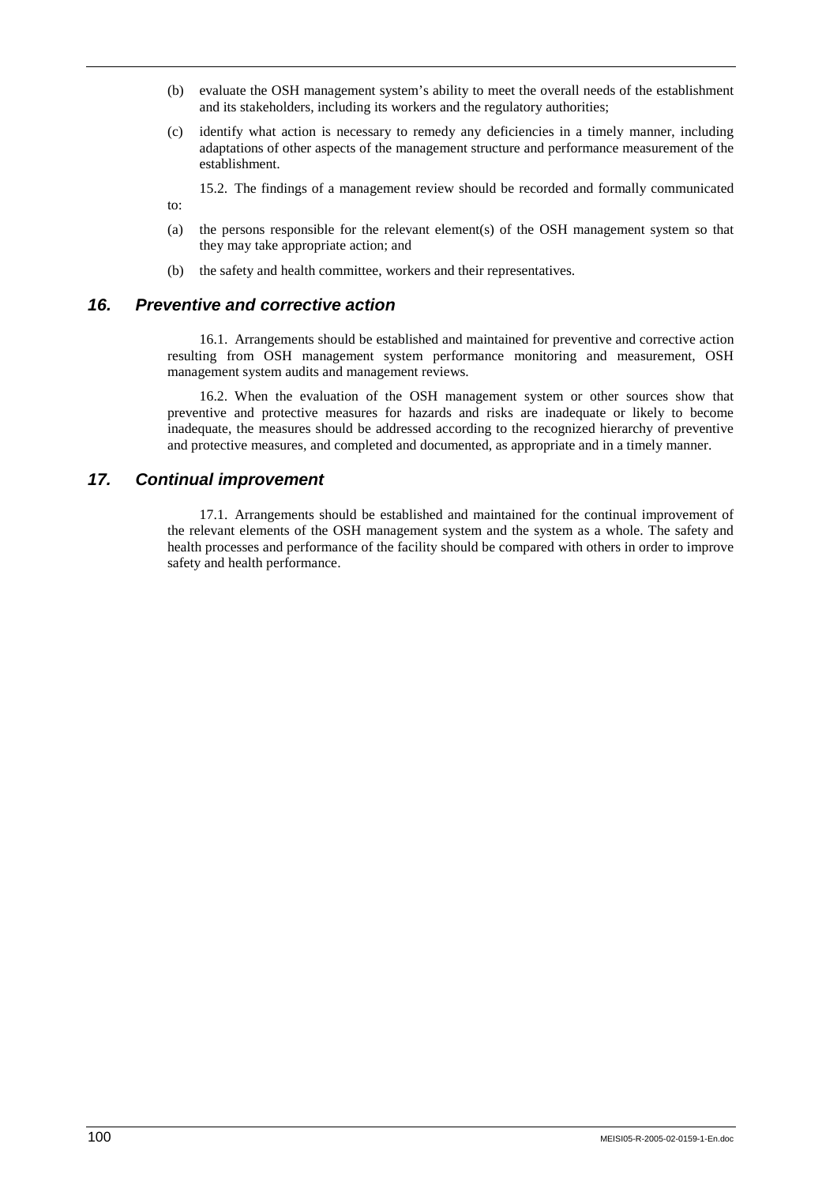(b) evaluate the OSH management system's ability to meet the overall needs of the establishment and its stakeholders, including its workers and the regulatory authorities;

(c) identify what action is necessary to remedy any deficiencies in a timely manner, including adaptations of other aspects of the management structure and performance measurement of the establishment.

15.2. The findings of a management review should be recorded and formally communicated to:

(a) the persons responsible for the relevant element(s) of the OSH management system so that they may take appropriate action; and

(b) the safety and health committee, workers and their representatives.

## *16. Preventive and corrective action*

16.1. Arrangements should be established and maintained for preventive and corrective action resulting from OSH management system performance monitoring and measurement, OSH management system audits and management reviews.

16.2. When the evaluation of the OSH management system or other sources show that preventive and protective measures for hazards and risks are inadequate or likely to become inadequate, the measures should be addressed according to the recognized hierarchy of preventive and protective measures, and completed and documented, as appropriate and in a timely manner.

## *17. Continual improvement*

17.1. Arrangements should be established and maintained for the continual improvement of the relevant elements of the OSH management system and the system as a whole. The safety and health processes and performance of the facility should be compared with others in order to improve safety and health performance.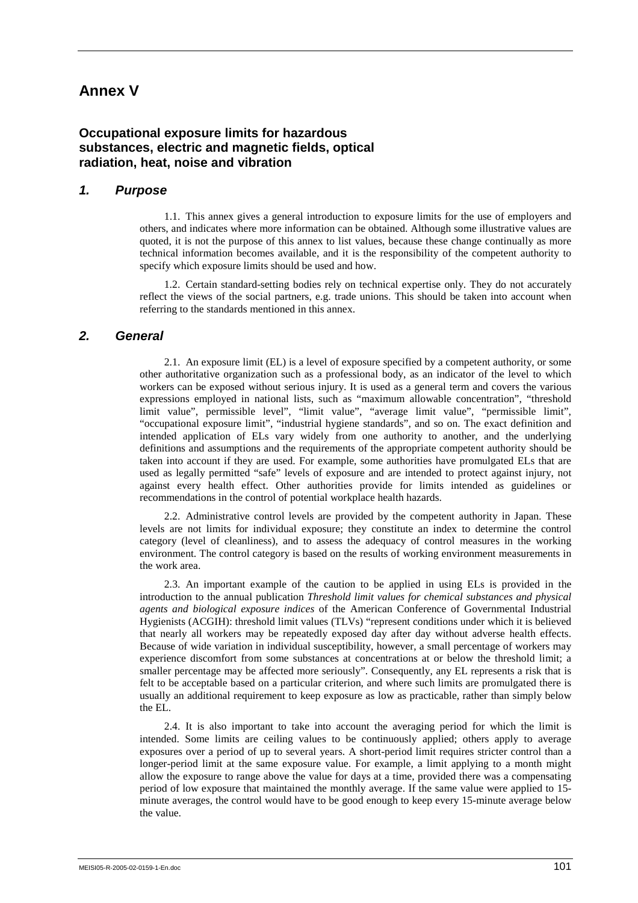# Annex V

## Occupational exposure limits for hazardous substances, electric and magnetic fields, optical radiation, heat, noise and vibration

### *1. Purpose*

1.1. This annex gives a general introduction to exposure limits for the use of employers and others, and indicates where more information can be obtained. Although some illustrative values are quoted, it is not the purpose of this annex to list values, because these change continually as more technical information becomes available, and it is the responsibility of the competent authority to specify which exposure limits should be used and how.

1.2. Certain standard-setting bodies rely on technical expertise only. They do not accurately reflect the views of the social partners, e.g. trade unions. This should be taken into account when referring to the standards mentioned in this annex.

### *2. General*

2.1. An exposure limit (EL) is a level of exposure specified by a competent authority, or some other authoritative organization such as a professional body, as an indicator of the level to which workers can be exposed without serious injury. It is used as a general term and covers the various expressions employed in national lists, such as "maximum allowable concentration", "threshold limit value", permissible level", "limit value", "average limit value", "permissible limit", "occupational exposure limit", "industrial hygiene standards", and so on. The exact definition and intended application of ELs vary widely from one authority to another, and the underlying definitions and assumptions and the requirements of the appropriate competent authority should be taken into account if they are used. For example, some authorities have promulgated ELs that are used as legally permitted "safe" levels of exposure and are intended to protect against injury, not against every health effect. Other authorities provide for limits intended as guidelines or recommendations in the control of potential workplace health hazards.

2.2. Administrative control levels are provided by the competent authority in Japan. These levels are not limits for individual exposure; they constitute an index to determine the control category (level of cleanliness), and to assess the adequacy of control measures in the working environment. The control category is based on the results of working environment measurements in the work area.

2.3. An important example of the caution to be applied in using ELs is provided in the introduction to the annual publication *Threshold limit values for chemical substances and physical agents and biological exposure indices* of the American Conference of Governmental Industrial Hygienists (ACGIH): threshold limit values (TLVs) "represent conditions under which it is believed that nearly all workers may be repeatedly exposed day after day without adverse health effects. Because of wide variation in individual susceptibility, however, a small percentage of workers may experience discomfort from some substances at concentrations at or below the threshold limit; a smaller percentage may be affected more seriously". Consequently, any EL represents a risk that is felt to be acceptable based on a particular criterion, and where such limits are promulgated there is usually an additional requirement to keep exposure as low as practicable, rather than simply below the EL.

2.4. It is also important to take into account the averaging period for which the limit is intended. Some limits are ceiling values to be continuously applied; others apply to average exposures over a period of up to several years. A short-period limit requires stricter control than a longer-period limit at the same exposure value. For example, a limit applying to a month might allow the exposure to range above the value for days at a time, provided there was a compensating period of low exposure that maintained the monthly average. If the same value were applied to 15-minute averages, the control would have to be good enough to keep every 15-minute average below the value.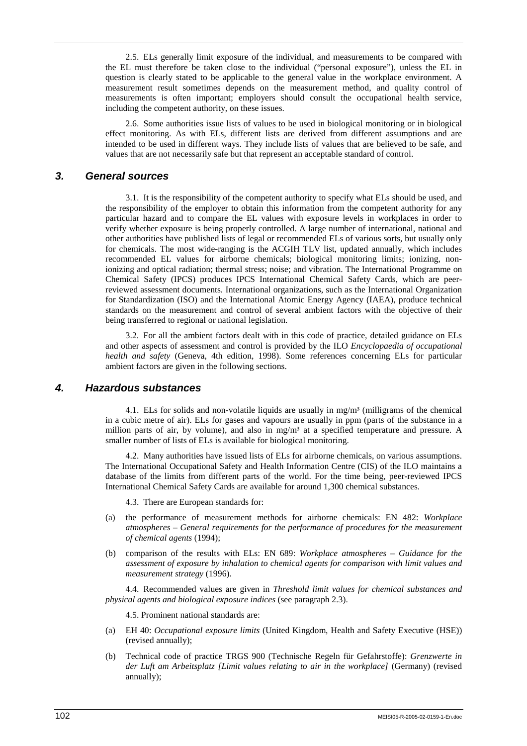2.5. ELs generally limit exposure of the individual, and measurements to be compared with the EL must therefore be taken close to the individual ("personal exposure"), unless the EL in question is clearly stated to be applicable to the general value in the workplace environment. A measurement result sometimes depends on the measurement method, and quality control of measurements is often important; employers should consult the occupational health service, including the competent authority, on these issues.

2.6. Some authorities issue lists of values to be used in biological monitoring or in biological effect monitoring. As with ELs, different lists are derived from different assumptions and are intended to be used in different ways. They include lists of values that are believed to be safe, and values that are not necessarily safe but that represent an acceptable standard of control.

## 3. General sources

3.1. It is the responsibility of the competent authority to specify what ELs should be used, and the responsibility of the employer to obtain this information from the competent authority for any particular hazard and to compare the EL values with exposure levels in workplaces in order to verify whether exposure is being properly controlled. A large number of international, national and other authorities have published lists of legal or recommended ELs of various sorts, but usually only for chemicals. The most wide-ranging is the ACGIH TLV list, updated annually, which includes recommended EL values for airborne chemicals; biological monitoring limits; ionizing, non-ionizing and optical radiation; thermal stress; noise; and vibration. The International Programme on Chemical Safety (IPCS) produces IPCS International Chemical Safety Cards, which are peer-reviewed assessment documents. International organizations, such as the International Organization for Standardization (ISO) and the International Atomic Energy Agency (IAEA), produce technical standards on the measurement and control of several ambient factors with the objective of their being transferred to regional or national legislation.

3.2. For all the ambient factors dealt with in this code of practice, detailed guidance on ELs and other aspects of assessment and control is provided by the ILO *Encyclopaedia of occupational health and safety* (Geneva, 4th edition, 1998). Some references concerning ELs for particular ambient factors are given in the following sections.

## 4. Hazardous substances

4.1. ELs for solids and non-volatile liquids are usually in mg/m³ (milligrams of the chemical in a cubic metre of air). ELs for gases and vapours are usually in ppm (parts of the substance in a million parts of air, by volume), and also in mg/m³ at a specified temperature and pressure. A smaller number of lists of ELs is available for biological monitoring.

4.2. Many authorities have issued lists of ELs for airborne chemicals, on various assumptions. The International Occupational Safety and Health Information Centre (CIS) of the ILO maintains a database of the limits from different parts of the world. For the time being, peer-reviewed IPCS International Chemical Safety Cards are available for around 1,300 chemical substances.

4.3. There are European standards for:

(a) the performance of measurement methods for airborne chemicals: EN 482: *Workplace atmospheres – General requirements for the performance of procedures for the measurement of chemical agents* (1994);

(b) comparison of the results with ELs: EN 689: *Workplace atmospheres – Guidance for the assessment of exposure by inhalation to chemical agents for comparison with limit values and measurement strategy* (1996).

4.4. Recommended values are given in *Threshold limit values for chemical substances and physical agents and biological exposure indices* (see paragraph 2.3).

4.5. Prominent national standards are:

(a) EH 40: *Occupational exposure limits* (United Kingdom, Health and Safety Executive (HSE)) (revised annually);

(b) Technical code of practice TRGS 900 (Technische Regeln für Gefahrstoffe): *Grenzwerte in der Luft am Arbeitsplatz [Limit values relating to air in the workplace]* (Germany) (revised annually);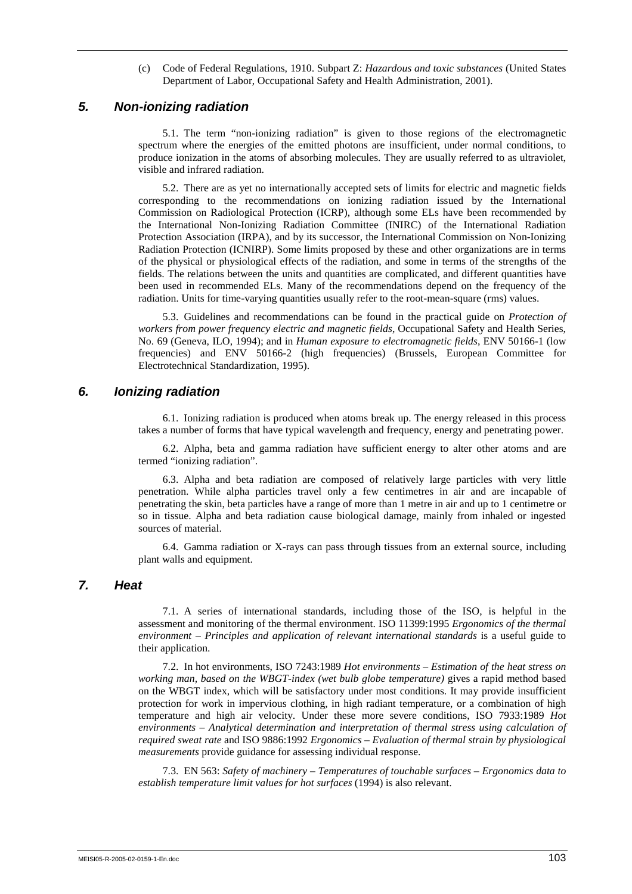(c) Code of Federal Regulations, 1910. Subpart Z: *Hazardous and toxic substances* (United States Department of Labor, Occupational Safety and Health Administration, 2001).

## 5. Non-ionizing radiation

5.1. The term "non-ionizing radiation" is given to those regions of the electromagnetic spectrum where the energies of the emitted photons are insufficient, under normal conditions, to produce ionization in the atoms of absorbing molecules. They are usually referred to as ultraviolet, visible and infrared radiation.

5.2. There are as yet no internationally accepted sets of limits for electric and magnetic fields corresponding to the recommendations on ionizing radiation issued by the International Commission on Radiological Protection (ICRP), although some ELs have been recommended by the International Non-Ionizing Radiation Committee (INIRC) of the International Radiation Protection Association (IRPA), and by its successor, the International Commission on Non-Ionizing Radiation Protection (ICNIRP). Some limits proposed by these and other organizations are in terms of the physical or physiological effects of the radiation, and some in terms of the strengths of the fields. The relations between the units and quantities are complicated, and different quantities have been used in recommended ELs. Many of the recommendations depend on the frequency of the radiation. Units for time-varying quantities usually refer to the root-mean-square (rms) values.

5.3. Guidelines and recommendations can be found in the practical guide on *Protection of workers from power frequency electric and magnetic fields*, Occupational Safety and Health Series, No. 69 (Geneva, ILO, 1994); and in *Human exposure to electromagnetic fields*, ENV 50166-1 (low frequencies) and ENV 50166-2 (high frequencies) (Brussels, European Committee for Electrotechnical Standardization, 1995).

## 6. Ionizing radiation

6.1. Ionizing radiation is produced when atoms break up. The energy released in this process takes a number of forms that have typical wavelength and frequency, energy and penetrating power.

6.2. Alpha, beta and gamma radiation have sufficient energy to alter other atoms and are termed "ionizing radiation".

6.3. Alpha and beta radiation are composed of relatively large particles with very little penetration. While alpha particles travel only a few centimetres in air and are incapable of penetrating the skin, beta particles have a range of more than 1 metre in air and up to 1 centimetre or so in tissue. Alpha and beta radiation cause biological damage, mainly from inhaled or ingested sources of material.

6.4. Gamma radiation or X-rays can pass through tissues from an external source, including plant walls and equipment.

## 7. Heat

7.1. A series of international standards, including those of the ISO, is helpful in the assessment and monitoring of the thermal environment. ISO 11399:1995 *Ergonomics of the thermal environment – Principles and application of relevant international standards* is a useful guide to their application.

7.2. In hot environments, ISO 7243:1989 *Hot environments – Estimation of the heat stress on working man, based on the WBGT-index (wet bulb globe temperature)* gives a rapid method based on the WBGT index, which will be satisfactory under most conditions. It may provide insufficient protection for work in impervious clothing, in high radiant temperature, or a combination of high temperature and high air velocity. Under these more severe conditions, ISO 7933:1989 *Hot environments – Analytical determination and interpretation of thermal stress using calculation of required sweat rate* and ISO 9886:1992 *Ergonomics – Evaluation of thermal strain by physiological measurements* provide guidance for assessing individual response.

7.3. EN 563: *Safety of machinery – Temperatures of touchable surfaces – Ergonomics data to establish temperature limit values for hot surfaces* (1994) is also relevant.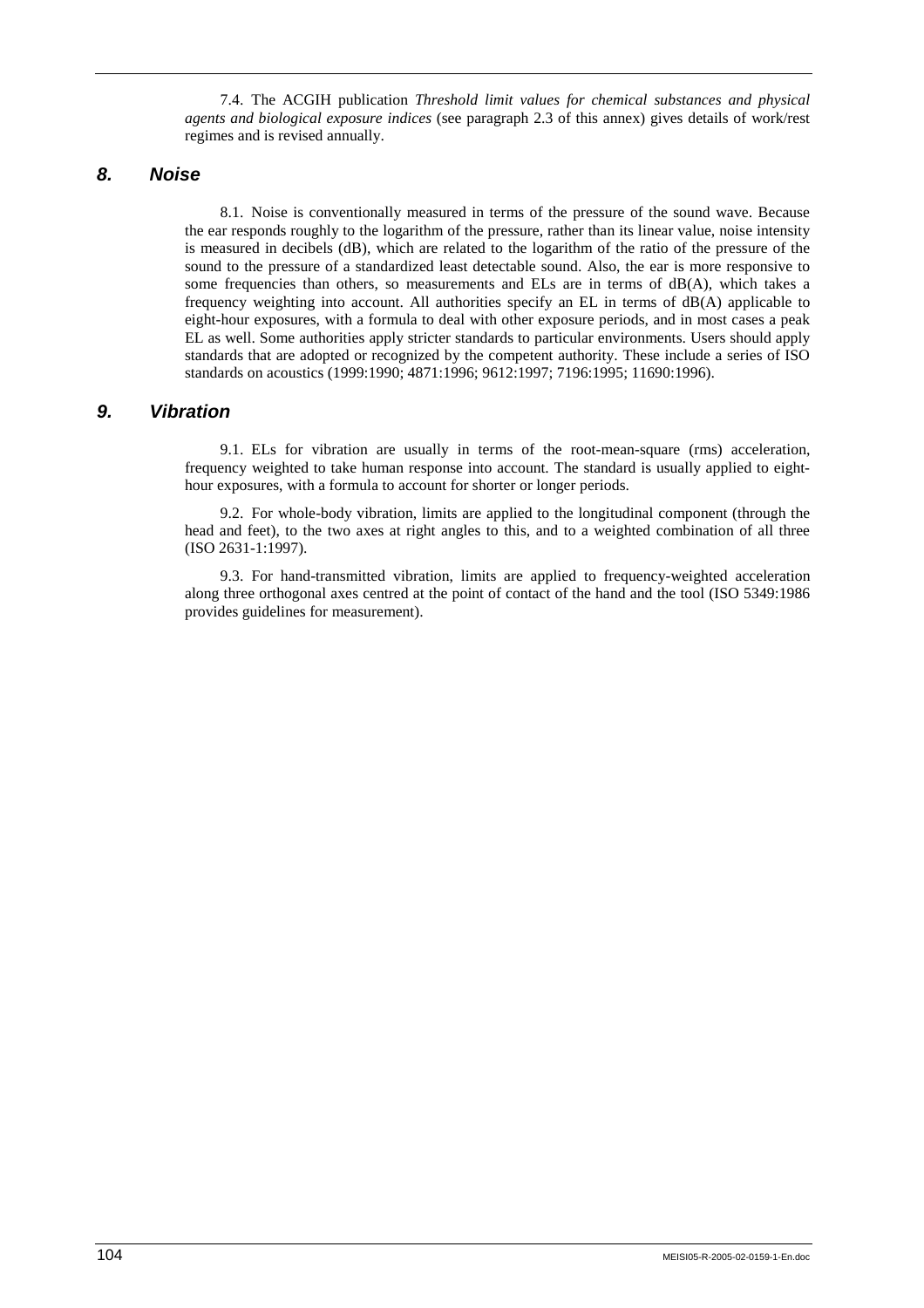7.4. The ACGIH publication *Threshold limit values for chemical substances and physical agents and biological exposure indices* (see paragraph 2.3 of this annex) gives details of work/rest regimes and is revised annually.

## 8. Noise

8.1. Noise is conventionally measured in terms of the pressure of the sound wave. Because the ear responds roughly to the logarithm of the pressure, rather than its linear value, noise intensity is measured in decibels (dB), which are related to the logarithm of the ratio of the pressure of the sound to the pressure of a standardized least detectable sound. Also, the ear is more responsive to some frequencies than others, so measurements and ELs are in terms of dB(A), which takes a frequency weighting into account. All authorities specify an EL in terms of dB(A) applicable to eight-hour exposures, with a formula to deal with other exposure periods, and in most cases a peak EL as well. Some authorities apply stricter standards to particular environments. Users should apply standards that are adopted or recognized by the competent authority. These include a series of ISO standards on acoustics (1999:1990; 4871:1996; 9612:1997; 7196:1995; 11690:1996).

## 9. Vibration

9.1. ELs for vibration are usually in terms of the root-mean-square (rms) acceleration, frequency weighted to take human response into account. The standard is usually applied to eight-hour exposures, with a formula to account for shorter or longer periods.

9.2. For whole-body vibration, limits are applied to the longitudinal component (through the head and feet), to the two axes at right angles to this, and to a weighted combination of all three (ISO 2631-1:1997).

9.3. For hand-transmitted vibration, limits are applied to frequency-weighted acceleration along three orthogonal axes centred at the point of contact of the hand and the tool (ISO 5349:1986 provides guidelines for measurement).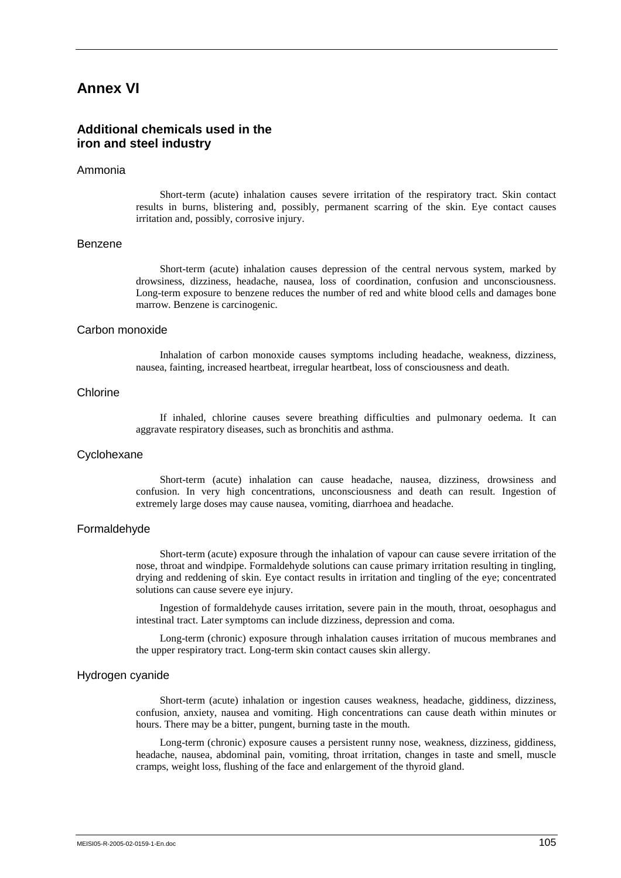# Annex VI

## Additional chemicals used in the iron and steel industry

### Ammonia

Short-term (acute) inhalation causes severe irritation of the respiratory tract. Skin contact results in burns, blistering and, possibly, permanent scarring of the skin. Eye contact causes irritation and, possibly, corrosive injury.

### Benzene

Short-term (acute) inhalation causes depression of the central nervous system, marked by drowsiness, dizziness, headache, nausea, loss of coordination, confusion and unconsciousness. Long-term exposure to benzene reduces the number of red and white blood cells and damages bone marrow. Benzene is carcinogenic.

### Carbon monoxide

Inhalation of carbon monoxide causes symptoms including headache, weakness, dizziness, nausea, fainting, increased heartbeat, irregular heartbeat, loss of consciousness and death.

### Chlorine

If inhaled, chlorine causes severe breathing difficulties and pulmonary oedema. It can aggravate respiratory diseases, such as bronchitis and asthma.

### Cyclohexane

Short-term (acute) inhalation can cause headache, nausea, dizziness, drowsiness and confusion. In very high concentrations, unconsciousness and death can result. Ingestion of extremely large doses may cause nausea, vomiting, diarrhoea and headache.

### Formaldehyde

Short-term (acute) exposure through the inhalation of vapour can cause severe irritation of the nose, throat and windpipe. Formaldehyde solutions can cause primary irritation resulting in tingling, drying and reddening of skin. Eye contact results in irritation and tingling of the eye; concentrated solutions can cause severe eye injury.

Ingestion of formaldehyde causes irritation, severe pain in the mouth, throat, oesophagus and intestinal tract. Later symptoms can include dizziness, depression and coma.

Long-term (chronic) exposure through inhalation causes irritation of mucous membranes and the upper respiratory tract. Long-term skin contact causes skin allergy.

### Hydrogen cyanide

Short-term (acute) inhalation or ingestion causes weakness, headache, giddiness, dizziness, confusion, anxiety, nausea and vomiting. High concentrations can cause death within minutes or hours. There may be a bitter, pungent, burning taste in the mouth.

Long-term (chronic) exposure causes a persistent runny nose, weakness, dizziness, giddiness, headache, nausea, abdominal pain, vomiting, throat irritation, changes in taste and smell, muscle cramps, weight loss, flushing of the face and enlargement of the thyroid gland.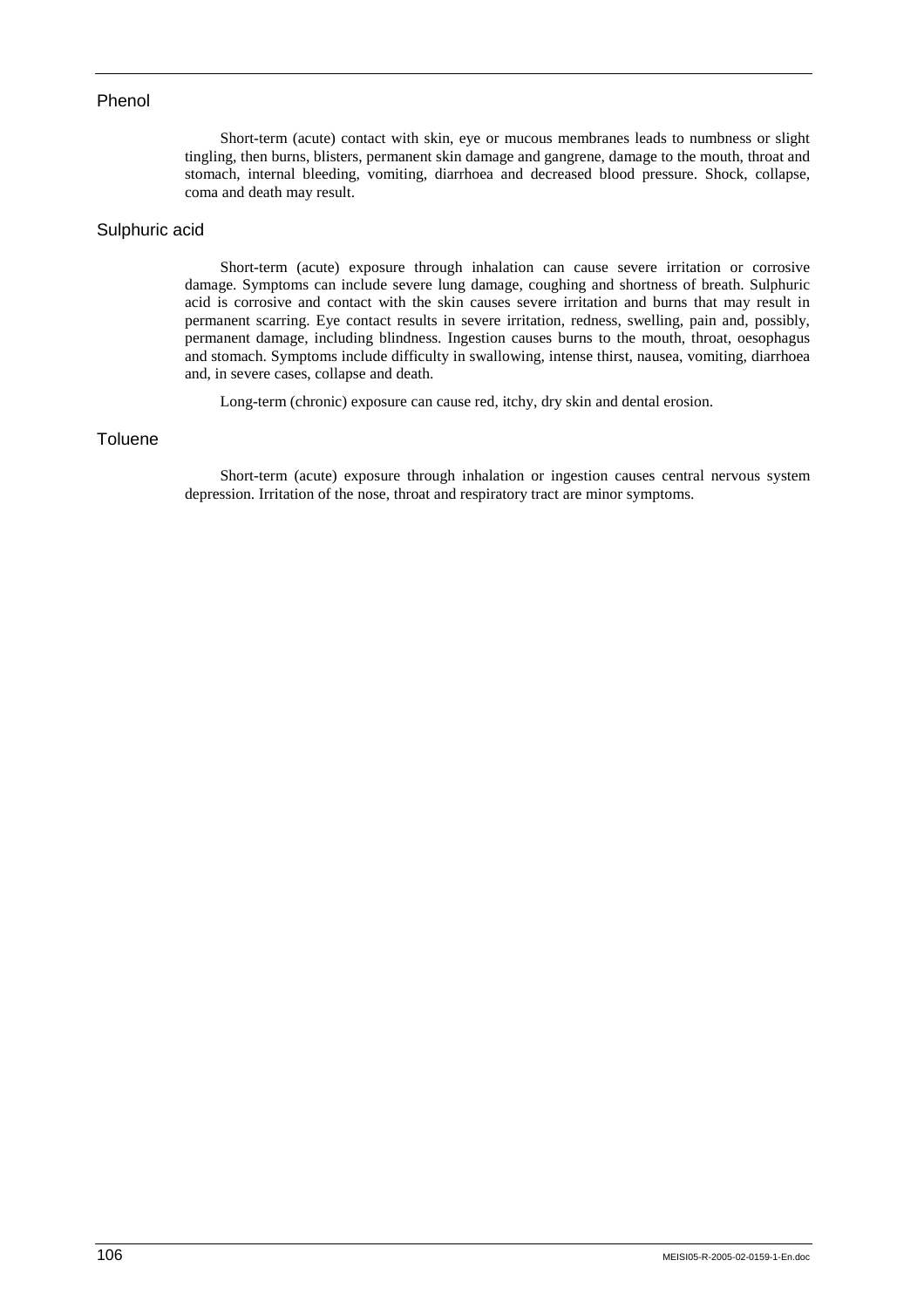### Phenol

Short-term (acute) contact with skin, eye or mucous membranes leads to numbness or slight tingling, then burns, blisters, permanent skin damage and gangrene, damage to the mouth, throat and stomach, internal bleeding, vomiting, diarrhoea and decreased blood pressure. Shock, collapse, coma and death may result.

### Sulphuric acid

Short-term (acute) exposure through inhalation can cause severe irritation or corrosive damage. Symptoms can include severe lung damage, coughing and shortness of breath. Sulphuric acid is corrosive and contact with the skin causes severe irritation and burns that may result in permanent scarring. Eye contact results in severe irritation, redness, swelling, pain and, possibly, permanent damage, including blindness. Ingestion causes burns to the mouth, throat, oesophagus and stomach. Symptoms include difficulty in swallowing, intense thirst, nausea, vomiting, diarrhoea and, in severe cases, collapse and death.

Long-term (chronic) exposure can cause red, itchy, dry skin and dental erosion.

### Toluene

Short-term (acute) exposure through inhalation or ingestion causes central nervous system depression. Irritation of the nose, throat and respiratory tract are minor symptoms.